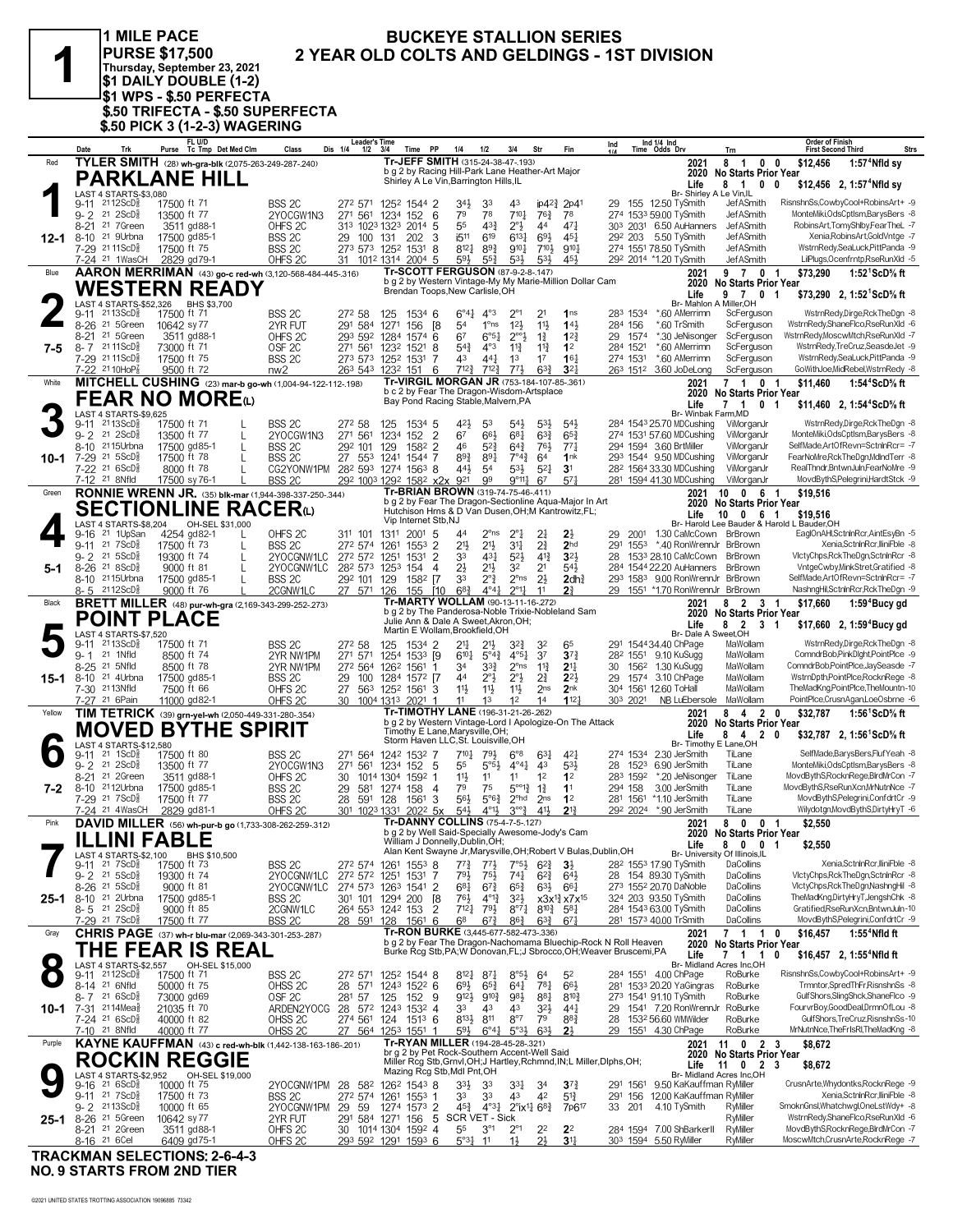# 1

**1 MILE PACE**
**PURSE $17,500**
**Thursday, September 23, 2021**
**$1 DAILY DOUBLE (1-2)**
**$1 WPS - $.50 PERFECTA**
**$.50 TRIFECTA - $.50 SUPERFECTA**
**$.50 PICK 3 (1-2-3) WAGERING**

## BUCKEYE STALLION SERIES
## 2 YEAR OLD COLTS AND GELDINGS - 1ST DIVISION

---

**Red — 1 — 12-1**
**TYLER SMITH** (28) wh-gra-blk (2,075-263-249-287-.240)
**PARKLANE HILL**
Tr-JEFF SMITH (315-24-38-47-.193)
b g 2 by Racing Hill-Park Lane Heather-Art Major
Shirley A Le Vin,Barrington Hills,IL
LAST 4 STARTS-$3,080
2021: 8 1 0 0 $12,456 1:57⁴Nfld sy
2020: No Starts Prior Year
Life: 8 1 0 0 $12,456 2, 1:57⁴Nfld sy
Br- Shirley A Le Vin,IL

| Date | Trk | Purse | Class | 1/4 | 1/2 | 3/4 | Time | PP | 1/4 | 1/2 | 3/4 | Str | Fin | Ind | Time Odds Drv | Trn | Order of Finish |
|---|---|---|---|---|---|---|---|---|---|---|---|---|---|---|---|---|---|
| 9-11 | 21 12ScD⅝ | 17500 ft 71 | BSS 2C | 27² | 57¹ | 125² | 154⁴ | 2 | 3⁴½ | 3³ | 4³ | ip4²¾ | 2p4¹ | 29 | 155 12.50 TySmith | JefASmith | RisnshnSs,CowbyCool+RobinsArt+ -9 |
| 9-2 | 21 2ScD⅝ | 13500 ft 77 | 2YOCGW1N3 | 27¹ | 56¹ | 123⁴ | 152 | 6 | 7⁹ | 7⁸ | 7¹⁰½ | 7⁶¾ | 7⁸ | 27⁴ | 153³ 59.00 TySmith | JefASmith | MonteMiki,OdsCptlsm,BarysBers -8 |
| 8-21 | 21 7Green | 3511 gd88-1 | OHFS 2C | 31³ | 102³ | 132³ | 201⁴ | 5 | 5⁵ | 4³¾ | 2°½ | 4⁴ | 4⁷½ | 30³ | 203¹ 6.50 AuHanners | JefASmith | RobinsArt,TomyShlby,FearTheL -7 |
| 8-10 | 21 9Urbna | 17500 gd85-1 | BSS 2C | 29 | 100 | 131 | 202 | 3 | i5¹¹ | 6¹⁹ | 6¹³½ | 6⁹½ | 4⁵½ | 29² | 203 5.50 TySmith | JefASmith | Xenia,RobinsArt,GoldVntge -7 |
| 7-29 | 21 11ScD⅝ | 17500 ft 75 | BSS 2C | 27³ | 57³ | 125² | 153¹ | 8 | 8¹²½ | 8⁹¾ | 9¹⁰½ | 7¹⁰½ | 9¹⁰½ | 27⁴ | 155¹ 78.50 TySmith | JefASmith | WstrnRedy,SeaLuck,PittPanda -9 |
| 7-24 | 21 1WasCH | 2829 gd79-1 | OHFS 2C | 31 | 101² | 131⁴ | 200⁴ | 5 | 5⁹½ | 5⁵¾ | 5³½ | 5³½ | 4⁵½ | 29² | 201⁴ *1.20 TySmith | JefASmith | LilPlugs,Ocenfrntp,RseRunXld -5 |

---

**Blue — 2 — 7-5**
**AARON MERRIMAN** (43) go-c red-wh (3,120-568-484-445-.316)
**WESTERN READY**
Tr-SCOTT FERGUSON (87-9-2-8-.147)
b g 2 by Western Vintage-My My Marie-Million Dollar Cam
Brendan Toops,New Carlisle,OH
LAST 4 STARTS-$52,326 BHS $3,700
2021: 9 7 0 1 $73,290 1:52¹ScD⅝ ft
2020: No Starts Prior Year
Life: 9 7 0 1 $73,290 2, 1:52¹ScD⅝ ft
Br- Mahlon A Miller,OH

| Date | Trk | Purse | Class | 1/4 | 1/2 | 3/4 | Time | PP | 1/4 | 1/2 | 3/4 | Str | Fin | Ind | Time Odds Drv | Trn | Order of Finish |
|---|---|---|---|---|---|---|---|---|---|---|---|---|---|---|---|---|---|
| 9-11 | 21 13ScD⅝ | 17500 ft 71 | BSS 2C | 27² | 58 | 125 | 153⁴ | 6 | 6°⁴½ | 4°³ | 2°¹ | 2¹ | 1ns | 28³ | 153⁴ *.60 AMerrimn | ScFerguson | WstrnRedy,Dirge,RckTheDgn -8 |
| 8-26 | 21 5Green | 10642 sy77 | 2YR FUT | 29¹ | 58⁴ | 127¹ | 156 | [8 | 5⁴ | 1°ns | 1²½ | 1¹½ | 1⁴½ | 28⁴ | 156 *.60 TrSmith | ScFerguson | WstrnRedy,ShaneFlco,RseRunXld -6 |
| 8-21 | 21 5Green | 3511 gd88-1 | OHFS 2C | 29³ | 59² | 128⁴ | 157⁴ | 6 | 6⁷ | 6°⁵¼ | 2°°½ | 1¾ | 1²¾ | 29 | 157⁴ *.30 JeNisonger | ScFerguson | WstrnRedy,MoscwMtch,RseRunXld -7 |
| 8-7 | 21 11ScD⅝ | 73000 ft 71 | OSF 2C | 27¹ | 56¹ | 123² | 152¹ | 8 | 5⁴¾ | 4°³ | 1¹¾ | 1¹¾ | 1² | 28⁴ | 152¹ *.60 AMerrimn | ScFerguson | WstrnRedy,TreCruz,SeasdeJet -9 |
| 7-29 | 21 11ScD⅝ | 17500 ft 75 | BSS 2C | 27³ | 57³ | 125² | 153¹ | 7 | 4³ | 4⁴½ | 1³ | 1⁷ | 1⁶½ | 27⁴ | 153¹ *.60 AMerrimn | ScFerguson | WstrnRedy,SeaLuck,PittPanda -9 |
| 7-22 | 21 10HoP⅞ | 9500 ft 72 | nw2 | 26³ | 54³ | 123² | 151 | 6 | 7¹²¾ | 7¹²¾ | 7⁷½ | 6³¾ | 3²½ | 26³ | 151² 3.60 JoDeLong | ScFerguson | GoWithJoe,MidRebel,WstrnRedy -8 |

---

**White — 3 — 10-1**
**MITCHELL CUSHING** (23) mar-b go-wh (1,004-94-122-112-.198)
**FEAR NO MORE(L)**
Tr-VIRGIL MORGAN JR (753-184-107-85-.361)
b c 2 by Fear The Dragon-Wisdom-Artsplace
Bay Pond Racing Stable,Malvern,PA
LAST 4 STARTS-$9,625
2021: 7 1 0 1 $11,460 1:54⁴ScD⅝ ft
2020: No Starts Prior Year
Life: 7 1 0 1 $11,460 2, 1:54⁴ScD⅝ ft
Br- Winbak Farm,MD

| Date | Trk | Purse | Class | | 1/4 | 1/2 | 3/4 | Time | PP | 1/4 | 1/2 | 3/4 | Str | Fin | Ind | Time Odds Drv | Trn | Order of Finish |
|---|---|---|---|---|---|---|---|---|---|---|---|---|---|---|---|---|---|---|
| 9-11 | 21 13ScD⅝ | 17500 ft 71 | BSS 2C | L | 27² | 58 | 125 | 153⁴ | 5 | 4²½ | 5³ | 5⁴½ | 5³½ | 5⁴½ | 28⁴ | 154³ 25.70 MDCushing | ViMorganJr | WstrnRedy,Dirge,RckTheDgn -8 |
| 9-2 | 21 2ScD⅝ | 13500 ft 77 | 2YOCGW1N3 | L | 27¹ | 56¹ | 123⁴ | 152 | 2 | 6⁷ | 6⁶½ | 6⁸¼ | 6³¾ | 6⁵¾ | 27⁴ | 153¹ 57.60 MDCushing | ViMorganJr | MonteMiki,OdsCptlsm,BarysBers -8 |
| 8-10 | 21 15Urbna | 17500 gd85-1 | BSS 2C | L | 29² | 101 | 129 | 158² | 6 | 4⁶ | 5²¾ | 6⁴¾ | 7⁶½ | 7⁷¼ | 29⁴ | 159⁴ 3.60 BrtMiller | ViMorganJr | SelfMade,ArtOfRevn=SctnInRcr= -7 |
| 7-29 | 21 5ScD⅝ | 17500 ft 78 | BSS 2C | L | 27 | 55³ | 124¹ | 154⁴ | 7 | 8⁹¾ | 8⁹½ | 7°⁴¾ | 6⁴ | 1nk | 29³ | 154⁴ 9.50 MDCushing | ViMorganJr | FearNoMre,RckTheDgn,MdlndTerr -8 |
| 7-22 | 21 6ScD⅝ | 8000 ft 78 | CG2YONW1PM | L | 28² | 59³ | 127⁴ | 156³ | 8 | 4⁴½ | 5⁴ | 5³½ | 5²½ | 3¹ | 28² | 156⁴ 33.30 MDCushing | ViMorganJr | RealThndr,BntwnJuln,FearNoMre -9 |
| 7-12 | 21 8Nfld | 17500 sy76-1 | BSS 2C | L | 29² | 100³ | 129² | 158² | x2x | 9²¹ | 9⁹ | 9°¹¹½ | 6⁷ | 5⁷½ | 28¹ | 159⁴ 41.30 MDCushing | ViMorganJr | MovdBythS,Pelegrini,HardtStck -9 |

---

**Green — 4 — 5-1**
**RONNIE WRENN JR.** (35) blk-mar (1,944-398-337-250-.344)
**SECTIONLINE RACER(L)**
Tr-BRIAN BROWN (319-74-75-46-.411)
b g 2 by Fear The Dragon-Sectionline Aqua-Major In Art
Hutchison Hrns & D Van Dusen,OH;M Kantrowitz,FL;
Vip Internet Stb,NJ
LAST 4 STARTS-$8,204 OH-SEL $31,000
2021: 10 0 6 1 $19,516
2020: No Starts Prior Year
Life: 10 0 6 1 $19,516
Br- Harold Lee Bauder & Harold L Bauder,OH

| Date | Trk | Purse | Class | | 1/4 | 1/2 | 3/4 | Time | PP | 1/4 | 1/2 | 3/4 | Str | Fin | Ind | Time Odds Drv | Trn | Order of Finish |
|---|---|---|---|---|---|---|---|---|---|---|---|---|---|---|---|---|---|---|
| 9-16 | 21 1UpSan | 4254 gd82-1 | OHFS 2C | L | 31¹ | 101 | 131¹ | 200¹ | 5 | 4⁴ | 2°ns | 2°¾ | 2¾ | 2½ | 29 | 200¹ 1.30 CaMcCown | BrBrown | EaglOnAHI,SctnInRcr,AintEsyBn -5 |
| 9-11 | 21 7ScD⅝ | 17500 ft 73 | BSS 2C | L | 27² | 57⁴ | 126¹ | 155³ | 2 | 2¹½ | 2¹½ | 3¹¾ | 2¾ | 2hd | 29¹ | 155³ *.40 RonWrennJr | BrBrown | Xenia,SctnInRcr,IlliniFble -8 |
| 9-2 | 21 5ScD⅝ | 19300 ft 74 | 2YOCGNW1LC | L | 27² | 57² | 125¹ | 153¹ | 2 | 3³ | 4³½ | 5²½ | 4¹¾ | 3²½ | 28 | 153³ 28.10 CaMcCown | BrBrown | VlctyChps,RckTheDgn,SctnInRcr -8 |
| 8-26 | 21 8ScD⅝ | 9000 ft 81 | 2YOCGNW1LC | L | 28² | 57³ | 125³ | 154 | 4 | 2½ | 2¹½ | 3² | 2¹ | 5⁴½ | 28⁴ | 154⁴ 22.20 AuHanners | BrBrown | VntgeCwby,MinkStret,Gratified -8 |
| 8-10 | 21 15Urbna | 17500 gd85-1 | BSS 2C | L | 29² | 101 | 129 | 158² | [7 | 3³ | 2°¾ | 2°ns | 2½ | 2dh¾ | 29³ | 158³ 9.00 RonWrennJr | BrBrown | SelfMade,ArtOfRevn=SctnInRcr= -7 |
| 8-5 | 21 12ScD⅝ | 9000 ft 76 | 2CGNW1LC | L | 27 | 57¹ | 126 | 155 | [10 | 6⁸¾ | 4°⁴½ | 2°¹½ | 1¹ | 2¾ | 29 | 155¹ *1.70 RonWrennJr | BrBrown | NashngHil,SctnInRcr,RckTheDgn -9 |

---

**Black — 5 — 15-1**
**BRETT MILLER** (48) pur-wh-gra (2,169-343-299-252-.273)
**POINT PLACE**
Tr-MARTY WOLLAM (90-13-11-16-.272)
b g 2 by The Panderosa-Noble Trixie-Nobleland Sam
Julie Ann & Dale A Sweet,Akron,OH;
Martin E Wollam,Brookfield,OH
LAST 4 STARTS-$7,520
2021: 8 2 3 1 $17,660 1:59⁴Bucy gd
2020: No Starts Prior Year
Life: 8 2 3 1 $17,660 2, 1:59⁴Bucy gd
Br- Dale A Sweet,OH

| Date | Trk | Purse | Class | 1/4 | 1/2 | 3/4 | Time | PP | 1/4 | 1/2 | 3/4 | Str | Fin | Ind | Time Odds Drv | Trn | Order of Finish |
|---|---|---|---|---|---|---|---|---|---|---|---|---|---|---|---|---|---|
| 9-11 | 21 13ScD⅝ | 17500 ft 71 | BSS 2C | 27² | 58 | 125 | 153⁴ | 2 | 2¹½ | 2¹½ | 3²¾ | 3² | 6⁵ | 29¹ | 154⁴ 34.40 ChPage | MaWollam | WstrnRedy,Dirge,RckTheDgn -8 |
| 9-1 | 21 1Nfld | 8500 ft 74 | 2YR NW1PM | 27¹ | 57¹ | 125⁴ | 153³ | [9 | 6¹⁰½ | 5°⁴¾ | 4°⁵½ | 3⁷ | 3⁷¾ | 28² | 155¹ 9.10 KuSugg | MaWollam | ComndrBob,PinkDlght,PointPlce -9 |
| 8-25 | 21 5Nfld | 8500 ft 78 | 2YR NW1PM | 27² | 56⁴ | 126² | 156¹ | 1 | 3⁴ | 3³¾ | 2°ns | 1¹¾ | 2¹¾ | 30 | 156² 1.30 KuSugg | MaWollam | ComndrBob,PointPlce,JaySeasde -7 |
| 8-10 | 21 4Urbna | 17500 gd85-1 | BSS 2C | 29 | 100 | 128⁴ | 157² | [7 | 4⁴ | 2°¾ | 2°½ | 2¾ | 2²½ | 29 | 157⁴ 3.10 ChPage | MaWollam | WstrnDpth,PointPlce,RocknRege -8 |
| 7-30 | 21 13Nfld | 7500 ft 66 | OHFS 2C | 27 | 56³ | 125² | 156¹ | 3 | 1¹½ | 1¹½ | 1¹½ | 2ns | 2nk | 30⁴ | 156¹ 12.60 ToHall | MaWollam | TheMadKng,PointPlce,TheMountn-10 |
| 7-27 | 21 6Pain | 11000 gd82-1 | OHFS 2C | 30 | 100⁴ | 131³ | 202¹ | 1 | 1¹ | 1³ | 1² | 1⁴ | 1¹²½ | 30³ | 202¹ NB LuEbersole | MaWollam | PointPlce,CrusnAgan,LoeOsbrne -6 |

---

**Yellow — 6 — 7-2**
**TIM TETRICK** (39) grn-yel-wh (2,050-449-331-280-.354)
**MOVED BYTHE SPIRIT**
Tr-TIMOTHY LANE (196-31-21-26-.262)
b g 2 by Western Vintage-Lord I Apologize-On The Attack
Timothy E Lane,Marysville,OH;
Storm Haven LLC,St. Louisville,OH
LAST 4 STARTS-$12,580
2021: 8 4 2 0 $32,787 1:56¹ScD⅝ ft
2020: No Starts Prior Year
Life: 8 4 2 0 $32,787 2, 1:56¹ScD⅝ ft
Br- Timothy E Lane,OH

| Date | Trk | Purse | Class | 1/4 | 1/2 | 3/4 | Time | PP | 1/4 | 1/2 | 3/4 | Str | Fin | Ind | Time Odds Drv | Trn | Order of Finish |
|---|---|---|---|---|---|---|---|---|---|---|---|---|---|---|---|---|---|
| 9-11 | 21 1ScD⅝ | 17500 ft 80 | BSS 2C | 27¹ | 56⁴ | 124² | 153² | 7 | 7¹⁰½ | 7⁹½ | 6°⁸ | 6³½ | 4²½ | 27⁴ | 153⁴ 2.30 JerSmith | TiLane | SelfMade,BarysBers,FlufYeah -8 |
| 9-2 | 21 2ScD⅝ | 13500 ft 77 | 2YOCGW1N3 | 27¹ | 56¹ | 123⁴ | 152 | 5 | 5⁵ | 5°⁵½ | 4°⁴½ | 4³ | 5³½ | 28 | 152³ 6.90 JerSmith | TiLane | MonteMiki,OdsCptlsm,BarysBers -8 |
| 8-21 | 21 2Green | 3511 gd88-1 | OHFS 2C | 30 | 101⁴ | 130⁴ | 159² | 1 | 1¹½ | 1¹ | 1¹ | 1² | 1² | 28³ | 159² *.20 JeNisonger | TiLane | MovdBythS,RocknRege,BlrdMrCon -7 |
| 8-10 | 21 12Urbna | 17500 gd85-1 | BSS 2C | 29 | 58¹ | 127⁴ | 158 | 4 | 7⁹ | 7⁵ | 5°°¹¾ | 1¾ | 1¹ | 29⁴ | 158 3.00 JerSmith | TiLane | MovdBythS,RseRunXcn,MrNutnNce -7 |
| 7-29 | 21 7ScD⅝ | 17500 ft 77 | BSS 2C | 28 | 59¹ | 128 | 156¹ | 3 | 5⁶½ | 5°⁶¾ | 2°hd | 2ns | 1² | 28¹ | 156¹ *1.10 JerSmith | TiLane | MovdBythS,Pelegrini,ConfdrtCr -9 |
| 7-24 | 21 4WasCH | 2829 gd79-1 | OHFS 2C | 30¹ | 102³ | 133¹ | 202² | 5x | 5⁴½ | 4°¹½ | 3°°¾ | 4¹½ | 2¹¾ | 29² | 202⁴ *.90 JerSmith | TiLane | Wilydotgn,MovdBythS,DirtyHryT -6 |

---

**Pink — 7 — 25-1**
**DAVID MILLER** (56) wh-pur-b go (1,733-308-262-259-.312)
**ILLINI FABLE**
Tr-DANNY COLLINS (75-4-7-5-.127)
b g 2 by Well Said-Especially Awesome-Jody's Cam
William J Donnelly,Dublin,OH;
Alan Kent Swayne Jr,Marysville,OH;Robert V Bulas,Dublin,OH
LAST 4 STARTS-$2,100 BHS $10,500
2021: 8 0 0 1 $2,550
2020: No Starts Prior Year
Life: 8 0 0 1 $2,550
Br- University Of Illinois,IL

| Date | Trk | Purse | Class | 1/4 | 1/2 | 3/4 | Time | PP | 1/4 | 1/2 | 3/4 | Str | Fin | Ind | Time Odds Drv | Trn | Order of Finish |
|---|---|---|---|---|---|---|---|---|---|---|---|---|---|---|---|---|---|
| 9-11 | 21 7ScD⅝ | 17500 ft 73 | BSS 2C | 27² | 57⁴ | 126¹ | 155³ | 8 | 7⁷¾ | 7⁷½ | 7°⁵½ | 6²¾ | 3½ | 28² | 155³ 17.90 TySmith | DaCollins | Xenia,SctnInRcr,IlliniFble -8 |
| 9-2 | 21 5ScD⅝ | 19300 ft 74 | 2YOCGNW1LC | 27² | 57² | 125¹ | 153¹ | 7 | 7⁹½ | 7⁵½ | 7⁴¼ | 6²¾ | 6⁴½ | 28 | 154 89.30 TySmith | DaCollins | VlctyChps,RckTheDgn,SctnInRcr -8 |
| 8-26 | 21 5ScD⅝ | 9000 ft 81 | 2YOCGNW1LC | 27⁴ | 57³ | 126³ | 154¹ | 2 | 6⁸¾ | 6⁷¾ | 6⁵¾ | 6³½ | 6⁶½ | 27³ | 155² 20.70 DaNoble | DaCollins | VlctyChps,RckTheDgn,NashngHil -8 |
| 8-10 | 21 2Urbna | 17500 gd85-1 | BSS 2C | 30¹ | 101 | 129⁴ | 200 | [8 | 7⁶½ | 4°¹¾ | 3²½ | x3x¹¾ | x7x¹⁵ | 32⁴ | 203 93.50 TySmith | DaCollins | TheMadKng,DirtyHryT,JengshChk -8 |
| 8-5 | 21 2ScD⅝ | 9000 ft 85 | 2CGNW1LC | 26⁴ | 55³ | 124² | 153 | 2 | 7¹²½ | 7⁹½ | 8°⁷¼ | 8¹⁰¾ | 5⁸½ | 28⁴ | 154³ 63.00 TySmith | DaCollins | Gratified,RseRunXcn,BntwnJuln-10 |
| 7-29 | 21 7ScD⅝ | 17500 ft 77 | BSS 2C | 28 | 59¹ | 128 | 156¹ | 6 | 6⁸ | 6⁷¾ | 8⁶¾ | 6³¾ | 6⁷½ | 28¹ | 157³ 40.00 TrSmith | DaCollins | MovdBythS,Pelegrini,ConfdrtCr -9 |

---

**Gray — 8 — 10-1**
**CHRIS PAGE** (37) wh-r blu-mar (2,069-343-301-253-.287)
**THE FEAR IS REAL**
Tr-RON BURKE (3,445-677-582-473-.336)
b g 2 by Fear The Dragon-Nachomama Bluechip-Rock N Roll Heaven
Burke Rcg Stb,PA;W Donovan,FL;J Sbrocco,OH;Weaver Bruscemi,PA
LAST 4 STARTS-$2,557 OH-SEL $15,000
2021: 7 1 1 0 $16,457 1:55⁴Nfld ft
2020: No Starts Prior Year
Life: 7 1 1 0 $16,457 2, 1:55⁴Nfld ft
Br- Midland Acres Inc,OH

| Date | Trk | Purse | Class | 1/4 | 1/2 | 3/4 | Time | PP | 1/4 | 1/2 | 3/4 | Str | Fin | Ind | Time Odds Drv | Trn | Order of Finish |
|---|---|---|---|---|---|---|---|---|---|---|---|---|---|---|---|---|---|
| 9-11 | 21 12ScD⅝ | 17500 ft 71 | BSS 2C | 27² | 57¹ | 125² | 154⁴ | 1 | 8¹²½ | 8⁷½ | 8°⁵½ | 6⁴ | 5² | 28⁴ | 155¹ 4.00 ChPage | RoBurke | RisnshnSs,CowbyCool+RobinsArt+ -9 |
| 8-14 | 21 6Nfld | 50000 ft 75 | OHSS 2C | 28 | 57¹ | 124³ | 152² | 6 | 6⁹½ | 6⁵¾ | 6⁴½ | 7⁸½ | 6⁶½ | 28¹ | 153³ 20.20 YaGingras | RoBurke | Trmntor,SpredThFr,RisnshnSs -8 |
| 8-7 | 21 6ScD⅝ | 73000 gd69 | OSF 2C | 28¹ | 57 | 125 | 152 | 9 | 9¹²½ | 9¹⁰¾ | 9⁸½ | 8⁸½ | 8¹⁰¾ | 27³ | 154¹ 91.10 TySmith | RoBurke | GulfShors,SlingShck,ShaneFlco -9 |
| 7-31 | 21 14Mea⅝ | 21035 ft 70 | ARDEN2YOCG | 28 | 57² | 124³ | 153² | 4 | 3³ | 4³ | 4³ | 3²½ | 4⁴½ | 29 | 154¹ 7.20 RonWrennJr | RoBurke | FourvrBoy,GoodDeal,DrmnOfLou -8 |
| 7-24 | 21 6ScD⅝ | 40000 ft 82 | OHSS 2C | 27⁴ | 56¹ | 124 | 151³ | 6 | 8¹³½ | 8¹¹ | 8°⁷ | 7⁹ | 8⁸¾ | 28 | 153² 56.60 WMWilder | RoBurke | GulfShors,TreCruz,RisnshnSs-10 |
| 7-10 | 21 8Nfld | 40000 ft 77 | OHSS 2C | 27 | 56⁴ | 125³ | 155¹ | 1 | 5⁹½ | 6°⁴½ | 5°³½ | 6³¾ | 2½ | 29 | 155¹ 4.30 ChPage | RoBurke | MrNutnNce,TheFrIsRl,TheMadKng -8 |

---

**Purple — 9 — 25-1**
**KAYNE KAUFFMAN** (43) c red-wh-blk (1,442-138-163-186-.201)
**ROCKIN REGGIE**
Tr-RYAN MILLER (194-28-45-28-.321)
br g 2 by Pet Rock-Southern Accent-Well Said
Miller Rcg Stb,Grnvl,OH;J Hartley,Rchmnd,IN;L Miller,Dlphs,OH;
Mazing Rcg Stb,Mdl Pnt,OH
LAST 4 STARTS-$2,952 OH-SEL $19,000
2021: 11 0 2 3 $8,672
2020: No Starts Prior Year
Life: 11 0 2 3 $8,672
Br- Midland Acres Inc,OH

| Date | Trk | Purse | Class | 1/4 | 1/2 | 3/4 | Time | PP | 1/4 | 1/2 | 3/4 | Str | Fin | Ind | Time Odds Drv | Trn | Order of Finish |
|---|---|---|---|---|---|---|---|---|---|---|---|---|---|---|---|---|---|
| 9-16 | 21 6ScD⅝ | 10000 ft 75 | 2YOCGNW1PM | 28 | 58² | 126² | 154³ | 8 | 3³½ | 3³ | 3³¾ | 3⁴ | 3⁷¾ | 29¹ | 156¹ 9.50 KaKauffman | RyMiller | CrusnArte,Whydontks,RocknRege -9 |
| 9-11 | 21 7ScD⅝ | 17500 ft 73 | BSS 2C | 27² | 57⁴ | 126¹ | 155³ | 1 | 3³ | 3³ | 4³ | 4² | 5¹¾ | 29¹ | 156 12.00 KaKauffman | RyMiller | Xenia,SctnInRcr,IlliniFble -8 |
| 9-2 | 21 13ScD⅝ | 10000 ft 65 | 2YOCGNW1PM | 29 | 59 | 127⁴ | 157³ | 2 | 4⁵¾ | 4°³½ | 2°ix¹½ | 6⁸¾ | 7p6¹⁷ | 33 | 201 4.10 TySmith | RyMiller | SmoknGnsl,Whatchwgl,OneLstWdy+ -8 |
| 8-26 | 21 5Green | 10642 sy77 | 2YR FUT | 29¹ | 58⁴ | 127¹ | 156 | 5 | SCR VET - Sick | | | | | | | RyMiller | WstrnRedy,ShaneFlco,RseRunXld -6 |
| 8-21 | 21 2Green | 3511 gd88-1 | OHFS 2C | 30 | 101⁴ | 130⁴ | 159² | 4 | 5⁵ | 3°¹½ | 2°¹ | 2¹ | 2² | 28⁴ | 159⁴ 7.00 ShBarkerII | RyMiller | MovdBythS,RocknRege,BlrdMrCon -7 |
| 8-16 | 21 6Cel | 6409 gd75-1 | OHFS 2C | 29³ | 59² | 129¹ | 159³ | 6 | 5°³¼ | 1¹ | 1½ | 2½ | 3¹½ | 30³ | 159⁴ 5.50 RyMiller | RyMiller | MoscwMtch,CrusnArte,RocknRege -7 |

**TRACKMAN SELECTIONS: 2-6-4-3**
**NO. 9 STARTS FROM 2ND TIER**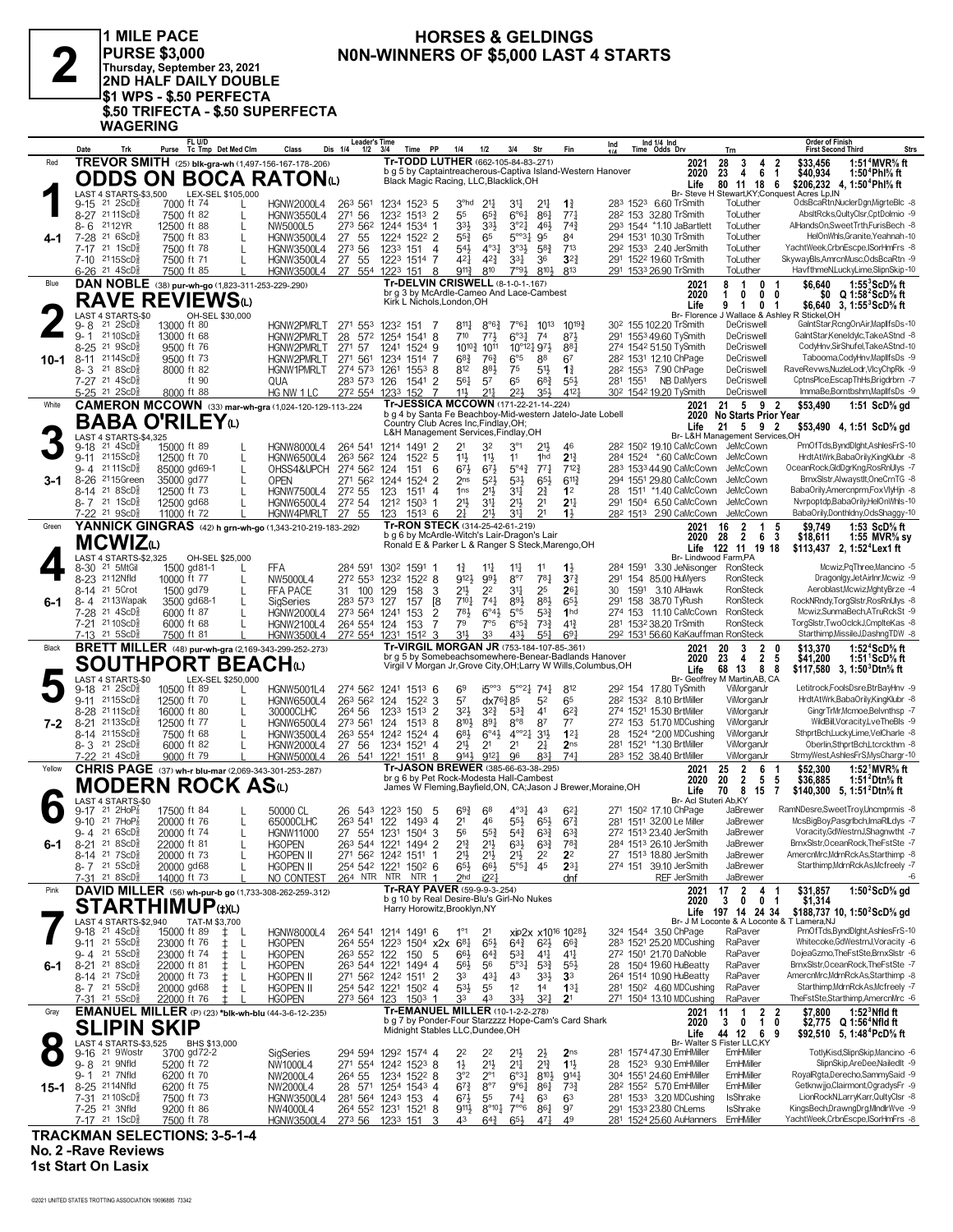# 2

**1 MILE PACE**
**PURSE $3,000**
**Thursday, September 23, 2021**
**2ND HALF DAILY DOUBLE**
**$1 WPS - $.50 PERFECTA**
**$.50 TRIFECTA - $.50 SUPERFECTA**
**WAGERING**

## HORSES & GELDINGS
## N0N-WINNERS OF $5,000 LAST 4 STARTS

---

### 1 — Red — ODDS ON BOCA RATON(L) — 4-1
**TREVOR SMITH** (25) blk-gra-wh (1,497-156-167-178-.206)
Tr-TODD LUTHER (662-105-84-83-.271)
b g 5 by Captaintreacherous-Captiva Island-Western Hanover
Black Magic Racing, LLC,Blacklick,OH
2021: 28 3 4 2 $33,456 1:51⁴MVR⅝ ft
2020: 23 4 6 1 $40,934 1:50⁴Phl⅝ ft
Life: 80 11 18 6 $206,232 4, 1:50⁴Phl⅝ ft
Br- Steve H Stewart,KY;Conquest Acres Lp,IN
LAST 4 STARTS-$3,500 LEX-SEL $105,000

| Date | Trk | Purse | Class | 1/4 | 1/2 | 3/4 | Time | PP | 1/4 | 1/2 | 3/4 | Str | Fin | Ind | Odds Drv | Trn | Order of Finish |
|---|---|---|---|---|---|---|---|---|---|---|---|---|---|---|---|---|---|
| 9-15 21 2ScD⅝ | | 7000 ft 74 | HGNW2000L4 | 26³ | 56¹ | 123⁴ | 152³ | 5 | 3°hd | 2½ | 3½ | 2½ | 1¾ | 28³ 152³ | 6.60 TrSmith | ToLuther | OdsBcaRtn,NuclerDgn,MigrteBlc -8 |
| 8-27 21 11ScD⅝ | | 7500 ft 82 | HGNW3550L4 | 27¹ | 56 | 123² | 151³ | 2 | 5⁵ | 6⁵¾ | 6°⁶½ | 8⁶½ | 7⁷¼ | 28² 153 | 32.80 TrSmith | ToLuther | AbsltRcks,QultyClsr,CptDolmio -9 |
| 8-6 21 12YR | | 12500 ft 88 | NW5000L5 | 27³ | 56² | 124⁴ | 153⁴ | 1 | 3³½ | 3³½ | 3°²½ | 4⁶½ | 7⁴¾ | 29³ 154⁴ | *1.10 JaBartlett | ToLuther | AlHandsOn,SweetTrth,FurisBech -8 |
| 7-28 21 6ScD⅝ | | 7500 ft 83 | HGNW3550L4 | 27 | 55 | 122⁴ | 152² | 2 | 5⁵¾ | 6⁵ | 5°°³¼ | 9⁵ | 8⁴ | 29⁴ 153¹ | 10.30 TrSmith | ToLuther | HelOnWhls,Granite,Yeahnah-10 |
| 7-17 21 1ScD⅝ | | 7500 ft 78 | HGNW3500L4 | 27³ | 56 | 123³ | 151 | 4 | 5⁴½ | 4°³¼ | 3°³½ | 5⁸¾ | 7¹³ | 29² 153³ | 2.40 JerSmith | ToLuther | YachtWeek,CrbnEscpe,ISorHmFrs -8 |
| 7-10 21 15ScD⅝ | | 7500 ft 71 | HGNW3500L4 | 27 | 55 | 122³ | 151⁴ | 7 | 4²½ | 4²¾ | 3³¼ | 3⁶ | 3²¾ | 29¹ 152² | 19.60 TrSmith | ToLuther | SkywayBls,AmrcnMusc,OdsBcaRtn -9 |
| 6-26 21 4ScD⅝ | | 7500 ft 85 | HGNW3500L4 | 27 | 55⁴ | 122³ | 151 | 8 | 9¹¹¾ | 8¹⁰ | 7°⁹¼ | 8¹⁰¼ | 8¹³ | 29¹ 153³ | 26.90 TrSmith | ToLuther | HavfthmeN,LuckyLime,SlipnSkip-10 |

### 2 — Blue — RAVE REVIEWS(L) — 10-1
**DAN NOBLE** (38) pur-wh-go (1,823-311-253-229-.290)
Tr-DELVIN CRISWELL (8-1-0-1-.167)
br g 3 by McArdle-Cameo And Lace-Cambest
Kirk L Nichols,London,OH
2021: 8 1 0 1 $6,640 1:55³ScD⅝ ft
2020: 1 0 0 0 $0 Q 1:58²ScD⅝ ft
Life: 9 1 0 1 $6,640 3, 1:55³ScD⅝ ft
Br- Florence J Wallace & Ashley R Stickel,OH
LAST 4 STARTS-$0 OH-SEL $30,000

| Date | Trk | Purse | Class | 1/4 | 1/2 | 3/4 | Time | PP | 1/4 | 1/2 | 3/4 | Str | Fin | Ind | Odds Drv | Trn | Order of Finish |
|---|---|---|---|---|---|---|---|---|---|---|---|---|---|---|---|---|---|
| 9-8 21 2ScD⅝ | | 13000 ft 80 | HGNW2PMRLT | 27¹ | 55³ | 123² | 151 | 7 | 8¹¹½ | 8°⁶¾ | 7°⁶½ | 10¹³ | 10¹⁹¾ | 30² 155 | 102.20 TrSmith | DeCriswell | GalntStar,RcngOnAir,MaplFsDs-10 |
| 9-1 21 10ScD⅝ | | 13000 ft 68 | HGNW2PMRLT | 28 | 57² | 125⁴ | 154¹ | 8 | 7¹⁰ | 7⁷½ | 6°³½ | 7⁴ | 8⁷½ | 29¹ 155³ | 49.60 TySmith | DeCriswell | GalntStar,Keneldylc,TakeAStnd -8 |
| 8-25 21 9ScD⅝ | | 9500 ft 76 | HGNW2PMRLT | 27¹ | 57 | 124¹ | 152⁴ | 9 | 10¹⁰¾ | 10¹¹ | 10°¹²½ | 9⁷½ | 8⁸¼ | 27⁴ 154² | 51.50 TySmith | DeCriswell | CodyHnv,SirShufel,TakeAStnd-10 |
| 8-11 21 14ScD⅝ | | 9500 ft 73 | HGNW2PMRLT | 27¹ | 56¹ | 123⁴ | 151⁴ | 7 | 6⁸¾ | 7⁶¾ | 6°⁵ | 8⁸ | 6⁷ | 28² 153¹ | 12.10 ChPage | DeCriswell | Taboorna,CodyHnv,MaplFsDs -9 |
| 8-3 21 8ScD⅝ | | 8000 ft 82 | HGNW1PMRLT | 27⁴ | 57³ | 126¹ | 155³ | 8 | 8¹² | 8⁸½ | 7⁵ | 5¹½ | 1¾ | 28² 155³ | 7.90 ChPage | DeCriswell | RaveRevws,NuzleLodr,VicyChpRk -9 |
| 7-27 21 4ScD⅝ | | ft 90 | QUA | 28³ | 57³ | 126 | 154¹ | 2 | 5⁶¼ | 5⁷ | 6⁵ | 6⁸¾ | 5⁵½ | 28¹ 155¹ | NB DaMyers | DeCriswell | CptnsPIce,EscapThHs,Brigdrbrn -7 |
| 5-25 21 2ScD⅝ | | 8000 ft 88 | HG NW 1 LC | 27² | 55⁴ | 123³ | 152 | 7 | 1½ | 2½ | 2²½ | 3⁵¼ | 4¹²¼ | 30² 154² | 19.20 TySmith | DeCriswell | ImmaBe,Borntbshm,MaplFsDs -9 |

### 3 — White — BABA O'RILEY(L) — 3-1
**CAMERON MCCOWN** (33) mar-wh-gra (1,024-120-129-113-.224)
Tr-JESSICA MCCOWN (171-22-21-14-.224)
b g 4 by Santa Fe Beachboy-Mid-western Jatelo-Jate Lobell
Country Club Acres Inc,Findlay,OH;
L&H Management Services,Findlay,OH
2021: 21 5 9 2 $53,490 1:51 ScD⅝ gd
2020: No Starts Prior Year
Life: 21 5 9 2 $53,490 4, 1:51 ScD⅝ gd
Br- L&H Management Services,OH
LAST 4 STARTS-$4,325

| Date | Trk | Purse | Class | 1/4 | 1/2 | 3/4 | Time | PP | 1/4 | 1/2 | 3/4 | Str | Fin | Ind | Odds Drv | Trn | Order of Finish |
|---|---|---|---|---|---|---|---|---|---|---|---|---|---|---|---|---|---|
| 9-18 21 4ScD⅝ | | 15000 ft 89 | HGNW8000L4 | 26⁴ | 54¹ | 121⁴ | 149¹ | 2 | 2¹ | 3² | 3°¹ | 2¹½ | 4⁶ | 28² 150² | 19.10 CaMcCown | JeMcCown | PrnOfTds,ByndDlght,AshlesFrS-10 |
| 9-11 21 15ScD⅝ | | 12500 ft 70 | HGNW6500L4 | 26³ | 56² | 124 | 152² | 5 | 1¹½ | 1¹½ | 1¹ | 1hd | 2¹¾ | 28⁴ 152⁴ | *.60 CaMcCown | JeMcCown | HrdtAtWrk,BabaOrily,KingKlubr -8 |
| 9-4 21 11ScD⅝ | | 85000 gd69-1 | OHSS4&UPCH | 27⁴ | 56² | 124 | 151 | 6 | 6⁷½ | 6⁷½ | 5°⁴¾ | 7⁷½ | 7¹²¾ | 28³ 153³ | 44.90 CaMcCown | JeMcCown | OceanRock,GldDgrKng,RosRnUlys -7 |
| 8-26 21 15Green | | 35000 gd77 | OPEN | 27¹ | 56² | 124⁴ | 152⁴ | 2 | 2ns | 5²½ | 5³½ | 6⁵½ | 6¹¹¾ | 29⁴ 155¹ | 29.80 CaMcCown | JeMcCown | BrnxSlstr,AlwaystIt,OneCrnTG -8 |
| 8-14 21 8ScD⅝ | | 12500 ft 73 | HGNW7500L4 | 27² | 55 | 123 | 151¹ | 4 | 1ns | 2¹½ | 3¹¼ | 2¾ | 1² | 28 151¹ | *1.40 CaMcCown | JeMcCown | BabaOrily,Amercnprm,FoxVlyHjn -8 |
| 8-7 21 1ScD⅝ | | 12500 gd68 | HGNW6500L4 | 27² | 54 | 121² | 150³ | 1 | 2¹½ | 3¹½ | 2¹½ | 2¹ | 2¹¾ | 29¹ 150⁴ | 6.50 CaMcCown | JeMcCown | Nvrpoptdp,BabaOrily,HelOnWhls-10 |
| 7-22 21 9ScD⅝ | | 11000 ft 72 | HGNW4PMRLT | 27 | 55 | 123 | 151³ | 6 | 2½ | 2¹½ | 3¹½ | 2¹ | 1½ | 28² 151³ | 2.90 CaMcCown | JeMcCown | BabaOrily,Donthldny,OdsShaggy-10 |

### 4 — Green — MCWIZ(L) — 6-1
**YANNICK GINGRAS** (42) h grn-wh-go (1,343-210-219-183-.292)
Tr-RON STECK (314-25-42-61-.219)
b g 6 by McArdle-Witch's Lair-Dragon's Lair
Ronald E Parker L & Ranger S Steck,Marengo,OH
2021: 16 2 1 5 $9,749 1:53 ScD⅝ ft
2020: 28 2 6 3 $18,611 1:55 MVR⅝ sy
Life: 122 11 19 18 $113,437 2, 1:52⁴Lex1 ft
Br- Lindwood Farm,PA
LAST 4 STARTS-$2,325 OH-SEL $25,000

| Date | Trk | Purse | Class | 1/4 | 1/2 | 3/4 | Time | PP | 1/4 | 1/2 | 3/4 | Str | Fin | Ind | Odds Drv | Trn | Order of Finish |
|---|---|---|---|---|---|---|---|---|---|---|---|---|---|---|---|---|---|
| 8-30 21 5MtGil | | 1500 gd81-1 | FFA | 28⁴ | 59¹ | 130² | 159¹ | 1 | 1¾ | 1¹½ | 1¹¾ | 1¹ | 1½ | 28⁴ 159¹ | 3.30 JeNisonger | RonSteck | Mcwiz,PqThree,Mancino -5 |
| 8-23 21 12Nfld | | 10000 ft 77 | NW5000L4 | 27² | 55³ | 123² | 152² | 8 | 9¹²½ | 9⁹½ | 8°⁷ | 7⁸¼ | 3⁷¾ | 29¹ 154 | 85.00 HuMyers | RonSteck | Dragonlgy,JetAirInr,Mcwiz -9 |
| 8-14 21 5Crot | | 1500 gd79 | FFA PACE | 31 | 100 | 129 | 158 | 3 | 2¹½ | 2² | 3¹¼ | 2⁵ | 2⁶¼ | 30 159¹ | 3.10 AlHawk | RonSteck | Aeroblast,Mcwiz,MghtyBrze -4 |
| 8-4 21 13Wapak | | 3500 gd68-1 | SigSeries | 28³ | 57³ | 127 | 157 | [8 | 7¹⁰¾ | 7⁴¼ | 8⁹¾ | 8⁸½ | 6⁵½ | 29¹ 158 | 38.70 TyRush | RonSteck | RockNRndy,TorgSlstr,RosRnUlys -8 |
| 7-28 21 4ScD⅝ | | 6000 ft 87 | HGNW2000L4 | 27³ | 56⁴ | 124¹ | 153 | 2 | 7⁸½ | 6°⁴½ | 5°⁵ | 5³¾ | 1hd | 27⁴ 153 | 11.10 CaMcCown | RonSteck | Mcwiz,SunmaBech,ATruRckSt -9 |
| 7-21 21 10ScD⅝ | | 6000 ft 68 | HGNW2100L4 | 26⁴ | 55⁴ | 124 | 153 | 7 | 7⁹ | 7°⁵ | 6°⁵¾ | 7³¾ | 4¹¾ | 28¹ 153³ | 38.20 TrSmith | RonSteck | TorgSlstr,TwoOclckJ,CmplteKas -8 |
| 7-13 21 5ScD⅝ | | 7500 ft 81 | HGNW3500L4 | 27² | 55⁴ | 123¹ | 151² | 3 | 3¹½ | 3³ | 4³½ | 5⁵¼ | 6⁹¼ | 29² 153¹ | 56.60 KaKauffman | RonSteck | Starthimp,MissileJ,DashngTDW -8 |

### 5 — Black — SOUTHPORT BEACH(L) — 7-2
**BRETT MILLER** (48) pur-wh-gra (2,169-343-299-252-.273)
Tr-VIRGIL MORGAN JR (753-184-107-85-.361)
br g 5 by Somebeachsomewhere-Benear-Badlands Hanover
Virgil V Morgan Jr,Grove City,OH;Larry W Wills,Columbus,OH
2021: 20 3 2 0 $13,370 1:52⁴ScD⅝ ft
2020: 23 4 2 5 $41,200 1:51¹ScD⅝ ft
Life: 68 13 8 8 $117,580 3, 1:50³Dtn⅝ ft
Br- Geoffrey M Martin,AB,CA
LAST 4 STARTS-$0 LEX-SEL $250,000

| Date | Trk | Purse | Class | 1/4 | 1/2 | 3/4 | Time | PP | 1/4 | 1/2 | 3/4 | Str | Fin | Ind | Odds Drv | Trn | Order of Finish |
|---|---|---|---|---|---|---|---|---|---|---|---|---|---|---|---|---|---|
| 9-18 21 2ScD⅝ | | 10500 ft 89 | HGNW5001L4 | 27⁴ | 56² | 124¹ | 151³ | 6 | 6⁹ | i5°°³ | 5°°²¼ | 7⁴¼ | 8¹² | 29² 154 | 17.80 TySmith | ViMorganJr | Letitrock,FoolsDsre,BtrBayHnv -9 |
| 9-11 21 15ScD⅝ | | 12500 ft 70 | HGNW6500L4 | 26³ | 56² | 124 | 152² | 3 | 5⁷ | dx7⁶¾ | 8⁵ | 5² | 6⁵ | 28² 153² | 8.10 BrtMiller | ViMorganJr | HrdtAtWrk,BabaOrily,KingKlubr -8 |
| 8-28 21 11ScD⅝ | | 16000 ft 80 | 30000CLHC | 26⁴ | 56 | 123³ | 151³ | 2 | 3²½ | 3²¾ | 5³¾ | 4¹ | 6²¾ | 27⁴ 152¹ | 15.30 BrtMiller | ViMorganJr | GingrTrMr,Mcmoe,Belvnthsp -7 |
| 8-21 21 13ScD⅝ | | 12500 ft 77 | HGNW6500L4 | 27³ | 56¹ | 124 | 151³ | 8 | 8¹⁰½ | 8⁹½ | 8°⁸ | 8⁷ | 7⁷ | 27² 153 | 51.70 MDCushing | ViMorganJr | WildBill,Voracity,LveTheBls -9 |
| 8-14 21 15ScD⅝ | | 7500 ft 68 | HGNW3500L4 | 26³ | 55⁴ | 124² | 152⁴ | 4 | 6⁸½ | 6°⁴½ | 4°°²½ | 3¹½ | 1²½ | 28 152⁴ | *2.00 MDCushing | ViMorganJr | SthprtBch,LuckyLime,VelCharle -8 |
| 8-3 21 2ScD⅝ | | 6000 ft 82 | HGNW2000L4 | 27 | 56 | 123⁴ | 152¹ | 4 | 2¹½ | 2¹ | 2¹ | 2¾ | 2ns | 28¹ 152¹ | *1.30 BrtMiller | ViMorganJr | Oberlin,SthprtBch,Ltcrckthm -8 |
| 7-22 21 4ScD⅝ | | 9000 ft 79 | HGNW5000L4 | 26 | 54¹ | 122¹ | 151¹ | 8 | 9¹⁴½ | 9¹²¼ | 9⁶ | 8³½ | 7⁴¼ | 28³ 152 | 38.40 BrtMiller | ViMorganJr | StrmyWest,AshlesFrS,MysChargr-10 |

### 6 — Yellow — MODERN ROCK AS(L) — 6-1
**CHRIS PAGE** (37) wh-r blu-mar (2,069-343-301-253-.287)
Tr-JASON BREWER (385-66-63-38-.295)
br g 6 by Pet Rock-Modesta Hall-Campbest
James W Fleming,Bayfield,ON, CA;Jason J Brewer,Moraine,OH
2021: 25 2 6 1 $52,300 1:52¹MVR⅝ ft
2020: 20 2 5 5 $36,885 1:51²Dtn⅝ ft
Life: 70 8 15 7 $140,300 5, 1:51²Dtn⅝ ft
Br- Acl Stuteri Ab,KY
LAST 4 STARTS-$0

| Date | Trk | Purse | Class | 1/4 | 1/2 | 3/4 | Time | PP | 1/4 | 1/2 | 3/4 | Str | Fin | Ind | Odds Drv | Trn | Order of Finish |
|---|---|---|---|---|---|---|---|---|---|---|---|---|---|---|---|---|---|
| 9-17 21 2HoP⅞ | | 17500 ft 84 | 50000 CL | 26 | 54³ | 122³ | 150 | 5 | 6⁹¾ | 6⁸ | 4°³½ | 4³ | 6²¼ | 27¹ 150² | 17.10 ChPage | JaBrewer | RamNDesre,SweetTroy,Uncmprmis -8 |
| 9-10 21 7HoP⅞ | | 20000 ft 76 | 65000CLHC | 26³ | 54¹ | 122 | 149³ | 4 | 2¹ | 4⁶ | 5⁵½ | 6⁵½ | 6⁷¾ | 28¹ 151¹ | 32.00 Le Miller | JaBrewer | McsBigBoy,Pasgrlbch,ImaRlLdys -7 |
| 9-4 21 6ScD⅝ | | 20000 ft 74 | HGNW11000 | 27 | 55⁴ | 123¹ | 150⁴ | 3 | 5⁶ | 5⁵¾ | 5⁴¾ | 6³¾ | 6³¾ | 27² 151³ | 23.40 JerSmith | JaBrewer | Voracity,GdWestrnJ,Shagnwtht -7 |
| 8-21 21 8ScD⅝ | | 22000 ft 81 | HGOPEN | 26³ | 54⁴ | 122¹ | 149⁴ | 2 | 2¹¾ | 2¹½ | 6³½ | 6³¾ | 7⁸¾ | 28⁴ 151³ | 26.10 JerSmith | JaBrewer | BrnxSlstr,OceanRock,TheFstSte -7 |
| 8-14 21 7ScD⅝ | | 20000 ft 73 | HGOPEN II | 27¹ | 56² | 124² | 151¹ | 1 | 2¹½ | 2¹½ | 2¹½ | 2² | 2² | 27 151³ | 18.80 JerSmith | JaBrewer | AmercnMrc,MdrnRckAs,Starthimp -8 |
| 8-7 21 5ScD⅝ | | 20000 gd68 | HGOPEN II | 25⁴ | 54² | 122¹ | 150² | 6 | 6⁵½ | 6⁶½ | 5°⁵¼ | 4⁵ | 2³½ | 27⁴ 151 | 39.10 JerSmith | JaBrewer | Starthimp,MdrnRckAs,Mcfreely -7 |
| 7-31 21 8ScD⅝ | | 14000 ft 73 | NO CONTEST | 26⁴ | NTR | NTR | NTR | 1 | 2hd | i2²½ | | | dnf | | REF JerSmith | JaBrewer | -6 |

### 7 — Pink — STARTHIMUP(‡)(L) — 6-1
**DAVID MILLER** (56) wh-pur-b go (1,733-308-262-259-.312)
Tr-RAY PAVER (59-9-9-3-.254)
b g 10 by Real Desire-Blu's Girl-No Nukes
Harry Horowitz,Brooklyn,NY
2021: 17 2 4 1 $31,857 1:50²ScD⅝ gd
2020: 3 0 0 1 $1,314
Life: 197 14 24 34 $188,737 10, 1:50²ScD⅝ gd
Br- J M Loconte & A Loconte & T Lamera,NJ
LAST 4 STARTS-$2,940 TAT-M $3,700

| Date | Trk | Purse | Class | 1/4 | 1/2 | 3/4 | Time | PP | 1/4 | 1/2 | 3/4 | Str | Fin | Ind | Odds Drv | Trn | Order of Finish |
|---|---|---|---|---|---|---|---|---|---|---|---|---|---|---|---|---|---|
| 9-18 21 4ScD⅝ | | 15000 ft 89 ‡ | HGNW8000L4 | 26⁴ | 54¹ | 121⁴ | 149¹ | 6 | 1°¹ | 2¹ | xip2x | x10¹⁶ | 10²⁸½ | 32⁴ 154⁴ | 3.50 ChPage | RaPaver | PrnOfTds,ByndDlght,AshlesFrS-10 |
| 9-11 21 5ScD⅝ | | 23000 ft 76 ‡ | HGOPEN | 26⁴ | 55⁴ | 122³ | 150⁴ | x2x | 6⁸½ | 6⁵½ | 6⁴¾ | 6²½ | 6⁶¾ | 28³ 152¹ | 25.20 MDCushing | RaPaver | Whitecoke,GdWestrnJ,Voracity -6 |
| 9-4 21 5ScD⅝ | | 23000 ft 74 ‡ | HGOPEN | 26³ | 55² | 122 | 150 | 5 | 6⁶½ | 6⁴¾ | 5³¾ | 4¹¼ | 4¹½ | 27² 150¹ | 21.70 DaNoble | RaPaver | DojeaGzmo,TheFstSte,BrnxSlstr -6 |
| 8-21 21 8ScD⅝ | | 22000 ft 81 ‡ | HGOPEN | 26³ | 54⁴ | 122¹ | 149⁴ | 4 | 5⁶½ | 5⁶ | 5°³¼ | 5³¾ | 5⁵½ | 28 150⁴ | 19.60 HuBeatty | RaPaver | BrnxSlstr,OceanRock,TheFstSte -7 |
| 8-14 21 7ScD⅝ | | 20000 ft 73 ‡ | HGOPEN II | 27¹ | 56² | 124² | 151¹ | 2 | 3³ | 4³½ | 4³ | 3³½ | 3³ | 26⁴ 151⁴ | 10.90 HuBeatty | RaPaver | AmercnMrc,MdrnRckAs,Starthimp -8 |
| 8-7 21 5ScD⅝ | | 20000 gd68 ‡ | HGOPEN II | 25⁴ | 54² | 122¹ | 150² | 4 | 5³½ | 5⁵ | 1² | 1⁴ | 1³¾ | 28¹ 150² | 4.60 MDCushing | RaPaver | Starthimp,MdrnRckAs,Mcfreely -7 |
| 7-31 21 5ScD⅝ | | 22000 ft 76 ‡ | HGOPEN | 27³ | 56⁴ | 123 | 150³ | 1 | 3³ | 4³ | 3³½ | 3²¼ | 2¹ | 27¹ 150⁴ | 13.10 MDCushing | RaPaver | TheFstSte,Starthimp,AmercnMrc -6 |

### 8 — Gray — SLIPIN SKIP — 15-1
**EMANUEL MILLER** (P) (23) *blk-wh-blu (44-3-6-12-.235)
Tr-EMANUEL MILLER (10-1-2-2-.278)
b g 7 by Ponder-Four Starzzzz Hope-Cam's Card Shark
Midnight Stables LLC,Dundee,OH
2021: 11 1 2 2 $7,800 1:52³Nfld ft
2020: 3 0 1 0 $2,775 Q 1:56⁴Nfld ft
Life: 44 12 6 9 $92,510 5, 1:48⁴PcD⅝ ft
Br- Walter S Fister LLC,KY
LAST 4 STARTS-$3,525 BHS $13,000

| Date | Trk | Purse | Class | 1/4 | 1/2 | 3/4 | Time | PP | 1/4 | 1/2 | 3/4 | Str | Fin | Ind | Odds Drv | Trn | Order of Finish |
|---|---|---|---|---|---|---|---|---|---|---|---|---|---|---|---|---|---|
| 9-16 21 9Wostr | | 3700 gd72-2 | SigSeries | 29⁴ | 59⁴ | 129² | 157⁴ | 4 | 2² | 2² | 2¹½ | 2½ | 2ns | 28¹ 157⁴ | 47.30 EmHMiller | EmHMiller | TotlyKisd,SlipnSkip,Mancino -6 |
| 9-8 21 9Nfld | | 5200 ft 72 | NW1000L4 | 27¹ | 55⁴ | 124² | 152³ | 4 | 1½ | 2¹½ | 2¹½ | 2¹¾ | 1¹½ | 28 152³ | 9.30 EmHMiller | EmHMiller | SlipnSkip,AreDee,Nailedlt -9 |
| 9-1 21 7Nfld | | 6200 ft 70 | NW2000L4 | 26⁴ | 55 | 123⁴ | 152² | 8 | 3°² | 2°¹ | 6°³½ | 8¹⁰½ | 9¹⁴¼ | 30⁴ 155¹ | 24.60 EmHMiller | EmHMiller | RoyalRgta,Derecho,SammySaid -9 |
| 8-25 21 14Nfld | | 6200 ft 75 | NW2000L4 | 28 | 57¹ | 125⁴ | 154³ | 4 | 6⁷¾ | 8°⁷ | 9°⁶½ | 8⁶¾ | 7³¾ | 28² 155² | 5.70 EmHMiller | EmHMiller | Getknwijo,Clairmont,OgradysFr -9 |
| 7-31 21 10ScD⅝ | | 7500 ft 73 | HGNW3500L4 | 28¹ | 56⁴ | 124³ | 153 | 4 | 6⁷½ | 5⁵ | 7⁴¼ | 6³ | 6³ | 28¹ 153³ | 3.20 MDCushing | IsShrake | LionRockN,LarryKarr,QultyClsr -8 |
| 7-25 21 3Nfld | | 9200 ft 86 | NW4000L4 | 26⁴ | 55² | 123¹ | 152¹ | 8 | 9¹¹½ | 8°¹⁰½ | 7°°⁶ | 8⁶½ | 9⁷ | 29¹ 153³ | 23.80 ChLems | IsShrake | KingsBech,DrawngDrg,MndlrWve -9 |
| 7-17 21 1ScD⅝ | | 7500 ft 78 | HGNW3500L4 | 27³ | 56 | 123³ | 151 | 3 | 4³ | 6⁴¾ | 6⁵½ | 4⁷½ | 4⁹ | 28¹ 152⁴ | 25.60 AuHanners | EmHMiller | YachtWeek,CrbnEscpe,ISorHmFrs -8 |

**TRACKMAN SELECTIONS: 3-5-1-4**
**No. 2 -Rave Reviews**
**1st Start On Lasix**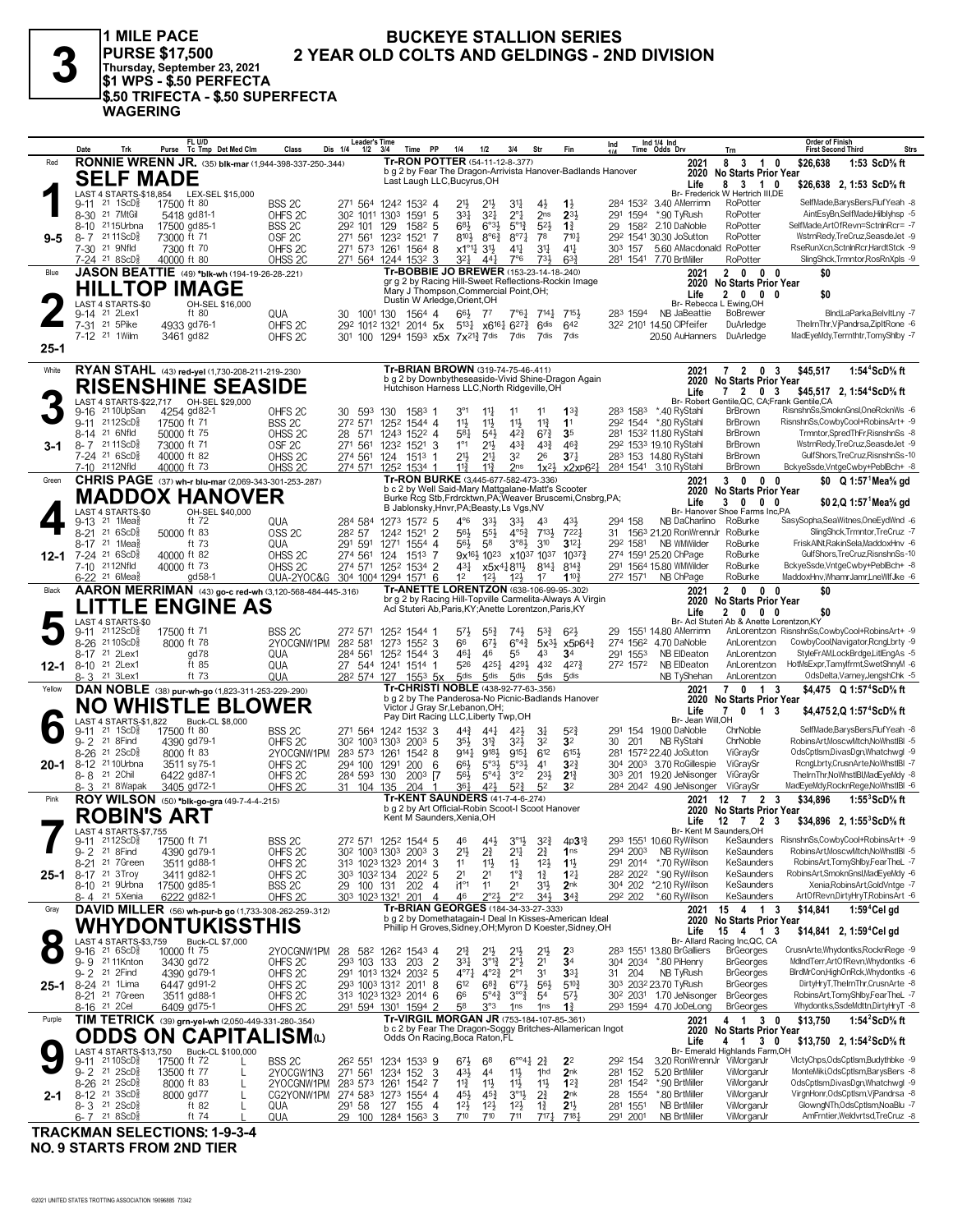# 3

**1 MILE PACE**
**PURSE $17,500**
**Thursday, September 23, 2021**
**$1 WPS - $.50 PERFECTA**
**$.50 TRIFECTA - $.50 SUPERFECTA WAGERING**

## BUCKEYE STALLION SERIES
## 2 YEAR OLD COLTS AND GELDINGS - 2ND DIVISION

---

### 1 — Red — 9-5
**RONNIE WRENN JR.** (35) blk-mar (1,944-398-337-250-.344)
**SELF MADE**
Tr-RON POTTER (54-11-12-8-.377)
b g 2 by Fear The Dragon-Arrivista Hanover-Badlands Hanover
Last Laugh LLC,Bucyrus,OH
Br- Frederick W Hertrich III,DE
LAST 4 STARTS-$18,854 LEX-SEL $15,000
2021: 8 3 1 0 $26,638 1:53 ScD⅝ ft
2020 No Starts Prior Year
Life: 8 3 1 0 $26,638 2, 1:53 ScD⅝ ft

| Date | Trk | Purse | Cond | Class | 1/4 | 1/2 | 3/4 | Time | PP | 1/4 | 1/2 | 3/4 | Str | Fin | Ind | Odds Drv | Trn | Order of Finish |
|---|---|---|---|---|---|---|---|---|---|---|---|---|---|---|---|---|---|---|
| 9-11 21 | 1ScD⅝ | 17500 | ft 80 | BSS 2C | 271 | 564 | 1242 | 1532 | 4 | 2½ | 2½ | 3½ | 4½ | 1½ | 284 1532 | 3.40 AMerrimn | RoPotter | SelfMade,BarysBers,FlufYeah -8 |
| 8-30 21 | 7MtGil | 5418 | gd81-1 | OHFS 2C | 302 | 1011 | 1303 | 1591 | 5 | 3¾ | 3¼ | 2°½ | 2ns | 2¾ | 291 1594 | *.90 TyRush | RoPotter | AintEsyBn,SelfMade,Hillblyhsp -5 |
| 8-10 21 | 15Urbna | 17500 | gd85-1 | BSS 2C | 292 | 101 | 129 | 1582 | 5 | 6⁸½ | 6°³½ | 5°¹¾ | 5²¾ | 1¾ | 29 1582 | 2.10 DaNoble | RoPotter | SelfMade,ArtOfRevn=SctnlnRcr= -7 |
| 8-7 21 | 11ScD⅝ | 73000 | ft 71 | OSF 2C | 271 | 561 | 1232 | 1521 | 7 | 8¹⁰½ | 8°⁶¾ | 8°⁷¼ | 7⁸ | 7¹⁰½ | 292 1541 | 30.30 JoSutton | RoPotter | WstrnRedy,TreCruz,SeasdeJet -9 |
| 7-30 21 | 9Nfld | 7300 | ft 70 | OHFS 2C | 271 | 573 | 1261 | 1564 | 8 | x1°¹¾ | 3½ | 4¹½ | 3¹½ | 4¹½ | 303 157 | 5.60 AMacdonald | RoPotter | RseRunXcn,SctnlnRcr,HardtStck -9 |
| 7-24 21 | 8ScD⅝ | 40000 | ft 80 | OHSS 2C | 271 | 564 | 1244 | 1532 | 3 | 3²½ | 4⁴½ | 7°⁶ | 7³½ | 6³¾ | 281 1541 | 7.70 BrtMiller | RoPotter | SlingShck,Trrmntor,RosRnXpls -9 |

### 2 — Blue — 25-1
**JASON BEATTIE** (49) *blk-wh (194-19-26-28-.221)
**HILLTOP IMAGE**
Tr-BOBBIE JO BREWER (153-23-14-18-.240)
gr g 2 by Racing Hill-Sweet Reflections-Rockin Image
Mary J Thompson,Commercial Point,OH;
Dustin W Arledge,Orient,OH
Br- Rebecca L Ewing,OH
LAST 4 STARTS-$0 OH-SEL $16,000
2021: 2 0 0 0 $0
2020 No Starts Prior Year
Life: 2 0 0 0 $0

| Date | Trk | Purse | Cond | Class | 1/4 | 1/2 | 3/4 | Time | PP | 1/4 | 1/2 | 3/4 | Str | Fin | Ind | Odds Drv | Trn | Order of Finish |
|---|---|---|---|---|---|---|---|---|---|---|---|---|---|---|---|---|---|---|
| 9-14 21 | 2Lex1 | | ft 80 | QUA | 30 | 1001 | 130 | 1564 | 4 | 6⁶½ | 7⁷ | 7°⁶¼ | 7¹⁴¼ | 7¹⁵½ | 283 1594 | NB JaBeattie | BoBrewer | BlndLaParka,BelvltLny -7 |
| 7-31 21 | 5Pike | 4933 | gd76-1 | OHFS 2C | 292 | 1012 | 1321 | 2014 | 5x | 5¹³½ | x6¹⁶½ | 6²⁷¾ | 6dis | 6⁴² | 322 2101 | 14.50 ClPfeifer | DuArledge | ThelrnThr,VjPandrsa,ZipltRone -6 |
| 7-12 21 | 1Wilm | 3461 | gd82 | OHFS 2C | 301 | 100 | 1294 | 1593 | x5x | 7x²¹¾ | 7dis | 7dis | 7dis | 7dis | | 20.50 AuHanners | DuArledge | MadEyeMdy,Terrnthtr,TomyShlby -7 |

### 3 — White — 3-1
**RYAN STAHL** (43) red-yel (1,730-208-211-219-.230)
**RISENSHINE SEASIDE**
Tr-BRIAN BROWN (319-74-75-46-.411)
b g 2 by Downbytheseaside-Vivid Shine-Dragon Again
Hutchison Harness LLC,North Ridgeville,OH
Br- Robert Gentile,QC, CA;Frank Gentile,CA
LAST 4 STARTS-$22,717 OH-SEL $29,000
2021: 7 2 0 3 $45,517 1:54⁴ScD⅝ ft
2020 No Starts Prior Year
Life: 7 2 0 3 $45,517 2, 1:54⁴ScD⅝ ft

| Date | Trk | Purse | Cond | Class | 1/4 | 1/2 | 3/4 | Time | PP | 1/4 | 1/2 | 3/4 | Str | Fin | Ind | Odds Drv | Trn | Order of Finish |
|---|---|---|---|---|---|---|---|---|---|---|---|---|---|---|---|---|---|---|
| 9-16 21 | 10UpSan | 4254 | gd82-1 | OHFS 2C | 30 | 593 | 130 | 1583 | 1 | 3°¹ | 1¹½ | 1¹ | 1¹ | 1³¾ | 283 1583 | *.40 RyStahl | BrBrown | RisnshnSs,SmoknGnsl,OneRcknWs -6 |
| 9-11 21 | 12ScD⅝ | 17500 | ft 71 | BSS 2C | 272 | 571 | 1252 | 1544 | 4 | 1¹½ | 1¹½ | 1¹½ | 1¹½ | 1¹ | 292 1544 | *.80 RyStahl | BrBrown | RisnshnSs,CowbyCool+RobinsArt+ -9 |
| 8-14 21 | 6Nfld | 50000 | ft 75 | OHSS 2C | 28 | 571 | 1243 | 1522 | 4 | 5⁸½ | 5⁴½ | 4²¾ | 6⁷¾ | 3⁵ | 281 1532 | 11.80 RyStahl | BrBrown | Trmntor,SpredThFr,RisnshnSs -8 |
| 8-7 21 | 11ScD⅝ | 73000 | ft 71 | OSF 2C | 271 | 561 | 1232 | 1521 | 3 | 1°¹ | 2¹½ | 4³¾ | 4³¾ | 4⁶¾ | 292 1533 | 19.10 RyStahl | BrBrown | WstrnRedy,TreCruz,SeasdeJet -9 |
| 7-24 21 | 6ScD⅝ | 40000 | ft 82 | OHSS 2C | 274 | 561 | 124 | 1513 | 1 | 2¹½ | 2¹½ | 3² | 2⁶ | 3⁷¼ | 283 153 | 14.80 RyStahl | BrBrown | GulfShors,TreCruz,RisnshnSs-10 |
| 7-10 21 | 12Nfld | 40000 | ft 73 | OHSS 2C | 274 | 571 | 1252 | 1534 | 1 | 1¹¾ | 1¹¾ | 2ns | 1x2½ | x2xp6²½ | 284 1541 | 3.10 RyStahl | BrBrown | BckyeSsde,VntgeCwby+PeblBch+ -8 |

### 4 — Green — 12-1
**CHRIS PAGE** (37) wh-r blu-mar (2,069-343-301-253-.287)
**MADDOX HANOVER**
Tr-RON BURKE (3,445-677-582-473-.336)
b c 2 by Well Said-Mary Mattgalane-Matt's Scooter
Burke Rcg Stb,Frdrcktwn,PA;Weaver Bruscemi,Cnsbrg,PA;
B Jablonsky,Hnvr,PA;Beasty,Ls Vgs,NV
Br- Hanover Shoe Farms Inc,PA
LAST 4 STARTS-$0 OH-SEL $40,000
2021: 3 0 0 0 $0 Q 1:57¹Mea⅝ gd
2020 No Starts Prior Year
Life: 3 0 0 0 $0 2,Q 1:57¹Mea⅝ gd

| Date | Trk | Purse | Cond | Class | 1/4 | 1/2 | 3/4 | Time | PP | 1/4 | 1/2 | 3/4 | Str | Fin | Ind | Odds Drv | Trn | Order of Finish |
|---|---|---|---|---|---|---|---|---|---|---|---|---|---|---|---|---|---|---|
| 9-13 21 | 1Mea⅝ | | ft 72 | QUA | 284 | 584 | 1273 | 1572 | 5 | 4°⁶ | 3³½ | 3³½ | 4³ | 4³½ | 294 158 | NB DaCharlino | RoBurke | SasySopha,SeaWitnes,OneEydWnd -6 |
| 8-21 21 | 6ScD⅝ | 50000 | ft 83 | OSS 2C | 282 | 57 | 1242 | 1521 | 2 | 5⁶½ | 5⁵½ | 4°⁵¾ | 7¹³½ | 7²²½ | 31 1563 | 21.20 RonWrennJr | RoBurke | SlingShck,Trrmntor,TreCruz -7 |
| 8-17 21 | 1Mea⅝ | | ft 73 | QUA | 291 | 591 | 1271 | 1554 | 4 | 5⁶½ | 5⁸ | 3°⁸½ | 3¹⁰ | 3¹²¼ | 292 1581 | NB WMWilder | RoBurke | FriskAlNt,RakinSela,MaddoxHnv -6 |
| 7-24 21 | 6ScD⅝ | 40000 | ft 82 | OHSS 2C | 274 | 561 | 124 | 1513 | 7 | 9x¹⁶½ | 10²³ | x10³⁷ | 10³⁷ | 10³⁷¾ | 274 1591 | 25.20 ChPage | RoBurke | GulfShors,TreCruz,RisnshnSs-10 |
| 7-10 21 | 12Nfld | 40000 | ft 73 | OHSS 2C | 274 | 571 | 1252 | 1534 | 2 | 4³½ | x5x⁴½ | 8¹¹½ | 8¹⁴¼ | 8¹⁴¾ | 291 1564 | 15.80 WMWilder | RoBurke | BckyeSsde,VntgeCwby+PeblBch+ -8 |
| 6-22 21 | 6Mea⅝ | | gd58-1 | QUA-2YOC&G | 304 | 1004 | 1294 | 1571 | 6 | 1² | 1²½ | 1²½ | 1⁷ | 1¹⁰¾ | 272 1571 | NB ChPage | RoBurke | MaddoxHnv,WhamrJamr,LneWlfJke -6 |

### 5 — Black — 12-1
**AARON MERRIMAN** (43) go-c red-wh (3,120-568-484-445-.316)
**LITTLE ENGINE AS**
Tr-ANETTE LORENTZON (638-106-99-95-.302)
br g 2 by Racing Hill-Topville Carmelita-Always A Virgin
Acl Stuteri Ab,Paris,KY;Anette Lorentzon,Paris,KY
Br- Acl Stuteri Ab & Anette Lorentzon,KY
LAST 4 STARTS-$0
2021: 2 0 0 0 $0
2020 No Starts Prior Year
Life: 2 0 0 0 $0

| Date | Trk | Purse | Cond | Class | 1/4 | 1/2 | 3/4 | Time | PP | 1/4 | 1/2 | 3/4 | Str | Fin | Ind | Odds Drv | Trn | Order of Finish |
|---|---|---|---|---|---|---|---|---|---|---|---|---|---|---|---|---|---|---|
| 9-11 21 | 12ScD⅝ | 17500 | ft 71 | BSS 2C | 272 | 571 | 1252 | 1544 | 1 | 5⁷½ | 5⁵¾ | 7⁴½ | 5³¾ | 6²½ | 29 1551 | 14.80 AMerrimn | AnLorentzon | RisnshnSs,CowbyCool+RobinsArt+ -9 |
| 8-26 21 | 10ScD⅝ | 8000 | ft 78 | 2YOCGNW1PM | 282 | 581 | 1273 | 1552 | 3 | 6⁶ | 6⁷½ | 6°⁴¾ | 5x³½ | x5p6⁴¾ | 274 1562 | 4.70 DaNoble | AnLorentzon | CowbyCool,Navigator,RcngLbrty -9 |
| 8-17 21 | 2Lex1 | | gd78 | QUA | 284 | 561 | 1252 | 1544 | 3 | 4⁶½ | 4⁶ | 5⁵ | 4³ | 3⁴ | 291 1553 | NB ElDeaton | AnLorentzon | StyleFrAM,SmoknGnsl,LitlEngAs -5 |
| 8-10 21 | 2Lex1 | | ft 85 | QUA | 27 | 544 | 1241 | 1514 | 1 | 5²⁶ | 4²⁵½ | 4²⁹½ | 4³² | 4²⁷¾ | 272 1572 | NB ElDeaton | AnLorentzon | HotMsExpr,Tamylfrmt,SwetShnyM -6 |
| 8-3 21 | 3Lex1 | | ft 73 | QUA | 282 | 574 | 127 | 1553 | 5x | 5dis | 5dis | 5dis | 5dis | 5dis | | NB TyShehan | AnLorentzon | OdsDelta,Varney,JengshChk -5 |

### 6 — Yellow — 20-1
**DAN NOBLE** (38) pur-wh-go (1,823-311-253-229-.290)
**NO WHISTLE BLOWER**
Tr-CHRISTI NOBLE (438-92-77-63-.356)
b g 2 by The Panderosa-No Picnic-Badlands Hanover
Victor J Gray Sr,Lebanon,OH;
Pay Dirt Racing LLC,Liberty Twp,OH
Br- Jean Will,OH
LAST 4 STARTS-$1,822 Buck-CL $8,000
2021: 7 0 1 3 $4,475 Q 1:57⁴ScD⅝ ft
2020 No Starts Prior Year
Life: 7 0 1 3 $4,475 2,Q 1:57⁴ScD⅝ ft

| Date | Trk | Purse | Cond | Class | 1/4 | 1/2 | 3/4 | Time | PP | 1/4 | 1/2 | 3/4 | Str | Fin | Ind | Odds Drv | Trn | Order of Finish |
|---|---|---|---|---|---|---|---|---|---|---|---|---|---|---|---|---|---|---|
| 9-11 21 | 1ScD⅝ | 17500 | ft 80 | BSS 2C | 271 | 564 | 1242 | 1532 | 3 | 4⁴¾ | 4⁴¼ | 4²½ | 3¾ | 5²¾ | 291 154 | 19.00 DaNoble | ChrNoble | SelfMade,BarysBers,FlufYeah -8 |
| 9-2 21 | 8Find | 4390 | gd79-1 | OHFS 2C | 302 | 1003 | 1303 | 2003 | 5 | 3⁵½ | 3¹¾ | 3²½ | 3² | 3² | 30 201 | NB RyStahl | ChrNoble | RobinsArt,MoscwMtch,NoWhstlBl -5 |
| 8-26 21 | 2ScD⅝ | 8000 | ft 83 | 2YOCGNW1PM | 283 | 573 | 1261 | 1542 | 8 | 9¹⁴½ | 9¹⁶½ | 9¹⁵½ | 6¹² | 6¹⁵½ | 281 1572 | 22.40 JoSutton | ViGraySr | OdsCptlsm,DivasDgn,Whatchwgl -9 |
| 8-12 21 | 10Urbna | 3511 | sy75-1 | OHFS 2C | 294 | 100 | 1291 | 200 | 6 | 6⁶½ | 5°³½ | 5°³½ | 4¹ | 3²¾ | 304 2003 | 3.70 RoGillespie | ViGraySr | RcngLbrty,CrusnArte,NoWhstlBl -7 |
| 8-8 21 | 2Chil | 6422 | gd87-1 | OHFS 2C | 284 | 593 | 130 | 2003 | [7 | 5⁶½ | 5°⁴½ | 3°² | 2³½ | 2¹¾ | 303 201 | 19.20 JeNisonger | ViGraySr | ThelrnThr,NoWhstlBl,MadEyeMdy -8 |
| 8-3 21 | 8Wapak | 3405 | gd72-1 | OHFS 2C | 31 | 104 | 135 | 204 | 1 | 3⁶½ | 4²½ | 5²¾ | 5² | 3² | 284 2042 | 4.90 JeNisonger | ViGraySr | MadEyeMdy,RocknRege,NoWhstlBl -6 |

### 7 — Pink — 25-1
**ROY WILSON** (50) *blk-go-gra (49-7-4-4-.215)
**ROBIN'S ART**
Tr-KENT SAUNDERS (41-7-4-6-.274)
b g 2 by Art Official-Robin Scoot-I Scoot Hanover
Kent M Saunders,Xenia,OH
Br- Kent M Saunders,OH
LAST 4 STARTS-$7,755
2021: 12 7 2 3 $34,896 1:55³ScD⅝ ft
2020 No Starts Prior Year
Life: 12 7 2 3 $34,896 2, 1:55³ScD⅝ ft

| Date | Trk | Purse | Cond | Class | 1/4 | 1/2 | 3/4 | Time | PP | 1/4 | 1/2 | 3/4 | Str | Fin | Ind | Odds Drv | Trn | Order of Finish |
|---|---|---|---|---|---|---|---|---|---|---|---|---|---|---|---|---|---|---|
| 9-11 21 | 12ScD⅝ | 17500 | ft 71 | BSS 2C | 272 | 571 | 1252 | 1544 | 5 | 4⁶ | 4⁴½ | 3°¹½ | 3²¾ | 4p3¹¾ | 293 1551 | 10.60 RyWilson | KeSaunders | RisnshnSs,CowbyCool+RobinsArt+ -9 |
| 9-2 21 | 8Find | 4390 | gd79-1 | OHFS 2C | 302 | 1003 | 1303 | 2003 | 2 | 2¹½ | 2¾ | 2¹¼ | 2¾ | 1ns | 294 2003 | NB RyWilson | KeSaunders | RobinsArt,MoscwMtch,NoWhstlBl -5 |
| 8-21 21 | 7Green | 3511 | gd88-1 | OHFS 2C | 313 | 1023 | 1323 | 2014 | 3 | 1¹ | 1¹½ | 1½ | 1²½ | 1¹½ | 291 2014 | *.70 RyWilson | KeSaunders | RobinsArt,TomyShlby,FearTheL -7 |
| 8-17 21 | 3Troy | 3411 | gd82-1 | OHFS 2C | 303 | 1032 | 134 | 2022 | 5 | 2° | 2¹ | 1°¾ | 1¾ | 1²½ | 282 2022 | *.90 RyWilson | KeSaunders | RobinsArt,SmoknGnsl,MadEyeMdy -6 |
| 8-10 21 | 9Urbna | 17500 | gd85-1 | BSS 2C | 29 | 100 | 131 | 202 | 4 | i1°¹ | 1¹ | 2¹ | 3¹½ | 2nk | 304 202 | *2.10 RyWilson | KeSaunders | Xenia,RobinsArt,GoldVntge -7 |
| 8-4 21 | 5Xenia | 6222 | gd82-1 | OHFS 2C | 303 | 1023 | 1321 | 201 | 4 | 4⁶ | 2°²½ | 2°² | 3⁴½ | 3⁴¾ | 292 202 | *.60 RyWilson | KeSaunders | ArtOfRevn,DirtyHryT,RobinsArt -6 |

### 8 — Gray — 25-1
**DAVID MILLER** (56) wh-pur-b-go (1,733-308-262-259-.312)
**WHYDONTUKISSTHIS**
Tr-BRIAN GEORGES (184-34-33-27-.333)
b g 2 by Domethatagain-I Deal In Kisses-American Ideal
Phillip H Groves,Sidney,OH;Myron D Koester,Sidney,OH
Br- Allard Racing Inc,QC, CA
LAST 4 STARTS-$3,759 Buck-CL $7,000
2021: 15 4 1 3 $14,841 1:59⁴Cel gd
2020 No Starts Prior Year
Life: 15 4 1 3 $14,841 2, 1:59⁴Cel gd

| Date | Trk | Purse | Cond | Class | 1/4 | 1/2 | 3/4 | Time | PP | 1/4 | 1/2 | 3/4 | Str | Fin | Ind | Odds Drv | Trn | Order of Finish |
|---|---|---|---|---|---|---|---|---|---|---|---|---|---|---|---|---|---|---|
| 9-16 21 | 6ScD⅝ | 10000 | ft 75 | 2YOCGNW1PM | 28 | 582 | 1262 | 1543 | 4 | 2¹¾ | 2¹½ | 2¹½ | 2¹½ | 2³ | 283 1551 | 13.80 BrGalliers | BrGeorges | CrusnArte,Whydontks,RocknRege -9 |
| 9-9 21 | 11Knton | 3430 | gd72 | OHFS 2C | 293 | 103 | 133 | 203 | 2 | 3³½ | 3°¹¾ | 2°½ | 2¹ | 3⁴ | 304 2034 | *.80 PiHenry | BrGeorges | MdlndTerr,ArtOfRevn,Whydontks -6 |
| 9-2 21 | 2Find | 4390 | gd79-1 | OHFS 2C | 291 | 1013 | 1324 | 2032 | 5 | 4°⁷½ | 4°²¾ | 2°¹ | 3¹ | 3³½ | 31 204 | NB TyRush | BrGeorges | BlrdMrCon,HighOnRck,Whydontks -6 |
| 8-24 21 | 1Lima | 6447 | gd91-2 | OHFS 2C | 293 | 1003 | 1312 | 2011 | 8 | 6¹² | 6⁸¾ | 6°⁷½ | 5⁶½ | 5¹⁰¾ | 303 2032 | 23.70 TyRush | BrGeorges | DirtyHryT,ThelrnThr,CrusnArte -8 |
| 8-21 21 | 7Green | 3511 | gd88-1 | OHFS 2C | 313 | 1023 | 1323 | 2014 | 6 | 6⁶ | 5°⁴¾ | 3°°¾ | 5⁴ | 5⁷½ | 302 2031 | 1.70 JeNisonger | BrGeorges | RobinsArt,TomyShlby,FearTheL -7 |
| 8-16 21 | 2Cel | 6409 | gd75-1 | OHFS 2C | 291 | 594 | 1301 | 1594 | 2 | 5⁸ | 3°³ | 1ns | 1ns | 1¾ | 293 1594 | 4.70 JoDeLong | BrGeorges | Whydontks,SsdeMdttn,DirtyHryT -8 |

### 9 — Purple — 2-1
**TIM TETRICK** (39) grn-yel-wh (2,050-449-331-280-.354)
**ODDS ON CAPITALISM(L)**
Tr-VIRGIL MORGAN JR (753-184-107-85-.361)
b c 2 by Fear The Dragon-Soggy Britches-Allamerican Ingot
Odds On Racing,Boca Raton,FL
Br- Emerald Highlands Farm,OH
LAST 4 STARTS-$13,750 Buck-CL $100,000
2021: 4 1 3 0 $13,750 1:54²ScD⅝ ft
2020 No Starts Prior Year
Life: 4 1 3 0 $13,750 2, 1:54²ScD⅝ ft

| Date | Trk | Purse | Cond | Class | | 1/4 | 1/2 | 3/4 | Time | PP | 1/4 | 1/2 | 3/4 | Str | Fin | Ind | Odds Drv | Trn | Order of Finish |
|---|---|---|---|---|---|---|---|---|---|---|---|---|---|---|---|---|---|---|---|
| 9-11 21 | 10ScD⅝ | 17500 | ft 72 | BSS 2C | L | 262 | 561 | 1234 | 1533 | 9 | 6⁷½ | 6⁸ | 6°°⁴½ | 2¾ | 2² | 292 154 | 3.20 RonWrennJr | ViMorganJr | VlctyChps,OdsCptlsm,Budythbke -9 |
| 9-2 21 | 2ScD⅝ | 13500 | ft 77 | 2YOCGW1N3 | L | 271 | 561 | 1234 | 152 | 3 | 4³½ | 4⁴ | 1¹½ | 1hd | 2nk | 281 152 | 5.20 BrtMiller | ViMorganJr | MonteMiki,OdsCptlsm,BarysBers -8 |
| 8-26 21 | 2ScD⅝ | 8000 | ft 83 | 2YOCGNW1PM | L | 283 | 573 | 1261 | 1542 | 7 | 1¹¾ | 1¹½ | 1¹½ | 1¹½ | 1²¾ | 281 1542 | *.90 BrtMiller | ViMorganJr | OdsCptlsm,DivasDgn,Whatchwgl -9 |
| 8-12 21 | 3ScD⅝ | 8000 | gd77 | CG2YONW1PM | L | 274 | 583 | 1273 | 1554 | 4 | 4⁵½ | 4⁵¾ | 3°¹½ | 2¾ | 2nk | 28 1554 | *.80 BrtMiller | ViMorganJr | VirgnHonr,OdsCptlsm,VjPandrsa -8 |
| 8-3 21 | 2ScD⅝ | | ft 82 | QUA | L | 291 | 58 | 127 | 155 | 4 | 1²½ | 1²½ | 1²½ | 1³ | 2¹½ | 281 1551 | NB BrtMiller | ViMorganJr | GlowngNTh,OdsCptlsm,NoaBlu -7 |
| 6-7 21 | 8ScD⅝ | | ft 74 | QUA | | 29 | 100 | 1284 | 1563 | 3 | 7¹⁰ | 7¹⁰ | 7¹¹ | 7¹⁷½ | 7¹⁸½ | 291 2001 | NB BrtMiller | ViMorganJr | AmFrntier,Weldvrtsd,TreCruz -8 |

**TRACKMAN SELECTIONS: 1-9-3-4**
**NO. 9 STARTS FROM 2ND TIER**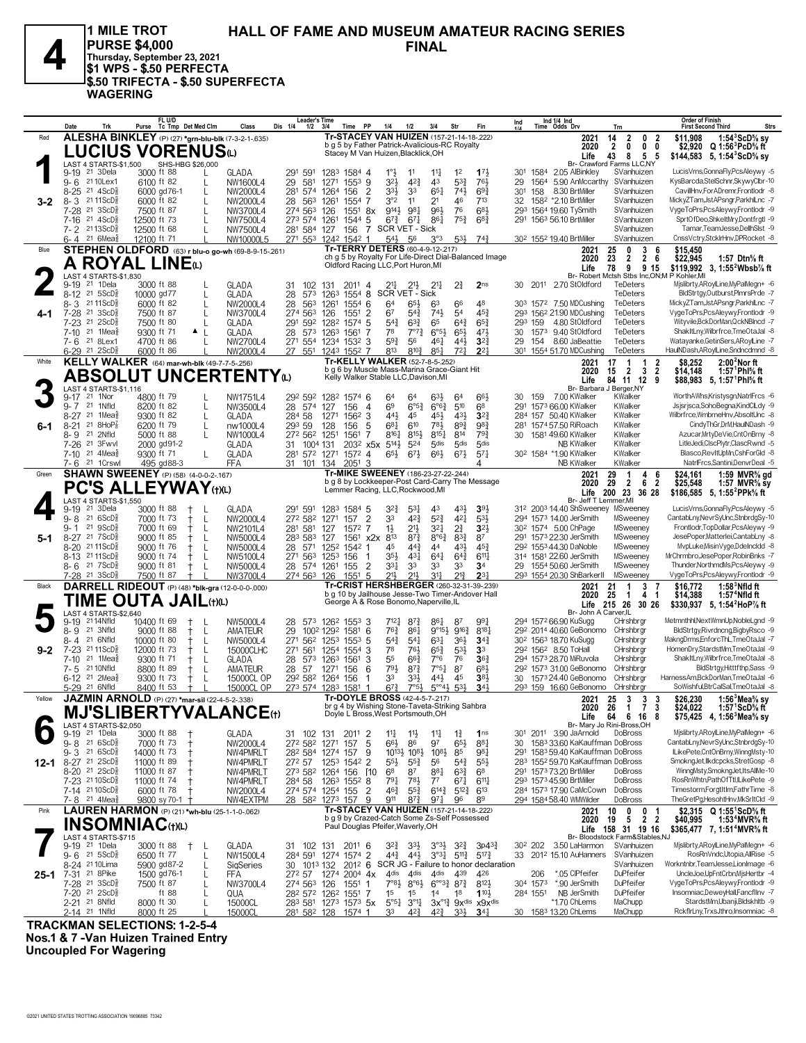# 4

**1 MILE TROT**
**PURSE $4,000**
**Thursday, September 23, 2021**
**$1 WPS - $.50 PERFECTA**
**$.50 TRIFECTA - $.50 SUPERFECTA WAGERING**

## HALL OF FAME AND MUSEUM AMATEUR RACING SERIES FINAL

---

### Red — 1 — 3-2
**ALESHA BINKLEY** (P) (27) *grn-blu-blk (7-3-2-1-.635)

**LUCIUS VORENUS(L)**
Tr-STACEY VAN HUIZEN (157-21-14-18-.222)
b g 5 by Father Patrick-Avalicious-RC Royalty
Stacey M Van Huizen,Blacklick,OH
Br- Crawford Farms LLC,NY
LAST 4 STARTS-$1,500 SHS-HBG $26,000

| | Starts | Win | 2nd | 3rd | Earnings | Record |
|---|---|---|---|---|---|---|
| 2021 | 14 | 2 | 0 | 2 | $11,908 | 1:54³ScD⅝ sy |
| 2020 | 2 | 0 | 0 | 0 | $2,920 | Q 1:56³PcD⅝ ft |
| Life | 43 | 8 | 5 | 5 | $144,583 | 5, 1:54³ScD⅝ sy |

| Date | Trk | Purse | Cond | Class | 1/4 | 1/2 | 3/4 | Time | PP | 1/4 | 1/2 | 3/4 | Str | Fin | Ind | Odds | Drv | Trn | Order of Finish |
|---|---|---|---|---|---|---|---|---|---|---|---|---|---|---|---|---|---|---|---|
| 9-19 21 | 3Dela | 3000 | ft 88 L | GLADA | 29¹ | 59¹ | 128³ | 158⁴ | 4 | 1°½ | 1¹ | 1¹½ | 1² | 1⁷½ | 30¹ 158⁴ | 2.05 | AlBinkley | SVanhuizen | LucisVrns,GonnaFly,PcsAleywy -5 |
| 9-6 21 | 10Lex1 | 6100 | ft 82 L | NW1600L4 | 29 | 58¹ | 127¹ | 155³ | 9 | 3²½ | 4²¾ | 4³ | 5³¾ | 7⁶½ | 29 156⁴ | 5.90 | AnMccarthy | SVanhuizen | KysBarcda,StelSchnr,SkywyClbr -10 |
| 8-25 21 | 4ScD⅝ | 6000 | gd76-1 L | NW2000L4 | 28¹ | 57⁴ | 126⁴ | 156 | 2 | 3³½ | 3³ | 6⁵¼ | 7⁴½ | 6⁹¾ | 30¹ 158 | 8.30 | BrtMiller | SVanhuizen | CavillHnv,ForADremr,Frontlodr -8 |
| 8-3 21 | 11ScD⅝ | 6000 | ft 82 L | NW2000L4 | 28 | 56³ | 126¹ | 155⁴ | 7 | 3°² | 1¹ | 2¹ | 4⁶ | 7¹³ | 32 158² | *2.10 | BrtMiller | SVanhuizen | MickyZTam,JstAPsngr,ParkhlLnc -7 |
| 7-28 21 | 3ScD⅝ | 7500 | ft 87 L | NW3700L4 | 27⁴ | 56³ | 126 | 155¹ | 8x | 9¹⁴½ | 9⁸½ | 9⁶½ | 7⁶ | 6⁸½ | 29³ 156⁴ | 19.60 | TySmith | SVanhuizen | VygeToPrs,PcsAleywy,Frontlodr -9 |
| 7-16 21 | 4ScD⅝ | 12500 | ft 73 L | NW7500L4 | 27³ | 57⁴ | 126¹ | 154⁴ | 5 | 6⁷¾ | 6⁷½ | 8⁶½ | 7⁵¾ | 6⁸¾ | 29¹ 156³ | 56.10 | BrtMiller | SVanhuizen | SprtOfDeo,ShkeItMry,Dontfrgtl -9 |
| 7-2 21 | 13ScD⅝ | 12500 | ft 68 L | NW7500L4 | 28¹ | 58⁴ | 127 | 156 | 7 | SCR VET - Sick | | | | | | | | SVanhuizen | Tamar,TeamJesse,DellhSlst -9 |
| 6-4 21 | 6Mea⅝ | 12100 | ft 71 | NW10000L5 | 27¹ | 55³ | 124² | 154² | 1 | 5⁴½ | 5⁶ | 3°³ | 5³½ | 7⁴¾ | 30² 155² | 19.40 | BrtMiller | SVanhuizen | CnssVctry,StcklrHnv,DPRocket -8 |

### Blue — 2 — 4-1
**STEPHEN OLDFORD** (63) r blu-o go-wh (69-8-9-15-.261)

**A ROYAL LINE(L)**
Tr-TERRY DETERS (60-4-9-12-.217)
ch g 5 by Royalty For Life-Direct Dial-Balanced Image
Oldford Racing LLC,Port Huron,MI
Br- Robert Mctsh Stbs Inc,ON;M P Kohler,MI
LAST 4 STARTS-$1,830

| | Starts | Win | 2nd | 3rd | Earnings | Record |
|---|---|---|---|---|---|---|
| 2021 | 25 | 0 | 3 | 6 | $15,450 | |
| 2020 | 23 | 2 | 2 | 6 | $22,945 | 1:57 Dtn⅝ ft |
| Life | 78 | 9 | 9 | 15 | $119,992 | 3, 1:55²Wbsb⅞ ft |

| Date | Trk | Purse | Cond | Class | 1/4 | 1/2 | 3/4 | Time | PP | 1/4 | 1/2 | 3/4 | Str | Fin | Ind | Odds | Drv | Trn | Order of Finish |
|---|---|---|---|---|---|---|---|---|---|---|---|---|---|---|---|---|---|---|---|
| 9-19 21 | 1Dela | 3000 | ft 88 L | GLADA | 31 | 102 | 131 | 201¹ | 4 | 2¹½ | 2¹½ | 2¹½ | 2¾ | 2ns | 30 201¹ | 2.70 | StOldford | TeDeters | Mjslibrty,ARoylLine,MyPalMegn+ -6 |
| 8-12 21 | 5ScD⅝ | 10000 | gd77 L | GLADA | 28 | 57³ | 126³ | 155⁴ | 8 | SCR VET - Sick | | | | | | | | TeDeters | BldStrtgy,Outburst,PlmrsPrde -7 |
| 8-3 21 | 11ScD⅝ | 6000 | ft 82 L | NW2000L4 | 28 | 56³ | 126¹ | 155⁴ | 6 | 6⁴ | 6⁵½ | 6³ | 6⁶ | 4⁸ | 30³ 157² | 7.50 | MDCushing | TeDeters | MickyZTam,JstAPsngr,ParkhlLnc -7 |
| 7-28 21 | 3ScD⅝ | 7500 | ft 87 L | NW3700L4 | 27⁴ | 56³ | 126 | 155¹ | 2 | 6⁷ | 5⁴¾ | 7⁴½ | 5⁴ | 4⁵¾ | 29³ 156² | 21.90 | MDCushing | TeDeters | VygeToPrs,PcsAleywy,Frontlodr -9 |
| 7-23 21 | 2ScD⅝ | 7500 | ft 80 L | GLADA | 29¹ | 59² | 128² | 157⁴ | 5 | 5⁴¾ | 6³¾ | 6⁵ | 6⁴¾ | 6⁵¾ | 29³ 159 | 4.80 | StOldford | TeDeters | Wityvile,BckDorMan,QckNBlncd -7 |
| 7-10 21 | 1Mea⅝ | 9300 | ft 71 ▲ L | GLADA | 28 | 57³ | 126³ | 156¹ | 7 | 7⁸ | 7°⁷¾ | 6°⁵½ | 6⁵½ | 4⁷½ | 30 157³ | 9.40 | StOldford | TeDeters | ShakItLy,Wilbrfrce,TmeOtaJal -8 |
| 7-6 21 | 8Lex1 | 4700 | ft 86 L | NW2700L4 | 27¹ | 55⁴ | 123⁴ | 153² | 3 | 5⁹¾ | 5⁶ | 4⁶¼ | 4⁴½ | 3²¾ | 29 154 | 8.60 | JaBeattie | TeDeters | Watayanke,GetinSers,ARoylLine -7 |
| 6-29 21 | 2ScD⅝ | 6000 | ft 86 L | NW2000L4 | 27 | 55¹ | 124³ | 155² | 7 | 8¹³ | 8¹⁰¾ | 8⁵¼ | 7²½ | 2²½ | 30¹ 155⁴ | 51.70 | MDCushing | TeDeters | HaulNDash,ARoylLine,Sndncdmnd -8 |

### White — 3 — 6-1
**KELLY WALKER** (64) mar-wh-blk (49-7-7-5-.256)

**ABSOLUT UNCERTENTY(L)**
Tr-KELLY WALKER (52-7-8-5-.252)
b g 6 by Muscle Mass-Marina Grace-Giant Hit
Kelly Walker Stable LLC,Davison,MI
Br- Barbara J Berger,NY
LAST 4 STARTS-$1,116

| | Starts | Win | 2nd | 3rd | Earnings | Record |
|---|---|---|---|---|---|---|
| 2021 | 17 | 1 | 1 | 2 | $8,252 | 2:00²Nor ft |
| 2020 | 15 | 2 | 3 | 2 | $14,148 | 1:57¹Phl⅝ ft |
| Life | 84 | 11 | 12 | 9 | $88,983 | 5, 1:57¹Phl⅝ ft |

| Date | Trk | Purse | Cond | Class | 1/4 | 1/2 | 3/4 | Time | PP | 1/4 | 1/2 | 3/4 | Str | Fin | Ind | Odds | Drv | Trn | Order of Finish |
|---|---|---|---|---|---|---|---|---|---|---|---|---|---|---|---|---|---|---|---|
| 9-17 21 | 1Nor | 4800 | ft 79 L | NW1751L4 | 29² | 59² | 128² | 157⁴ | 6 | 6⁴ | 6⁴ | 6³½ | 6⁴ | 6⁶½ | 30 159 | 7.00 | KWalker | KWalker | WorthAWhs,Kristysgn,NatrlFrcs -6 |
| 9-7 21 | 1Nfld | 8200 | ft 82 L | NW3500L4 | 28 | 57⁴ | 127 | 156 | 4 | 6⁹ | 6°⁵¾ | 6°⁶¾ | 5¹⁰ | 6⁸ | 29¹ 157³ | 66.00 | KWalker | KWalker | Jsjsrjsca,SohoBegna,KindOfLdy -9 |
| 8-27 21 | 1Mea⅝ | 9300 | ft 82 L | GLADA | 28⁴ | 58 | 127¹ | 156² | 3 | 4⁴½ | 4⁵ | 4⁵½ | 4³½ | 3²¾ | 28⁴ 157 | 50.40 | KWalker | KWalker | Wilbrfrce,WmbrneHnv,AbsoltUnc -8 |
| 8-21 21 | 8HoP⅞ | 6200 | ft 79 L | nw1000L4 | 29³ | 59 | 128 | 156 | 5 | 6⁸½ | 6¹⁰ | 7⁸½ | 8⁹¾ | 9⁸¾ | 28¹ 157⁴ | 57.50 | RiRoach | KWalker | CindyThGr,DrMHaulNDash -9 |
| 8-9 21 | 2Nfld | 5000 | ft 88 L | NW1000L4 | 27² | 56² | 125¹ | 156¹ | 7 | 8¹⁶½ | 8¹⁵½ | 8¹⁵½ | 8¹⁴ | 7⁹¾ | 30 158¹ | 49.60 | KWalker | KWalker | Azucar,MrtyDeVie,CntOnBrny -8 |
| 7-26 21 | 3Fwvl | 2000 | gd91-2 | GLADA | 31 | 100⁴ | 131 | 203² | x5x | 5¹⁴½ | 5²⁴ | 5dis | 5dis | 5dis | | | NB KWalker | KWalker | LitleJedi,ClscPlytr,ClascRwnd -5 |
| 7-10 21 | 4Mea⅝ | 9300 | ft 71 L | GLADA | 28¹ | 57² | 127¹ | 157² | 4 | 6⁵½ | 6⁷½ | 6⁶½ | 6⁷½ | 5⁷½ | 30² 158⁴ | *1.90 | KWalker | KWalker | Blasco,RevItUpMn,CshForGld -8 |
| 7-6 21 | 1Crswl | 495 | gd88-3 | FFA | 31 | 101 | 134 | 205¹ | 3 | | | | | 4 | | | NB KWalker | KWalker | NatrlFrcs,Santini,DenvrDeal -5 |

### Green — 4 — 5-1
**SHAWN SWEENEY** (P) (58) (4-0-0-2-.167)

**PC'S ALLEYWAY(†)(L)**
Tr-MIKE SWEENEY (186-23-27-22-.244)
b g 8 by Lockkeeper-Post Card-Carry The Message
Lemmer Racing, LLC,Rockwood,MI
Br- Jeff T Lemmer,MI
LAST 4 STARTS-$1,550

| | Starts | Win | 2nd | 3rd | Earnings | Record |
|---|---|---|---|---|---|---|
| 2021 | 29 | 1 | 4 | 6 | $24,161 | 1:59 MVR⅝ gd |
| 2020 | 29 | 2 | 6 | 2 | $25,548 | 1:57 MVR⅝ sy |
| Life | 200 | 23 | 36 | 28 | $186,585 | 5, 1:55²PPk⅝ ft |

| Date | Trk | Purse | Cond | Class | 1/4 | 1/2 | 3/4 | Time | PP | 1/4 | 1/2 | 3/4 | Str | Fin | Ind | Odds | Drv | Trn | Order of Finish |
|---|---|---|---|---|---|---|---|---|---|---|---|---|---|---|---|---|---|---|---|
| 9-19 21 | 3Dela | 3000 | ft 88 † L | GLADA | 29¹ | 59¹ | 128³ | 158⁴ | 5 | 3²¾ | 5³½ | 4³ | 4³½ | 3⁹½ | 31² 200³ | 14.40 | ShSweeney | MSweeney | LucisVrns,GonnaFly,PcsAleywy -5 |
| 9-8 21 | 6ScD⅝ | 7000 | ft 73 † L | NW2000L4 | 27² | 58² | 127¹ | 157 | 2 | 3³ | 4²¾ | 5²¾ | 4²½ | 5³½ | 29⁴ 157³ | 14.00 | JerSmith | MSweeney | CantabLny,NevrSyUnc,StnbrdgSy -10 |
| 9-1 21 | 9ScD⅝ | 7000 | ft 69 † L | NW2101L4 | 28¹ | 58¹ | 127 | 157² | 7 | 1½ | 2¹½ | 3²¼ | 2¾ | 3²½ | 30² 157⁴ | 5.00 | ChPage | MSweeney | Frontlodr,TopDollar,PcsAleywy -9 |
| 8-27 21 | 7ScD⅝ | 9000 | ft 85 † L | NW5000L4 | 28³ | 58³ | 127 | 156¹ | x2x | 8¹³ | 8⁷¾ | 8°⁶¾ | 8³¾ | 8⁷ | 29¹ 157³ | 22.30 | JerSmith | MSweeney | JesePoper,Matterlei,CantabLny -8 |
| 8-20 21 | 11ScD⅝ | 9000 | ft 76 † L | NW5000L4 | 28 | 57¹ | 125² | 154² | 1 | 4⁵ | 4⁴¾ | 4⁴ | 4³½ | 4⁵¾ | 29² 155³ | 44.30 | DaNoble | MSweeney | MvpLuke,MisinVyge,DdeIncldd -8 |
| 8-13 21 | 11ScD⅝ | 9000 | ft 74 † L | NW5100L4 | 27¹ | 56³ | 125³ | 156 | 1 | 3⁵½ | 4³¼ | 6⁴¼ | 6⁴¾ | 6¹¹½ | 31⁴ 158¹ | 22.60 | JerSmith | MSweeney | MrChrmbro,JesePoper,RobinBnks -7 |
| 8-6 21 | 7ScD⅝ | 9000 | ft 81 † L | NW5000L4 | 28 | 57⁴ | 126¹ | 155 | 2 | 3³¼ | 3³ | 3³ | 3³ | 3⁴ | 29 155⁴ | 50.60 | JerSmith | MSweeney | Thunder,NorthrndMs,PcsAleywy -9 |
| 7-28 21 | 3ScD⅝ | 7500 | ft 87 † | NW3700L4 | 27⁴ | 56³ | 126 | 155¹ | 5 | 2¹½ | 2¹½ | 3¹¼ | 2¹¾ | 2³½ | 29³ 155⁴ | 20.30 | ShBarkerII | MSweeney | VygeToPrs,PcsAleywy,Frontlodr -9 |

### Black — 5 — 9-2
**DARRELL RIDEOUT** (P) (48) *blk-gra (12-0-0-0-.000)

**TIME OUTA JAIL(†)(L)**
Tr-CRIST HERSHBERGER (260-32-31-39-.239)
b g 10 by Jailhouse Jesse-Two Timer-Andover Hall
George A & Rose Bonomo,Naperville,IL
Br- John A Carver,IL
LAST 4 STARTS-$2,640

| | Starts | Win | 2nd | 3rd | Earnings | Record |
|---|---|---|---|---|---|---|
| 2021 | 21 | 1 | 3 | 7 | $16,772 | 1:58³Nfld ft |
| 2020 | 25 | 1 | 4 | 1 | $14,388 | 1:57⁴Nfld ft |
| Life | 215 | 26 | 30 | 26 | $330,937 | 5, 1:54²HoP⅞ ft |

| Date | Trk | Purse | Cond | Class | 1/4 | 1/2 | 3/4 | Time | PP | 1/4 | 1/2 | 3/4 | Str | Fin | Ind | Odds | Drv | Trn | Order of Finish |
|---|---|---|---|---|---|---|---|---|---|---|---|---|---|---|---|---|---|---|---|
| 9-19 21 | 14Nfld | 10400 | ft 69 † L | NW5000L4 | 28 | 57³ | 126² | 155³ | 3 | 7¹²¼ | 8⁷¾ | 8⁶¼ | 8⁷ | 9⁹¼ | 29⁴ 157² | 66.90 | KuSugg | CHrshbrgr | Metmnthhl,NextWmnUp,NobleLgnd -9 |
| 8-9 21 | 3Nfld | 9000 | ft 88 † L | AMATEUR | 29 | 100² | 129² | 158¹ | 6 | 7⁶¾ | 8⁶¼ | 9°¹⁵¼ | 9¹⁶¾ | 8¹⁸¼ | 29² 201⁴ | 40.60 | GeBonomo | CHrshbrgr | BldStrtgy,Rivrdncng,BigbyRsco -9 |
| 8-4 21 | 6Nfld | 10000 | ft 80 † L | NW5000L4 | 27¹ | 56² | 125³ | 155³ | 5 | 5⁴¾ | 5⁴¼ | 6³¼ | 3⁶½ | 3⁴¾ | 30² 156³ | 18.70 | KuSugg | CHrshbrgr | MakngDrms,EnforcThL,TmeOtaJal -7 |
| 7-23 21 | 11ScD⅝ | 12000 | ft 73 † L | 15000CLHC | 27¹ | 56¹ | 125⁴ | 155⁴ | 3 | 7⁸ | 7⁶½ | 6⁵¾ | 5³½ | 3³ | 29² 156² | 8.50 | ToHall | CHrshbrgr | HomenDry,StardstMn,TmeOtaJal -9 |
| 7-10 21 | 1Mea⅝ | 9300 | ft 71 † L | GLADA | 28 | 57³ | 126³ | 156¹ | 3 | 5⁵ | 6⁶¾ | 7°⁶ | 7⁶ | 3⁶¾ | 29⁴ 157³ | 28.70 | MiRuvola | CHrshbrgr | ShakItLny,Wilbrfrce,TmeOtaJal -8 |
| 7-5 21 | 10Nfld | 8800 | ft 89 † L | AMATEUR | 28 | 57 | 127¹ | 156 | 6 | 7⁹½ | 8⁷¾ | 7°⁵¼ | 8⁷ | 6⁸½ | 29² 157³ | 31.00 | GeBonomo | CHrshbrgr | BldStrtgy,Hitttfthp,Sass -9 |
| 6-12 21 | 2Mea⅝ | 9300 | ft 73 † L | 15000CL OP | 29² | 58² | 126⁴ | 156 | 1 | 3³ | 3³½ | 4⁴½ | 4⁵ | 3⁸½ | 30 157³ | 24.40 | GeBonomo | CHrshbrgr | HarnessAm,BckDorMan,TmeOtaJal -8 |
| 5-29 21 | 6Nfld | 8400 | ft 53 † | 15000CL OP | 27³ | 57⁴ | 128³ | 158¹ | 7 | 6⁷¾ | 7°⁵½ | 6°°⁴½ | 5³½ | 3⁴½ | 29³ 159 | 16.60 | GeBonomo | CHrshbrgr | SoWishful,BtrCalSal,TmeOtaJal -8 |

### Yellow — 6 — 12-1
**JAZMIN ARNOLD** (P) (27) *mar-sil (22-4-5-2-.338)

**MJ'SLIBERTYVALANCE(†)**
Tr-DOYLE BROSS (42-4-5-7-.217)
br g 4 by Wishing Stone-Taveta-Striking Sahbra
Doyle L Bross,West Portsmouth,OH
Br- Mary Jo Rini-Bross,OH
LAST 4 STARTS-$2,050

| | Starts | Win | 2nd | 3rd | Earnings | Record |
|---|---|---|---|---|---|---|
| 2021 | 25 | 3 | 3 | 3 | $26,230 | 1:56³Mea⅝ sy |
| 2020 | 26 | 1 | 7 | 3 | $24,022 | 1:57¹ScD⅝ ft |
| Life | 64 | 6 | 16 | 8 | $75,425 | 4, 1:56³Mea⅝ sy |

| Date | Trk | Purse | Cond | Class | 1/4 | 1/2 | 3/4 | Time | PP | 1/4 | 1/2 | 3/4 | Str | Fin | Ind | Odds | Drv | Trn | Order of Finish |
|---|---|---|---|---|---|---|---|---|---|---|---|---|---|---|---|---|---|---|---|
| 9-19 21 | 1Dela | 3000 | ft 88 † | GLADA | 31 | 102 | 131 | 201¹ | 2 | 1¹½ | 1¹½ | 1¹½ | 1¾ | 1ns | 30¹ 201¹ | 3.90 | JaArnold | DoBross | Mjslibrty,ARoylLine,MyPalMegn+ -6 |
| 9-8 21 | 6ScD⅝ | 7000 | ft 73 † | NW2000L4 | 27² | 58² | 127¹ | 157 | 5 | 6⁶½ | 8⁶ | 9⁷ | 6⁵¾ | 8⁸¼ | 30 158³ | 33.60 | KaKauffman | DoBross | CantabLny,NevrSyUnc,StnbrdgSy -10 |
| 9-3 21 | 6ScD⅝ | 14000 | ft 73 † | NW4PMRLT | 28² | 58⁴ | 127⁴ | 157 | 9 | 10¹³½ | 10⁸½ | 10⁸½ | 8⁵ | 9⁸¼ | 29¹ 158³ | 59.40 | KaKauffman | DoBross | ILikePete,CntOnBrny,WinngMsty -10 |
| 8-27 21 | 2ScD⅝ | 11000 | ft 89 † | NW4PMRLT | 27² | 57 | 125³ | 154² | 2 | 5⁵½ | 5⁵¾ | 5⁶ | 5⁴¾ | 5⁵½ | 28³ 155² | 59.70 | KaKauffman | DoBross | SmokngJet,Ilkdcpcks,StretGosp -8 |
| 8-20 21 | 2ScD⅝ | 11000 | ft 87 † | NW4PMRLT | 27³ | 58² | 126⁴ | 156 | [10 | 6⁸ | 8⁷ | 8⁸¼ | 6³¾ | 6⁸ | 29¹ 157³ | 73.20 | BrtMiller | DoBross | WinngMsty,SmokngJet,ItsAllMe -10 |
| 7-23 21 | 10ScD⅝ | 11000 | ft 74 † | NW4PMRLT | 28⁴ | 58 | 126³ | 155² | 8 | 7⁹½ | 7⁸½ | 7⁷ | 6⁷¼ | 6¹¹½ | 29³ 157³ | 45.90 | BrtMiller | DoBross | RosRnWhtn,PathOfTtl,LikePete -9 |
| 7-14 21 | 10ScD⅝ | 6000 | ft 78 † | NW2000L4 | 27⁴ | 57⁴ | 125⁴ | 155 | 2 | 4⁶¾ | 5⁵¾ | 6¹⁴¾ | 5¹²¾ | 6¹³ | 28⁴ 157³ | 17.90 | CaMcCown | DoBross | Timestorm,ForgtItIm,FathrTime -8 |
| 7-8 21 | 4Mea⅝ | 9800 | sy 70-1 † | NW4EXTPM | 28 | 58² | 127³ | 157 | 9 | 9¹¹ | 8⁷¾ | 9⁷¾ | 9⁶ | 8⁹ | 29⁴ 158⁴ | 58.40 | WMWilder | DoBross | TheGretPg,HesohtHnv,MkSrltCld -9 |

### Pink — 7 — 25-1
**LAUREN HARMON** (P) (21) *wh-blu (25-1-1-0-.062)

**INSOMNIAC(†)(L)**
Tr-STACEY VAN HUIZEN (157-21-14-18-.222)
b g 9 by Crazed-Catch Some Zs-Self Possessed
Paul Douglas Pfeifer,Waverly,OH
Br- Bloodstock Farm&Stables,NJ
LAST 4 STARTS-$715

| | Starts | Win | 2nd | 3rd | Earnings | Record |
|---|---|---|---|---|---|---|
| 2021 | 10 | 0 | 0 | 1 | $2,315 | Q 1:55¹ScD⅝ ft |
| 2020 | 19 | 5 | 2 | 2 | $40,995 | 1:53⁴MVR⅝ ft |
| Life | 158 | 31 | 19 | 16 | $365,477 | 7, 1:51⁴MVR⅝ ft |

| Date | Trk | Purse | Cond | Class | 1/4 | 1/2 | 3/4 | Time | PP | 1/4 | 1/2 | 3/4 | Str | Fin | Ind | Odds | Drv | Trn | Order of Finish |
|---|---|---|---|---|---|---|---|---|---|---|---|---|---|---|---|---|---|---|---|
| 9-19 21 | 1Dela | 3000 | ft 88 † L | GLADA | 31 | 102 | 131 | 201¹ | 6 | 3²¾ | 3³½ | 3°³½ | 3²¾ | 3p4³¾ | 30² 202 | 3.50 | LaHarmon | SVanhuizen | Mjslibrty,ARoylLine,MyPalMegn+ -6 |
| 9-6 21 | 5ScD⅝ | 6500 | ft 77 L | NW1500L4 | 28⁴ | 59¹ | 127⁴ | 157⁴ | 2 | 4⁴¾ | 4⁴½ | 3°³¼ | 5¹¹¾ | 5¹⁷¾ | 33 201² | 15.10 | AuHanners | SVanhuizen | RosRnVndc,Utopia,AllRise -5 |
| 8-24 21 | 10Lima | 5900 | gd87-2 L | SigSeries | 30 | 101³ | 132 | 201² | 6 | SCR JG - Failure to honor declaration | | | | | | | | SVanhuizen | Worknthnbr,TeamJesse,LionImage -6 |
| 7-31 21 | 8Pike | 1500 | gd76-1 L | FFA | 27² | 57 | 127⁴ | 200⁴ | 4x | 4dis | 4dis | 4dis | 4³⁹ | 4²⁶ | 206 | *.05 | ClPfeifer | DuPfeifer | UncleJoe,UpFntCrbn,MjsHertbr -4 |
| 7-28 21 | 3ScD⅝ | 7500 | ft 87 L | NW3700L4 | 27⁴ | 56³ | 126 | 155¹ | 1 | 7°⁸½ | 8°⁶½ | 6°°³¾ | 8⁷¾ | 8¹²½ | 30⁴ 157³ | *.90 | JerSmith | DuPfeifer | VygeToPrs,PcsAleywy,Frontlodr -9 |
| 7-20 21 | 2ScD⅝ | | ft 88 L | QUA | 28² | 57² | 126² | 155¹ | 7 | 1⁵ | 1⁵ | 1⁴ | 1⁸ | 1¹⁰½ | 28⁴ 155¹ | | NB JerSmith | DuPfeifer | Insomniac,DeweyHall,Fancfllnv -7 |
| 2-21 21 | 8Nfld | 8000 | ft 30 L | 15000CL | 28³ | 58¹ | 127³ | 157³ | 5x | 5°⁵¼ | 3°¹¼ | 3x°¹¾ | 9xdis | x9xdis | | *1.70 | ChLems | MaChupp | StardstMn,Ubanji,Bldskhltb -9 |
| 2-14 21 | 1Nfld | 8000 | ft 25 L | 15000CL | 28¹ | 58² | 128 | 157⁴ | 1 | 3³ | 4²¾ | 4²¾ | 3³½ | 3⁴½ | 30 158³ | 13.20 | ChLems | MaChupp | RckflrLny,TrxsJthro,Insomniac -8 |

**TRACKMAN SELECTIONS: 1-2-5-4**
**Nos.1 & 7 -Van Huizen Trained Entry**
**Uncoupled For Wagering**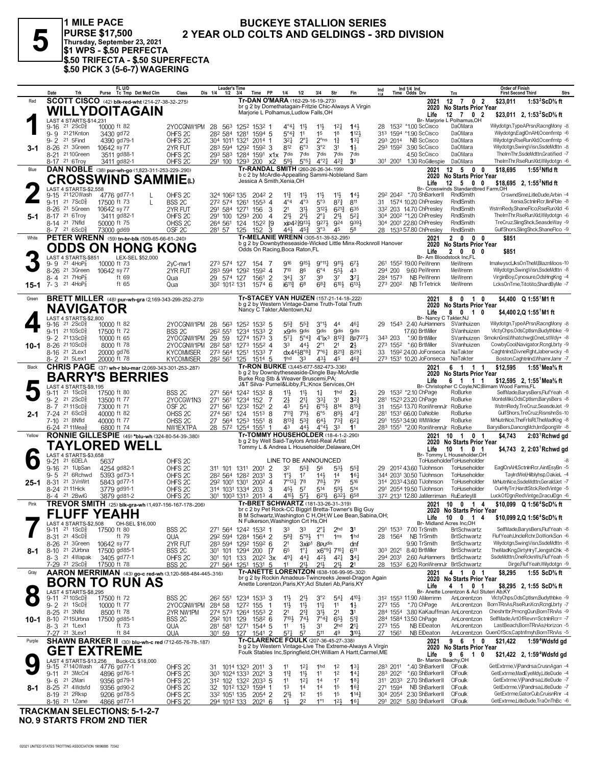# 5

**1 MILE PACE**
**PURSE $17,500**
**Thursday, September 23, 2021**
**$1 WPS - $.50 PERFECTA**
**$.50 TRIFECTA - $.50 SUPERFECTA**
**$.50 PICK 3 (5-6-7) WAGERING**

## BUCKEYE STALLION SERIES
## 2 YEAR OLD COLTS AND GELDINGS - 3RD DIVISION

---

### 1 — Red — 3-1
**SCOTT CISCO** (42) blk-red-wht (214-27-38-32-.275)

**WILLYDOTGAIN**
Tr-DAN O'MARA (162-29-16-19-.273)
br g 2 by Domethatagain-Fritzie Chic-Always A Virgin
Marjorie L Polhamus,Ludlow Falls,OH
Br- Marjorie L Polhamus,OH

2021: 12 7 0 2 $23,011 1:53²ScD⅝ ft
2020: No Starts Prior Year
Life: 12 7 0 2 $23,011 2, 1:53²ScD⅝ ft

LAST 4 STARTS-$14,231

| Date | Trk | Purse | Cond | Class | 1/4 | 1/2 | 3/4 | Time | PP | 1/4 | 1/2 | 3/4 | Str | Fin | Ind 1/4 | Ind Time | Odds Drv | Trn | Order of Finish |
|---|---|---|---|---|---|---|---|---|---|---|---|---|---|---|---|---|---|---|---|
| 9-16 | 21 2ScD⅝ | 10000 | ft 82 | 2YOCGNW1PM | 28 | 56³ | 125² | 153² | 1 | 4°4¼ | 1½ | 1½ | 1²¼ | 1⁴½ | 28 | 153² *1.00 ScCisco | DaOMara | Wilydotgn,TypeAPrsn,RacngMony -8 |
| 9-9 | 21 21Knton | 3430 | gd72 | OHFS 2C | 28² | 58⁴ | 128¹ | 159⁴ | 5 | 5°4¾ | 1¹ | 1⁵ | 1⁸ | 1¹²½ | 31³ | 159⁴ *1.90 ScCisco | DaOMara | Wilydotgn,EaglOnAHl,Ocenfrntp -6 |
| 9-2 | 21 5Find | 4390 | gd79-1 | OHFS 2C | 30⁴ | 101¹ | 132¹ | 201⁴ | 1 | 3²½ | 2°½ | 2°ns | 1¾ | 1³¼ | 29³ | 201⁴ NB ScCisco | DaOMara | Wilydotgn,RseRunXld,Ocenfrntp -6 |
| 8-26 | 21 3Green | 10642 | sy77 | 2YR FUT | 28³ | 59⁴ | 129² | 159² | 3 | 8¹² | 6°3 | 3°2 | 3¹ | 1½ | 29³ | 159² 3.90 ScCisco | DaOMara | Wilydotgn,SwingVisn,SsdeMdttn -8 |
| 8-21 | 21 10Green | 3511 | gd88-1 | OHFS 2C | 29³ | 58³ | 128⁴ | 159¹ | x1x | 7dis | 7dis | 7dis | 7dis | 7dis | | 4.50 ScCisco | DaOMara | ThelrnThr,SsdeMdttn,Gratified -7 |
| 8-17 | 21 6Troy | 3411 | gd82-1 | OHFS 2C | 29¹ | 100 | 129³ | 200 | x2 | 5⁹½ | 5°⁵¼ | 4°2¼ | 4²¾ | 3¹ | 30¹ | 200¹ 1.30 RoGillespie | DaOMara | ThelrnThr,RseRunXld,Wilydotgn -6 |

---

### 2 — Blue — 5-1
**DAN NOBLE** (38) pur-wh-go (1,823-311-253-229-.290)

**CROSSWIND SAMMIE(L)**
Tr-RANDAL SMITH (260-26-26-34-.199)
b c 2 by McArdle-Appealling Sammi-Nobleland Sam
Jessica A Smith,Xenia,OH
Br- Crosswinds Standardbred Farm,OH

2021: 12 5 0 0 $18,695 1:55²Nfld ft
2020: No Starts Prior Year
Life: 12 5 0 0 $18,695 2, 1:55²Nfld ft

LAST 4 STARTS-$2,558

| Date | Trk | Purse | Cond | Class | 1/4 | 1/2 | 3/4 | Time | PP | 1/4 | 1/2 | 3/4 | Str | Fin | Ind 1/4 | Ind Time | Odds Drv | Trn | Order of Finish |
|---|---|---|---|---|---|---|---|---|---|---|---|---|---|---|---|---|---|---|---|
| 9-15 | 21 120Wash | 4776 | gd77-1 L | OHFS 2C | 32⁴ | 106² | 135 | 204² | 2 | 1¹¾ | 1¹½ | 1¹½ | 1¹½ | 1⁴½ | 29² | 204² *.70 ShBarkerII | RndlSmith | CrswndSme,LitleDude,Arbin -4 |
| 9-11 | 21 7ScD⅝ | 17500 | ft 73 L | BSS 2C | 27² | 57⁴ | 126¹ | 155³ | 4 | 4°4 | 4°4 | 5°3 | 8⁷¾ | 8¹¹ | 31 | 157⁴ 10.20 ChPresley | RndlSmith | Xenia,SctnlnRcr,IliniFble -8 |
| 8-26 | 21 5Green | 10642 | sy77 | 2YR FUT | 29¹ | 58⁴ | 127¹ | 156 | 3 | 2¹ | 3¹½ | 3¹²½ | 6²¹¾ | 6³⁵ | 33² | 203 14.70 ChPresley | RndlSmith | WstrnRedy,ShaneFlco,RseRunXld -6 |
| 8-17 | 21 6Troy | 3411 | gd82-1 | OHFS 2C | 29¹ | 100 | 129³ | 200 | 3 | 2¹½ | 2¹½ | 2°¼ | 2¹½ | 5²¼ | 30⁴ | 200² *1.20 ChPresley | RndlSmith | ThelrnThr,RseRunXld,Wilydotgn -6 |
| 8-14 | 21 7Nfld | 50000 | ft 75 | OHSS 2C | 26⁴ | 56¹ | 124 | 152² | [9 | xip4²¾ | 9¹³½ | 9²⁷½ | 9²⁴ | 9³⁹½ | 30⁴ | 200¹ 22.80 ChPresley | RndlSmith | TreCruz,SlingShck,SeasdeWay -9 |
| 8-7 | 21 6ScD⅝ | 73000 | gd69 | OSF 2C | 28¹ | 57 | 125 | 152 | 3 | 4⁴¾ | 4⁵¾ | 3°3 | 4⁵ | 5⁸ | 28 | 153³ 57.80 ChPresley | RndlSmith | GulfShors,SlingShck,ShaneFlco -9 |

---

### 3 — White — 15-1
**PETER WRENN** (59) tn-br-blk (509-65-66-61-.240)

**ODDS ON HONG KONG**
Tr-MELANIE WRENN (305-51-39-52-.295)
b g 2 by Downbytheseaside-Wicked Little Minx-Rocknroll Hanover
Odds On Racing,Boca Raton,FL
Br- Am Bloodstock Inc,FL

2021: 2 0 0 0 $851
2020: No Starts Prior Year
Life: 2 0 0 0 $851

LAST 4 STARTS-$851 LEX-SEL $52,000

| Date | Trk | Purse | Cond | Class | 1/4 | 1/2 | 3/4 | Time | PP | 1/4 | 1/2 | 3/4 | Str | Fin | Ind 1/4 | Ind Time | Odds Drv | Trn | Order of Finish |
|---|---|---|---|---|---|---|---|---|---|---|---|---|---|---|---|---|---|---|---|
| 9-9 | 21 4HoP⅞ | 10000 | ft 73 | 2yC-nw1 | 27³ | 57⁴ | 127 | 154 | 7 | 9¹⁶ | 9¹⁵½ | 9°¹¹¼ | 9¹¹¼ | 6⁷½ | 26¹ | 155² 19.00 PeWrenn | MeWrenn | Imalwyscl,JksOnTheM,BlaznMoos-10 |
| 8-26 | 21 3Green | 10642 | sy77 | 2YR FUT | 28³ | 59⁴ | 129² | 159² | 4 | 7¹⁰ | 8⁶ | 6°4 | 5⁵½ | 4³ | 29⁴ | 200 9.60 PeWrenn | MeWrenn | Wilydotgn,SwingVisn,SsdeMdttn -8 |
| 8-4 | 21 7HoP⅞ | | ft 69 | Qua | 29 | 57⁴ | 127 | 156¹ | 2 | 3⁴¾ | 3⁷ | 3⁹ | 3⁷ | 3⁷¾ | 28⁴ | 157³ NB PeWrenn | MeWrenn | VirginBoy,Cynosure,OdsHngKng -4 |
| 7-3 | 21 4HoP⅞ | | ft 65 | Qua | 30² | 101² | 131 | 157⁴ | 6 | i6¹¹¾ | 6⁸ | 6⁸¾ | 6¹⁰½ | 6¹³½ | 27³ | 200² NB TrTetrick | MeWrenn | LcksOnTme,Titotito,ShardByMe -7 |

---

### 4 — Green — 10-1
**BRETT MILLER** (48) pur-wh-gra (2,169-343-299-252-.273)

**NAVIGATOR**
Tr-STACEY VAN HUIZEN (157-21-14-18-.222)
b g 2 by Western Vintage-Dame Truth-Total Truth
Nancy C Takter,Allentown,NJ
Br- Nancy C Takter,NJ

2021: 8 0 1 0 $4,400 Q 1:55¹M1 ft
2020: No Starts Prior Year
Life: 8 0 1 0 $4,400 2,Q 1:55¹M1 ft

LAST 4 STARTS-$2,800

| Date | Trk | Purse | Cond | Class | 1/4 | 1/2 | 3/4 | Time | PP | 1/4 | 1/2 | 3/4 | Str | Fin | Ind 1/4 | Ind Time | Odds Drv | Trn | Order of Finish |
|---|---|---|---|---|---|---|---|---|---|---|---|---|---|---|---|---|---|---|---|
| 9-16 | 21 2ScD⅝ | 10000 | ft 82 | 2YOCGNW1PM | 28 | 56³ | 125² | 153² | 5 | 5⁵¾ | 5⁵¾ | 3°¹½ | 4⁴ | 4⁶½ | 29 | 154³ 2.40 AuHanners | SVanhuizen | Wilydotgn,TypeAPrsn,RacngMony -8 |
| 9-11 | 21 10ScD⅝ | 17500 | ft 72 | BSS 2C | 26² | 55¹ | 123⁴ | 153³ | 2 | x9dis | 9dis | 9dis | 9dis | 9dis | | 17.60 BrtMiller | SVanhuizen | VlctyChps,OdsCptlsm,Budythbke -9 |
| 9-2 | 21 13ScD⅝ | 10000 | ft 65 | 2YOCGNW1PM | 29 | 59 | 127⁴ | 157³ | 3 | 5⁷¼ | 5°4¾ | 4°ix³ | 8¹²¾ | 8p7²⁷½ | 34³ | 203 *.90 BrtMiller | SVanhuizen | SmoknGnsl,Whatchwgl,OneLstWdy+ -8 |
| 8-26 | 21 10ScD⅝ | 8000 | ft 78 | 2YOCGNW1PM | 28² | 58¹ | 127³ | 155² | 4 | 3³ | 4⁴½ | 2°¹ | 2¹ | 2½ | 27³ | 155² *.60 BrtMiller | SVanhuizen | CowbyCool,Navigator,RcngLbrty -9 |
| 8-16 | 21 2Lex1 | 20000 | gd76 | KYCOMMSER | 27³ | 56⁴ | 125¹ | 153³ | 7 | dx4⁴½8°⁸¾ | | 7°6¼ | 8²¹¾ | 8²⁹¼ | 33 | 159² 24.00 JoFonseca | NaTakter | Caghtnlnd,DivneRght,Jaberwcky -8 |
| 8-2 | 21 5Lex1 | 20000 | ft 78 | KYCOMMSER | 28² | 56¹ | 125 | 151⁴ | 5 | 1hd | 3³ | 4³½ | 4⁵ | 4⁶¾ | 27³ | 153¹ 10.20 JoFonseca | NaTakter | Boston,Caghtnlnd,WhamrJamr -7 |

---

### 5 — Black — 2-1
**CHRIS PAGE** (37) wh-r blu-mar (2,069-343-301-253-.287)

**BARRY'S BERRIES**
Tr-RON BURKE (3,445-677-582-473-.336)
b g 2 by Downbytheseaside-Dingle Bay-McArdle
Burke Rcg Stb & Weaver Bruscemi,PA;
J&T Silva- Purnel&Libby,FL;Knox Services,OH
Br- Christopher C Coyle,NC;Birnam Wood Farms,FL

2021: 6 1 1 1 $12,595 1:55¹Mea⅝ ft
2020: No Starts Prior Year
Life: 6 1 1 1 $12,595 2, 1:55¹Mea⅝ ft

LAST 4 STARTS-$9,195

| Date | Trk | Purse | Cond | Class | 1/4 | 1/2 | 3/4 | Time | PP | 1/4 | 1/2 | 3/4 | Str | Fin | Ind 1/4 | Ind Time | Odds Drv | Trn | Order of Finish |
|---|---|---|---|---|---|---|---|---|---|---|---|---|---|---|---|---|---|---|---|
| 9-11 | 21 1ScD⅝ | 17500 | ft 80 | BSS 2C | 27¹ | 56⁴ | 124² | 153² | 8 | 1¹½ | 1¹½ | 1½ | 1hd | 2½ | 29 | 153² *2.10 ChPage | RoBurke | SelfMade,BarysBers,FlufYeah -8 |
| 9-2 | 21 2ScD⅝ | 13500 | ft 77 | 2YOCGW1N3 | 27¹ | 56¹ | 123⁴ | 152 | 7 | 2½ | 2¹½ | 3³¼ | 3¹ | 3²¾ | 28¹ | 152³ 23.20 ChPage | RoBurke | MonteMiki,OdsCptlsm,BarysBers -8 |
| 8-7 | 21 11ScD⅝ | 73000 | ft 71 | OSF 2C | 27¹ | 56¹ | 123² | 152¹ | 2 | 4³ | 5⁴¾ | 6°⁵½ | 8¹⁴ | 8¹⁵¾ | 31 | 155² 13.70 RonWrennJr | RoBurke | WstrnRedy,TreCruz,SeasdeJet -9 |
| 7-24 | 21 6ScD⅝ | 40000 | ft 82 | OHSS 2C | 27⁴ | 56¹ | 124 | 151³ | 8 | 7¹¹¾ | 7⁹½ | 6°5 | 8⁹½ | 4⁷¾ | 28¹ | 153¹ 66.00 DaNoble | RoBurke | GulfShors,TreCruz,RisnshnSs-10 |
| 7-10 | 21 8Nfld | 40000 | ft 77 | OHSS 2C | 27 | 56⁴ | 125³ | 155¹ | 8 | 8¹³¾ | 5³¾ | 6⁴¾ | 7³¾ | 6²¼ | 29¹ | 155³ 34.90 WMWilder | RoBurke | MrNutnNce,TheFrlsRl,TheMadKng -8 |
| 6-24 | 21 11Mea⅝ | 6800 | ft 74 | NW1EXTPA | 28 | 57² | 125⁴ | 155¹ | 1 | 4³ | 4⁴½ | 4°4¼ | 3³ | 1¹ | 28³ | 155¹ *2.00 RonWrennJr | RoBurke | BarysBers,DancngMch,ImSpongWr -8 |

---

### 6 — Yellow — 25-1
**RONNIE GILLESPIE** (49) *blu-wh (324-80-54-39-.380)

**TAYLORED WELL**
Tr-TOMMY HOUSEHOLDER (18-4-1-2-.290)
b g 2 by Well Said-Taylors Artist-Real Artist
Tommy L & Andrea L Householder,Delaware,OH
Br- Tommy L Householder,OH

2021: 10 1 0 1 $4,743 2:03¹Rchwd gd
2020: No Starts Prior Year
Life: 10 1 0 1 $4,743 2, 2:03¹Rchwd gd

LAST 4 STARTS-$3,658

| Date | Trk | Purse | Cond | Class | 1/4 | 1/2 | 3/4 | Time | PP | 1/4 | 1/2 | 3/4 | Str | Fin | Ind 1/4 | Ind Time | Odds Drv | Trn | Order of Finish |
|---|---|---|---|---|---|---|---|---|---|---|---|---|---|---|---|---|---|---|---|
| 9-21 | 21 6DELA | 5637 | | OHFS 2C | | | | | | LINE TO BE ANNOUNCED | | | | | | | | ToHouseholderToHouseholder | -8 |
| 9-16 | 21 1UpSan | 4254 | gd82-1 | OHFS 2C | 31¹ | 101 | 131¹ | 200¹ | 2 | 3² | 5⁵¾ | 5⁶ | 5³½ | 5⁵¾ | 29 | 201² 43.60 TiJohnson | ToHouseholder | EaglOnAHl,SctnlnRcr,AintEsyBn -5 |
| 9-5 | 21 6Rchwd | 5393 | gd73-1 | OHFS 2C | 28² | 56⁴ | 128² | 203¹ | 3 | 1°½ | 1⁷ | 1⁴½ | 1⁴ | 1⁶¼ | 34⁴ | 203¹ 30.50 TiJohnson | ToHouseholder | TaylrdWel,Hilblyhsp,OakieL -4 |
| 8-31 | 21 3VnWrt | 5843 | gd77-1 | OHFS 2C | 29² | 100¹ | 130¹ | 200² | 4 | 7°¹³¼ | 7⁸ | 7⁸½ | 7⁹ | 5¹⁶ | 31⁴ | 203³ 43.60 TiJohnson | ToHouseholder | MrNutnNce,SsdeMdttn,GeraldJet -7 |
| 8-24 | 21 11Hick | 3779 | gd91-1 | OHFS 2C | 31⁴ | 103¹ | 133⁴ | 203 | 1 | 4⁵½ | 5⁷ | 5¹⁴ | 5⁹½ | 5¹⁴ | 29¹ | 205⁴ 19.50 TiJohnson | ToHouseholder | OurHllyTrr,HardtStck,RedVintge -5 |
| 8-4 | 21 2BwlG | 3879 | gd81-2 | OHFS 2C | 30¹ | 100³ | 131³ | 201³ | 4 | 4¹⁰½ | 5⁷½ | 6²¹½ | 6³²½ | 6⁵⁸ | 37² | 213¹ 12.80 JaMerriman | RuEarleyIII | LuckOfDgn,RedVintge,DraculDgn -6 |

---

### 7 — Pink — 8-1
**TREVOR SMITH** (25) blk-gra-wh (1,497-156-167-178-.206)

**FLUFF YEAHH**
Tr-BRET SCHWARTZ (181-33-26-31-.319)
br c 2 by Pet Rock-CC Biggirl Bretta-Towner's Big Guy
B M Schwartz,Washington C H,OH;W Lee Bean,Sabina,OH;
N Fulkerson,Washington Crt Hs,OH
Br- Midland Acres Inc,OH

2021: 10 0 1 4 $10,099 Q 1:56⁴ScD⅝ ft
2020: No Starts Prior Year
Life: 10 0 1 4 $10,099 2,Q 1:56⁴ScD⅝ ft

LAST 4 STARTS-$2,508 OH-SEL $16,000

| Date | Trk | Purse | Cond | Class | 1/4 | 1/2 | 3/4 | Time | PP | 1/4 | 1/2 | 3/4 | Str | Fin | Ind 1/4 | Ind Time | Odds Drv | Trn | Order of Finish |
|---|---|---|---|---|---|---|---|---|---|---|---|---|---|---|---|---|---|---|---|
| 9-11 | 21 1ScD⅝ | 17500 | ft 80 | BSS 2C | 27¹ | 56⁴ | 124² | 153² | 1 | 3³ | 3³ | 2°¾ | 2hd | 3¹ | 29¹ | 153³ 7.00 TrSmith | BrtSchwartz | SelfMade,BarysBers,FlufYeah -8 |
| 8-31 | 21 4ScD⅝ | | ft 79 | QUA | 29² | 59⁴ | 128⁴ | 156⁴ | 2 | 5⁸¾ | 5°⁹½ | 1°¹ | 1ns | 1hd | 28 | 156⁴ NB TrSmith | BrtSchwartz | FlufYeah,UncleRchr,DoWorkSon -6 |
| 8-26 | 21 3Green | 10642 | sy77 | 2YR FUT | 28³ | 59⁴ | 129² | 159² | 6 | 2¹ | 3xip¹ | 8pudis | | dnf | | 9.90 TrSmith | BrtSchwartz | Wilydotgn,SwingVisn,SsdeMdttn -8 |
| 8-10 | 21 2Urbna | 17500 | gd85-1 | BSS 2C | 30¹ | 101 | 129⁴ | 200 | [7 | 6⁵ | 1°½ | x6°⁹¾ | 7¹⁰½ | 6¹¹ | 30³ | 202¹ 8.40 BrtMiller | BrtSchwartz | TheMadKng,DirtyHryT,JengshChk -8 |
| 8-3 | 21 4Wapak | 3405 | gd77-1 | OHFS 2C | 30¹ | 101 | 133 | 202³ | 3x | 4⁹½ | 4⁴½ | 4²½ | 4²¼ | 3⁴¾ | 29⁴ | 203¹ 2.60 AuHanners | BrtSchwartz | SsdeMdttn,OneRcknWs,FlufYeah -5 |
| 7-29 | 21 2ScD⅝ | 17500 | ft 78 | BSS 2C | 27¹ | 56⁴ | 125¹ | 153¹ | 5 | 1¹ | 2¹½ | 2¹½ | 2¹½ | 2¹ | 28 | 153² 6.20 RonWrennJr | BrtSchwartz | Dirge,FlufYeah,Wilydotgn -9 |

---

### 8 — Gray — 10-1
**AARON MERRIMAN** (43) go-c red-wh (3,120-568-484-445-.316)

**BORN TO RUN AS**
Tr-ANETTE LORENTZON (638-106-99-95-.302)
br g 2 by Rockin Amadeus-Twincreeks Jewel-Dragon Again
Anette Lorentzon,Paris,KY;Acl Stuteri Ab,Paris,KY
Br- Anette Lorentzon & Acl Stuteri Ab,KY

2021: 4 1 0 1 $8,295 1:55 ScD⅝ ft
2020: No Starts Prior Year
Life: 4 1 0 1 $8,295 2, 1:55 ScD⅝ ft

LAST 4 STARTS-$8,295

| Date | Trk | Purse | Cond | Class | 1/4 | 1/2 | 3/4 | Time | PP | 1/4 | 1/2 | 3/4 | Str | Fin | Ind 1/4 | Ind Time | Odds Drv | Trn | Order of Finish |
|---|---|---|---|---|---|---|---|---|---|---|---|---|---|---|---|---|---|---|---|
| 9-11 | 21 10ScD⅝ | 17500 | ft 72 | BSS 2C | 26² | 55¹ | 123⁴ | 153³ | 3 | 1¹½ | 2¹½ | 3°2 | 5⁴¼ | 4¹⁰½ | 31² | 155³ 11.90 AMerriman | AnLorentzon | VlctyChps,OdsCptlsm,Budythbke -9 |
| 9-2 | 21 1ScD⅝ | 10000 | ft 77 | 2YOCGNW1PM | 28⁴ | 58 | 127² | 155 | 1 | 1¹½ | 1¹½ | 1¹¾ | 1¹ | 1½ | 27³ | 155 *.70 ChPage | AnLorentzon | BornTRnAs,RseRunXcn,RcngLbrty -7 |
| 8-25 | 21 3Nfld | 8500 | ft 78 | 2YR NW1PM | 27⁴ | 57³ | 126⁴ | 155³ | 2 | 2¹ | 2¹¾ | 3¹½ | 2¹ | 3¹ | 28⁴ | 155⁴ 3.80 KaKauffman | AnLorentzon | Cheshrtbr,PrncngQun,BornTRnAs -9 |
| 8-10 | 21 15Urbna | 17500 | gd85-1 | BSS 2C | 29² | 101 | 129 | 158² | 6 | 7¹⁰½ | 7⁴½ | 7°4¾ | 6⁵½ | 5¹¾ | 28⁴ | 158⁴ 13.50 ChPage | AnLorentzon | SelfMade,ArtOfRevn=SctnlnRcr= -7 |
| 8-3 | 21 1Lex1 | | ft 73 | QUA | 28¹ | 58¹ | 127¹ | 154⁴ | 5 | 1¹ | 1½ | 3¹ | 2hd | 2¹¼ | 27³ | 155 NB ElDeaton | AnLorentzon | LastBeach,BornTRnAs,Horizon -5 |
| 7-27 | 21 3Lex1 | | ft 84 | QUA | 30¹ | 59 | 127 | 154¹ | 2 | 5⁷¼ | 5⁷ | 5¹¹ | 4⁹ | 3¹⁰½ | 27 | 156¹ NB ElDeaton | AnLorentzon | QuenOfScs,Captnfmyh,BornTRnAs -5 |

---

### 9 — Purple — 8-1
**SHAWN BARKER II** (30) blu-wh-c red (712-65-76-78-.187)

**GET EXTREME**
Tr-CLARENCE FOULK (207-36-45-27-.338)
b g 2 by Western Vintage-Live The Extreme-Always A Virgin
Foulk Stables Inc,Springfield,OH;William A Hartt,Carmel,ME
Br- Marion Beachy,OH

2021: 9 6 1 0 $21,422 1:59⁴Wdsfd gd
2020: No Starts Prior Year
Life: 9 6 1 0 $21,422 2, 1:59⁴Wdsfd gd

LAST 4 STARTS-$13,256 Buck-CL $18,000

| Date | Trk | Purse | Cond | Class | 1/4 | 1/2 | 3/4 | Time | PP | 1/4 | 1/2 | 3/4 | Str | Fin | Ind 1/4 | Ind Time | Odds Drv | Trn | Order of Finish |
|---|---|---|---|---|---|---|---|---|---|---|---|---|---|---|---|---|---|---|---|
| 9-15 | 21 140Wash | 4776 | gd77-1 | OHFS 2C | 31 | 101⁴ | 132³ | 201¹ | 3 | 1¹ | 1²½ | 1hd | 1² | 1³¼ | 28³ | 201¹ *.40 ShBarkerII | ClFoulk | GetExtrme,VjPandrsa,CrusnAgan -4 |
| 9-11 | 21 3McCnl | 4896 | gd76-1 | OHFS 2C | 30³ | 102⁴ | 133³ | 201¹ | 2 | 1¹¾ | 1¹½ | 1¹ | 1² | 1⁴¼ | 28³ | 201¹ *.60 ShBarkerII | ClFoulk | GetExtrme,MadEyeMdy,LitleDude -4 |
| 9-6 | 21 2Mari | 9356 | gd79-1 | OHFS 2C | 31² | 102 | 132² | 203³ | 5 | 1¹ | 1²½ | 1⁴ | 1⁷ | 1⁸¼ | 31¹ | 203³ 2.70 ShBarkerII | ClFoulk | GetExtrme,VjPandrsa,LitleDude -7 |
| 8-25 | 21 4Wdsfd | 9356 | gd90-2 | OHFS 2C | 32 | 101² | 132³ | 159⁴ | 1 | 1³ | 1⁴ | 1⁴ | 1⁵ | 1⁶¾ | 27¹ | 159⁴ NB ShBarkerII | ClFoulk | GetExtrme,VjPandrsa,LitleDude -7 |
| 8-19 | 21 2Rksp | 9206 | gd78-5 | OHFS 2C | 33² | 105¹ | 135 | 205⁴ | 2 | 2¹½ | 1² | 1⁵ | 1⁵ | 1¹⁴¾ | 30⁴ | 205⁴ 2.30 ShBarkerII | ClFoulk | GetExtrme,GatorCub,CruisnRnr -4 |
| 8-16 | 21 1Zane | 4866 | gd77-1 | OHFS 2C | 29⁴ | 101² | 133 | 202¹ | 6 | 1½ | 2² | 1°¹ | 1²½ | 1⁶¼ | 29¹ | 202¹ 5.80 ShBarkerII | ClFoulk | GetExtrme,LitleDude,TraOnThBc -6 |

---

**TRACKMAN SELECTIONS: 5-1-2-7**
**NO. 9 STARTS FROM 2ND TIER**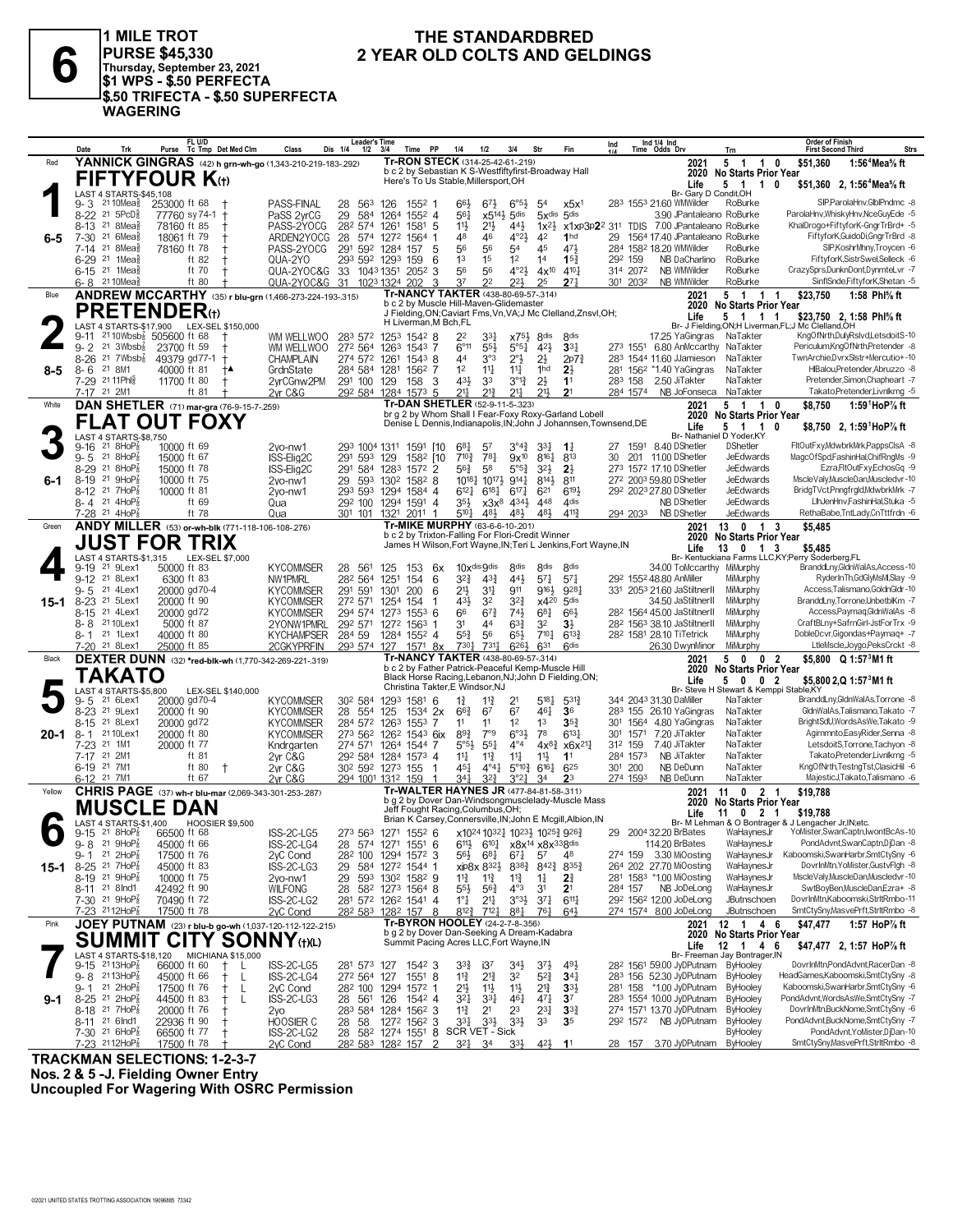# 6

**1 MILE TROT**
**PURSE $45,330**
**Thursday, September 23, 2021**
**$1 WPS - $.50 PERFECTA**
**$.50 TRIFECTA - $.50 SUPERFECTA WAGERING**

## THE STANDARDBRED 2 YEAR OLD COLTS AND GELDINGS

---

### 1 — Red — 6-5
**YANNICK GINGRAS** (42) h grn-wh-go (1,343-210-219-183-.292)
**FIFTYFOUR K**(t)
Tr-RON STECK (314-25-42-61-.219)
b c 2 by Sebastian K S-Westfiftyfirst-Broadway Hall
Here's To Us Stable,Millersport,OH
LAST 4 STARTS-$45,108
2021: 5 1 1 0 $51,360 1:56⁴Mea⅝ ft
2020: No Starts Prior Year
Life: 5 1 1 0 $51,360 2, 1:56⁴Mea⅝ ft
Br- Gary D Condit,OH

| Date | Trk | Purse | Cond | Class | 1/4 | 1/2 | 3/4 | Time | PP | 1/4 | 1/2 | 3/4 | Str | Fin | Ind | Odds Drv | Trn | Order of Finish |
|---|---|---|---|---|---|---|---|---|---|---|---|---|---|---|---|---|---|---|
| 9-3 21 | 10Mea⅝ | 253000 | ft 68 † | PASS-FINAL | 28 | 56³ | 126 | 155² | 1 | 6⁶½ | 6⁷½ | 6°⁵½ | 5⁴ | x5x¹ | 28³ 155³ | 21.60 WMWilder | RoBurke | SlP,ParolaHnv,GblPndmc -8 |
| 8-22 21 | 5PcD⅝ | 77760 | sy 74-1 † | PaSS 2yrCG | 29 | 58⁴ | 126⁴ | 155² | 4 | 5⁶½ | x5¹⁴½ | 5dis | 5xdis | 5dis | | 3.90 JPantaleano | RoBurke | ParolaHnv,WhiskyHnv,NceGuyEde -5 |
| 8-13 21 | 8Mea⅝ | 78160 | ft 85 † | PASS-2YOCG | 28² | 57⁴ | 126¹ | 158¹ | 5 | 1¹½ | 2¹½ | 4⁴½ | 1x²½ | x1xp3p2² | 31¹ TDIS | 7.00 JPantaleano | RoBurke | KhalDrogo+FiftyforK-GngrTrBrd+ -5 |
| 7-30 21 | 6Mea⅝ | 18061 | ft 79 † | ARDEN2YOCG | 28 | 57⁴ | 127² | 156⁴ | 1 | 4⁸ | 4⁶ | 4°²½ | 4² | 1hd | 29 156⁴ | 17.40 JPantaleano | RoBurke | FiftyforK,GuidoDi,GngrTrBrd -8 |
| 7-14 21 | 8Mea⅝ | 78160 | ft 78 † | PASS-2YOCG | 29¹ | 59² | 128⁴ | 157 | 5 | 5⁶ | 5⁶ | 5⁴ | 4⁵ | 4⁷½ | 28⁴ 158² | 18.20 WMWilder | RoBurke | SlP,KoshrMhny,Troycen -6 |
| 6-29 21 | 1Mea⅝ | | ft 82 † | QUA-2YO | 29³ | 59² | 129³ | 159 | 6 | 1³ | 1⁵ | 1² | 1⁴ | 1⁵¾ | 29² 159 | NB DaCharlino | RoBurke | FiftyforK,SistrSwel,Selleck -6 |
| 6-15 21 | 1Mea⅝ | | ft 70 † | QUA-2YOC&G | 33 | 104³ | 135¹ | 205² | 3 | 5⁶ | 5⁶ | 4°²½ | 4x¹⁰ | 4¹⁰¼ | 31⁴ 207² | NB WMWilder | RoBurke | CrazySprs,DunknDont,DynmteLvr -7 |
| 6-8 21 | 10Mea⅝ | | ft 80 † | QUA-2YOC&G | 31 | 102³ | 132⁴ | 202 | 3 | 3⁷ | 2² | 2²½ | 2⁵ | 2⁷¼ | 30¹ 203² | NB WMWilder | RoBurke | SinflSnde,FiftyforK,Shetan -5 |

### 2 — Blue — 8-5
**ANDREW McCARTHY** (35) r blu-grn (1,466-273-224-193-.315)
**PRETENDER**(t)
Tr-NANCY TAKTER (438-80-69-57-.314)
b c 2 by Muscle Hill-Maven-Glidemaster
J Fielding,ON;Caviart Fms,Vn,VA;J Mc Clelland,Znsvl,OH; H Liverman,M Bch,FL
LAST 4 STARTS-$17,900 LEX-SEL $150,000
2021: 5 1 1 1 $23,750 1:58 Phl⅝ ft
2020: No Starts Prior Year
Life: 5 1 1 1 $23,750 2, 1:58 Phl⅝ ft
Br- J Fielding,ON;H Liverman,FL;J Mc Clelland,OH

| Date | Trk | Purse | Cond | Class | 1/4 | 1/2 | 3/4 | Time | PP | 1/4 | 1/2 | 3/4 | Str | Fin | Ind | Odds Drv | Trn | Order of Finish |
|---|---|---|---|---|---|---|---|---|---|---|---|---|---|---|---|---|---|---|
| 9-11 21 | 10Wbsb⅞ | 505600 | ft 68 | WM WELLWOO | 28³ | 57² | 125³ | 154² | 8 | 2² | 3³½ | x7⁵½ | 8dis | 8dis | | 17.25 YaGingras | NaTakter | KngOfNrth,DulyRslvd,LetsdoitS-10 |
| 9-2 21 | 3Wbsb⅞ | 23700 | ft 59 | WM WELLWOO | 27² | 56⁴ | 126³ | 154³ | 7 | 6°¹¹ | 5⁵½ | 5°⁵¼ | 4²½ | 3³¼ | 27³ 155¹ | 6.80 AnMccarthy | NaTakter | Periculum,KngOfNrth,Pretender -8 |
| 8-26 21 | 7Wbsb⅞ | 49379 | gd 77-1 † | CHAMPLAIN | 27⁴ | 57² | 126¹ | 154³ | 8 | 4⁴ | 3°³ | 2°½ | 2½ | 2p7¾ | 28³ 154⁴ | 11.60 JJamieson | NaTakter | TwnArchie,DvrxSlstr+Mercutio+-10 |
| 8-6 21 | 8M1 | 40000 | ft 81 †▲ | GrdnState | 28⁴ | 58⁴ | 128¹ | 156² | 7 | 1² | 1¹½ | 1¹¾ | 1hd | 2½ | 28¹ 156² | *1.40 YaGingras | NaTakter | HlBalou,Pretender,Abruzzo -8 |
| 7-29 21 | 11Phl⅝ | 11700 | ft 80 | 2yrCGnw2PM | 29¹ | 100 | 129 | 158 | 3 | 4³½ | 3³ | 3°¹¾ | 2½ | 1¹ | 28³ 158 | 2.50 JiTakter | NaTakter | Pretender,Simon,Chapheart -7 |
| 7-17 21 | 2M1 | | ft 81 | 2yr C&G | 29² | 58⁴ | 128⁴ | 157³ | 5 | 2¹¼ | 2¹¾ | 2¹¾ | 2¹½ | 2¹ | 28⁴ 157⁴ | NB JoFonseca | NaTakter | Takato,Pretender,Livnlkrng -5 |

### 3 — White — 6-1
**DAN SHETLER** (71) mar-gra (76-9-15-7-.259)
**FLAT OUT FOXY**
Tr-DAN SHETLER (52-9-11-5-.323)
br g 2 by Whom Shall I Fear-Foxy Roxy-Garland Lobell
Denise L Dennis,Indianapolis,IN;John J Johannsen,Townsend,DE
LAST 4 STARTS-$8,750
2021: 5 1 1 0 $8,750 1:59¹HoP⅞ ft
2020: No Starts Prior Year
Life: 5 1 1 0 $8,750 2, 1:59¹HoP⅞ ft
Br- Nathaniel D Yoder,KY

| Date | Trk | Purse | Cond | Class | 1/4 | 1/2 | 3/4 | Time | PP | 1/4 | 1/2 | 3/4 | Str | Fin | Ind | Odds Drv | Trn | Order of Finish |
|---|---|---|---|---|---|---|---|---|---|---|---|---|---|---|---|---|---|---|
| 9-16 21 | 8HoP⅞ | 10000 | ft 69 | 2yo-nw1 | 29³ | 100⁴ | 131 | 159¹ | [10 | 6⁸½ | 5⁷ | 3°⁴¾ | 3³¼ | 1¾ | 27 159¹ | 8.40 DShetler | DShetler | FltOutFxy,MdwbrkMrk,PappsClsA -8 |
| 9-5 21 | 8HoP⅞ | 15000 | ft 67 | ISS-Elig2C | 29¹ | 59³ | 129 | 158² | [10 | 7¹⁰¾ | 7⁸½ | 9x¹⁰ | 8¹⁶¾ | 8¹³ | 30 201 | 11.00 DShetler | JeEdwards | MagcOfSpd,FashinHal,ChifRngMs -9 |
| 8-29 21 | 8HoP⅞ | 15000 | ft 78 | ISS-Elig2C | 29¹ | 58⁴ | 128³ | 157² | 2 | 5⁶¾ | 5⁸ | 5°⁵¾ | 3²½ | 2½ | 27³ 157² | 17.10 DShetler | JeEdwards | Ezra,FltOutFxy,EchosGq -9 |
| 8-19 21 | 9HoP⅞ | 10000 | ft 75 | 2yo-nw1 | 29 | 59³ | 130² | 158² | 8 | 10¹⁸½ | 10¹⁷½ | 9¹⁴½ | 8¹⁴½ | 8¹¹ | 27² 200³ | 59.80 DShetler | JeEdwards | MscleValy,MuscleDan,Muscledvr -10 |
| 8-12 21 | 7HoP⅞ | 10000 | ft 81 | 2yo-nw1 | 29³ | 59³ | 129⁴ | 158⁴ | 4 | 6¹²½ | 6¹⁸½ | 6¹⁷½ | 6²¹ | 6¹⁹½ | 29² 202³ | 27.80 DShetler | JeEdwards | BridgTVct,PnngfrgId,MdwbrkMrk -7 |
| 8-4 21 | 4HoP⅞ | | ft 69 | Qua | 29² | 100 | 129⁴ | 159¹ | 4 | 3⁵½ | x3x⁸ | 4³⁴½ | 4⁴⁸ | 4dis | | NB DShetler | JeEdwards | LlhJenHnv,FashinHal,Stuka -5 |
| 7-28 21 | 4HoP⅞ | | ft 78 | Qua | 30¹ | 101 | 132¹ | 201¹ | 1 | 5¹⁰½ | 4⁸½ | 4⁸½ | 4⁸½ | 4¹¹¾ | 29⁴ 203³ | NB DShetler | JeEdwards | RethaBabe,TntLady,CnTttfrdn -6 |

### 4 — Green — 15-1
**ANDY MILLER** (53) or-wh-blk (771-118-106-108-.276)
**JUST FOR TRIX**
Tr-MIKE MURPHY (63-6-6-10-.201)
b c 2 by Trixton-Falling For Flori-Credit Winner
James H Wilson,Fort Wayne,IN;Teri L Jenkins,Fort Wayne,IN
LAST 4 STARTS-$1,315 LEX-SEL $7,000
2021: 13 0 1 3 $5,485
2020: No Starts Prior Year
Life: 13 0 1 3 $5,485
Br- Kentuckiana Farms LLC,KY;Perry Soderberg,FL

| Date | Trk | Purse | Cond | Class | 1/4 | 1/2 | 3/4 | Time | PP | 1/4 | 1/2 | 3/4 | Str | Fin | Ind | Odds Drv | Trn | Order of Finish |
|---|---|---|---|---|---|---|---|---|---|---|---|---|---|---|---|---|---|---|
| 9-19 21 | 9Lex1 | 50000 | ft 83 | KYCOMMSER | 28 | 56¹ | 125 | 153 | 6x | 10xdis | 9dis | 8dis | 8dis | 8dis | | 34.00 ToMccarthy | MiMurphy | BranddLny,GldnWalAs,Access-10 |
| 9-12 21 | 8Lex1 | 6300 | ft 83 | NW1PMRL | 28² | 56⁴ | 125¹ | 154 | 6 | 3²¾ | 4³¾ | 4⁴½ | 5⁷¼ | 5⁷¼ | 29² 155² | 48.80 AnMiller | MiMurphy | RyderInTh,GdGlyMsM,Slay -9 |
| 9-5 21 | 4Lex1 | 20000 | gd 70-4 | KYCOMMSER | 29¹ | 59¹ | 130¹ | 200 | 6 | 2¹½ | 3¹¼ | 9¹¹ | 9¹⁶½ | 9²⁸¾ | 33¹ 205³ | 21.20 JaStiltnerII | MiMurphy | Access,Talismano,GoldnGldr -10 |
| 8-23 21 | 5Lex1 | 20000 | ft 90 | KYCOMMSER | 27² | 57¹ | 125⁴ | 154 | 1 | 4³½ | 3² | 3²¾ | x4x²⁰ | 5dis | | 34.50 JaStiltnerII | MiMurphy | BranddLny,Torrone,UnbetblKm -7 |
| 8-15 21 | 4Lex1 | 20000 | gd 72 | KYCOMMSER | 29⁴ | 57⁴ | 127³ | 155³ | 6 | 6⁶ | 6⁷¾ | 7⁴½ | 6⁸¼ | 6⁶½ | 28² 156⁴ | 45.00 JaStiltnerII | MiMurphy | Access,Paymaq,GldnWalAs -8 |
| 8-8 21 | 10Lex1 | 5000 | ft 87 | 2YONW1PMRL | 29² | 57¹ | 127² | 156³ | 4 | 3¹ | 4⁴ | 6³¾ | 3² | 3½ | 28² 156³ | 38.10 JaStiltnerII | MiMurphy | CraftBLny+SafrnGirl-JstForTrx -9 |
| 8-1 21 | 1Lex1 | 40000 | ft 80 | KYCHAMPSER | 28⁴ | 59 | 128⁴ | 155² | 4 | 5⁵¾ | 5⁶ | 6⁵½ | 7¹⁰¼ | 6¹³¾ | 28² 158¹ | 28.10 TiTetrick | MiMurphy | DobleDcvr,Gigondas+Paymaq+ -7 |
| 7-20 21 | 8Lex1 | 25000 | ft 85 | 2CGKYPRFIN | 29³ | 57⁴ | 127 | 157¹ | 8x | 7³⁰½ | 7³¹¼ | 6²⁶½ | 6³¹ | 6dis | | 26.30 DwynMinor | MiMurphy | LtleMscle,Joygo,PeksCrckt -8 |

### 5 — Black — 20-1
**DEXTER DUNN** (32) *red-blk-wh (1,770-342-269-221-.319)
**TAKATO**
Tr-NANCY TAKTER (438-80-69-57-.314)
b c 2 by Father Patrick-Peaceful Kemp-Muscle Hill
Black Horse Racing,Lebanon,NJ;John D Fielding,ON; Christina Takter,E Windsor,NJ
LAST 4 STARTS-$5,800 LEX-SEL $140,000
2021: 5 0 0 2 $5,800 Q 1:57³M1 ft
2020: No Starts Prior Year
Life: 5 0 0 2 $5,800 2,Q 1:57³M1 ft
Br- Steve H Stewart & Kemppi Stable,KY

| Date | Trk | Purse | Cond | Class | 1/4 | 1/2 | 3/4 | Time | PP | 1/4 | 1/2 | 3/4 | Str | Fin | Ind | Odds Drv | Trn | Order of Finish |
|---|---|---|---|---|---|---|---|---|---|---|---|---|---|---|---|---|---|---|
| 9-5 21 | 6Lex1 | 20000 | gd 70-4 | KYCOMMSER | 30² | 58⁴ | 129³ | 158¹ | 6 | 1¾ | 1¹¾ | 2¹ | 5¹⁸½ | 5³¹¾ | 34⁴ 204³ | 31.30 DaMiller | NaTakter | BranddLny,GldnWalAs,Torrone -8 |
| 8-23 21 | 9Lex1 | 20000 | ft 90 | KYCOMMSER | 28 | 55⁴ | 125 | 153⁴ | 2x | 6⁶¾ | 6⁷ | 6⁷ | 4⁶¾ | 3⁶ | 28³ 155 | 26.10 YaGingras | NaTakter | GldnWalAs,Talismano,Takato -7 |
| 8-15 21 | 8Lex1 | 20000 | gd 72 | KYCOMMSER | 28⁴ | 57² | 126³ | 155³ | 7 | 1¹ | 1¹ | 1² | 1³ | 3⁵¾ | 30¹ 156⁴ | 4.80 YaGingras | NaTakter | BrightSdU,WordsAsWe,Takato -9 |
| 8-1 21 | 10Lex1 | 20000 | ft 80 | KYCOMMSER | 27³ | 56² | 126² | 154³ | 6ix | 8⁹¾ | 7°⁹ | 6°³½ | 7⁸ | 6¹³½ | 30¹ 157¹ | 7.20 JiTakter | NaTakter | Agirmmnto,EasyRider,Senna -8 |
| 7-23 21 | 1M1 | 20000 | ft 77 | Kndrgarten | 27⁴ | 57¹ | 126⁴ | 154⁴ | 7 | 5°⁵½ | 5⁵½ | 4°⁴ | 4x⁸¾ | x6x²¹¼ | 31² 159 | 7.40 JiTakter | NaTakter | LetsdoitS,Torrone,Tachyon -8 |
| 7-17 21 | 2M1 | | ft 81 | 2yr C&G | 29² | 58⁴ | 128⁴ | 157³ | 4 | 1¹½ | 1¹¾ | 1¹¾ | 1¹½ | 1¹ | 28⁴ 157³ | NB JiTakter | NaTakter | Takato,Pretender,Livnlkrng -5 |
| 6-19 21 | 7M1 | | ft 80 † | 2yr C&G | 30² | 59² | 127³ | 155 | 1 | 4⁵½ | 4°⁴½ | 5°¹⁰½ | 6¹⁶½ | 6²⁵ | 30¹ 200 | NB DeDunn | NaTakter | KngOfNrth,TestngTst,ClasicHil -6 |
| 6-12 21 | 7M1 | | ft 67 | 2yr C&G | 29⁴ | 100¹ | 131² | 159 | 1 | 3⁴½ | 3²¾ | 3°²¼ | 3⁴ | 2³ | 27⁴ 159³ | NB DeDunn | NaTakter | MajesticJ,Takato,Talismano -6 |

### 6 — Yellow — 15-1
**CHRIS PAGE** (37) wh-r blu-mar (2,069-343-301-253-.287)
**MUSCLE DAN**
Tr-WALTER HAYNES JR (477-84-81-58-.311)
b g 2 by Dover Dan-Windsongmusclelady-Muscle Mass
Jeff Fought Racing,Columbus,OH;
Brian K Carsey,Connersville,IN;John E Mcgill,Albion,IN
LAST 4 STARTS-$1,400 HOOSIER $9,500
2021: 11 0 2 1 $19,788
2020: No Starts Prior Year
Life: 11 0 2 1 $19,788
Br- M Lehman & O Bontrager & J Lengacher Jr,IN;etc.

| Date | Trk | Purse | Cond | Class | 1/4 | 1/2 | 3/4 | Time | PP | 1/4 | 1/2 | 3/4 | Str | Fin | Ind | Odds Drv | Trn | Order of Finish |
|---|---|---|---|---|---|---|---|---|---|---|---|---|---|---|---|---|---|---|
| 9-15 21 | 8HoP⅞ | 66550 | ft 68 | ISS-2C-LG5 | 27³ | 56³ | 127¹ | 155² | 6 | x10²⁴ | 10³²½ | 10²³½ | 10²⁵¾ | 9²⁶¾ | 29 200⁴ | 32.20 BrBates | WaHaynesJr | YoMister,SwanCaptn,IwontBcAs-10 |
| 9-8 21 | 9HoP⅞ | 45000 | ft 66 | ISS-2C-LG4 | 28 | 57⁴ | 127¹ | 155¹ | 6 | 6¹¹½ | 6¹⁰½ | x8x¹⁴ | x8x³³ | 8dis | | 114.20 BrBates | WaHaynesJr | PondAdvnt,SwanCaptn,DjDan -8 |
| 9-1 21 | 2HoP⅞ | 17500 | ft 76 | 2yC Cond | 28² | 100 | 129⁴ | 157² | 3 | 5⁶½ | 6⁸½ | 6⁷¾ | 5⁷ | 4⁸ | 27⁴ 159 | 3.30 MiOosting | WaHaynesJr | Kaboomski,SwanHarbr,SmtCtySny -6 |
| 8-25 21 | 7HoP⅞ | 45000 | ft 83 | ISS-2C-LG3 | 29 | 58⁴ | 127² | 154⁴ | 1 | xip8x | 8³²½ | 8³⁸¾ | 8⁴²¾ | 8³⁵¾ | 26⁴ 202 | 27.70 MiOosting | WaHaynesJr | DovrlnMtn,YoMister,GustvFlgh -8 |
| 8-19 21 | 9HoP⅞ | 10000 | ft 75 | 2yo-nw1 | 29 | 59³ | 130² | 158² | 9 | 1¹¾ | 1¹¾ | 1¹¾ | 1½ | 2¾ | 28¹ 158³ | *1.00 MiOosting | WaHaynesJr | MscleValy,MuscleDan,Muscledvr -10 |
| 8-11 21 | 8Ind1 | 42492 | ft 90 | WILFONG | 28 | 58² | 127³ | 156⁴ | 8 | 5⁵½ | 5⁶¾ | 4°³ | 3¹ | 2¹ | 28⁴ 157 | NB JoDeLong | WaHaynesJr | SwtBoyBen,MuscleDan,Ezra+ -8 |
| 7-30 21 | 9HoP⅞ | 70490 | ft 72 | ISS-2C-LG2 | 28¹ | 57² | 126² | 154¹ | 4 | 1°¹ | 2¹½ | 3°³½ | 3⁷¼ | 6¹¹¼ | 29² 156² | 12.00 JoDeLong | JButnschoen | DovrlnMtn,Kaboomski,StrltRmbo-11 |
| 7-23 21 | 12HoP⅞ | 17500 | ft 78 | 2yC Cond | 28² | 58³ | 128² | 157 | 8 | 8¹²¾ | 7¹²½ | 8⁸¼ | 7⁶¼ | 6⁴½ | 27⁴ 157⁴ | 8.00 JoDeLong | JButnschoen | SmtCtySny,MasvePrft,StrltRmbo -8 |

### 7 — Pink — 9-1
**JOEY PUTNAM** (23) r blu-b go-wh (1,037-120-112-122-.215)
**SUMMIT CITY SONNY**(t)(L)
Tr-BYRON HOOLEY (24-2-7-8-.356)
b g 2 by Dover Dan-Seeking A Dream-Kadabra
Summit Pacing Acres LLC,Fort Wayne,IN
LAST 4 STARTS-$18,120 MICHIANA $15,000
2021: 12 1 4 6 $47,477 1:57 HoP⅞ ft
2020: No Starts Prior Year
Life: 12 1 4 6 $47,477 2, 1:57 HoP⅞ ft
Br- Freeman Jay Bontrager,IN

| Date | Trk | Purse | Cond | Class | 1/4 | 1/2 | 3/4 | Time | PP | 1/4 | 1/2 | 3/4 | Str | Fin | Ind | Odds Drv | Trn | Order of Finish |
|---|---|---|---|---|---|---|---|---|---|---|---|---|---|---|---|---|---|---|
| 9-15 21 | 13HoP⅞ | 66000 | ft 60 † L | ISS-2C-LG5 | 28¹ | 57³ | 127 | 154² | 3 | 3³¾ | i3⁷ | 3⁴½ | 3⁷½ | 4⁹½ | 28² 156¹ | 59.00 JyDPutnam | ByHooley | DovrlnMtn,PondAdvnt,RacerDan -8 |
| 9-8 21 | 13HoP⅞ | 45000 | ft 66 † L | ISS-2C-LG4 | 27² | 56⁴ | 127 | 155¹ | 8 | 1¹¾ | 2¹¾ | 3² | 5²¾ | 3⁴¼ | 28³ 156 | 52.30 JyDPutnam | ByHooley | HeadGames,Kaboomski,SmtCtySny -8 |
| 9-1 21 | 2HoP⅞ | 17500 | ft 76 † L | 2yC Cond | 28² | 100 | 129⁴ | 157² | 1 | 2¹½ | 1¹½ | 1¹½ | 2¹½ | 3³¼ | 28¹ 158 | *1.00 JyDPutnam | ByHooley | Kaboomski,SwanHarbr,SmtCtySny -6 |
| 8-25 21 | 2HoP⅞ | 44500 | ft 83 † L | ISS-2C-LG3 | 28 | 56¹ | 126 | 154² | 4 | 3²½ | 3³¾ | 4⁶½ | 4⁷¼ | 3⁷ | 28³ 155⁴ | 10.00 JyDPutnam | ByHooley | PondAdvnt,WordsAsWe,SmtCtySny -7 |
| 8-18 21 | 7HoP⅞ | 20000 | ft 76 † | 2yo | 28³ | 58⁴ | 128⁴ | 156² | 3 | 1¹¾ | 2¹ | 2³ | 2³¼ | 3³¾ | 27⁴ 157¹ | 13.70 JyDPutnam | ByHooley | DovrlnMtn,BuckNome,SmtCtySny -6 |
| 8-11 21 | 6Ind1 | 22936 | ft 90 † | HOOSIER C | 28 | 58 | 127² | 156² | 3 | 3³½ | 3³½ | 3³½ | 3³ | 3⁵ | 29² 157² | NB JyDPutnam | ByHooley | PondAdvnt,BuckNome,SmtCtySny -7 |
| 7-30 21 | 6HoP⅞ | 66500 | ft 77 † | ISS-2C-LG2 | 28 | 58² | 127⁴ | 155¹ | 8 | SCR VET - Sick | | | | | | | ByHooley | PondAdvnt,YoMister,DjDan-10 |
| 7-23 21 | 12HoP⅞ | 17500 | ft 78 † | 2yC Cond | 28² | 58³ | 128² | 157 | 2 | 3²½ | 3⁴ | 3³½ | 4²½ | 1¹ | 28 157 | 3.70 JyDPutnam | ByHooley | SmtCtySny,MasvePrft,StrltRmbo -8 |

**TRACKMAN SELECTIONS: 1-2-3-7**
**Nos. 2 & 5 -J. Fielding Owner Entry**
**Uncoupled For Wagering With OSRC Permission**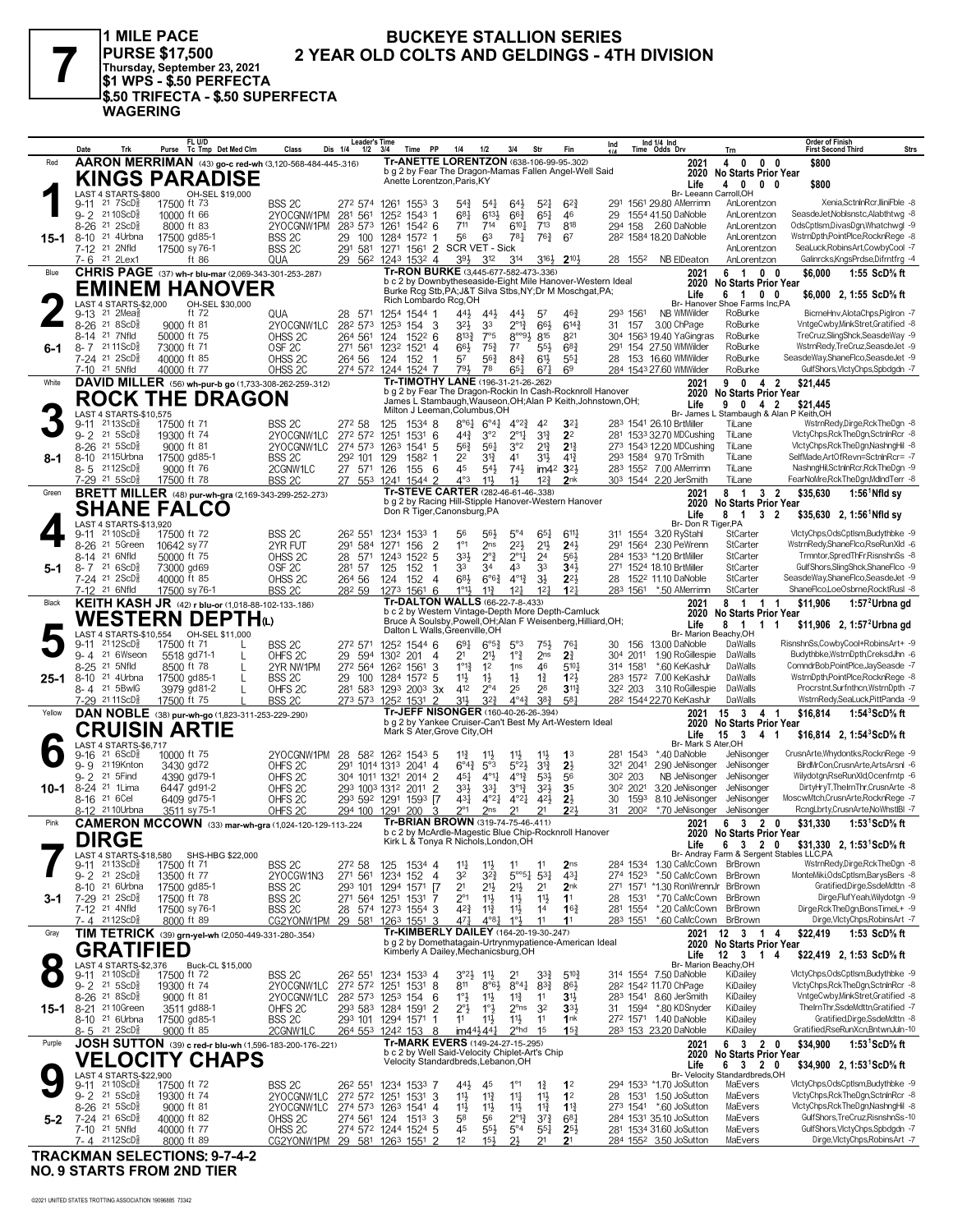# 7

**1 MILE PACE**
**PURSE $17,500**
**Thursday, September 23, 2021**
**$1 WPS - $.50 PERFECTA**
**$.50 TRIFECTA - $.50 SUPERFECTA WAGERING**

## BUCKEYE STALLION SERIES
## 2 YEAR OLD COLTS AND GELDINGS - 4TH DIVISION

---

### 1 — Red — 15-1
**AARON MERRIMAN** (43) go-c red-wh (3,120-568-484-445-.316)
**KINGS PARADISE**
Tr-ANETTE LORENTZON (638-106-99-95-.302)
b g 2 by Fear The Dragon-Mamas Fallen Angel-Well Said
Anette Lorentzon,Paris,KY
LAST 4 STARTS-$800 — OH-SEL $19,000
2021: 4 0 0 0 $800 — 2020 No Starts Prior Year — Life: 4 0 0 0 $800 — Br- Leeann Carroll,OH

| Date | Trk | Purse | Class | 1/4 | 1/2 | 3/4 | Time | PP | 1/4 | 1/2 | 3/4 | Str | Fin | Ind | Odds | Drv | Trn | Order of Finish |
|---|---|---|---|---|---|---|---|---|---|---|---|---|---|---|---|---|---|---|
| 9-11 21 | 7ScD⅝ | 17500 ft 73 | BSS 2C | 27² | 57⁴ | 126¹ | 155³ | 3 | 5⁴¾ | 5⁴¾ | 6⁴½ | 5²½ | 6²¾ | 29¹ 156¹ | 29.80 | AMerrimn | AnLorentzon | Xenia,ScttnInRcr,IliniFble -8 |
| 9-2 21 | 10ScD⅝ | 10000 ft 66 | 2YOCGNW1PM | 28¹ | 56¹ | 125² | 154³ | 1 | 6⁸½ | 6¹³½ | 6⁶¾ | 6⁵¾ | 4⁶ | 29 155⁴ | 41.50 | DaNoble | AnLorentzon | SeasdeJet,NoblsnstcAlabthtwg -8 |
| 8-26 21 | 2ScD⅝ | 8000 ft 83 | 2YOCGNW1PM | 28³ | 57³ | 126¹ | 154² | 6 | 7¹¹ | 7¹⁴ | 6¹⁰½ | 7¹³ | 8¹⁸ | 29⁴ 158 | 2.60 | DaNoble | AnLorentzon | OdsCptlsm,DivasDgn,Whatchwgl -9 |
| 8-10 21 | 4Urbna | 17500 gd85-1 | BSS 2C | 29 | 100 | 128⁴ | 157² | 1 | 5⁶ | 6³ | 7⁸¾ | 7⁶¾ | 6⁷ | 28² 158⁴ | 18.20 | DaNoble | AnLorentzon | WstrnDpth,PointPlce,RocknRege -8 |
| 7-12 21 | 2Nfld | 17500 sy76-1 | BSS 2C | 29¹ | 58¹ | 127¹ | 156¹ | 2 | SCR VET - Sick | | | | | | | | AnLorentzon | SeaLuck,RobinsArt,CowbyCool -7 |
| 7-6 21 | 2Lex1 | ft 86 | QUA | 29 | 56² | 124³ | 153² | 4 | 3⁹½ | 3¹² | 3¹⁴ | 3¹⁶½ | 2¹⁰½ | 28 155² | | NB EIDeaton | AnLorentzon | Galinrcks,KngsPrdse,Difrntfrg -4 |

### 2 — Blue — 6-1
**CHRIS PAGE** (37) wh-r blu-mar (2,069-343-301-253-.287)
**EMINEM HANOVER**
Tr-RON BURKE (3,445-677-582-473-.336)
b c 2 by Downbytheseaside-Eight Mile Hanover-Western Ideal
Burke Rcg Stb,PA;J&T Silva Stbs,NY;Dr M Moschgat,PA; Rich Lombardo Rcg,OH
LAST 4 STARTS-$2,000 — OH-SEL $30,000
2021: 6 1 0 0 $6,000 1:55 ScD⅝ ft — 2020 No Starts Prior Year — Life: 6 1 0 0 $6,000 2, 1:55 ScD⅝ ft — Br- Hanover Shoe Farms Inc,PA

| Date | Trk | Purse | Class | 1/4 | 1/2 | 3/4 | Time | PP | 1/4 | 1/2 | 3/4 | Str | Fin | Ind | Odds | Drv | Trn | Order of Finish |
|---|---|---|---|---|---|---|---|---|---|---|---|---|---|---|---|---|---|---|
| 9-13 21 | 2Mea⅝ | ft 72 | QUA | 28 | 57¹ | 125⁴ | 154⁴ | 1 | 4⁴½ | 4⁴½ | 4⁴½ | 5⁷ | 4⁶¾ | 29³ 156¹ | | NB WMWilder | RoBurke | BicmeHnv,AlotaChps,PigIron -7 |
| 8-26 21 | 8ScD⅝ | 9000 ft 81 | 2YOCGNW1LC | 28² | 57³ | 125³ | 154 | 3 | 3²½ | 3³ | 2°¹¾ | 6⁶¾ | 6¹⁴¾ | 31 157 | 3.00 | ChPage | RoBurke | VntgeCwby,MinkStret,Gratified -8 |
| 8-14 21 | 7Nfld | 50000 ft 75 | OHSS 2C | 26⁴ | 56¹ | 124 | 152² | 6 | 8¹³¾ | 7°⁵ | 8°°⁹½ | 8¹⁵ | 8²¹ | 30⁴ 156³ | 19.40 | YaGingras | RoBurke | TreCruz,SlingShck,SeasdeWay -9 |
| 8-7 21 | 11ScD⅝ | 73000 ft 71 | OSF 2C | 27¹ | 56¹ | 123² | 152¹ | 4 | 6⁶½ | 7⁵¾ | 7⁷ | 5⁵½ | 6⁸¾ | 29¹ 154 | 27.50 | WMWilder | RoBurke | WstrnRedy,TreCruz,SeasdeJet -9 |
| 7-24 21 | 2ScD⅝ | 40000 ft 85 | OHSS 2C | 26⁴ | 56 | 124 | 152 | 1 | 5⁷ | 5⁶¾ | 8⁴¾ | 6¹½ | 5⁵¼ | 28 153 | 16.60 | WMWilder | RoBurke | SeasdeWay,ShaneFlco,SeasdeJet -9 |
| 7-10 21 | 5Nfld | 40000 ft 77 | OHSS 2C | 27⁴ | 57² | 124⁴ | 152⁴ | 3 | 7⁹½ | 7⁸ | 6⁵¾ | 6⁷½ | 6⁹ | 28⁴ 154³ | 27.60 | WMWilder | RoBurke | GulfShors,VlctyChps,Spbdgdn -7 |

### 3 — White — 8-1
**DAVID MILLER** (56) wh-pur-b go (1,733-308-262-259-.312)
**ROCK THE DRAGON**
Tr-TIMOTHY LANE (196-31-21-26-.262)
b g 2 by Fear The Dragon-Rockin In Cash-Rocknroll Hanover
James L Stambaugh,Wauseon,OH;Alan P Keith,Johnstown,OH; Milton J Leeman,Columbus,OH
LAST 4 STARTS-$10,575
2021: 9 0 4 2 $21,445 — 2020 No Starts Prior Year — Life: 9 0 4 2 $21,445 — Br- James L Stambaugh & Alan P Keith,OH

| Date | Trk | Purse | Class | 1/4 | 1/2 | 3/4 | Time | PP | 1/4 | 1/2 | 3/4 | Str | Fin | Ind | Odds | Drv | Trn | Order of Finish |
|---|---|---|---|---|---|---|---|---|---|---|---|---|---|---|---|---|---|---|
| 9-11 21 | 13ScD⅝ | 17500 ft 71 | BSS 2C | 27² | 58 | 125 | 153⁴ | 8 | 8°⁶½ | 6°⁴½ | 4°²¾ | 4² | 3²½ | 28³ 154¹ | 26.10 | BrtMiller | TiLane | WstrnRedy,Dirge,RckTheDgn -8 |
| 9-2 21 | 5ScD⅝ | 19300 ft 74 | 2YOCGNW1LC | 27² | 57² | 125¹ | 153¹ | 6 | 4⁴¾ | 3°² | 2°¹½ | 3¹¾ | 2² | 28¹ 153³ | 32.70 | MDCushing | TiLane | VlctyChps,RckTheDgn,ScttnInRcr -8 |
| 8-26 21 | 5ScD⅝ | 9000 ft 81 | 2YOCGNW1LC | 27⁴ | 57³ | 126³ | 154¹ | 5 | 5⁶¾ | 5⁶½ | 3°² | 2¹¾ | 2¹¾ | 27³ 154³ | 12.20 | MDCushing | TiLane | VlctyChps,RckTheDgn,NashngHil -8 |
| 8-10 21 | 15Urbna | 17500 gd85-1 | BSS 2C | 29² | 101 | 129 | 158² | 1 | 2² | 3¹¾ | 4¹ | 3¹½ | 4¹¾ | 29³ 158⁴ | 9.70 | TrSmith | TiLane | SelfMade,ArtOfRevn=ScttnInRcr= -7 |
| 8-5 21 | 12ScD⅝ | 9000 ft 76 | 2CGNW1LC | 27 | 57¹ | 126 | 155 | 6 | 4⁵ | 5⁴½ | 7⁴½ | im4² | 3²½ | 28³ 155² | 7.00 | AMerrimn | TiLane | NashngHil,ScttnInRcr,RckTheDgn -9 |
| 7-29 21 | 5ScD⅝ | 17500 ft 78 | BSS 2C | 27 | 55³ | 124¹ | 154⁴ | 2 | 4°³ | 1¹½ | 1½ | 1²¾ | 2nk | 30³ 154⁴ | 2.20 | JerSmith | TiLane | FearNoMre,RckTheDgn,MdlndTerr -8 |

### 4 — Green — 5-1
**BRETT MILLER** (48) pur-wh-gra (2,169-343-299-252-.273)
**SHANE FALCO**
Tr-STEVE CARTER (282-46-61-46-.338)
b g 2 by Racing Hill-Stipple Hanover-Western Hanover
Don R Tiger,Canonsburg,PA
LAST 4 STARTS-$13,920
2021: 8 1 3 2 $35,630 1:56¹Nfld sy — 2020 No Starts Prior Year — Life: 8 1 3 2 $35,630 2, 1:56¹Nfld sy — Br- Don R Tiger,PA

| Date | Trk | Purse | Class | 1/4 | 1/2 | 3/4 | Time | PP | 1/4 | 1/2 | 3/4 | Str | Fin | Ind | Odds | Drv | Trn | Order of Finish |
|---|---|---|---|---|---|---|---|---|---|---|---|---|---|---|---|---|---|---|
| 9-11 21 | 10ScD⅝ | 17500 ft 72 | BSS 2C | 26² | 55¹ | 123⁴ | 153³ | 1 | 5⁶ | 5⁶½ | 5°⁴ | 6⁵½ | 6¹¹¼ | 31¹ 155⁴ | 3.20 | RyStahl | StCarter | VlctyChps,OdsCptlsm,Budythbke -9 |
| 8-26 21 | 5Green | 10642 sy77 | 2YR FUT | 29¹ | 58⁴ | 127¹ | 156 | 2 | 1°¹ | 2ns | 2²½ | 2¹½ | 2⁴½ | 29¹ 156⁴ | 2.30 | PeWrenn | StCarter | WstrnRedy,ShaneFlco,RseRunXld -6 |
| 8-14 21 | 6Nfld | 50000 ft 75 | OHSS 2C | 28 | 57¹ | 124³ | 152² | 5 | 3³½ | 2°¾ | 2°¹½ | 2⁴ | 5⁶½ | 28⁴ 153³ | *1.20 | BrtMiller | StCarter | Trmntor,SpredThFr,RisnshnSs -8 |
| 8-7 21 | 6ScD⅝ | 73000 gd69 | OSF 2C | 28¹ | 57 | 125 | 152 | 1 | 3³ | 3⁴ | 4³ | 3³ | 3⁴½ | 27¹ 152⁴ | 18.10 | BrtMiller | StCarter | GulfShors,SlingShck,ShaneFlco -9 |
| 7-24 21 | 2ScD⅝ | 40000 ft 85 | OHSS 2C | 26⁴ | 56 | 124 | 152 | 4 | 6⁸½ | 6°⁶¾ | 4°¹¾ | 3½ | 2²½ | 28 152² | 11.10 | DaNoble | StCarter | SeasdeWay,ShaneFlco,SeasdeJet -9 |
| 7-12 21 | 6Nfld | 17500 sy76-1 | BSS 2C | 28² | 59 | 127³ | 156¹ | 6 | 1°¹½ | 1¹¾ | 1²¾ | 1²½ | 1²¾ | 28³ 156¹ | *.50 | AMerrimn | StCarter | ShaneFlco,LoeOsbrne,RocktRusl -8 |

### 5 — Black — 25-1
**KEITH KASH JR** (42) r blu-or (1,018-88-102-133-.186)
**WESTERN DEPTH**(L)
Tr-DALTON WALLS (66-22-7-8-.433)
b c 2 by Western Vintage-Depth More Depth-Camluck
Bruce A Soulsby,Powell,OH;Alan F Weisenberg,Hilliard,OH; Dalton L Walls,Greenville,OH
LAST 4 STARTS-$10,554 — OH-SEL $11,000
2021: 8 1 1 1 $11,906 1:57²Urbna gd — 2020 No Starts Prior Year — Life: 8 1 1 1 $11,906 2, 1:57²Urbna gd — Br- Marion Beachy,OH

| Date | Trk | Purse | Class | | 1/4 | 1/2 | 3/4 | Time | PP | 1/4 | 1/2 | 3/4 | Str | Fin | Ind | Odds | Drv | Trn | Order of Finish |
|---|---|---|---|---|---|---|---|---|---|---|---|---|---|---|---|---|---|---|---|
| 9-11 21 | 12ScD⅝ | 17500 ft 71 | BSS 2C | L | 27² | 57¹ | 125² | 154³ | 6 | 6⁹¼ | 6°⁵¾ | 5°³ | 7⁵½ | 7⁶¼ | 30 156 | 13.00 | DaNoble | DaWalls | RisnshnSs,CowbyCool+RobinsArt+ -9 |
| 9-4 21 | 6Wseon | 5518 gd71-1 | OHFS 2C | L | 29 | 59⁴ | 130² | 201 | 4 | 2¹ | 2¹½ | 1°¾ | 2ns | 2¾ | 30⁴ 201¹ | 1.90 | RoGillespie | DaWalls | Budythbke,WstrnDpth,CreksdJhn -6 |
| 8-25 21 | 5Nfld | 8500 ft 78 | 2YR NW1PM | L | 27² | 56⁴ | 126² | 156¹ | 3 | 1°¹¾ | 1² | 1ns | 4⁶ | 5¹⁰¾ | 31⁴ 158¹ | *.60 | KeKashJr | DaWalls | CommdrBob,PointPlce,JaySeasde -7 |
| 8-10 21 | 4Urbna | 17500 gd85-1 | BSS 2C | L | 29 | 100 | 128⁴ | 157² | 5 | 1¹½ | 1½ | 1½ | 1¾ | 1²½ | 28³ 157² | 7.00 | KeKashJr | DaWalls | WstrnDpth,PointPlce,RocknRege -8 |
| 8-4 21 | 5BwlG | 3979 gd81-2 | OHFS 2C | L | 28¹ | 58³ | 129³ | 200³ | 3x | 4¹² | 2°⁴ | 2⁵ | 2⁸ | 3¹¹¾ | 32² 203 | 3.10 | RoGillespie | DaWalls | Procrstnt,Surfnthcn,WstrnDpth -7 |
| 7-29 21 | 11ScD⅝ | 17500 ft 75 | BSS 2C | | 27³ | 57³ | 125² | 153¹ | 2 | 3¹½ | 3²¾ | 4°⁴¾ | 3⁸¾ | 5⁸¼ | 28² 154⁴ | 22.70 | KeKashJr | DaWalls | WstrnRedy,SeaLuck,PittPanda -9 |

### 6 — Yellow — 10-1
**DAN NOBLE** (38) pur-wh-go (1,823-311-253-229-.290)
**CRUISIN ARTIE**
Tr-JEFF NISONGER (160-40-26-26-.394)
b g 2 by Yankee Cruiser-Can't Best My Art-Western Ideal
Mark S Ater,Grove City,OH
LAST 4 STARTS-$6,717
2021: 15 3 4 1 $16,814 1:54³ScD⅝ ft — 2020 No Starts Prior Year — Life: 15 3 4 1 $16,814 2, 1:54³ScD⅝ ft — Br- Mark S Ater,OH

| Date | Trk | Purse | Class | 1/4 | 1/2 | 3/4 | Time | PP | 1/4 | 1/2 | 3/4 | Str | Fin | Ind | Odds | Drv | Trn | Order of Finish |
|---|---|---|---|---|---|---|---|---|---|---|---|---|---|---|---|---|---|---|
| 9-16 21 | 6ScD⅝ | 10000 ft 75 | 2YOCGNW1PM | 28 | 58² | 126² | 154³ | 5 | 1¹¾ | 1¹½ | 1¹½ | 1¹½ | 1³ | 28¹ 154³ | *.40 | DaNoble | JeNisonger | CrusnArte,Whydontks,RocknRege -9 |
| 9-9 21 | 19Knton | 3430 gd72 | OHFS 2C | 29¹ | 101⁴ | 131³ | 204¹ | 4 | 6°⁴¾ | 5°³ | 5°²½ | 3¹¾ | 2½ | 32¹ 204¹ | 2.90 | JeNisonger | JeNisonger | BlrdMrCon,CrusnArte,ArtsArsnl -6 |
| 9-2 21 | 5Find | 4390 gd79-1 | OHFS 2C | 30⁴ | 101¹ | 132¹ | 201⁴ | 2 | 4⁵½ | 4°¹¼ | 4°¹¾ | 5³½ | 5⁶ | 30² 203 | | NB JeNisonger | JeNisonger | Wilydotgn,RseRunXld,Ocenfrntp -6 |
| 8-24 21 | 1Lima | 6447 gd91-2 | OHFS 2C | 29³ | 100³ | 131² | 201¹ | 2 | 3³½ | 3³½ | 3°¹¾ | 3²½ | 3⁵ | 30² 202¹ | 3.20 | JeNisonger | JeNisonger | DirtyHryT,ThelmThr,CrusnArte -8 |
| 8-16 21 | 6Cel | 6409 gd75-1 | OHFS 2C | 29³ | 59² | 129¹ | 159³ | [7 | 4³¾ | 4°²½ | 4°²½ | 4²½ | 2½ | 30 159³ | 8.10 | JeNisonger | JeNisonger | MoscwMtch,CrusnArte,RocknRege -7 |
| 8-12 21 | 10Urbna | 3511 sy75-1 | OHFS 2C | 29⁴ | 100 | 129¹ | 200 | 3 | 2°¹ | 2ns | 2¹ | 2¹ | 2²½ | 31 200² | *.70 | JeNisonger | JeNisonger | RcngLbrty,CrusnArte,NoWhstlBl -7 |

### 7 — Pink — 3-1
**CAMERON MCCOWN** (33) mar-wh-gra (1,024-120-129-113-.224)
**DIRGE**
Tr-BRIAN BROWN (319-74-75-46-.411)
b c 2 by McArdle-Magestic Blue Chip-Rocknroll Hanover
Kirk L & Tonya R Nichols,London,OH
LAST 4 STARTS-$18,580 — SHS-HBG $22,000
2021: 6 3 2 0 $31,330 1:53¹ScD⅝ ft — 2020 No Starts Prior Year — Life: 6 3 2 0 $31,330 2, 1:53¹ScD⅝ ft — Br- Andray Farm & Sergent Stables LLC,PA

| Date | Trk | Purse | Class | 1/4 | 1/2 | 3/4 | Time | PP | 1/4 | 1/2 | 3/4 | Str | Fin | Ind | Odds | Drv | Trn | Order of Finish |
|---|---|---|---|---|---|---|---|---|---|---|---|---|---|---|---|---|---|---|
| 9-11 21 | 13ScD⅝ | 17500 ft 71 | BSS 2C | 27² | 58 | 125 | 153⁴ | 4 | 1¹¾ | 1¹½ | 1¹ | 1¹ | 2ns | 28⁴ 153⁴ | 1.30 | CaMcCown | BrBrown | WstrnRedy,Dirge,RckTheDgn -8 |
| 9-2 21 | 2ScD⅝ | 13500 ft 77 | 2YOCGW1N3 | 27¹ | 56¹ | 123⁴ | 152 | 4 | 3² | 3²¾ | 5°°⁵¾ | 5³¾ | 4³¼ | 28⁴ 152³ | *.50 | CaMcCown | BrBrown | MonteMiki,OdsCptlsm,BarysBers -8 |
| 8-10 21 | 6Urbna | 17500 gd85-1 | BSS 2C | 29³ | 101 | 129⁴ | 157¹ | [7 | 2¹ | 2¹½ | 2¹½ | 2¹ | 2nk | 27¹ 157¹ | *1.30 | RonWrennJr | BrBrown | Gratified,Dirge,SsdeMdttn -8 |
| 7-29 21 | 2ScD⅝ | 17500 ft 78 | BSS 2C | 27¹ | 56⁴ | 125¹ | 153¹ | 7 | 2°¹ | 1¹½ | 1¹½ | 1¹½ | 1¹ | 28 153¹ | *.70 | CaMcCown | BrBrown | Dirge,FlufYeah,Wilydotgn -9 |
| 7-12 21 | 4Nfld | 17500 sy76-1 | BSS 2C | 28 | 57⁴ | 127³ | 155⁴ | 3 | 4²¾ | 1¹¾ | 1¹½ | 1⁴ | 1⁶¾ | 28¹ 155⁴ | *.20 | CaMcCown | BrBrown | Dirge,RckTheDgn,BonsTimeL+ -9 |
| 7-4 21 | 12ScD⅝ | 8000 ft 89 | CG2YONW1PM | 29 | 58¹ | 126³ | 155¹ | 4 | 4⁷½ | 4°⁶¾ | 1°½ | 1¹ | 1¹ | 28³ 155¹ | *.60 | CaMcCown | BrBrown | Dirge,VlctyChps,RobinsArt -7 |

### 8 — Gray — 15-1
**TIM TETRICK** (39) grn-yel-wh (2,050-449-331-280-.354)
**GRATIFIED**
Tr-KIMBERLY DAILEY (164-20-19-30-.247)
b g 2 by Domethatagain-Urtrynmypatience-American Ideal
Kimberly A Dailey,Mechanicsburg,OH
LAST 4 STARTS-$2,376 — Buck-CL $15,000
2021: 12 3 1 4 $22,419 1:53 ScD⅝ ft — 2020 No Starts Prior Year — Life: 12 3 1 4 $22,419 2, 1:53 ScD⅝ ft — Br- Marion Beachy,OH

| Date | Trk | Purse | Class | 1/4 | 1/2 | 3/4 | Time | PP | 1/4 | 1/2 | 3/4 | Str | Fin | Ind | Odds | Drv | Trn | Order of Finish |
|---|---|---|---|---|---|---|---|---|---|---|---|---|---|---|---|---|---|---|
| 9-11 21 | 10ScD⅝ | 17500 ft 72 | BSS 2C | 26² | 55¹ | 123⁴ | 153³ | 4 | 3°²½ | 1¹½ | 2¹ | 3³¾ | 5¹⁰¾ | 31⁴ 155⁴ | 7.50 | DaNoble | KiDailey | VlctyChps,OdsCptlsm,Budythbke -9 |
| 9-2 21 | 5ScD⅝ | 19300 ft 74 | 2YOCGNW1LC | 27² | 57² | 125¹ | 153¹ | 8 | 8¹¹ | 8°⁶½ | 8°⁴½ | 8³¾ | 8⁶½ | 28² 154² | 11.70 | ChPage | KiDailey | VlctyChps,RckTheDgn,ScttnInRcr -8 |
| 8-26 21 | 8ScD⅝ | 9000 ft 81 | 2YOCGNW1LC | 28² | 57³ | 125³ | 154 | 6 | 1°½ | 1¹½ | 1¹¾ | 1¹ | 3¹½ | 28³ 154¹ | 8.60 | JerSmith | KiDailey | VntgeCwby,MinkStret,Gratified -8 |
| 8-21 21 | 10Green | 3511 gd88-1 | OHFS 2C | 29³ | 58³ | 128⁴ | 159¹ | 2 | 2°½ | 1°½ | 2°ns | 3² | 3³½ | 31 159⁴ | *.80 | KDSnyder | KiDailey | ThelmThr,SsdeMdttn,Gratified -7 |
| 8-10 21 | 6Urbna | 17500 gd85-1 | BSS 2C | 29³ | 101 | 129⁴ | 157¹ | 1 | 1¹ | 1¹½ | 1¹½ | 1¹ | 1nk | 27² 157¹ | 1.40 | DaNoble | KiDailey | Gratified,Dirge,SsdeMdttn -8 |
| 8-5 21 | 2ScD⅝ | 9000 ft 85 | 2CGNW1LC | 26⁴ | 55³ | 124² | 153 | 8 | im4⁴½ | 4⁴½ | 2°hd | 1⁵ | 1⁵¾ | 28³ 153 | 23.20 | DaNoble | KiDailey | Gratified,RseRunXld,BntwnJuln-10 |

### 9 — Purple — 5-2
**JOSH SUTTON** (39) c red-r blu-wh (1,596-183-200-176-.221)
**VELOCITY CHAPS**
Tr-MARK EVERS (149-24-27-15-.295)
b c 2 by Well Said-Velocity Chiplet-Art's Chip
Velocity Standardbreds,Lebanon,OH
LAST 4 STARTS-$22,900
2021: 6 3 2 0 $34,900 1:53¹ScD⅝ ft — 2020 No Starts Prior Year — Life: 6 3 2 0 $34,900 2, 1:53¹ScD⅝ ft — Br- Velocity Standardbreds,OH

| Date | Trk | Purse | Class | 1/4 | 1/2 | 3/4 | Time | PP | 1/4 | 1/2 | 3/4 | Str | Fin | Ind | Odds | Drv | Trn | Order of Finish |
|---|---|---|---|---|---|---|---|---|---|---|---|---|---|---|---|---|---|---|
| 9-11 21 | 10ScD⅝ | 17500 ft 72 | BSS 2C | 26² | 55¹ | 123⁴ | 153³ | 7 | 4⁴½ | 4⁵ | 1°¹ | 1¾ | 1² | 29⁴ 153³ | *1.70 | JoSutton | MaEvers | VlctyChps,OdsCptlsm,Budythbke -9 |
| 9-2 21 | 5ScD⅝ | 19300 ft 74 | 2YOCGNW1LC | 27² | 57² | 125¹ | 153¹ | 3 | 1¹½ | 1¹¾ | 1¹¾ | 1¹½ | 1² | 28 153¹ | 1.50 | JoSutton | MaEvers | VlctyChps,RckTheDgn,ScttnInRcr -8 |
| 8-26 21 | 5ScD⅝ | 9000 ft 81 | 2YOCGNW1LC | 27⁴ | 57³ | 126³ | 154¹ | 4 | 1¹½ | 1¹½ | 1¹½ | 1¹¾ | 1¹¾ | 27³ 154¹ | *.60 | JoSutton | MaEvers | VlctyChps,RckTheDgn,NashngHil -8 |
| 7-24 21 | 6ScD⅝ | 40000 ft 82 | OHSS 2C | 27⁴ | 56¹ | 124 | 151³ | 3 | 5⁸ | 5⁶ | 2°¹¾ | 3⁷¾ | 6⁸¼ | 28⁴ 153¹ | 35.10 | JoSutton | MaEvers | GulfShors,TreCruz,RisnshnSs-10 |
| 7-10 21 | 5Nfld | 40000 ft 77 | OHSS 2C | 27⁴ | 57² | 124⁴ | 152⁴ | 5 | 4⁵ | 5⁵½ | 5°⁴ | 5⁵¼ | 2⁵½ | 28¹ 153⁴ | 31.60 | JoSutton | MaEvers | GulfShors,VlctyChps,Spbdgdn -7 |
| 7-4 21 | 12ScD⅝ | 8000 ft 89 | CG2YONW1PM | 29 | 58¹ | 126³ | 155¹ | 2 | 1² | 1⁵½ | 2½ | 2¹ | 2¹ | 28⁴ 155² | 3.50 | JoSutton | MaEvers | Dirge,VlctyChps,RobinsArt -7 |

**TRACKMAN SELECTIONS: 9-7-4-2**
**NO. 9 STARTS FROM 2ND TIER**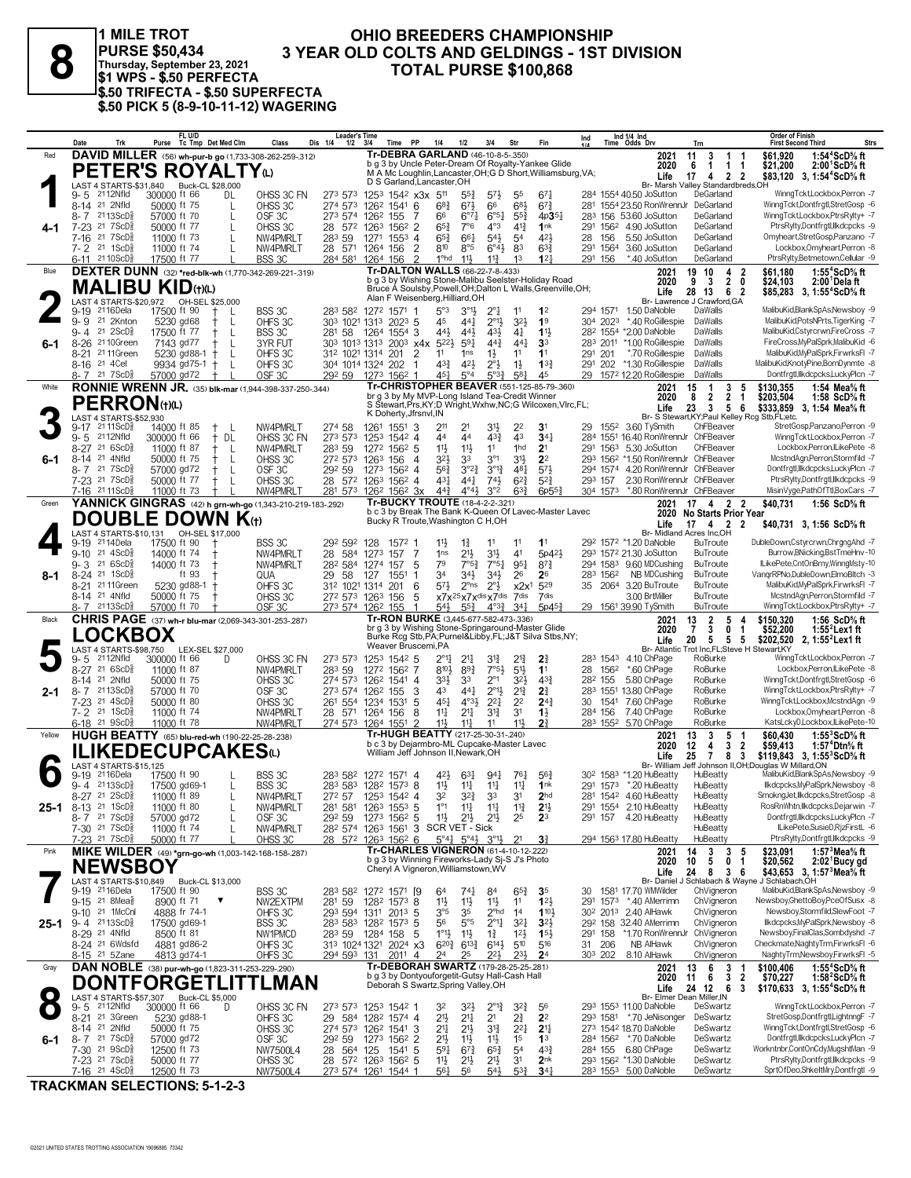# 8

**1 MILE TROT**
**PURSE $50,434**
**Thursday, September 23, 2021**
**$1 WPS - $.50 PERFECTA**
**$.50 TRIFECTA - $.50 SUPERFECTA**
**$.50 PICK 5 (8-9-10-11-12) WAGERING**

## OHIO BREEDERS CHAMPIONSHIP
## 3 YEAR OLD COLTS AND GELDINGS - 1ST DIVISION
## TOTAL PURSE $100,868

---

### 1 — Red — PETER'S ROYALTY(L) — 4-1

**DAVID MILLER** (56) wh-pur-b go (1,733-308-262-259-.312)
Tr-DEBRA GARLAND (46-10-8-5-.350)
b g 3 by Uncle Peter-Dream Of Royalty-Yankee Glide
M A Mc Loughlin,Lancaster,OH;G D Short,Williamsburg,VA; D S Garland,Lancaster,OH
Br- Marsh Valley Standardbreds,OH
LAST 4 STARTS-$31,840 Buck-CL $28,000

| | Starts | 1st | 2nd | 3rd | Earnings | Record |
|---|---|---|---|---|---|---|
| 2021 | 11 | 3 | 1 | 1 | $61,920 | 1:54⁴ScD⅝ ft |
| 2020 | 6 | 1 | 1 | 1 | $21,200 | 2:00¹ScD⅝ ft |
| Life | 17 | 4 | 2 | 2 | $83,120 | 3, 1:54⁴ScD⅝ ft |

| Date | Trk | Purse | Tc Tmp | Class | Leader's Time | PP | 1/4 | 1/2 | 3/4 | Str | Fin | Ind Time | Odds Drv | Trn | Order of Finish |
|---|---|---|---|---|---|---|---|---|---|---|---|---|---|---|---|
| 9-5 21 12Nfld | | 300000 ft 66 | DL | OHSS 3C FN | 27³ 57³ 125³ 154² | x3x | 5¹¹ | 5⁵¾ | 5⁷¾ | 5⁵ | 6⁷¾ | 28⁴ 155⁴ 40.50 JoSutton | DeGarland | WinngTckt,Lockbox,Perron -7 |
| 8-14 21 2Nfld | | 50000 ft 75 | L | OHSS 3C | 27⁴ 57³ 126² 154¹ | 6 | 6⁸¾ | 6⁷½ | 6⁶ | 6⁸¾ | 6⁷¾ | 28¹ 155⁴ 23.50 RonWrennJr | DeGarland | WinngTckt,Dontfrgtl,StretGosp -6 |
| 8-7 21 13ScD⅝ | | 57000 ft 70 | L | OSF 3C | 27³ 57⁴ 126² 155 | 7 | 6⁶ | 6°⁷¼ | 6°⁵½ | 5⁵¾ | 4p3⁵¼ | 28³ 156 53.60 JoSutton | DeGarland | WinngTckt,Lockbox,PtrsRylty+ -7 |
| 7-23 21 7ScD⅝ | | 50000 ft 77 | L | OHSS 3C | 28 57² 126³ 156² | 2 | 6⁵¾ | 7°⁶ | 4°³ | 4¹¾ | 1nk | 29¹ 156² 4.90 JoSutton | DeGarland | PtrsRylty,Dontfrgtl,Ilkdcpcks -9 |
| 7-16 21 7ScD⅝ | | 11000 ft 73 | L | NW4PMRLT | 28³ 59 127¹ 155³ | 4 | 6⁵¾ | 6⁶½ | 5⁴½ | 5⁴ | 4²½ | 28 156 5.50 JoSutton | DeGarland | Omyheart,StretGosp,Panzano -7 |
| 7-2 21 1ScD⅝ | | 11000 ft 74 | L | NW4PMRLT | 28 57¹ 126⁴ 156 | 2 | 8¹⁰ | 8°⁵ | 6°⁴½ | 8³ | 6³¾ | 29¹ 156⁴ 3.60 JoSutton | DeGarland | Lockbox,Omyheart,Perron -8 |
| 6-11 21 10ScD⅝ | | 17500 ft 77 | L | BSS 3C | 28⁴ 58¹ 126⁴ 156 | 2 | 1°hd | 1½ | 1¹¾ | 1³ | 1²½ | 29¹ 156 *.40 JoSutton | DeGarland | PtrsRylty,Betmetown,Cellular -9 |

### 2 — Blue — MALIBU KID(†)(L) — 6-1

**DEXTER DUNN** (32) *red-blk-wh (1,770-342-269-221-.319)
Tr-DALTON WALLS (66-22-7-8-.433)
b g 3 by Wishing Stone-Malibu Seelster-Holiday Road
Bruce A Soulsby,Powell,OH;Dalton L Walls,Greenville,OH; Alan F Weisenberg,Hilliard,OH
Br- Lawrence J Crawford,GA
LAST 4 STARTS-$20,972 OH-SEL $25,000

| | Starts | 1st | 2nd | 3rd | Earnings | Record |
|---|---|---|---|---|---|---|
| 2021 | 19 | 10 | 4 | 2 | $61,180 | 1:55⁴ScD⅝ ft |
| 2020 | 9 | 3 | 2 | 0 | $24,103 | 2:00¹Dela ft |
| Life | 28 | 13 | 6 | 2 | $85,283 | 3, 1:55⁴ScD⅝ ft |

| Date | Trk | Purse | Tc Tmp | Class | Leader's Time | PP | 1/4 | 1/2 | 3/4 | Str | Fin | Ind Time | Odds Drv | Trn | Order of Finish |
|---|---|---|---|---|---|---|---|---|---|---|---|---|---|---|---|
| 9-19 21 16Dela | | 17500 ft 90 | † L | BSS 3C | 28³ 58² 127² 157¹ | 1 | 5°³ | 3°1½ | 2°¾ | 1¹ | 1² | 29⁴ 157¹ 1.50 DaNoble | DaWalls | MalibuKid,BlankSpAs,Newsboy -9 |
| 9-9 21 2Knton | | 5230 gd68 | † L | OHFS 3C | 30³ 102¹ 131³ 202³ | 5 | 4⁵ | 4⁴¼ | 2°1½ | 3²½ | 1⁹ | 30⁴ 202³ *.40 RoGillespie | DaWalls | MalibuKid,PotsNPrts,TigerKing -7 |
| 9-4 21 2ScD⅝ | | 17500 ft 77 | † L | BSS 3C | 28¹ 58 126⁴ 155⁴ | 3 | 4⁴¾ | 4⁴½ | 4³¾ | 4¾ | 1¹½ | 28² 155⁴ *2.00 DaNoble | DaWalls | MalibuKid,Cstyrcrwn,FireCross -7 |
| 8-26 21 10Green | | 7143 gd77 | † L | 3YR FUT | 30³ 101³ 131³ 200³ | x4x | 5²²½ | 5⁹¼ | 4⁴¾ | 4⁴¼ | 3³ | 28³ 201¹ *1.00 RoGillespie | DaWalls | FireCross,MyPalSprk,MalibuKid -6 |
| 8-21 21 1Green | | 5230 gd88-1 | † L | OHFS 3C | 31² 102¹ 131⁴ 201 | 2 | 1¹ | 1ns | 1½ | 1¹ | 1¹ | 29¹ 201 *.70 RoGillespie | DaWalls | MalibuKid,MyPalSprk,FirwrksFl -7 |
| 8-16 21 4Cel | | 9934 gd75-1 | † L | OHFS 3C | 30⁴ 101⁴ 132⁴ 202 | 1 | 4³¾ | 4²½ | 2°½ | 1½ | 1³¾ | 29¹ 202 *1.30 RoGillespie | DaWalls | MalibuKid,KnotyPine,BornDynmte -8 |
| 8-7 21 7ScD⅝ | | 57000 gd72 | † L | OSF 3C | 29² 59 127³ 156² | 1 | 4⁵¾ | 5°⁴ | 5°3¾ | 5⁸¼ | 4⁵ | 29 157² 12.20 RoGillespie | DaWalls | Dontfrgtl,Ilkdcpcks,LuckyPlcn -7 |

### 3 — White — PERRON(†)(L) — 6-1

**RONNIE WRENN JR.** (35) blk-mar (1,944-398-337-250-.344)
Tr-CHRISTOPHER BEAVER (551-125-85-79-.360)
br g 3 by My MVP-Long Island Tea-Credit Winner
S Stewart,Prs,KY;D Wright,Wxhw,NC;G Wilcoxen,Vlrc,FL; K Doherty,Jfrsnvl,IN
Br- S Stewart,KY;Paul Kelley Rcg Stb,FL;etc.
LAST 4 STARTS-$52,930

| | Starts | 1st | 2nd | 3rd | Earnings | Record |
|---|---|---|---|---|---|---|
| 2021 | 15 | 1 | 3 | 5 | $130,355 | 1:54 Mea⅝ ft |
| 2020 | 8 | 2 | 2 | 1 | $203,504 | 1:58 ScD⅝ ft |
| Life | 23 | 3 | 5 | 6 | $333,859 | 3, 1:54 Mea⅝ ft |

| Date | Trk | Purse | Tc Tmp | Class | Leader's Time | PP | 1/4 | 1/2 | 3/4 | Str | Fin | Ind Time | Odds Drv | Trn | Order of Finish |
|---|---|---|---|---|---|---|---|---|---|---|---|---|---|---|---|
| 9-17 21 11ScD⅝ | | 14000 ft 85 | † L | NW4PMRLT | 27⁴ 58 126¹ 155¹ | 3 | 2¹¹ | 2¹ | 3¹½ | 2² | 3¹ | 29 155² 3.60 TySmith | ChFBeaver | StretGosp,Panzano,Perron -9 |
| 9-5 21 12Nfld | | 300000 ft 66 | † DL | OHSS 3C FN | 27³ 57³ 125³ 154² | 4 | 4⁴ | 4⁴ | 4³¾ | 4³ | 3⁴¼ | 28⁴ 155¹ 16.40 RonWrennJr | ChFBeaver | WinngTckt,Lockbox,Perron -7 |
| 8-27 21 6ScD⅝ | | 11000 ft 87 | † L | NW4PMRLT | 28³ 59 127² 156² | 5 | 1¹½ | 1¹½ | 1¹ | 1hd | 2¹ | 29¹ 156³ 5.30 JoSutton | ChFBeaver | Lockbox,Perron,ILikePete -8 |
| 8-14 21 4Nfld | | 50000 ft 75 | † L | OHSS 3C | 27² 57³ 126³ 156 | 4 | 3²½ | 3³ | 3°¹ | 3¹½ | 2² | 29³ 156² *1.50 RonWrennJr | ChFBeaver | McstndAgn,Perron,Stormfld -7 |
| 8-7 21 7ScD⅝ | | 57000 gd72 | † L | OSF 3C | 29² 59 127³ 156² | 4 | 5⁶¾ | 3°2¾ | 3°1¾ | 4⁸½ | 5⁷½ | 29⁴ 157⁴ 4.20 RonWrennJr | ChFBeaver | Dontfrgtl,Ilkdcpcks,LuckyPlcn -7 |
| 7-23 21 7ScD⅝ | | 50000 ft 77 | † L | OHSS 3C | 28 57² 126³ 156² | 4 | 4³½ | 4⁴½ | 7⁴½ | 6²¾ | 5²¾ | 29³ 157 2.30 RonWrennJr | ChFBeaver | PtrsRylty,Dontfrgtl,Ilkdcpcks -9 |
| 7-16 21 11ScD⅝ | | 11000 ft 73 | † L | NW4PMRLT | 28¹ 57³ 126² 156² | 3x | 4⁴¾ | 4°⁴½ | 3°² | 6³¾ | 6p5⁵¾ | 30⁴ 157³ *.80 RonWrennJr | ChFBeaver | MisinVyge,PathOfTtl,BoxCars -7 |

### 4 — Green — DOUBLE DOWN K(†) — 8-1

**YANNICK GINGRAS** (42) h grn-wh-go (1,343-210-219-183-.292)
Tr-BUCKY TROUTE (18-4-2-2-.321)
b c 3 by Break The Bank K-Queen Of Lavec-Master Lavec
Bucky R Troute,Washington C H,OH
Br- Midland Acres Inc,OH
LAST 4 STARTS-$10,131 OH-SEL $17,000

| | Starts | 1st | 2nd | 3rd | Earnings | Record |
|---|---|---|---|---|---|---|
| 2021 | 17 | 4 | 2 | 2 | $40,731 | 1:56 ScD⅝ ft |
| 2020 | No Starts Prior Year | | | | | |
| Life | 17 | 4 | 2 | 2 | $40,731 | 3, 1:56 ScD⅝ ft |

| Date | Trk | Purse | Tc Tmp | Class | Leader's Time | PP | 1/4 | 1/2 | 3/4 | Str | Fin | Ind Time | Odds Drv | Trn | Order of Finish |
|---|---|---|---|---|---|---|---|---|---|---|---|---|---|---|---|
| 9-19 21 14Dela | | 17500 ft 90 | † | BSS 3C | 29² 59² 128 157² | 1 | 1¹½ | 1¾ | 1¹ | 1¹ | 1¹ | 29² 157² *1.20 DaNoble | BuTroute | DubleDown,Cstyrcrwn,ChrgngAhd -7 |
| 9-10 21 4ScD⅝ | | 14000 ft 74 | † | NW4PMRLT | 28 58⁴ 127³ 157 | 7 | 1ns | 2¹½ | 3¹½ | 4¹ | 5p4²½ | 29³ 157² 21.30 JoSutton | BuTroute | Panzano,BNicking,BstTmeHnv -10 |
| 9-3 21 6ScD⅝ | | 14000 ft 73 | † | NW4PMRLT | 28² 58⁴ 127⁴ 157 | 5 | 7⁹ | 7°⁶¾ | 7°⁵½ | 9⁵½ | 8⁷¾ | 29⁴ 158³ 9.60 MDCushing | BuTroute | ILikePete,CntOnBrny,WinngMsty -10 |
| 8-24 21 1ScD⅝ | | ft 93 | † | QUA | 29 58 127 155¹ | 1 | 3⁴ | 3⁴½ | 3⁴½ | 2⁶ | 2⁶ | 28³ 156² NB MDCushing | BuTroute | VangrRPNo,DubleDown,ElmoBltch -3 |
| 8-21 21 1Green | | 5230 gd88-1 | † | OHFS 3C | 31² 102¹ 131⁴ 201 | 6 | 5⁷½ | 2°ns | 2°½ | x2x¹ | 5²⁹ | 35 206⁴ 3.20 BuTroute | BuTroute | MalibuKid,MyPalSprk,FirwrksFl -7 |
| 8-14 21 4Nfld | | 50000 ft 75 | † | OHSS 3C | 27² 57³ 126³ 156 | 6 | x7x²⁵ | x7x^dis | x7^dis | 7dis | 7dis | 3.00 BrtMiller | BuTroute | McstndAgn,Perron,Stormfld -7 |
| 8-7 21 13ScD⅝ | | 57000 ft 70 | † | OSF 3C | 27³ 57⁴ 126² 155 | 1 | 5⁴½ | 5⁵¾ | 4°3¾ | 3⁴½ | 5p4⁵¾ | 29 156¹ 39.90 TySmith | BuTroute | WinngTckt,Lockbox,PtrsRylty+ -7 |

### 5 — Black — LOCKBOX — 2-1

**CHRIS PAGE** (37) wh-r blu-mar (2,069-343-301-253-.287)
Tr-RON BURKE (3,445-677-582-473-.336)
br g 3 by Wishing Stone-Springaround-Master Glide
Burke Rcg Stb,PA;Purnel&Libby,FL;J&T Silva Stbs,NY; Weaver Bruscemi,PA
Br- Atlantic Trot Inc,FL;Steve H Stewart,KY
LAST 4 STARTS-$98,750 LEX-SEL $27,000

| | Starts | 1st | 2nd | 3rd | Earnings | Record |
|---|---|---|---|---|---|---|
| 2021 | 13 | 2 | 5 | 4 | $150,320 | 1:56 ScD⅝ ft |
| 2020 | 7 | 3 | 0 | 1 | $52,200 | 1:55²Lex1 ft |
| Life | 20 | 5 | 5 | 5 | $202,520 | 2, 1:55²Lex1 ft |

| Date | Trk | Purse | Tc Tmp | Class | Leader's Time | PP | 1/4 | 1/2 | 3/4 | Str | Fin | Ind Time | Odds Drv | Trn | Order of Finish |
|---|---|---|---|---|---|---|---|---|---|---|---|---|---|---|---|
| 9-5 21 12Nfld | | 300000 ft 66 | D | OHSS 3C FN | 27³ 57³ 125³ 154² | 5 | 2°¹½ | 2¹½ | 3¹¾ | 2¹¾ | 2¾ | 28³ 154³ 4.10 ChPage | RoBurke | WinngTckt,Lockbox,Perron -7 |
| 8-27 21 6ScD⅝ | | 11000 ft 87 | | NW4PMRLT | 28³ 59 127² 156² | 7 | 8¹⁰½ | 8⁹¾ | 7°⁵½ | 5¹½ | 1¹ | 28 156² *.60 ChPage | RoBurke | Lockbox,Perron,ILikePete -8 |
| 8-14 21 2Nfld | | 50000 ft 75 | | OHSS 3C | 27⁴ 57³ 126² 154¹ | 4 | 3³½ | 3³ | 2°¹ | 3²½ | 4³¾ | 28² 155 5.80 ChPage | RoBurke | WinngTckt,Dontfrgtl,StretGosp -6 |
| 8-7 21 13ScD⅝ | | 57000 ft 70 | | OSF 3C | 27³ 57⁴ 126² 155 | 3 | 4³ | 4⁴¼ | 2°¹½ | 2¹¾ | 2¾ | 28³ 155¹ 13.80 ChPage | RoBurke | WinngTckt,Lockbox,PtrsRylty+ -7 |
| 7-23 21 4ScD⅝ | | 50000 ft 80 | | OHSS 3C | 26¹ 55⁴ 123⁴ 153¹ | 5 | 4⁵½ | 4°3½ | 2²½ | 2² | 2⁴¾ | 30 154¹ 7.60 ChPage | RoBurke | WinngTckt,Lockbox,McstndAgn -9 |
| 7-2 21 1ScD⅝ | | 11000 ft 74 | | NW4PMRLT | 28 57¹ 126⁴ 156 | 8 | 1¹½ | 2¹¾ | 3¹¾ | 3¹ | 1½ | 28⁴ 156 7.40 ChPage | RoBurke | Lockbox,Omyheart,Perron -8 |
| 6-18 21 9ScD⅝ | | 11000 ft 78 | | NW4PMRLT | 27⁴ 57³ 126⁴ 155¹ | 2 | 1¹½ | 1¹½ | 1¹ | 1¹½ | 2¾ | 28³ 155² 5.70 ChPage | RoBurke | KatsLcky0,Lockbox,ILikePete-10 |

### 6 — Yellow — ILIKEDECUPCAKES(L) — 25-1

**HUGH BEATTY** (65) blu-red-wh (190-22-25-28-.238)
Tr-HUGH BEATTY (217-35-30-31-.240)
b c 3 by Dejarmbro-ML Cupcake-Master Lavec
William Jeff Johnson II,Newark,OH
Br- William Jeff Johnson II,OH;Douglas W Millard,ON
LAST 4 STARTS-$15,125

| | Starts | 1st | 2nd | 3rd | Earnings | Record |
|---|---|---|---|---|---|---|
| 2021 | 13 | 3 | 5 | 1 | $60,430 | 1:55³ScD⅝ ft |
| 2020 | 12 | 4 | 3 | 2 | $59,413 | 1:57⁴Dtn⅝ ft |
| Life | 25 | 7 | 8 | 3 | $119,843 | 3, 1:55³ScD⅝ ft |

| Date | Trk | Purse | Tc Tmp | Class | Leader's Time | PP | 1/4 | 1/2 | 3/4 | Str | Fin | Ind Time | Odds Drv | Trn | Order of Finish |
|---|---|---|---|---|---|---|---|---|---|---|---|---|---|---|---|
| 9-19 21 16Dela | | 17500 ft 90 | L | BSS 3C | 28³ 58² 127² 157¹ | 4 | 4²½ | 6³¼ | 9⁴½ | 7⁶½ | 5⁶¾ | 30² 158³ *1.20 HuBeatty | HuBeatty | MalibuKid,BlankSpAs,Newsboy -9 |
| 9-4 21 13ScD⅝ | | 17500 gd69-1 | L | BSS 3C | 28³ 58³ 128² 157³ | 8 | 1¹½ | 1¹½ | 1¹¾ | 1¹½ | 1nk | 29¹ 157³ *.20 HuBeatty | HuBeatty | Ilkdcpcks,MyPalSprk,Newsboy -8 |
| 8-27 21 2ScD⅝ | | 11000 ft 89 | L | NW4PMRLT | 27² 57 125³ 154² | 3 | 3² | 3²¾ | 3³ | 3¹ | 2hd | 28¹ 154² 4.60 HuBeatty | HuBeatty | SmokngJet,Ilkdcpcks,StretGosp -8 |
| 8-13 21 1ScD⅝ | | 11000 ft 80 | L | NW4PMRLT | 28¹ 58¹ 126³ 155³ | 5 | 1°¹ | 1¹½ | 1¹¾ | 1¹¾ | 2¹½ | 29¹ 155⁴ 2.10 HuBeatty | HuBeatty | RosRnWhtn,Ilkdcpcks,Dejarwin -7 |
| 8-7 21 7ScD⅝ | | 57000 gd72 | L | OSF 3C | 29² 59 127³ 156² | 5 | 1¹½ | 2¹½ | 2¹½ | 2⁵ | 2³ | 29¹ 157 4.20 HuBeatty | HuBeatty | Dontfrgtl,Ilkdcpcks,LuckyPlcn -7 |
| 7-30 21 7ScD⅝ | | 11000 ft 74 | L | NW4PMRLT | 28² 57⁴ 126³ 156¹ | 3 | SCR VET - Sick | | | | | | HuBeatty | ILikePete,SusieD,RjzFirstL -6 |
| 7-23 21 7ScD⅝ | | 50000 ft 77 | L | OHSS 3C | 28 57² 126³ 156² | 6 | 5°⁴½ | 5°⁴½ | 3°1½ | 2¹ | 3¾ | 29⁴ 156³ 17.80 HuBeatty | HuBeatty | PtrsRylty,Dontfrgtl,Ilkdcpcks -9 |

### 7 — Pink — NEWSBOY — 25-1

**MIKE WILDER** (49) *grn-go-wh (1,003-142-168-158-.287)
Tr-CHARLES VIGNERON (61-4-10-12-.222)
b g 3 by Winning Fireworks-Lady Sj-S J's Photo
Cheryl A Vigneron,Williamstown,WV
Br- Daniel J Schlabach & Wayne J Schlabach,OH
LAST 4 STARTS-$10,849 Buck-CL $13,000

| | Starts | 1st | 2nd | 3rd | Earnings | Record |
|---|---|---|---|---|---|---|
| 2021 | 14 | 3 | 3 | 5 | $23,091 | 1:57³Mea⅝ ft |
| 2020 | 10 | 5 | 0 | 1 | $20,562 | 2:02¹Bucy gd |
| Life | 24 | 8 | 3 | 6 | $43,653 | 3, 1:57³Mea⅝ ft |

| Date | Trk | Purse | Tc Tmp | Class | Leader's Time | PP | 1/4 | 1/2 | 3/4 | Str | Fin | Ind Time | Odds Drv | Trn | Order of Finish |
|---|---|---|---|---|---|---|---|---|---|---|---|---|---|---|---|
| 9-19 21 16Dela | | 17500 ft 90 | | BSS 3C | 28³ 58² 127² 157¹ | [9 | 6⁴ | 7⁴½ | 8⁴ | 6⁵¾ | 3⁵ | 30 158¹ 17.70 WMWilder | ChVigneron | MalibuKid,BlankSpAs,Newsboy -9 |
| 9-15 21 8Mea⅝ | | 8900 ft 71 | ▼ | NW2EXTPM | 28¹ 59 128² 157³ | 8 | 1¹½ | 1¹½ | 1¹½ | 1¹ | 1²½ | 29¹ 157³ *.40 AMerrimn | ChVigneron | Newsboy,GhettoBoy,PceOfSusx -8 |
| 9-10 21 1McCnl | | 4888 ft 74-1 | | OHFS 3C | 29³ 59⁴ 131¹ 201³ | 5 | 3°⁵ | 3⁵ | 2°hd | 1⁴ | 1¹⁰½ | 30² 201³ 2.40 AlHawk | ChVigneron | Newsboy,Stormfld,SlewFoot -7 |
| 9-4 21 13ScD⅝ | | 17500 gd69-1 | | BSS 3C | 28³ 58³ 128² 157³ | 5 | 5⁶ | 6°⁵ | 2°1¾ | 3²½ | 3²½ | 29² 158 32.40 AMerrimn | ChVigneron | Ilkdcpcks,MyPalSprk,Newsboy -8 |
| 8-29 21 4Nfld | | 8500 ft 81 | | NW1PMCD | 28³ 59 128⁴ 158 | 5 | 1°¹½ | 1¹½ | 1¾ | 1²½ | 1⁵½ | 29¹ 158 *1.70 RonWrennJr | ChVigneron | Newsboy,FinalClas,Sombdyshd -7 |
| 8-24 21 6Wdsfd | | 4881 gd86-2 | | OHFS 3C | 31³ 102⁴ 132¹ 202⁴ | x3 | 6²⁰¾ | 6¹³¾ | 6¹⁴½ | 5¹⁰ | 5¹⁶ | 31 206 NB AlHawk | ChVigneron | Checkmate,NaghtyTrm,FirwrksFl -6 |
| 8-15 21 5Zane | | 4813 gd74-1 | | OHFS 3C | 29⁴ 59³ 131 201¹ | 4 | 2⁴ | 2⁵ | 2²½ | 2³½ | 2⁴ | 30³ 202 8.10 AlHawk | ChVigneron | NaghtyTrm,Newsboy,FirwrksFl -5 |

### 8 — Gray — DONTFORGETLITTLMAN — 6-1

**DAN NOBLE** (38) pur-wh-go (1,823-311-253-229-.290)
Tr-DEBORAH SWARTZ (179-28-25-25-.281)
b g 3 by Dontyouforgetit-Gutsy Hall-Cash Hall
Deborah S Swartz,Spring Valley,OH
Br- Elmer Dean Miller,IN
LAST 4 STARTS-$57,307 Buck-CL $5,000

| | Starts | 1st | 2nd | 3rd | Earnings | Record |
|---|---|---|---|---|---|---|
| 2021 | 13 | 6 | 3 | 1 | $100,406 | 1:55⁴ScD⅝ ft |
| 2020 | 11 | 6 | 3 | 2 | $70,227 | 1:58²ScD⅝ ft |
| Life | 24 | 12 | 6 | 3 | $170,633 | 3, 1:55⁴ScD⅝ ft |

| Date | Trk | Purse | Tc Tmp | Class | Leader's Time | PP | 1/4 | 1/2 | 3/4 | Str | Fin | Ind Time | Odds Drv | Trn | Order of Finish |
|---|---|---|---|---|---|---|---|---|---|---|---|---|---|---|---|
| 9-5 21 12Nfld | | 300000 ft 66 | D | OHSS 3C FN | 27³ 57³ 125³ 154² | 1 | 3² | 3²½ | 2°1¾ | 3²¾ | 5⁶ | 29³ 155³ 11.00 DaNoble | DeSwartz | WinngTckt,Lockbox,Perron -7 |
| 8-21 21 3Green | | 5230 gd88-1 | | OHFS 3C | 29 58⁴ 128² 157⁴ | 4 | 2¹½ | 2¹½ | 2¹ | 2¾ | 2² | 29³ 158¹ *.70 JeNisonger | DeSwartz | StretGosp,Dontfrgtl,LightnngF -7 |
| 8-14 21 2Nfld | | 50000 ft 75 | | OHSS 3C | 27⁴ 57³ 126² 154¹ | 3 | 2¹½ | 2¹½ | 3¹¾ | 2²¼ | 2¹½ | 27³ 154² 18.00 DaNoble | DeSwartz | WinngTckt,Dontfrgtl,StretGosp -6 |
| 8-7 21 7ScD⅝ | | 57000 gd72 | | OSF 3C | 29² 59 127³ 156² | 2 | 2¹½ | 1¹½ | 1¹½ | 1⁵ | 1³ | 28⁴ 156² *.70 DaNoble | DeSwartz | Dontfrgtl,Ilkdcpcks,LuckyPlcn -7 |
| 7-30 21 9ScD⅝ | | 12500 ft 73 | | NW7500L4 | 28 56⁴ 125 154¹ | 5 | 5⁹½ | 6⁷¾ | 6⁵¾ | 5⁴ | 4³¾ | 28⁴ 155 6.80 ChPage | DeSwartz | Worknthr,ContOnCdy,MugshtMan -9 |
| 7-23 21 7ScD⅝ | | 50000 ft 77 | | OHSS 3C | 28 57² 126³ 156² | 5 | 1¹½ | 2¹½ | 2¹½ | 3¹ | 2nk | 29³ 156² *1.30 DaNoble | DeSwartz | PtrsRylty,Dontfrgtl,Ilkdcpcks -9 |
| 7-16 21 4ScD⅝ | | 12500 ft 73 | | NW7500L4 | 27³ 57⁴ 126¹ 154⁴ | 1 | 5⁶½ | 5⁶ | 5⁴½ | 5³¾ | 3⁴½ | 28³ 155³ 5.00 DaNoble | DeSwartz | SprtOfDeo,ShkeItMry,Dontfrgtl -9 |

**TRACKMAN SELECTIONS: 5-1-2-3**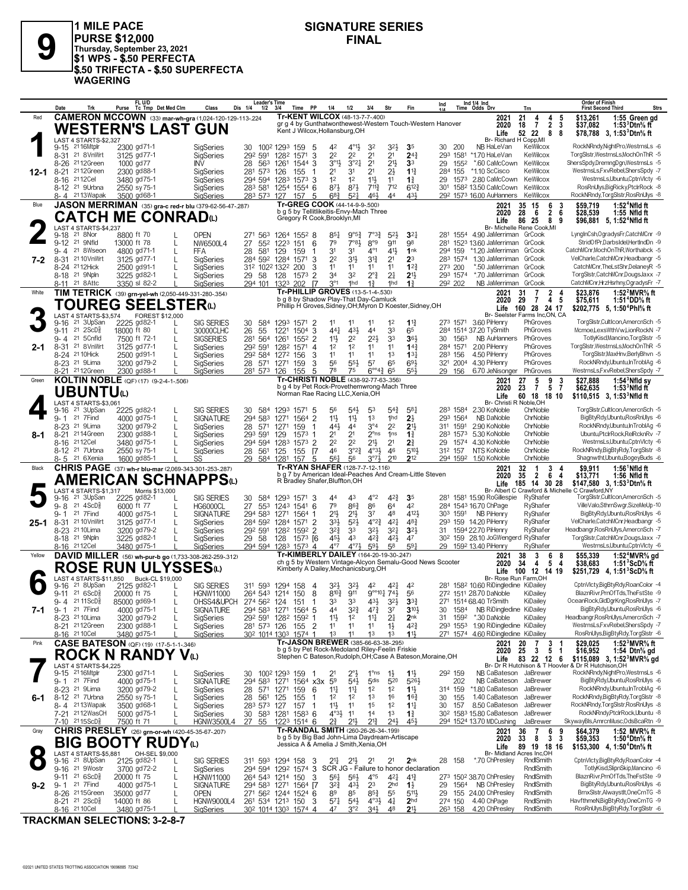# 9

**1 MILE PACE**
**PURSE $12,000**
**Thursday, September 23, 2021**
**$1 WPS - $.50 PERFECTA**
**$.50 TRIFECTA - $.50 SUPERFECTA WAGERING**

## SIGNATURE SERIES FINAL

---

### 1 — Red — 12-1
**CAMERON MCCOWN** (33) mar-wh-gra (1,024-120-129-113-.224)
**WESTERN'S LAST GUN**
Tr-KENT WILCOX (48-13-7-7-.400)
gr g 4 by Gunthatwonthewest-Western Touch-Western Hanover
Kent J Wilcox, Hollansburg, OH
Br- Richard H Copp, MI
LAST 4 STARTS-$2,327

| | Starts | 1st | 2nd | 3rd | Earnings | Record |
|---|---|---|---|---|---|---|
| 2021 | 21 | 4 | 4 | 5 | $13,261 | 1:55 Green gd |
| 2020 | 18 | 7 | 2 | 3 | $37,082 | 1:53³Dtn⅝ ft |
| Life | 52 | 22 | 8 | 8 | $78,788 | 3, 1:53³Dtn⅝ ft |

| Date | Trk | Purse | Tc Tmp | Class | 1/4 | 1/2 | 3/4 | Time | PP | 1/4 | 1/2 | 3/4 | Str | Fin | Ind 1/4 | Ind Time | Odds Drv | Trn | Order of Finish |
|---|---|---|---|---|---|---|---|---|---|---|---|---|---|---|---|---|---|---|---|
| 9-15 | 21 16Mtplr | 2300 | gd71-1 | SigSeries | 30 | 100² | 129³ | 159 | 5 | 4² | 4°1½ | 3² | 3²½ | 3⁵ | 30 | 200 | NB HaLeVan | KeWilcox | RockNRndy,NightPro,WestrnsLs -6 |
| 8-31 | 21 8VnWrt | 3125 | gd77-1 | SigSeries | 29² | 59¹ | 128² | 157¹ | 3 | 2² | 2² | 2¹ | 2¹ | 2⁴¾ | 29³ | 158¹ | *1.70 HaLeVan | KeWilcox | TorgSlstr,WestrnsLs,MochOnThR -5 |
| 8-26 | 21 12Green | 1000 | gd77 | INV | 28 | 56³ | 126¹ | 154⁴ | 3 | 3°1½ | 3°2½ | 2¹ | 2½ | 3³ | 29 | 155² | *.60 CaMcCown | KeWilcox | ShersSpdy,DremngDgn,WestrnsLs -5 |
| 8-21 | 21 12Green | 2300 | gd88-1 | SigSeries | 28¹ | 57³ | 126 | 155 | 1 | 2¹ | 3¹ | 2¹ | 2½ | 1¹¾ | 28⁴ | 155 | *1.10 ScCisco | KeWilcox | WestrnsLs,FxvRebel,ShersSpdy -7 |
| 8-16 | 21 12Cel | 3480 | gd75-1 | SigSeries | 29⁴ | 59⁴ | 128³ | 157³ | 3 | 1² | 1² | 1½ | 1¹ | 1¾ | 29 | 157³ | 2.80 CaMcCown | KeWilcox | WestrnsLs,Ubuntu,CptnVlcty -6 |
| 8-12 | 21 9Urbna | 2550 | sy75-1 | SigSeries | 28³ | 58¹ | 125⁴ | 155⁴ | 6 | 8⁷½ | 8⁷½ | 7¹¹¾ | 7¹² | 6¹²¾ | 30¹ | 158² | 13.50 CaMcCown | KeWilcox | RosRnUlys,BigRicky,PtclrRock -8 |
| 8-4 | 21 13Wapak | 3500 | gd68-1 | SigSeries | 28³ | 57³ | 127 | 157 | 5 | 6⁸¾ | 5²½ | 4⁶½ | 4⁴ | 4³½ | 29² | 157³ | 16.00 AuHanners | KeWilcox | RockNRndy,TorgSlstr,RosRnUlys -8 |

---

### 2 — Blue — 7-2
**JASON MERRIMAN** (35) gra-c red-r blu (379-62-56-47-.287)
**CATCH ME CONRAD(L)**
Tr-GREG COOK (44-14-9-9-.500)
b g 5 by Tellitlikeitis-Envy-Mach Three
Gregory R Cook, Brooklyn, MI
Br- Michelle Rene Cook, MI
LAST 4 STARTS-$4,237

| | Starts | 1st | 2nd | 3rd | Earnings | Record |
|---|---|---|---|---|---|---|
| 2021 | 35 | 15 | 6 | 3 | $59,719 | 1:52⁴Nfld ft |
| 2020 | 28 | 6 | 2 | 6 | $28,539 | 1:55 Nfld ft |
| Life | 86 | 25 | 8 | 9 | $96,881 | 5, 1:52⁴Nfld ft |

| Date | Trk | Purse | Tc Tmp | Class | 1/4 | 1/2 | 3/4 | Time | PP | 1/4 | 1/2 | 3/4 | Str | Fin | Ind 1/4 | Ind Time | Odds Drv | Trn | Order of Finish |
|---|---|---|---|---|---|---|---|---|---|---|---|---|---|---|---|---|---|---|---|
| 9-18 | 21 8Nor | 8800 | ft 70 | OPEN | 27¹ | 56³ | 126⁴ | 155² | 8 | 8⁵½ | 9°5¾ | 7°3¾ | 5²½ | 3²¼ | 28¹ | 155⁴ | 4.90 JaMerriman | GrCook | LyngInCsh,OgradysFr,CatchMCnr -9 |
| 9-12 | 21 9Nfld | 13000 | ft 78 | NW6500L4 | 27 | 55² | 122³ | 151 | 6 | 7⁹ | 7°8½ | 8°9 | 9¹¹ | 9⁸ | 28¹ | 152³ | 13.60 JaMerriman | GrCook | StridOfPr,DarbsIdel,HertIndDn -9 |
| 9-4 | 21 8Wseon | 4800 | gd71-1 | FFA | 28 | 58¹ | 129 | 159 | 1 | 3¹ | 3¹ | 4°¹ | 4¹½ | 1ⁿᵏ | 29⁴ | 159 | *1.20 JaMerriman | GrCook | CatchMCnr,MochOnThR,Worthabck -5 |
| 8-31 | 21 10VnWrt | 3125 | gd77-1 | SigSeries | 28⁴ | 59² | 128⁴ | 157¹ | 3 | 2² | 3¹½ | 3¹¾ | 2¹ | 2³ | 28³ | 157⁴ | 1.30 JaMerriman | GrCook | VelCharle,CatchMCnr,Headbangr -5 |
| 8-24 | 21 12Hick | 2500 | gd91-1 | SigSeries | 31² | 102² | 132² | 200 | 3 | 1¹ | 1¹ | 1¹ | 1¹ | 1²¾ | 27³ | 200 | *.50 JaMerriman | GrCook | CatchMCnr,TheLstShr,DelaneyR -5 |
| 8-18 | 21 9Npln | 3225 | gd82-1 | SigSeries | 29 | 58 | 128 | 157³ | 2 | 3⁴ | 3² | 2°¾ | 2¾ | 2¹½ | 29³ | 157⁴ | *.70 JaMerriman | GrCook | TorgSlstr,CatchMCnr,DougsJaxx -7 |
| 8-11 | 21 8Attc | 3350 | sl 82-2 | SigSeries | 29⁴ | 101 | 132³ | 202 | 7 | 3°¹ | 1ʰᵈ | 1¾ | 1ʰᵈ | 1¾ | 29² | 202 | NB JaMerriman | GrCook | CatchMCnr,HrzHsrhny,OgradysFr -7 |

---

### 3 — White — 2-1
**TIM TETRICK** (39) grn-yel-wh (2,050-449-331-280-.354)
**TOUREG SEELSTER(L)**
Tr-PHILLIP GROVES (13-5-1-4-.530)
b g 8 by Shadow Play-That Day-Camluck
Phillip H Groves, Sidney, OH; Myron D Koester, Sidney, OH
Br- Seelster Farms Inc, ON, CA
LAST 4 STARTS-$3,574 FOREST $12,000

| | Starts | 1st | 2nd | 3rd | Earnings | Record |
|---|---|---|---|---|---|---|
| 2021 | 31 | 7 | 2 | 4 | $23,876 | 1:52²MVR⅝ ft |
| 2020 | 29 | 7 | 4 | 5 | $75,611 | 1:51⁴DD⅝ ft |
| Life | 160 | 28 | 24 | 17 | $202,775 | 5, 1:50⁴Phl⅝ ft |

| Date | Trk | Purse | Tc Tmp | Class | 1/4 | 1/2 | 3/4 | Time | PP | 1/4 | 1/2 | 3/4 | Str | Fin | Ind 1/4 | Ind Time | Odds Drv | Trn | Order of Finish |
|---|---|---|---|---|---|---|---|---|---|---|---|---|---|---|---|---|---|---|---|
| 9-16 | 21 3UpSan | 2225 | gd82-1 | SIG SERIES | 30 | 58⁴ | 129³ | 157¹ | 2 | 1¹ | 1¹ | 1¹ | 1² | 1¹¾ | 27³ | 157¹ | 3.60 PiHenry | PhGroves | TorgSlstr,CultIcon,AmercnSch -5 |
| 9-11 | 21 2ScD⅝ | 18000 | ft 80 | 30000CLHC | 26 | 55 | 122¹ | 150⁴ | 3 | 4⁴½ | 4³½ | 4⁴ | 3³ | 6⁵ | 28⁴ | 151⁴ | 37.20 TySmith | PhGroves | Mcmoe,LexsWthVw,LionRockN -7 |
| 9-4 | 21 5Cnfld | 7500 | ft 72-1 | SIGSERIES | 28¹ | 56⁴ | 126¹ | 155² | 2 | 1¹½ | 2² | 2²½ | 3³ | 3⁶½ | 30 | 156³ | NB AuHanners | PhGroves | TotlyKisd,Mancino,TorgSlstr -5 |
| 8-31 | 21 8VnWrt | 3125 | gd77-1 | SigSeries | 29² | 59¹ | 128² | 157¹ | 4 | 1² | 1² | 1¹ | 1¹ | 1⁴¾ | 28⁴ | 157¹ | 2.00 PiHenry | PhGroves | TorgSlstr,WestrnsLs,MochOnThR -5 |
| 8-24 | 21 10Hick | 2500 | gd91-1 | SigSeries | 29² | 58⁴ | 127² | 156 | 3 | 1¹ | 1¹ | 1¹ | 1³ | 1³¼ | 28³ | 156 | 4.50 PiHenry | PhGroves | TorgSlstr,MaxHnv,BerlyBhvn -5 |
| 8-23 | 21 9Lima | 3200 | gd79-2 | SigSeries | 28 | 57¹ | 127¹ | 159 | 3 | 5⁶ | 5⁵½ | 5⁷ | 6⁵ | 6⁹½ | 32¹ | 200⁴ | 4.30 PiHenry | PhGroves | RockNRndy,Ubuntu,InTroblAg -6 |
| 8-21 | 21 12Green | 2300 | gd88-1 | SigSeries | 28¹ | 57³ | 126 | 155 | 5 | 7⁸ | 7⁵ | 6°°4½ | 6⁵ | 5⁵½ | 29 | 156 | 6.70 JeNisonger | PhGroves | WestrnsLs,FxvRebel,ShersSpdy -7 |

---

### 4 — Green — 8-1
**KOLTIN NOBLE** (QF) (17) (9-2-4-1-.506)
**UBUNTU(L)**
Tr-CHRISTI NOBLE (438-92-77-63-.356)
b g 4 by Pet Rock-Provethemwrong-Mach Three
Norman Rae Racing LLC, Xenia, OH
Br- Christi R Noble, OH
LAST 4 STARTS-$3,061

| | Starts | 1st | 2nd | 3rd | Earnings | Record |
|---|---|---|---|---|---|---|
| 2021 | 27 | 5 | 9 | 3 | $27,888 | 1:54³Nfld sy |
| 2020 | 23 | 7 | 5 | 7 | $62,635 | 1:53³Nfld ft |
| Life | 60 | 18 | 18 | 10 | $110,515 | 3, 1:53³Nfld ft |

| Date | Trk | Purse | Tc Tmp | Class | 1/4 | 1/2 | 3/4 | Time | PP | 1/4 | 1/2 | 3/4 | Str | Fin | Ind 1/4 | Ind Time | Odds Drv | Trn | Order of Finish |
|---|---|---|---|---|---|---|---|---|---|---|---|---|---|---|---|---|---|---|---|
| 9-16 | 21 3UpSan | 2225 | gd82-1 | SIG SERIES | 30 | 58⁴ | 129³ | 157¹ | 5 | 5⁶ | 5⁴½ | 5³ | 5⁴¾ | 5⁸¼ | 28³ | 158⁴ | 2.30 KoNoble | ChrNoble | TorgSlstr,CultIcon,AmercnSch -5 |
| 9-1 | 21 7Find | 4000 | gd75-1 | SIGNATURE | 29⁴ | 58³ | 127¹ | 156⁴ | 2 | 1¹½ | 1¹½ | 1³ | 1ʰᵈ | 2½ | 29³ | 156⁴ | NB KoNoble | ChrNoble | BigBtyRdy,Ubuntu,RosRnUlys -6 |
| 8-23 | 21 9Lima | 3200 | gd79-2 | SigSeries | 28 | 57¹ | 127¹ | 159 | 1 | 4⁴½ | 4⁴ | 3°⁴ | 2² | 2¹½ | 31¹ | 159¹ | 2.90 KoNoble | ChrNoble | RockNRndy,Ubuntu,InTroblAg -6 |
| 8-21 | 21 14Green | 2300 | gd88-1 | SigSeries | 29³ | 59¹ | 129 | 157³ | 1 | 2¹ | 2¹ | 2°ⁿˢ | 1ⁿˢ | 1¾ | 28³ | 157³ | 5.30 KoNoble | ChrNoble | Ubuntu,PtclrRock,RelRcknRv -7 |
| 8-16 | 21 12Cel | 3480 | gd75-1 | SigSeries | 29⁴ | 59⁴ | 128³ | 157³ | 2 | 2² | 2² | 2¹½ | 2¹ | 2¾ | 29 | 157⁴ | 4.30 KoNoble | ChrNoble | WestrnsLs,Ubuntu,CptnVlcty -6 |
| 8-12 | 21 7Urbna | 2550 | sy75-1 | SigSeries | 28 | 56¹ | 125 | 155 | [7 | 4⁶ | 3°²¾ | 4°³½ | 4⁶ | 5¹⁰½ | 31² | 157 | NTS KoNoble | ChrNoble | RockNRndy,BigBtyRdy,TorgSlstr -8 |
| 8-5 | 21 6Xenia | 1600 | gd85-1 | SS | 29 | 58⁴ | 128¹ | 157 | 5 | 5⁶¾ | 5⁶ | 3°⁷½ | 2¹⁰ | 2¹² | 29⁴ | 159² | 1.50 KoNoble | ChrNoble | Shagnwtht,Ubuntu,BogeyBuds -6 |

---

### 5 — Black — 25-1
**CHRIS PAGE** (37) wh-r blu-mar (2,069-343-301-253-.287)
**AMERICAN SCHNAPPS(L)**
Tr-RYAN SHAFER (128-7-7-12-.116)
b g 7 by American Ideal-Peaches And Cream-Little Steven
R Bradley Shafer, Bluffton, OH
Br- Albert C Crawford & Michelle C Crawford, NY
LAST 4 STARTS-$1,317 Morris $13,000

| | Starts | 1st | 2nd | 3rd | Earnings | Record |
|---|---|---|---|---|---|---|
| 2021 | 32 | 1 | 3 | 4 | $9,911 | 1:56¹Nfld ft |
| 2020 | 35 | 2 | 6 | 4 | $13,771 | 1:56 Nfld ft |
| Life | 185 | 14 | 30 | 28 | $147,580 | 3, 1:53³Dtn⅝ ft |

| Date | Trk | Purse | Tc Tmp | Class | 1/4 | 1/2 | 3/4 | Time | PP | 1/4 | 1/2 | 3/4 | Str | Fin | Ind 1/4 | Ind Time | Odds Drv | Trn | Order of Finish |
|---|---|---|---|---|---|---|---|---|---|---|---|---|---|---|---|---|---|---|---|
| 9-16 | 21 3UpSan | 2225 | gd82-1 | SIG SERIES | 30 | 58⁴ | 129³ | 157¹ | 3 | 4⁴ | 4³ | 4°² | 4²¾ | 3⁵ | 28¹ | 158¹ | 15.90 RoGillespie | RyShafer | TorgSlstr,CultIcon,AmercnSch -5 |
| 9-8 | 21 4ScD⅝ | 6000 | ft 77 | HG6000CL | 27 | 55³ | 124³ | 154¹ | 6 | 7⁹ | 8⁶¾ | 8⁶ | 6⁴ | 4² | 28⁴ | 154³ | 16.70 ChPage | RyShafer | VilleValo,SthrnSwgr,SizeMeUp -10 |
| 9-1 | 21 7Find | 4000 | gd75-1 | SIGNATURE | 29⁴ | 58³ | 127¹ | 156⁴ | 1 | 2¹½ | 2¹½ | 3⁷ | 4⁸ | 4¹²½ | 30³ | 159¹ | NB PiHenry | RyShafer | BigBtyRdy,Ubuntu,RosRnUlys -6 |
| 8-31 | 21 10VnWrt | 3125 | gd77-1 | SigSeries | 28⁴ | 59² | 128⁴ | 157¹ | 5 | 3³½ | 5²½ | 4°²¾ | 4²½ | 4⁸¾ | 29³ | 159 | 14.20 PiHenry | RyShafer | VelCharle,CatchMCnr,Headbangr -5 |
| 8-23 | 21 10Lima | 3200 | gd79-2 | SigSeries | 29² | 59¹ | 128² | 159² | 2 | 3²¾ | 3³ | 3²½ | 3²¼ | 3²½ | 31 | 159⁴ | 22.70 PiHenry | RyShafer | Headbangr,RosRnUlys,AmercnSch -7 |
| 8-18 | 21 9Npln | 3225 | gd82-1 | SigSeries | 29 | 58 | 128 | 157³ | [6 | 4⁵½ | 4³ | 4²¾ | 4²¾ | 4⁷ | 30² | 159 | 28.10 JoGWengerd | RyShafer | TorgSlstr,CatchMCnr,DougsJaxx -7 |
| 8-16 | 21 12Cel | 3480 | gd75-1 | SigSeries | 29⁴ | 59⁴ | 128³ | 157³ | 4 | 4°⁷ | 4°⁷½ | 5⁹½ | 5⁸ | 5⁹¼ | 29 | 159² | 13.40 PiHenry | RyShafer | WestrnsLs,Ubuntu,CptnVlcty -6 |

---

### 6 — Yellow — 7-1
**DAVID MILLER** (56) wh-pur-b go (1,733-308-262-259-.312)
**ROSE RUN ULYSSES(L)**
Tr-KIMBERLY DAILEY (164-20-19-30-.247)
ch g 5 by Western Vintage-Alcyon Semalu-Good News Scooter
Kimberly A Dailey, Mechanicsburg, OH
Br- Rose Run Farm, OH
LAST 4 STARTS-$11,850 Buck-CL $19,000

| | Starts | 1st | 2nd | 3rd | Earnings | Record |
|---|---|---|---|---|---|---|
| 2021 | 38 | 3 | 6 | 8 | $55,339 | 1:52⁴MVR⅝ gd |
| 2020 | 34 | 4 | 5 | 4 | $38,683 | 1:51³ScD⅝ ft |
| Life | 100 | 12 | 14 | 19 | $251,729 | 4, 1:51³ScD⅝ ft |

| Date | Trk | Purse | Tc Tmp | Class | 1/4 | 1/2 | 3/4 | Time | PP | 1/4 | 1/2 | 3/4 | Str | Fin | Ind 1/4 | Ind Time | Odds Drv | Trn | Order of Finish |
|---|---|---|---|---|---|---|---|---|---|---|---|---|---|---|---|---|---|---|---|
| 9-16 | 21 8UpSan | 2125 | gd82-1 | SIG SERIES | 31¹ | 59³ | 129⁴ | 158 | 4 | 3²½ | 3²½ | 4² | 4²½ | 4² | 28¹ | 158² | 10.60 RiDingledine | KiDailey | CptnVlcty,BigBtyRdy,RoanColor -4 |
| 9-11 | 21 6ScD⅝ | 20000 | ft 75 | HGNW11000 | 26⁴ | 54³ | 121⁴ | 150 | 8 | 8¹⁰¾ | 9¹¹ | 9°°¹⁰½ | 7⁴½ | 5⁶ | 27² | 151¹ | 28.70 DaNoble | KiDailey | BlaznRivr,PrnOfTds,TheFstSte -9 |
| 9-4 | 21 11ScD⅝ | 85000 | gd69-1 | OHSS4&UPCH | 27⁴ | 56² | 124 | 151 | 1 | 3³ | 3³ | 4³½ | 3²½ | 3³¾ | 27¹ | 151⁴ | 68.40 TrSmith | KiDailey | OceanRock,GldDgrKng,RosRnUlys -7 |
| 9-1 | 21 7Find | 4000 | gd75-1 | SIGNATURE | 29⁴ | 58³ | 127¹ | 156⁴ | 5 | 4⁴ | 3²¾ | 4⁷¾ | 3⁷ | 3¹⁰½ | 30 | 158⁴ | NB RiDingledine | KiDailey | BigBtyRdy,Ubuntu,RosRnUlys -6 |
| 8-23 | 21 10Lima | 3200 | gd79-2 | SigSeries | 29² | 59¹ | 128² | 159² | 1 | 1¹½ | 1² | 1¹½ | 2¾ | 2ⁿᵏ | 31 | 159² | *.30 DaNoble | KiDailey | Headbangr,RosRnUlys,AmercnSch -7 |
| 8-21 | 21 12Green | 2300 | gd88-1 | SigSeries | 28¹ | 57³ | 126 | 155 | 2 | 1¹ | 1¹ | 1¹ | 1½ | 4²¾ | 29³ | 155³ | 1.90 RiDingledine | KiDailey | WestrnsLs,FxvRebel,ShersSpdy -7 |
| 8-16 | 21 10Cel | 3480 | gd75-1 | SigSeries | 30² | 101⁴ | 130³ | 157⁴ | 1 | 1³ | 1¹ | 1³ | 1³ | 1¹½ | 27¹ | 157⁴ | 4.60 RiDingledine | KiDailey | RosRnUlys,BigBtyRdy,TorgSlstr -6 |

---

### 7 — Pink — 6-1
**CASE BATESON** (QF) (19) (17-5-1-1-.346)
**ROCK N RANDY V(L)**
Tr-JASON BREWER (385-66-63-38-.295)
b g 5 by Pet Rock-Medoland Riley-Feelin Friskie
Stephen C Bateson, Rudolph, OH; Case A Bateson, Moraine, OH
Br- Dr R Hutchison & T Hoover & Dr R Hutchison, OH
LAST 4 STARTS-$4,225

| | Starts | 1st | 2nd | 3rd | Earnings | Record |
|---|---|---|---|---|---|---|
| 2021 | 20 | 7 | 3 | 1 | $29,025 | 1:52³MVR⅝ ft |
| 2020 | 25 | 3 | 5 | 1 | $16,952 | 1:54 Dtn⅝ gd |
| Life | 83 | 22 | 12 | 6 | $115,089 | 3, 1:52³MVR⅝ gd |

| Date | Trk | Purse | Tc Tmp | Class | 1/4 | 1/2 | 3/4 | Time | PP | 1/4 | 1/2 | 3/4 | Str | Fin | Ind 1/4 | Ind Time | Odds Drv | Trn | Order of Finish |
|---|---|---|---|---|---|---|---|---|---|---|---|---|---|---|---|---|---|---|---|
| 9-15 | 21 16Mtplr | 2300 | gd71-1 | SigSeries | 30 | 100² | 129³ | 159 | 1 | 2¹ | 2°½ | 1°ⁿˢ | 1½ | 1¹½ | 29² | 159 | NB CaBateson | JaBrewer | RockNRndy,NightPro,WestrnsLs -6 |
| 9-1 | 21 7Find | 4000 | gd75-1 | SIGNATURE | 29⁴ | 58³ | 127¹ | 156⁴ | x3x | 5⁹ | 5⁴½ | 5ᵈⁱˢ | 5²⁰ | 5²⁶½ | | 202 | NB CaBateson | JaBrewer | BigBtyRdy,Ubuntu,RosRnUlys -6 |
| 8-23 | 21 9Lima | 3200 | gd79-2 | SigSeries | 28 | 57¹ | 127¹ | 159 | 6 | 1¹¾ | 1¹½ | 1² | 1² | 1¹½ | 31⁴ | 159 | *1.80 CaBateson | JaBrewer | RockNRndy,Ubuntu,InTroblAg -6 |
| 8-12 | 21 7Urbna | 2550 | sy75-1 | SigSeries | 28 | 56¹ | 125 | 155 | 1 | 1² | 1² | 1³ | 1⁶ | 1⁶¾ | 30 | 155 | 1.40 CaBateson | JaBrewer | RockNRndy,BigBtyRdy,TorgSlstr -8 |
| 8-4 | 21 13Wapak | 3500 | gd68-1 | SigSeries | 28³ | 57³ | 127 | 157 | 1 | 1¹½ | 1¹ | 1⁵ | 1² | 1¹¾ | 30 | 157 | 8.50 CaBateson | JaBrewer | RockNRndy,TorgSlstr,RosRnUlys -8 |
| 7-21 | 21 12WasCH | 5000 | gd75-1 | SigSeries | 30 | 58³ | 128¹ | 158³ | 6 | 4°3½ | 1¹ | 1⁴ | 1³ | 1¾ | 30² | 158³ | 10.50 CaBateson | JaBrewer | RockNRndy,PtclrRock,Ubuntu -8 |
| 7-10 | 21 15ScD⅝ | 7500 | ft 71 | HGNW3500L4 | 27 | 55 | 122³ | 151⁴ | 6 | 2¾ | 2¹½ | 2¹¾ | 2⁴½ | 4⁵½ | 29⁴ | 152⁴ | 13.70 MDCushing | JaBrewer | SkywayBls,AmrcnMusc,OdsBcaRtn -9 |

---

### 8 — Gray — 9-2
**CHRIS PRESLEY** (26) grn-or-wh (420-45-35-67-.207)
**BIG BOOTY RUDY(L)**
Tr-RANDAL SMITH (260-26-26-34-.199)
b g 5 by Big Bad John-Lima Daydream-Artiscape
Jessica A & Amelia J Smith, Xenia, OH
Br- Midland Acres Inc, OH
LAST 4 STARTS-$5,881 OH-SEL $9,000

| | Starts | 1st | 2nd | 3rd | Earnings | Record |
|---|---|---|---|---|---|---|
| 2021 | 36 | 7 | 6 | 9 | $64,379 | 1:52 MVR⅝ ft |
| 2020 | 33 | 8 | 3 | 3 | $59,353 | 1:50⁴Dtn⅝ ft |
| Life | 89 | 19 | 18 | 16 | $153,300 | 4, 1:50⁴Dtn⅝ ft |

| Date | Trk | Purse | Tc Tmp | Class | 1/4 | 1/2 | 3/4 | Time | PP | 1/4 | 1/2 | 3/4 | Str | Fin | Ind 1/4 | Ind Time | Odds Drv | Trn | Order of Finish |
|---|---|---|---|---|---|---|---|---|---|---|---|---|---|---|---|---|---|---|---|
| 9-16 | 21 8UpSan | 2125 | gd82-1 | SIG SERIES | 31¹ | 59³ | 129⁴ | 158 | 3 | 2¹½ | 2¹½ | 2¹ | 2¹ | 2ⁿᵏ | 28 | 158 | *.70 ChPresley | RndlSmith | CptnVlcty,BigBtyRdy,RoanColor -4 |
| 9-16 | 21 9Wostr | 3700 | gd72-2 | SigSeries | 29⁴ | 59⁴ | 129² | 157⁴ | 3 | SCR JG - Failure to honor declaration | | | | | | | | RndlSmith | TotlyKisd,SlipnSkip,Mancino -6 |
| 9-11 | 21 6ScD⅝ | 20000 | ft 75 | HGNW11000 | 26⁴ | 54³ | 121⁴ | 150 | 3 | 5⁶½ | 5⁶½ | 4°⁵ | 4²½ | 4¹¾ | 27³ | 150² | 38.70 ChPresley | RndlSmith | BlaznRivr,PrnOfTds,TheFstSte -9 |
| 9-1 | 21 7Find | 4000 | gd75-1 | SIGNATURE | 29⁴ | 58³ | 127¹ | 156⁴ | [7 | 3²¾ | 4³½ | 2³ | 2ʰᵈ | 1½ | 29 | 156⁴ | NB ChPresley | RndlSmith | BigBtyRdy,Ubuntu,RosRnUlys -6 |
| 8-26 | 21 15Green | 35000 | gd77 | OPEN | 27¹ | 56² | 124⁴ | 152⁴ | 6 | 8⁹ | 8⁵ | 8⁵¾ | 5⁵ | 5¹¹½ | 29 | 155 | 24.00 ChPresley | RndlSmith | BrnxSlstr,AlwaystIt,OneCrnTG -8 |
| 8-21 | 21 2ScD⅝ | 14000 | ft 86 | HGNW9000L4 | 26¹ | 53⁴ | 121³ | 150 | 3 | 5⁷½ | 5⁴½ | 4°³½ | 4¾ | 2ʰᵈ | 27⁴ | 150 | 4.40 ChPage | RndlSmith | HavfthmeN,BigBtyRdy,OneCrnTG -9 |
| 8-16 | 21 10Cel | 3480 | gd75-1 | SigSeries | 30² | 101⁴ | 130³ | 157⁴ | 4 | 4⁷ | 3°² | 3⁴½ | 4⁸ | 2¹½ | 26³ | 158 | 4.20 ChPresley | RndlSmith | RosRnUlys,BigBtyRdy,TorgSlstr -6 |

---

**TRACKMAN SELECTIONS: 3-2-8-7**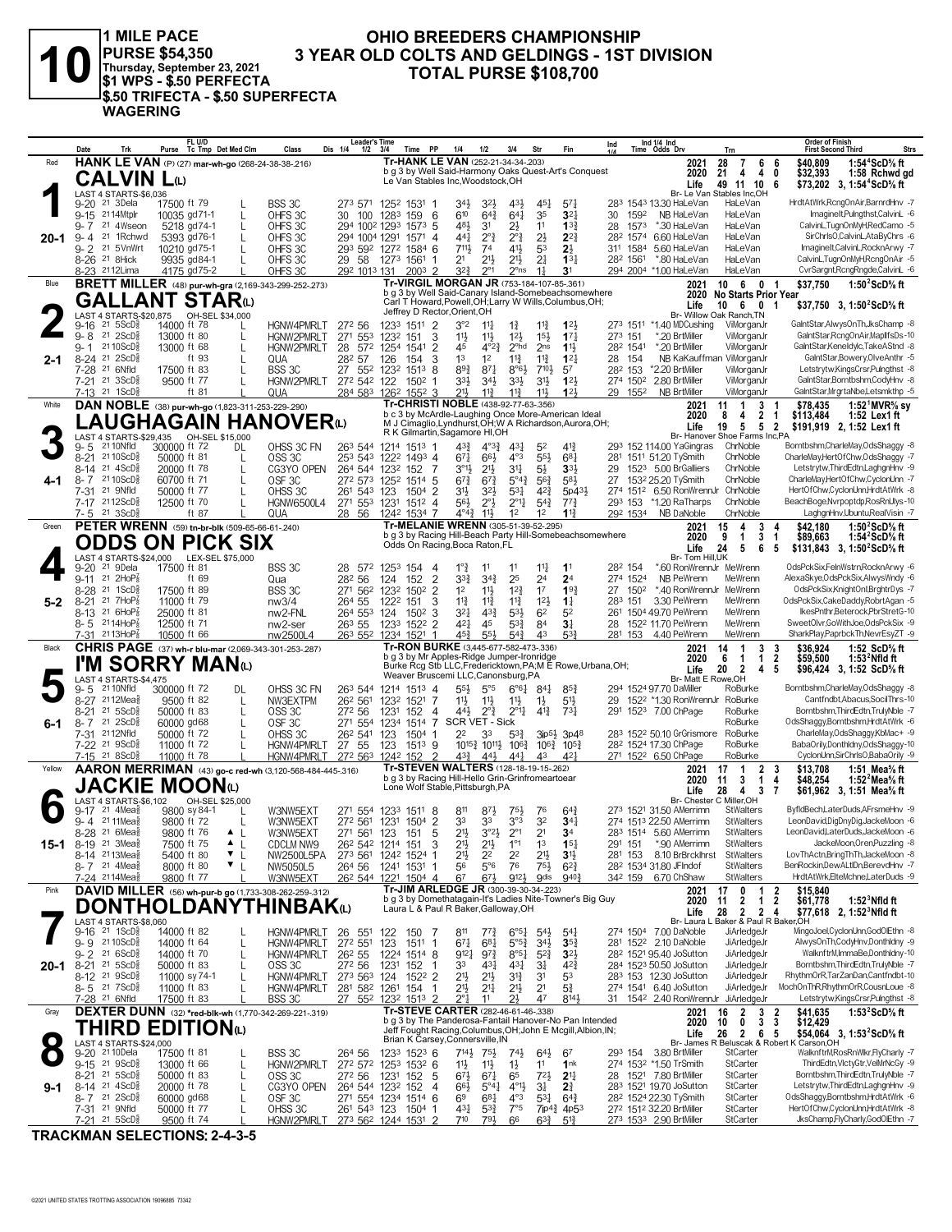# 10

**1 MILE PACE**
**PURSE $54,350**
**Thursday, September 23, 2021**
**$1 WPS - $.50 PERFECTA**
**$.50 TRIFECTA - $.50 SUPERFECTA WAGERING**

## OHIO BREEDERS CHAMPIONSHIP
## 3 YEAR OLD COLTS AND GELDINGS - 1ST DIVISION
## TOTAL PURSE $108,700

---

### 1 — Red — CALVIN L(L) — 20-1

**HANK LE VAN** (P) (27) mar-wh-go (268-24-38-38-.216)
Tr-HANK LE VAN (252-21-34-34-.203)
b g 3 by Well Said-Harmony Oaks Quest-Art's Conquest
Le Van Stables Inc,Woodstock,OH
Br- Le Van Stables Inc,OH

2021: 28 7 6 6 $40,809 1:54⁴ScD⅝ ft
2020: 21 4 4 0 $32,393 1:58 Rchwd gd
Life: 49 11 10 6 $73,202 3, 1:54⁴ScD⅝ ft
LAST 4 STARTS-$6,036

| Date | Trk | Purse | Cond | Class | 1/4 | 1/2 | 3/4 | Time | PP | 1/4 | 1/2 | 3/4 | Str | Fin | Ind | Odds Drv | Trn | Order of Finish |
|---|---|---|---|---|---|---|---|---|---|---|---|---|---|---|---|---|---|---|
| 9-20 | 21 3Dela | 17500 | ft 79 L | BSS 3C | 27³ | 57¹ | 125² | 153¹ 1 | | 3⁴½ | 3²½ | 4³¾ | 4⁵½ | 5⁷¼ | 28³ 154³ | 13.30 HaLeVan | HaLeVan | HrdtAtWrk,RcngOnAir,BarnrdHnv -7 |
| 9-15 | 21 14Mtplr | 10035 | gd71-1 L | OHFS 3C | 30 | 100 | 128³ | 159 6 | | 6¹⁰ | 6⁴¾ | 6⁴¼ | 3⁵ | 3²½ | 30 159² | NB HaLeVan | HaLeVan | ImagineIt,Pulngthst,CalvinL -6 |
| 9-7 | 21 4Wseon | 5218 | gd74-1 L | OHFS 3C | 29⁴ | 100² | 129³ | 157³ 5 | | 4⁸½ | 3¹ | 2½ | 1¹ | 1³¾ | 28 157³ | *.30 HaLeVan | HaLeVan | CalvinL,TugnOnMyH,RedCamo -5 |
| 9-4 | 21 1Rchwd | 5393 | gd76-1 L | OHFS 3C | 29⁴ | 100⁴ | 129¹ | 157¹ 4 | | 4⁴½ | 2°½ | 2°¾ | 2½ | 2²¾ | 28² 157⁴ | 6.60 HaLeVan | HaLeVan | SirChrlsO,CalvinL,AtaByChrs -6 |
| 9-2 | 21 5VnWrt | 10210 | gd75-1 L | OHFS 3C | 29³ | 59² | 127² | 158⁴ 6 | | 7¹¹½ | 7⁴ | 4¹½ | 5³ | 2½ | 31¹ 158⁴ | 5.60 HaLeVan | HaLeVan | ImagineIt,CalvinL,RocknArwy -7 |
| 8-26 | 21 8Hick | 9935 | gd84-1 L | OHFS 3C | 29 | 58 | 127³ | 156¹ 1 | | 2¹ | 2¹½ | 2¹½ | 2½ | 1³¼ | 28² 156¹ | *.80 HaLeVan | HaLeVan | CalvinL,TugnOnMyH,RcngOnAir -5 |
| 8-23 | 21 12Lima | 4175 | gd75-2 L | OHFS 3C | 29² | 101³ | 131 | 200³ 2 | | 3²¾ | 2°¹ | 2°ns | 1¼ | 3¹ | 29⁴ 200⁴ | *1.00 HaLeVan | HaLeVan | CvrSargnt,RcngRngde,CalvinL -6 |

### 2 — Blue — GALLANT STAR(L) — 2-1

**BRETT MILLER** (48) pur-wh-gra (2,169-343-299-252-.273)
Tr-VIRGIL MORGAN JR (753-184-107-85-.361)
b g 3 by Well Said-Canary Island-Somebeachsomewhere
Carl T Howard,Powell,OH;Larry W Wills,Columbus,OH;
Jeffrey D Rector,Orient,OH
Br- Willow Oak Ranch,TN

2021: 10 6 0 1 $37,750 1:50²ScD⅝ ft
2020: No Starts Prior Year
Life: 10 6 0 1 $37,750 3, 1:50²ScD⅝ ft
LAST 4 STARTS-$20,875 OH-SEL $34,000

| Date | Trk | Purse | Cond | Class | 1/4 | 1/2 | 3/4 | Time | PP | 1/4 | 1/2 | 3/4 | Str | Fin | Ind | Odds Drv | Trn | Order of Finish |
|---|---|---|---|---|---|---|---|---|---|---|---|---|---|---|---|---|---|---|
| 9-16 | 21 5ScD⅝ | 14000 | ft 78 L | HGNW4PMRLT | 27² | 56 | 123³ | 151¹ 2 | | 3°² | 1¹½ | 1¾ | 1¹¾ | 1²½ | 27³ 151¹ | *1.40 MDCushing | ViMorganJr | GalntStar,AlwysOnTh,JksChamp -8 |
| 9-8 | 21 2ScD⅝ | 13000 | ft 80 L | HGNW2PMRLT | 27¹ | 55³ | 123² | 151 3 | | 1¹½ | 1¹½ | 1²½ | 1⁵½ | 1⁷¼ | 27³ 151 | *.20 BrtMiller | ViMorganJr | GalntStar,RcngOnAir,MapllfsDs-10 |
| 9-1 | 21 10ScD⅝ | 13000 | ft 68 L | HGNW2PMRLT | 28 | 57² | 125⁴ | 154¹ 2 | | 4⁵ | 4°²¾ | 2°hd | 2ns | 1¹½ | 28² 154¹ | *.20 BrtMiller | ViMorganJr | GalntStar,Keneldylc,TakeAStnd -8 |
| 8-24 | 21 2ScD⅝ | | ft 93 L | QUA | 28² | 57 | 126 | 154 3 | | 1³ | 1² | 1¹¾ | 1¹¾ | 1²¼ | 28 154 | NB KaKauffman | ViMorganJr | GalntStar,Bowery,OlveAnthr -5 |
| 7-28 | 21 6Nfld | 17500 | ft 83 L | BSS 3C | 27 | 55² | 123² | 151³ 8 | | 8⁹¾ | 8⁷½ | 8°⁶½ | 7¹⁰½ | 5⁷ | 28² 153 | *2.20 BrtMiller | ViMorganJr | Letstrytw,KingsCrsr,Pulngthst -8 |
| 7-21 | 21 3ScD⅝ | 9500 | ft 77 L | HGNW2PMRLT | 27² | 54² | 122 | 150² 1 | | 3³½ | 3⁴½ | 3³½ | 3¹½ | 1²½ | 27⁴ 150² | 2.80 BrtMiller | ViMorganJr | GalntStar,Borntbshm,CodyHnv -8 |
| 7-13 | 21 1ScD⅝ | | ft 81 L | QUA | 28⁴ | 58³ | 126² | 155² 3 | | 2¹½ | 1¹¾ | 1¹¾ | 1¹½ | 1²½ | 29 155² | NB BrtMiller | ViMorganJr | GalntStar,MrgrtaNbe,Letsmkthp -5 |

### 3 — White — LAUGHAGAIN HANOVER(L) — 4-1

**DAN NOBLE** (38) pur-wh-go (1,823-311-253-229-.290)
Tr-CHRISTI NOBLE (438-92-77-63-.356)
b c 3 by McArdle-Laughing Once More-American Ideal
M J Cimaglio,Lyndhurst,OH;W A Richardson,Aurora,OH;
R K Gilmartin,Sagamore Hl,OH
Br- Hanover Shoe Farms Inc,PA

2021: 11 1 3 1 $78,435 1:52¹MVR⅝ sy
2020: 8 4 2 1 $113,484 1:52 Lex1 ft
Life: 19 5 5 2 $191,919 2, 1:52 Lex1 ft
LAST 4 STARTS-$29,435 OH-SEL $15,000

| Date | Trk | Purse | Cond | Class | 1/4 | 1/2 | 3/4 | Time | PP | 1/4 | 1/2 | 3/4 | Str | Fin | Ind | Odds Drv | Trn | Order of Finish |
|---|---|---|---|---|---|---|---|---|---|---|---|---|---|---|---|---|---|---|
| 9-5 | 21 10Nfld | 300000 | ft 72 DL | OHSS 3C FN | 26³ | 54⁴ | 121⁴ | 151³ 1 | | 4³¾ | 4°³¾ | 4³¼ | 5² | 4¹¾ | 29³ 152 | 114.00 YaGingras | ChrNoble | Borntbshm,CharleMay,OdsShaggy -8 |
| 8-21 | 21 10ScD⅝ | 50000 | ft 81 L | OSS 3C | 25³ | 54³ | 122² | 149³ 4 | | 6⁷¼ | 6⁶½ | 4°³ | 5⁵½ | 6⁸¼ | 28¹ 151¹ | 51.20 TySmith | ChrNoble | CharleMay,HertOfChw,OdsShaggy -7 |
| 8-14 | 21 4ScD⅝ | 20000 | ft 78 L | CG3YO OPEN | 26⁴ | 54⁴ | 123² | 152 7 | | 3°¹½ | 2¹½ | 3¹¾ | 5½ | 3³½ | 29 152³ | 5.00 BrGalliers | ChrNoble | Letstrytw,ThirdEdtn,LaghgnHnv -9 |
| 8-7 | 21 10ScD⅝ | 60700 | ft 71 L | OSF 3C | 27² | 57³ | 125² | 151⁴ 5 | | 6⁷¾ | 6⁷¾ | 5°⁴¾ | 5⁶¾ | 5⁸½ | 27 153² | 25.20 TySmith | ChrNoble | CharleMay,HertOfChw,CyclonUnn -7 |
| 7-31 | 21 9Nfld | 50000 | ft 77 L | OHSS 3C | 26¹ | 54³ | 123 | 150⁴ 2 | | 3¹½ | 3²½ | 5³¼ | 4²¾ | 5p4³½ | 27⁴ 151² | 6.50 RonWrennJr | ChrNoble | HertOfChw,CyclonUnn,HrdtAtWrk -8 |
| 7-17 | 21 12ScD⅝ | 12500 | ft 70 L | HGNW6500L4 | 27¹ | 55³ | 123¹ | 151² 4 | | 5⁶½ | 2°½ | 2°¹¼ | 5⁴¾ | 7⁷¾ | 29³ 153 | *1.20 RaTharps | ChrNoble | BeachBoge,Nvrpoptdp,RosRnUlys-10 |
| 7-5 | 21 3ScD⅝ | | ft 87 L | QUA | 28 | 56 | 124² | 153⁴ 7 | | 4°⁴¾ | 1¹½ | 1² | 1² | 1¹¾ | 29² 153⁴ | NB DaNoble | ChrNoble | LaghgnHnv,UbuntuRealVisn -7 |

### 4 — Green — ODDS ON PICK SIX — 5-2

**PETER WRENN** (59) tn-br-blk (509-65-66-61-.240)
Tr-MELANIE WRENN (305-51-39-52-.295)
b g 3 by Racing Hill-Beach Party Hill-Somebeachsomewhere
Odds On Racing,Boca Raton,FL
Br- Tom Hill,UK

2021: 15 4 3 4 $42,180 1:50²ScD⅝ ft
2020: 9 1 3 1 $89,663 1:54²ScD⅝ ft
Life: 24 5 6 5 $131,843 3, 1:50²ScD⅝ ft
LAST 4 STARTS-$24,000 LEX-SEL $75,000

| Date | Trk | Purse | Cond | Class | 1/4 | 1/2 | 3/4 | Time | PP | 1/4 | 1/2 | 3/4 | Str | Fin | Ind | Odds Drv | Trn | Order of Finish |
|---|---|---|---|---|---|---|---|---|---|---|---|---|---|---|---|---|---|---|
| 9-20 | 21 9Dela | 17500 | ft 81 | BSS 3C | 28 | 57² | 125³ | 154 4 | | 1°¾ | 1¹ | 1¹ | 1¹¼ | 1¹ | 28² 154 | *.60 RonWrennJr | MeWrenn | OdsPckSix,FelnWstrn,RocknArwy -6 |
| 9-11 | 21 2HoP⅞ | | ft 69 | Qua | 28² | 56 | 124 | 152 2 | | 3³¾ | 3⁴¾ | 2⁵ | 2⁴ | 2⁴ | 27⁴ 152⁴ | NB PeWrenn | MeWrenn | AlexaSkye,OdsPckSix,AlwysWndy -6 |
| 8-28 | 21 1ScD⅝ | 17500 | ft 89 | BSS 3C | 27¹ | 56² | 123² | 150² 2 | | 1² | 1¹½ | 1²¾ | 1⁷ | 1⁹¾ | 27 150² | *.40 RonWrennJr | MeWrenn | OdsPckSix,KnightOnl,BrghtrDys -7 |
| 8-21 | 21 7HoP⅞ | 11000 | ft 79 | nw3/4 | 26⁴ | 55 | 122² | 151 3 | | 1¹¾ | 1¹½ | 1¹¾ | 1²½ | 1¾ | 28³ 151 | 3.30 PeWrenn | MeWrenn | OdsPckSix,CakeDaddy,RobrtAgan -5 |
| 8-13 | 21 6HoP⅞ | 25000 | ft 81 | nw2-FNL | 26⁴ | 55³ | 124 | 150² 3 | | 3²¼ | 4³¾ | 5³½ | 6² | 5² | 26 150⁴ | 49.70 PeWrenn | MeWrenn | IkesPnthr,Beterock,PbrStretG-10 |
| 8-5 | 21 14HoP⅞ | 12500 | ft 71 | nw2-ser | 26³ | 55 | 123³ | 152² 2 | | 4²½ | 4⁵ | 5³¾ | 8⁴ | 3¾ | 28 152² | 11.70 PeWrenn | MeWrenn | SweetOlvr,GoWithJoe,OdsPckSix -9 |
| 7-31 | 21 13HoP⅞ | 10500 | ft 66 | nw2500L4 | 26³ | 55² | 123⁴ | 152¹ 1 | | 4⁵¾ | 5⁵½ | 5⁴¾ | 4³ | 5³¾ | 28¹ 153 | 4.40 PeWrenn | MeWrenn | SharkPlay,PaprbckTh,NevrEsyZT -9 |

### 5 — Black — I'M SORRY MAN(L) — 6-1

**CHRIS PAGE** (37) wh-r blu-mar (2,069-343-301-253-.287)
Tr-RON BURKE (3,445-677-582-473-.336)
b g 3 by Mr Apples-Ridge Jumper-Ironridge
Burke Rcg Stb LLC,Fredericktown,PA;M E Rowe,Urbana,OH;
Weaver Bruscemi LLC,Canonsburg,PA
Br- Matt E Rowe,OH

2021: 14 1 3 3 $36,924 1:52 ScD⅝ ft
2020: 6 1 1 2 $59,500 1:53²Nfld ft
Life: 20 2 4 5 $96,424 3, 1:52 ScD⅝ ft
LAST 4 STARTS-$4,475

| Date | Trk | Purse | Cond | Class | 1/4 | 1/2 | 3/4 | Time | PP | 1/4 | 1/2 | 3/4 | Str | Fin | Ind | Odds Drv | Trn | Order of Finish |
|---|---|---|---|---|---|---|---|---|---|---|---|---|---|---|---|---|---|---|
| 9-5 | 21 10Nfld | 300000 | ft 72 DL | OHSS 3C FN | 26³ | 54⁴ | 121⁴ | 151³ 4 | | 5⁵½ | 5°⁵ | 6°⁶¼ | 8⁴¼ | 8⁵¾ | 29⁴ 152⁴ | 97.70 DaMiller | RoBurke | Borntbshm,CharleMay,OdsShaggy -8 |
| 8-27 | 21 12Mea⅝ | 9500 | ft 82 L | NW3EXTPM | 26² | 56¹ | 123² | 152¹ 7 | | 1¹½ | 1¹½ | 1¹½ | 1½ | 5¹¾ | 29 152² | *1.30 RonWrennJr | RoBurke | Cantfndbt,Abacus,SoclThrs-10 |
| 8-21 | 21 5ScD⅝ | 50000 | ft 83 L | OSS 3C | 27² | 56 | 123¹ | 152 4 | | 4⁴½ | 2°¾ | 2°¹¼ | 4¹¾ | 7³¼ | 29¹ 152³ | 7.00 ChPage | RoBurke | Borntbshm,ThirdEdtn,TrulyNble -7 |
| 8-7 | 21 2ScD⅝ | 60000 | gd68 L | OSF 3C | 27¹ | 55⁴ | 123⁴ | 151⁴ 7 | | SCR VET - Sick | | | | | | | RoBurke | OdsShaggy,Borntbshm,HrdtAtWrk -6 |
| 7-31 | 21 12Nfld | 50000 | ft 72 L | OHSS 3C | 26² | 54¹ | 123 | 150⁴ 1 | | 2² | 3³ | 5³¾ | 3ip5½ | 3p4⁸ | 28³ 152² | 50.10 GrGrismore | RoBurke | CharleMay,OdsShaggy,KbMac+ -9 |
| 7-22 | 21 9ScD⅝ | 11000 | ft 72 L | HGNW4PMRLT | 27 | 55 | 123 | 151³ 9 | | 10¹⁵¾ | 10¹¹½ | 10⁶³ | 10⁶¾ | 10⁵¾ | 28² 152⁴ | 17.30 ChPage | RoBurke | BabaOrily,Donthldny,OdsShaggy-10 |
| 7-15 | 21 8ScD⅝ | 11000 | ft 78 L | HGNW4PMRLT | 27² | 56³ | 124² | 152 2 | | 4³¾ | 4⁴½ | 4⁴¼ | 4³ | 4²¼ | 27¹ 152² | 6.50 ChPage | RoBurke | CyclonUnn,SirChrlsO,BabaOrily -9 |

### 6 — Yellow — JACKIE MOON(L) — 15-1

**AARON MERRIMAN** (43) go-c red-wh (3,120-568-484-445-.316)
Tr-STEVEN WALTERS (128-18-19-15-.262)
b g 3 by Racing Hill-Hello Grin-Grinfromeartoear
Lone Wolf Stable,Pittsburgh,PA
Br- Chester C Miller,OH

2021: 17 1 2 3 $13,708 1:51 Mea⅝ ft
2020: 11 3 1 4 $48,254 1:52²Mea⅝ ft
Life: 28 4 3 7 $61,962 3, 1:51 Mea⅝ ft
LAST 4 STARTS-$6,102 OH-SEL $25,000

| Date | Trk | Purse | Cond | Class | 1/4 | 1/2 | 3/4 | Time | PP | 1/4 | 1/2 | 3/4 | Str | Fin | Ind | Odds Drv | Trn | Order of Finish |
|---|---|---|---|---|---|---|---|---|---|---|---|---|---|---|---|---|---|---|
| 9-17 | 21 4Mea⅝ | 9800 | sy84-1 L | W3NW5EXT | 27¹ | 55⁴ | 123³ | 151¹ 8 | | 8¹¹ | 8⁷½ | 7⁵½ | 7⁶ | 6⁴¾ | 27³ 152¹ | 31.50 AMerrimn | StWalters | ByfldBech,LaterDuds,AFrsmeHnv -9 |
| 9-4 | 21 11Mea⅝ | 9800 | ft 72 L | W3NW5EXT | 27² | 56¹ | 123¹ | 150⁴ 2 | | 3³ | 3³ | 3°³ | 3² | 3⁴¼ | 27⁴ 151³ | 22.50 AMerrimn | StWalters | LeonDavid,DigDnyDig,JackeMoon -6 |
| 8-28 | 21 6Mea⅝ | 9800 | ft 76 ▲L | W3NW5EXT | 27¹ | 56¹ | 123 | 151 5 | | 2¹½ | 3°²½ | 2°¹ | 2¹ | 3⁴ | 28³ 151⁴ | 8.50 AMerrimn | StWalters | LeonDavid,LaterDuds,JackeMoon -6 |
| 8-19 | 21 3Mea⅝ | 7500 | ft 75 ▲L | CDCLM NW9 | 26² | 54² | 121⁴ | 151 3 | | 2¹½ | 2¹½ | 1°¹ | 1³ | 1⁵¼ | 29¹ 151 | *.90 AMerrimn | StWalters | JackeMoon,OrenPuzzling -8 |
| 8-14 | 21 13Mea⅝ | 5400 | ft 80 ▼L | NW2500L5PA | 27³ | 56¹ | 124² | 152⁴ 1 | | 2¹½ | 2² | 2² | 2¹½ | 3¹½ | 28¹ 153 | 8.10 BrBrcklhrst | StWalters | LovThActn,BringThTh,JackeMoon -8 |
| 8-7 | 21 4Mea⅝ | 8000 | ft 80 ▼L | NW5050L5 | 26⁴ | 56 | 124¹ | 153¹ 1 | | 5⁶ | 5°⁶ | 7⁶ | 7⁵¼ | 6²¾ | 28² 153⁴ | 31.80 JFlndof | StWalters | BenRockin,DewALtlDn,BerevdHnv -7 |
| 7-24 | 21 14Mea⅝ | 9800 | ft 77 L | W3NW5EXT | 26² | 54⁴ | 122¹ | 150⁴ 4 | | 6⁷ | 6⁷½ | 9¹²½ | 9dis | 9⁴⁰¾ | 34² 159 | 6.70 ChShaw | StWalters | HrdtAtWrk,ElteMchne,LaterDuds -9 |

### 7 — Pink — DONTHOLDANYTHINBAK(L) — 20-1

**DAVID MILLER** (56) wh-pur-b go (1,733-308-262-259-.312)
Tr-JIM ARLEDGE JR (300-39-30-34-.223)
b g 3 by Domethatagain-It's Ladies Nite-Towner's Big Guy
Laura L & Paul R Baker,Galloway,OH
Br- Laura L Baker & Paul R Baker,OH

2021: 17 0 1 2 $15,840
2020: 11 2 1 2 $61,778 1:52³Nfld ft
Life: 28 2 2 4 $77,618 2, 1:52³Nfld ft
LAST 4 STARTS-$8,060

| Date | Trk | Purse | Cond | Class | 1/4 | 1/2 | 3/4 | Time | PP | 1/4 | 1/2 | 3/4 | Str | Fin | Ind | Odds Drv | Trn | Order of Finish |
|---|---|---|---|---|---|---|---|---|---|---|---|---|---|---|---|---|---|---|
| 9-16 | 21 1ScD⅝ | 14000 | ft 82 L | HGNW4PMRLT | 26 | 55¹ | 122 | 150 7 | | 8¹¹ | 7⁷¾ | 6°⁵¼ | 5⁴½ | 5⁴¼ | 27⁴ 150⁴ | 7.00 DaNoble | JiArledgeJr | MingoJoel,CyclonUnn,GodOlEthn -8 |
| 9-9 | 21 5ScD⅝ | 14000 | ft 64 L | HGNW4PMRLT | 27² | 55¹ | 123 | 151¹ 1 | | 6⁷¼ | 6⁸¼ | 5°⁵¾ | 3⁴½ | 3⁵¾ | 28¹ 152² | 2.10 DaNoble | JiArledgeJr | AlwysOnTh,CodyHnv,Donthldny -9 |
| 9-2 | 21 6ScD⅝ | 14000 | ft 70 L | HGNW4PMRLT | 26² | 55 | 122⁴ | 151⁴ 8 | | 9¹²½ | 9⁷¾ | 8°⁵¼ | 5²¾ | 3²½ | 28¹ 152¹ | 95.40 JiArledgeJr | JiArledgeJr | WalknftrM,ImmaBe,Donthldny-10 |
| 8-21 | 21 5ScD⅝ | 50000 | ft 83 L | OSS 3C | 27² | 56 | 123¹ | 152 1 | | 3³ | 4³½ | 4³¼ | 3¾ | 4²¾ | 28⁴ 152³ | 50.50 JoSutton | JiArledgeJr | Borntbshm,ThirdEdtn,TrulyNble -7 |
| 8-12 | 21 9ScD⅝ | 11000 | sy74-1 L | HGNW4PMRLT | 27³ | 56³ | 124 | 152² 2 | | 2¹½ | 2¹½ | 3¹¾ | 3¹ | 5³ | 28³ 153 | 12.30 JoSutton | JiArledgeJr | RhythmOrR,TarZanDan,Cantfndbt-10 |
| 8-5 | 21 7ScD⅝ | 11000 | ft 83 L | HGNW4PMRLT | 28¹ | 58² | 126¹ | 154 1 | | 2¹½ | 2¹½ | 2¹½ | 2¹ | 5¾ | 27⁴ 154¹ | 6.40 JoSutton | JiArledgeJr | MochOnThR,RhythmOrR,CousnLoue -8 |
| 7-28 | 21 6Nfld | 17500 | ft 83 L | BSS 3C | 27 | 55² | 123² | 151³ 2 | | 2°¹ | 1¹ | 2½ | 4⁷ | 8¹⁴½ | 31 154² | 2.40 RonWrennJr | JiArledgeJr | Letstrytw,KingsCrsr,Pulngthst -8 |

### 8 — Gray — THIRD EDITION(L) — 9-1

**DEXTER DUNN** (32) *red-blk-wh (1,770-342-269-221-.319)
Tr-STEVE CARTER (282-46-61-46-.338)
b g 3 by The Panderosa-Fantail Hanover-No Pan Intended
Jeff Fought Racing,Columbus,OH;John E Mcgill,Albion,IN;
Brian K Carsey,Connersville,IN
Br- James R Beluscak & Robert K Carson,OH

2021: 16 2 3 2 $41,635 1:53²ScD⅝ ft
2020: 10 0 3 3 $12,429
Life: 26 2 6 5 $54,064 3, 1:53²ScD⅝ ft
LAST 4 STARTS-$24,000

| Date | Trk | Purse | Cond | Class | 1/4 | 1/2 | 3/4 | Time | PP | 1/4 | 1/2 | 3/4 | Str | Fin | Ind | Odds Drv | Trn | Order of Finish |
|---|---|---|---|---|---|---|---|---|---|---|---|---|---|---|---|---|---|---|
| 9-20 | 21 10Dela | 17500 | ft 81 L | BSS 3C | 26⁴ | 56 | 123³ | 152³ 6 | | 7¹⁴½ | 7⁵½ | 7⁴½ | 6⁴½ | 6⁷ | 29³ 154 | 3.80 BrtMiller | StCarter | WalknftrM,RosRnWlkr,FlyCharly -7 |
| 9-15 | 21 9ScD⅝ | 13000 | ft 66 L | HGNW2PMRLT | 27² | 57² | 125³ | 153² 6 | | 1¹½ | 1¹½ | 1½ | 1¹ | 1nk | 27⁴ 153² | *1.50 TrSmith | StCarter | ThirdEdtn,VlctyGtr,VelMrNcGy -9 |
| 8-21 | 21 5ScD⅝ | 50000 | ft 83 L | OSS 3C | 27² | 56 | 123¹ | 152 5 | | 6⁷½ | 6⁷¼ | 6⁵ | 7²½ | 2¹¾ | 28 152¹ | 7.80 BrtMiller | StCarter | Borntbshm,ThirdEdtn,TrulyNble -7 |
| 8-14 | 21 4ScD⅝ | 20000 | ft 78 L | CG3YO OPEN | 26⁴ | 54⁴ | 123² | 152 4 | | 6⁶½ | 5°⁴½ | 4°¹½ | 3¼ | 2¾ | 28³ 152¹ | 19.70 JoSutton | StCarter | Letstrytw,ThirdEdtn,LaghgnHnv -9 |
| 8-7 | 21 2ScD⅝ | 60000 | gd68 L | OSF 3C | 27¹ | 55⁴ | 123⁴ | 151⁴ 6 | | 6⁹ | 6⁸¼ | 4°³ | 5³¼ | 6⁴¾ | 28² 152⁴ | 22.30 TySmith | StCarter | OdsShaggy,Borntbshm,HrdtAtWrk -6 |
| 7-31 | 21 9Nfld | 50000 | ft 77 L | OHSS 3C | 26¹ | 54³ | 123 | 150⁴ 1 | | 4³½ | 5³¾ | 7°⁵ | 7ip4³¾ | 4p5³ | 27² 151² | 32.20 BrtMiller | StCarter | HertOfChw,CyclonUnn,HrdtAtWrk -8 |
| 7-21 | 21 5ScD⅝ | 9500 | ft 74 L | HGNW2PMRLT | 27³ | 56² | 124⁴ | 153¹ 2 | | 7¹⁰ | 7⁹½ | 6⁶ | 6³¾ | 5¹¾ | 27³ 153³ | 2.90 BrtMiller | StCarter | JksChamp,FlyCharly,GodOlEthn -7 |

**TRACKMAN SELECTIONS: 2-4-3-5**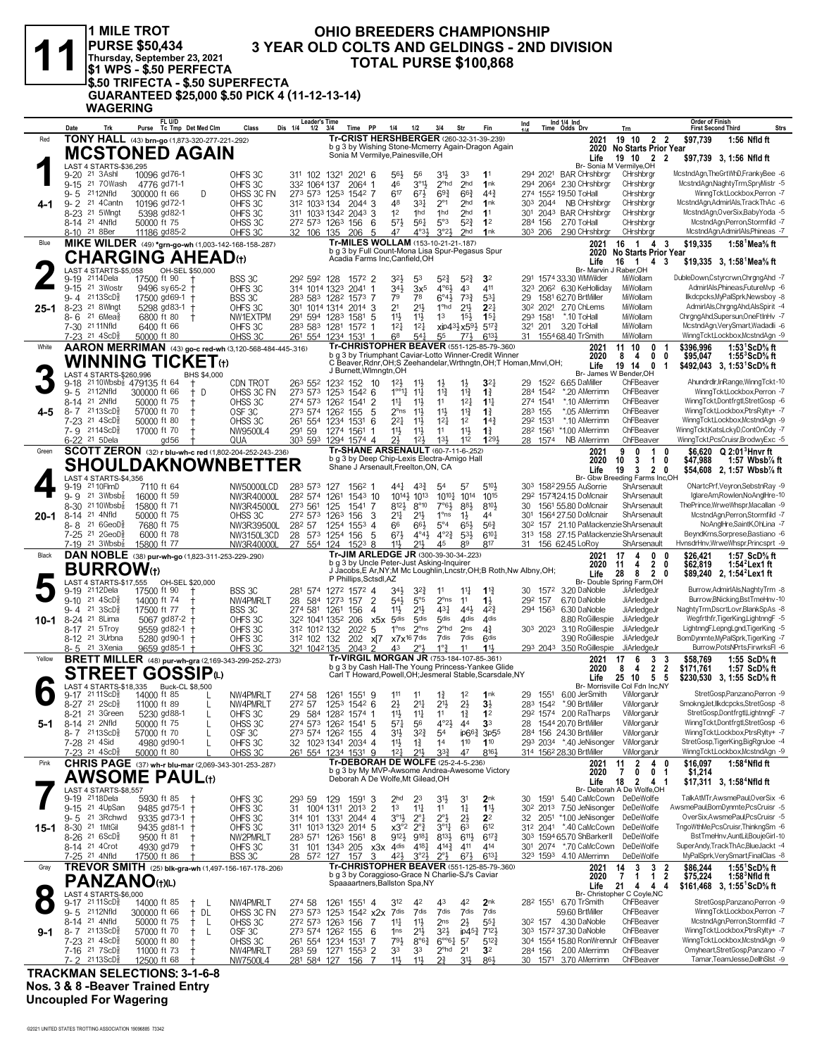# 11

**1 MILE TROT**
**PURSE $50,434**
**Thursday, September 23, 2021**
**$1 WPS - $.50 PERFECTA**
**$.50 TRIFECTA - $.50 SUPERFECTA**
**GUARANTEED $25,000 $.50 PICK 4 (11-12-13-14)**
**WAGERING**

## OHIO BREEDERS CHAMPIONSHIP
## 3 YEAR OLD COLTS AND GELDINGS - 2ND DIVISION
## TOTAL PURSE $100,868

---

### 1 — Red — 4-1
**TONY HALL** (43) brn-go (1,873-320-277-221-.292)
**MCSTONED AGAIN**
Tr-CRIST HERSHBERGER (260-32-31-39-.239)
b g 3 by Wishing Stone-Mcmerry Again-Dragon Again
Sonia M Vermilye,Painesville,OH
Br- Sonia M Vermilye,OH
2021: 19 10 2 2 $97,739 1:56 Nfld ft
2020: No Starts Prior Year
Life: 19 10 2 2 $97,739 3, 1:56 Nfld ft
LAST 4 STARTS-$36,295

| Date | Trk | Purse | Cond | Class | 1/4 | 1/2 | 3/4 | Time | PP | 1/4 | 1/2 | 3/4 | Str | Fin | Ind | Odds | Drv | Trn | Order of Finish |
|---|---|---|---|---|---|---|---|---|---|---|---|---|---|---|---|---|---|---|---|
| 9-20 21 | 3Ashl | 10096 | gd76-1 | OHFS 3C | 31¹ | 102 | 132¹ | 202¹ 6 | | 5⁶½ | 5⁶ | 3¹½ | 3³ | 1¹ | 29⁴ 202¹ | BAR | CHrshbrgr | CHrshbrgr | McstndAgn,TheGrtWhD,FrankyBee -6 |
| 9-15 21 | 7OWash | 4776 | gd71-1 | OHFS 3C | 33² | 106⁴ | 137 | 206⁴ 1 | | 4⁶ | 3°¹½ | 2°hd | 2hd | 1nk | 29⁴ 206⁴ | 2.30 | CHrshbrgr | CHrshbrgr | McstndAgn,NaghtyTrm,SpryMistr -5 |
| 9-5 21 | 12Nfld | 300000 | ft 66 | D OHSS 3C FN | 27³ | 57³ | 125³ | 154² 7 | | 6¹⁷ | 6⁷½ | 6⁹¾ | 6⁶¾ | 4⁴¾ | 27⁴ 155² | 19.50 | ToHall | CHrshbrgr | WinngTckt,Lockbox,Perron -7 |
| 9-2 21 | 4Cantn | 10196 | gd72-1 | OHFS 3C | 31² | 103³ | 134 | 204⁴ 3 | | 4⁸ | 3³½ | 2°¹ | 2hd | 1nk | 30³ 204⁴ | NB | CHrshbrgr | CHrshbrgr | McstndAgn,AdmirlAls,TrackThAc -6 |
| 8-23 21 | 5Wlngt | 5398 | gd82-1 | OHFS 3C | 31¹ | 103³ | 134² | 204³ 3 | | 1² | 1hd | 1hd | 2hd | 1¹ | 30¹ 204³ | BAR | CHrshbrgr | CHrshbrgr | McstndAgn,OverSix,BabyYoda -5 |
| 8-14 21 | 4Nfld | 50000 | ft 75 | OHSS 3C | 27² | 57³ | 126³ | 156 6 | | 5⁷½ | 5⁶½ | 5°³ | 5²¾ | 1² | 28⁴ 156 | 2.70 | ToHall | CHrshbrgr | McstndAgn,Perron,Stormfild -7 |
| 8-10 21 | 8Ber | 11186 | gd85-2 | OHFS 3C | 32 | 106 | 135 | 206 5 | | 4⁷ | 4°³½ | 3°²½ | 2hd | 1nk | 30³ 206 | 2.90 | CHrshbrgr | CHrshbrgr | McstndAgn,AdmirlAls,Phineas -7 |

### 2 — Blue — 25-1
**MIKE WILDER** (49) *grn-go-wh (1,003-142-168-158-.287)
**CHARGING AHEAD(t)**
Tr-MILES WOLLAM (153-10-21-21-.187)
b g 3 by Full Count-Mona Lisa Spur-Pegasus Spur
Acadia Farms Inc,Canfield,OH
Br- Marvin J Raber,OH
2021: 16 1 4 3 $19,335 1:58¹Mea⅝ ft
2020: No Starts Prior Year
Life: 16 1 4 3 $19,335 3, 1:58¹Mea⅝ ft
LAST 4 STARTS-$5,058 OH-SEL $50,000

| Date | Trk | Purse | Cond | Class | 1/4 | 1/2 | 3/4 | Time | PP | 1/4 | 1/2 | 3/4 | Str | Fin | Ind | Odds | Drv | Trn | Order of Finish |
|---|---|---|---|---|---|---|---|---|---|---|---|---|---|---|---|---|---|---|---|
| 9-19 21 | 14Dela | 17500 | ft 90 † | BSS 3C | 29² | 59² | 128 | 157² 2 | | 3²½ | 5³ | 5²¾ | 5²¾ | 3² | 29¹ 157⁴ | 33.30 | MWilder | MiWollam | DubleDown,Cstyrcrwn,ChrgngAhd -7 |
| 9-15 21 | 3Wostr | 9496 | sy65-2 † | OHFS 3C | 31⁴ | 101⁴ | 132³ | 204¹ 1 | | 3⁴½ | 3x⁵ | 4°⁶½ | 4³ | 4¹¹ | 32³ 206² | 6.30 | KeHolliday | MiWollam | AdmirlAls,Phineas,FutureMvp -6 |
| 9-4 21 | 13ScD⅝ | 17500 | gd69-1 † | BSS 3C | 28³ | 58³ | 128² | 157³ 7 | | 7⁹ | 7⁸ | 6°⁴½ | 7³¾ | 5³¼ | 29 158¹ | 62.70 | BrtMiller | MiWollam | Ilkdcpcks,MyPalSprk,Newsboy -8 |
| 8-23 21 | 8Wlngt | 5298 | gd83-1 † | OHFS 3C | 30¹ | 101⁴ | 131⁴ | 201⁴ 3 | | 2¹ | 2¹½ | 1°hd | 2¹½ | 2²¼ | 30² 202¹ | 2.70 | ChLems | MiWollam | AdmirlAls,ChrgngAhd,AlsSpirit -4 |
| 8-6 21 | 6Mea⅝ | 6800 | ft 80 † | NW1EXTPM | 29¹ | 59⁴ | 128³ | 158¹ 5 | | 1¹½ | 1¹½ | 1³ | 1⁵½ | 1⁵¼ | 30³ 158¹ | *.10 | ToHall | MiWollam | ChrgngAhd,Supersun,OneFtInHv -7 |
| 7-30 21 | 11Nfld | 6400 | ft 66 | OHFS 3C | 28³ | 58³ | 128¹ | 157² 1 | | 1²½ | 1²½ | xip4³½x5⁹½ | | 5¹⁷¾ | 32¹ 201 | 3.20 | ToHall | MiWollam | McstndAgn,VerySmart,Wadadli -6 |
| 7-23 21 | 4ScD⅝ | 50000 | ft 80 | OHSS 3C | 26¹ | 55⁴ | 123⁴ | 153¹ 1 | | 6⁸ | 5⁴½ | 5⁵ | 7⁷¼ | 6¹³¼ | 31 155⁴ | 68.40 | TrSmith | MiWollam | WinngTckt,Lockbox,McstndAgn -9 |

### 3 — White — 4-5
**AARON MERRIMAN** (43) go-c red-wh (3,120-568-484-445-.316)
**WINNING TICKET(t)**
Tr-CHRISTOPHER BEAVER (551-125-85-79-.360)
b g 3 by Triumphant Caviar-Lotto Winner-Credit Winner
C Beaver,Rdnr,OH;S Zeehandelar,Wrthngtn,OH;T Homan,Mnvl,OH; J Burnett,Wlmngtn,OH
Br- James W Bender,OH
2021: 11 10 0 1 $396,996 1:53¹ScD⅝ ft
2020: 8 4 0 0 $95,047 1:55³ScD⅝ ft
Life: 19 14 0 1 $492,043 3, 1:53¹ScD⅝ ft
LAST 4 STARTS-$260,996 BHS $4,000

| Date | Trk | Purse | Cond | Class | 1/4 | 1/2 | 3/4 | Time | PP | 1/4 | 1/2 | 3/4 | Str | Fin | Ind | Odds | Drv | Trn | Order of Finish |
|---|---|---|---|---|---|---|---|---|---|---|---|---|---|---|---|---|---|---|---|
| 9-18 21 | 10Wbsb⅞ | 479135 | ft 64 † | CDN TROT | 26³ | 55² | 123² | 152 10 | | 1²½ | 1¹ | 1½ | 1½ | 3²¼ | 29 152² | 6.65 | DaMiller | ChFBeaver | Ahundrdlr,InRange,WinngTckt -10 |
| 9-5 21 | 12Nfld | 300000 | ft 66 † D | OHSS 3C FN | 27³ | 57³ | 125³ | 154² 6 | | 1°°¹½ | 1¹½ | 1¹¾ | 1¹¾ | 1¾ | 28⁴ 154² | *.20 | AMerrimn | ChFBeaver | WinngTckt,Lockbox,Perron -7 |
| 8-14 21 | 2Nfld | 50000 | ft 75 | OHSS 3C | 27⁴ | 57³ | 126² | 154¹ 2 | | 1¹½ | 1¹½ | 1¹ | 1²½ | 1¹½ | 27⁴ 154¹ | *.10 | AMerrimn | ChFBeaver | WinngTckt,Dontfrgtl,StretGosp -6 |
| 8-7 21 | 13ScD⅝ | 57000 | ft 70 † | OSF 3C | 27³ | 57⁴ | 126² | 155 5 | | 2°ns | 1¹½ | 1¹½ | 1¹¾ | 1¾ | 28³ 155 | *.05 | AMerrimn | ChFBeaver | WinngTckt,Lockbox,PtrsRylty+ -7 |
| 7-23 21 | 4ScD⅝ | 50000 | ft 80 † | OHSS 3C | 26¹ | 55⁴ | 123⁴ | 153¹ 6 | | 2²½ | 1¹½ | 1²½ | 1² | 1⁴¾ | 29² 153¹ | *.10 | AMerrimn | ChFBeaver | WinngTckt,Lockbox,McstndAgn -9 |
| 7-9 21 | 14ScD⅝ | 17000 | ft 70 † | NW9500L4 | 29¹ | 59 | 127⁴ | 156¹ 1 | | 1¹½ | 1¹½ | 1¹ | 1¹½ | 1¾ | 28² 156¹ | *1.00 | AMerrimn | ChFBeaver | WinngTckt,KatsLckyD,ContOnCdy -7 |
| 6-22 21 | 5Dela | | gd56 † | QUA | 30³ | 59³ | 129⁴ | 157⁴ 4 | | 2½ | 1²½ | 1³½ | 1¹² | 1²⁹½ | 28 157⁴ | NB | AMerrimn | ChFBeaver | WinngTckt,PcsCruisr,BrodwyExc -5 |

### 4 — Green — 20-1
**SCOTT ZERON** (32) r blu-wh-c red (1,802-204-252-243-.236)
**SHOULDAKNOWNBETTER**
Tr-SHANE ARSENAULT (60-7-11-6-.252)
b g 3 by Deep Chip-Lexis Electra-Amigo Hall
Shane J Arsenault,Freelton,ON, CA
Br- Gbw Breeding Farms Inc,OH
2021: 9 0 1 0 $6,620 Q 2:01³Hnvr ft
2020: 10 3 1 0 $47,988 1:57 Wbsb⅞ ft
Life: 19 3 2 0 $54,608 2, 1:57 Wbsb⅞ ft
LAST 4 STARTS-$4,356

| Date | Trk | Purse | Cond | Class | 1/4 | 1/2 | 3/4 | Time | PP | 1/4 | 1/2 | 3/4 | Str | Fin | Ind | Odds | Drv | Trn | Order of Finish |
|---|---|---|---|---|---|---|---|---|---|---|---|---|---|---|---|---|---|---|---|
| 9-19 21 | 10FlmD | 7110 | ft 64 | NW50000LCD | 28³ | 57³ | 127 | 156² 1 | | 4⁴½ | 4³¾ | 5⁴ | 5⁷ | 5¹⁰½ | 30³ 158² | 29.55 | AuSorrie | ShArsenault | ONartcPrf,Veyron,SebstnRay -9 |
| 9-9 21 | 3Wbsb⅞ | 16000 | ft 59 | NW3R40000L | 28² | 57⁴ | 126¹ | 154³ 10 | | 10¹⁴½ | 10¹³ | 10¹⁰½ | 10¹⁴ | 10¹⁵ | 29² 157⁴ | 124.15 | DoMcnair | ShArsenault | IglareAm,Rowlen,NoAnglHre -10 |
| 8-30 21 | 10Wbsb⅞ | 15800 | ft 71 | NW3R45000L | 27³ | 56¹ | 125 | 154¹ 7 | | 8¹²½ | 8°¹⁰ | 7°⁶½ | 8⁸½ | 8¹⁰½ | 30 156¹ | 55.80 | DoMcnair | ShArsenault | ThePrince,WrweWhspr,Macallan -9 |
| 8-14 21 | 4Nfld | 50000 | ft 75 | OHSS 3C | 27² | 57³ | 126³ | 156 3 | | 2¹½ | 2¹½ | 1°ns | 1½ | 4⁴ | 30¹ 156⁴ | 27.50 | DoMcnair | ShArsenault | McstndAgn,Perron,Stormfild -7 |
| 8-8 21 | 6GeoD⅞ | 7680 | ft 75 | NW3R39500L | 28² | 57 | 125⁴ | 155³ 4 | | 6⁶ | 6⁶½ | 5°⁴ | 6⁵½ | 5⁶¾ | 30² 157 | 21.10 | PaMackenzie | ShArsenault | NoAnglHre,SaintK,OhLina -7 |
| 7-25 21 | 2GeoD⅞ | 6000 | ft 78 | NW3150L3CD | 28 | 57³ | 125⁴ | 156 5 | | 6⁷½ | 4°⁴½ | 4°²¾ | 5³¾ | 6¹⁰½ | 31³ 158 | 27.15 | PaMackenzie | ShArsenault | BeyndKrns,Sorprese,Bastiano -6 |
| 7-19 21 | 3Wbsb⅞ | 15800 | ft 77 | NW3R40000L | 27 | 55⁴ | 124 | 152³ 8 | | 1¹½ | 2¹½ | 4⁵ | 8⁹ | 8¹⁷ | 31 156 | 62.45 | LoRoy | ShArsenault | HvnsdrHnv,WrweWhspr,Princsprt -9 |

### 5 — Black — 10-1
**DAN NOBLE** (38) pur-wh-go (1,823-311-253-229-.290)
**BURROW(t)**
Tr-JIM ARLEDGE JR (300-39-30-34-.223)
b g 3 by Uncle Peter-Just Asking-Inquirer
J Jacobs,E Ar,NY;M Mc Loughlin,Lncstr,OH;B Roth,Nw Albny,OH; P Phillips,Sctsdl,AZ
Br- Double Spring Farm,OH
2021: 17 4 0 0 $26,421 1:57 ScD⅝ ft
2020: 11 4 2 0 $62,819 1:54²Lex1 ft
Life: 28 8 2 0 $89,240 2, 1:54²Lex1 ft
LAST 4 STARTS-$17,555 OH-SEL $20,000

| Date | Trk | Purse | Cond | Class | 1/4 | 1/2 | 3/4 | Time | PP | 1/4 | 1/2 | 3/4 | Str | Fin | Ind | Odds | Drv | Trn | Order of Finish |
|---|---|---|---|---|---|---|---|---|---|---|---|---|---|---|---|---|---|---|---|
| 9-19 21 | 12Dela | 17500 | ft 90 † | BSS 3C | 28¹ | 57⁴ | 127² | 157² 4 | | 3⁴½ | 3²¾ | 1¹ | 1¹½ | 1¹¾ | 30 157² | 3.20 | DaNoble | JiArledgeJr | Burrow,AdmirlAls,NaghtyTrm -8 |
| 9-10 21 | 4ScD⅝ | 14000 | ft 74 † | NW4PMRLT | 28 | 58⁴ | 127³ | 157 2 | | 5⁴½ | 5°⁵ | 2°ns | 1¹ | 1½ | 29² 157 | 6.70 | DaNoble | JiArledgeJr | Burrow,BNicking,BstTmeHnv -10 |
| 9-4 21 | 3ScD⅝ | 17500 | ft 77 † | BSS 3C | 27⁴ | 58¹ | 126¹ | 156 4 | | 1¹½ | 2¹½ | 4³¼ | 4⁴½ | 4²¾ | 29⁴ 156³ | 6.30 | DaNoble | JiArledgeJr | NaghtyTrm,DscrtLovr,BlankSpAs -8 |
| 8-24 21 | 8Lima | 5067 | gd87-2 † | OHFS 3C | 32² | 104¹ | 135² | 206 | x5x | 5dis | 5dis | 5dis | 4dis | 4dis | | 8.80 | RoGillespie | JiArledgeJr | Wegfrthfr,TigerKing,LightnngF -5 |
| 8-17 21 | 5Troy | 9559 | gd82-1 † | OHFS 3C | 31² | 101² | 132 | 202² 5 | | 1°ns | 2°ns | 2°hd | 2ns | 4¾ | 30³ 202³ | 3.10 | RoGillespie | JiArledgeJr | LightnngF,LepngLgnd,TigerKing -5 |
| 8-12 21 | 3Urbna | 5280 | gd90-1 † | OHFS 3C | 31² | 102 | 132 | 202 | x[7 | x7x¹⁶ | 7dis | 7dis | 7dis | 6dis | | 3.90 | RoGillespie | JiArledgeJr | BomDynmte,MyPalSprk,TigerKing -7 |
| 8-5 21 | 3Xenia | 9659 | gd85-1 † | OHFS 3C | 32¹ | 104² | 135 | 204³ 2 | | 4³ | 2°½ | 1°¾ | 1¹ | 1¹½ | 29³ 204³ | 3.50 | RoGillespie | JiArledgeJr | Burrow,PotsNPrts,FirwrksFl -6 |

### 6 — Yellow — 5-1
**BRETT MILLER** (48) pur-wh-gra (2,169-343-299-252-.273)
**STREET GOSSIP(L)**
Tr-VIRGIL MORGAN JR (753-184-107-85-.361)
b g 3 by Cash Hall-The Young Princess-Yankee Glide
Carl T Howard,Powell,OH;Jesmeral Stable,Scarsdale,NY
Br- Morrisville Col Fdn Inc,NY
2021: 17 6 3 3 $58,769 1:55 ScD⅝ ft
2020: 8 4 2 2 $171,761 1:57 ScD⅝ ft
Life: 25 10 5 5 $230,530 3, 1:55 ScD⅝ ft
LAST 4 STARTS-$18,335 Buck-CL $8,500

| Date | Trk | Purse | Cond | Class | 1/4 | 1/2 | 3/4 | Time | PP | 1/4 | 1/2 | 3/4 | Str | Fin | Ind | Odds | Drv | Trn | Order of Finish |
|---|---|---|---|---|---|---|---|---|---|---|---|---|---|---|---|---|---|---|---|
| 9-17 21 | 11ScD⅝ | 14000 | ft 85 L | NW4PMRLT | 27⁴ | 58 | 126¹ | 155¹ 9 | | 1¹¹ | 1¹ | 1¾ | 1² | 1nk | 29 155¹ | 6.00 | JerSmith | ViMorganJr | StretGosp,Panzano,Perron -9 |
| 8-27 21 | 2ScD⅝ | 11000 | ft 89 L | NW4PMRLT | 27² | 57 | 125³ | 154² 6 | | 2½ | 2¹½ | 2¹½ | 2½ | 3½ | 28³ 154² | *.90 | BrtMiller | ViMorganJr | SmokngJet,Ilkdcpcks,StretGosp -8 |
| 8-21 21 | 3Green | 5230 | gd88-1 L | OHFS 3C | 29 | 58⁴ | 128² | 157⁴ 1 | | 1¹½ | 1¹½ | 1¹ | 1¾ | 1² | 29² 157⁴ | 2.70 | RaTharps | ViMorganJr | StretGosp,Dontfrgtl,LightnngF -7 |
| 8-14 21 | 2Nfld | 50000 | ft 75 L | OHSS 3C | 27⁴ | 57³ | 126² | 154¹ 5 | | 5⁷½ | 5⁶ | 4°²½ | 4⁴ | 3³ | 28 154⁴ | 20.70 | BrtMiller | ViMorganJr | WinngTckt,Dontfrgtl,StretGosp -6 |
| 8-7 21 | 13ScD⅝ | 57000 | ft 70 L | OSF 3C | 27³ | 57⁴ | 126² | 155 4 | | 3¹½ | 3²¾ | 5⁴ | ip6⁶¾ | 3p5⁵ | 28⁴ 156 | 24.30 | BrtMiller | ViMorganJr | WinngTckt,Lockbox,PtrsRylty+ -7 |
| 7-28 21 | 4Sid | 4980 | gd90-1 L | OHFS 3C | 32 | 102³ | 134¹ | 203⁴ 1 | | 1¹½ | 1¾ | 1⁴ | 1¹⁰ | 1¹⁰ | 29³ 203⁴ | *.40 | JeNisonger | ViMorganJr | StretGosp,TigerKing,BigRgnJoe -4 |
| 7-23 21 | 4ScD⅝ | 50000 | ft 80 L | OHSS 3C | 26¹ | 55⁴ | 123⁴ | 153¹ 9 | | 1²½ | 2¹½ | 3³¾ | 4⁷ | 8¹⁶½ | 31⁴ 156² | 28.30 | BrtMiller | ViMorganJr | WinngTckt,Lockbox,McstndAgn -9 |

### 7 — Pink — 15-1
**CHRIS PAGE** (37) wh-r blu-mar (2,069-343-301-253-.287)
**AWSOME PAUL(t)**
Tr-DEBORAH DE WOLFE (25-2-4-5-.236)
b g 3 by My MVP-Awesome Andrea-Awesome Victory
Deborah A De Wolfe,Mt Gilead,OH
Br- Deborah A De Wolfe,OH
2021: 11 2 4 0 $16,097 1:58⁴Nfld ft
2020: 7 0 0 1 $1,214
Life: 18 2 4 1 $17,311 3, 1:58⁴Nfld ft
LAST 4 STARTS-$8,557

| Date | Trk | Purse | Cond | Class | 1/4 | 1/2 | 3/4 | Time | PP | 1/4 | 1/2 | 3/4 | Str | Fin | Ind | Odds | Drv | Trn | Order of Finish |
|---|---|---|---|---|---|---|---|---|---|---|---|---|---|---|---|---|---|---|---|
| 9-19 21 | 18Dela | 5930 | ft 85 † | OHFS 3C | 29³ | 59 | 129 | 159¹ 3 | | 2hd | 2³ | 3¹½ | 3¹ | 2nk | 30 159¹ | 5.40 | CaMcCown | DeDeWolfe | TalkAtMTr,AwsmePaul,OverSix -6 |
| 9-15 21 | 4UpSan | 9485 | gd75-1 † | OHFS 3C | 31 | 100⁴ | 131¹ | 201³ 2 | | 1³ | 1¹½ | 1¹ | 1¾ | 1¹½ | 30² 201³ | 7.50 | JeNisonger | DeDeWolfe | AwsmePaul,BomDynmte,PcsCruisr -5 |
| 9-5 21 | 3Rchwd | 9335 | gd73-1 † | OHFS 3C | 31⁴ | 101 | 133¹ | 204⁴ 4 | | 3°¹½ | 2°½ | 2°½ | 2½ | 2² | 32 205¹ | *1.00 | JeNisonger | DeDeWolfe | OverSix,AwsmePaul,PcsCruisr -5 |
| 8-30 21 | 1MtGil | 9435 | gd81-1 † | OHFS 3C | 31¹ | 101³ | 132³ | 201⁴ 5 | | x3°² | 2°¾ | 3°¹¼ | 6³ | 6¹² | 31² 204¹ | *.40 | CaMcCown | DeDeWolfe | TngoWthMe,PcsCruisr,ThinkngSm -6 |
| 8-26 21 | 6ScD⅝ | 9500 | ft 81 † | NW2PMRLT | 28³ | 57¹ | 126³ | 156¹ 8 | | 6¹²½ | 9¹⁶¾ | 8¹³¾ | 6¹¹½ | 6¹⁷¾ | 30³ 159⁴ | 65.70 | ShBarkerII | DeDeWolfe | BstTmeHnv,AuntLil,BoujeGirl -10 |
| 8-14 21 | 4Crot | 4930 | gd79 † | OHFS 3C | 31 | 101 | 134³ | 205 | x3x | 4dis | 4¹⁶½ | 4¹⁴¾ | 4¹¹ | 4¹⁴ | 30¹ 207⁴ | *.70 | CaMcCown | DeDeWolfe | SuperAndy,TrackThAc,BlueJackt -4 |
| 7-25 21 | 4Nfld | 17500 | ft 86 † | BSS 3C | 28 | 57² | 127 | 157 3 | | 4²½ | 3°²½ | 2°½ | 6⁷½ | 6¹³½ | 32³ 159³ | 4.10 | AMerrimn | DeDeWolfe | MyPalSprk,VerySmart,FinalClas -8 |

### 8 — Gray — 9-1
**TREVOR SMITH** (25) blk-gra-wh (1,497-156-167-178-.206)
**PANZANO(t)(L)**
Tr-CHRISTOPHER BEAVER (551-125-85-79-.360)
b g 3 by Coraggioso-Grace N Charlie-SJ's Caviar
Spaaaartners,Ballston Spa,NY
Br- Christopher C Coyle,NC
2021: 14 3 3 2 $86,244 1:55¹ScD⅝ ft
2020: 7 1 1 2 $75,224 1:58³Nfld ft
Life: 21 4 4 4 $161,468 3, 1:55¹ScD⅝ ft
LAST 4 STARTS-$6,000

| Date | Trk | Purse | Cond | Class | 1/4 | 1/2 | 3/4 | Time | PP | 1/4 | 1/2 | 3/4 | Str | Fin | Ind | Odds | Drv | Trn | Order of Finish |
|---|---|---|---|---|---|---|---|---|---|---|---|---|---|---|---|---|---|---|---|
| 9-17 21 | 11ScD⅝ | 14000 | ft 85 † L | NW4PMRLT | 27⁴ | 58 | 126¹ | 155¹ 4 | | 3¹² | 4² | 4³ | 4² | 2nk | 28² 155¹ | 6.70 | TrSmith | ChFBeaver | StretGosp,Panzano,Perron -9 |
| 9-5 21 | 12Nfld | 300000 | ft 66 † DL | OHSS 3C FN | 27³ | 57³ | 125³ | 154² | x2x | 7dis | 7dis | 7dis | 7dis | 7dis | | 59.60 | BrtMiller | ChFBeaver | WinngTckt,Lockbox,Perron -7 |
| 8-14 21 | 4Nfld | 50000 | ft 75 † L | OHSS 3C | 27² | 57³ | 126³ | 156 7 | | 1¹½ | 1¹½ | 2ns | 2½ | 5⁵½ | 30² 157 | 4.30 | DaNoble | ChFBeaver | McstndAgn,Perron,Stormfild -7 |
| 8-7 21 | 13ScD⅝ | 57000 | ft 70 † L | OSF 3C | 27³ | 57⁴ | 126² | 155 6 | | 1ns | 2¹½ | 3²½ | ip4⁵¾ | 7¹²½ | 30³ 157² | 37.30 | DaNoble | ChFBeaver | WinngTckt,Lockbox,PtrsRylty+ -7 |
| 7-23 21 | 4ScD⅝ | 50000 | ft 80 † | OHSS 3C | 26¹ | 55⁴ | 123⁴ | 153¹ 7 | | 7⁹½ | 8°⁶¾ | 6°°⁶½ | 5⁷ | 5¹²¾ | 30⁴ 155⁴ | 18.50 | RonWrennJr | ChFBeaver | WinngTckt,Lockbox,McstndAgn -9 |
| 7-16 21 | 7ScD⅝ | 11000 | ft 73 † | NW4PMRLT | 28³ | 59 | 127¹ | 155³ 2 | | 3³ | 3³ | 2°hd | 2¹ | 3² | 28⁴ 156 | 2.00 | AMerrimn | ChFBeaver | Omyheart,StretGosp,Panzano -7 |
| 7-2 21 | 13ScD⅝ | 12500 | ft 68 † | NW7500L4 | 28¹ | 58⁴ | 127 | 156 7 | | 1¹½ | 1¹½ | 2¾ | 3¹½ | 8⁶½ | 30 157¹ | 3.70 | AMerrimn | ChFBeaver | Tamar,TeamJesse,DellhSlst -9 |

**TRACKMAN SELECTIONS: 3-1-6-8**
**Nos. 3 & 8 -Beaver Trained Entry**
**Uncoupled For Wagering**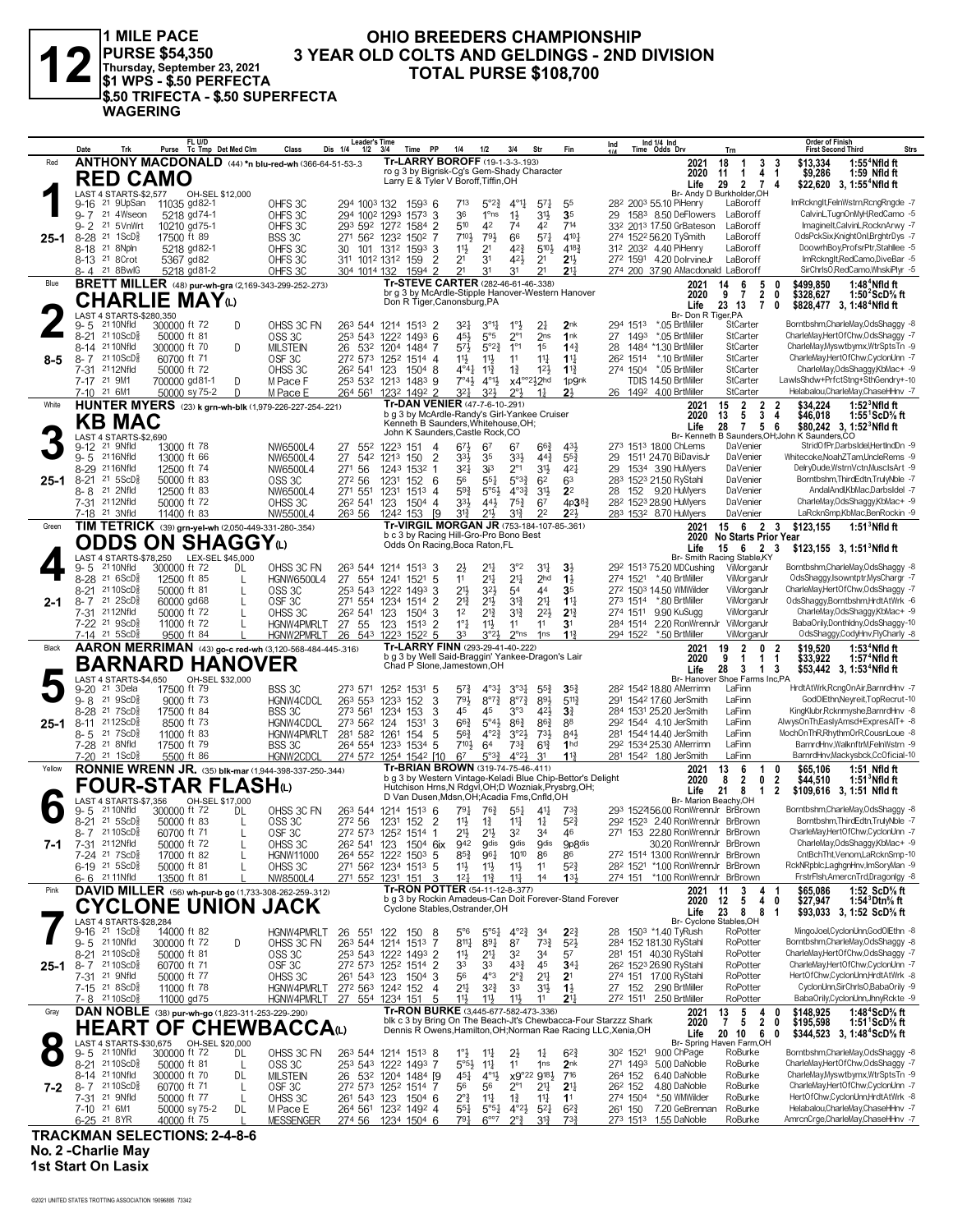# 12

**1 MILE PACE**
**PURSE $54,350**
**Thursday, September 23, 2021**
**$1 WPS - $.50 PERFECTA**
**$.50 TRIFECTA - $.50 SUPERFECTA WAGERING**

## OHIO BREEDERS CHAMPIONSHIP
## 3 YEAR OLD COLTS AND GELDINGS - 2ND DIVISION
## TOTAL PURSE $108,700

---

### 1 — Red — 25-1
**ANTHONY MACDONALD** (44) *n blu-red-wh (366-64-51-53-.3)*
**RED CAMO**
Tr-LARRY BOROFF (19-1-3-3-.193)
ro g 3 by Bigrisk-Cg's Gem-Shady Character
Larry E & Tyler V Boroff,Tiffin,OH
LAST 4 STARTS-$2,577 — OH-SEL $12,000
2021: 18 1 3 3 $13,334 1:55⁴Nfld ft
2020: 11 1 4 1 $9,286 1:59 Nfld ft
Life: 29 2 7 4 $22,620 3, 1:55⁴Nfld ft
Br- Andy D Burkholder,OH

| Date | Trk | Purse | Tc Tmp | Class | 1/4 1/2 3/4 Time | PP | 1/4 | 1/2 | 3/4 | Str | Fin | Ind | Time Odds Drv | Trn | Order of Finish |
|---|---|---|---|---|---|---|---|---|---|---|---|---|---|---|---|
| 9-16 21 | 9UpSan | 11035 | gd82-1 | OHFS 3C | 29⁴ 100³ 132 159³ | 6 | 7¹³ | 5°²¾ | 4°¹¼ | 5⁷¼ | 5⁵ | 28² | 200³ 55.10 PiHenry | LaBoroff | ImRckngIt,FeInWstrn,RcngRngde -7 |
| 9-7 21 | 4Wseon | 5218 | gd74-1 | OHFS 3C | 29⁴ 100² 129³ 157³ | 3 | 3⁶ | 1°ns | 1½ | 3¹½ | 3⁵ | 29 | 158³ 8.50 DeFlowers | LaBoroff | CalvinL,TugnOnMyH,RedCamo -5 |
| 9-2 21 | 5VnWrt | 10210 | gd75-1 | OHFS 3C | 29³ 59² 127² 158⁴ | 2 | 5¹⁰ | 4² | 7⁴ | 4² | 7¹⁴ | 33² | 201³ 17.50 GrBateson | LaBoroff | ImagineIt,CalvinL,RocknArwy -7 |
| 8-28 21 | 1ScD⅝ | 17500 | ft 89 | BSS 3C | 27¹ 56² 123² 150² | 7 | 7¹⁰½ | 7⁹½ | 6⁶ | 5⁷¼ | 4¹⁰¼ | 27⁴ | 152² 56.20 TySmith | LaBoroff | OdsPckSix,KnightOnI,BrghtrDys -7 |
| 8-18 21 | 8Npln | 5218 | gd82-1 | OHFS 3C | 30 101 131² 159³ | 3 | 1½ | 2¹ | 4²¾ | 5¹⁰½ | 4¹⁸¾ | 31² | 203² 4.40 PiHenry | LaBoroff | DoowrhBoy,ProfsrPtr,Stahllee -5 |
| 8-13 21 | 8Crot | 5367 | gd82 | OHFS 3C | 31¹ 101² 131² 159 | 2 | 2¹ | 3¹ | 4²½ | 2¹ | 2¹½ | 27² | 159¹ 4.20 DolrvineJr | LaBoroff | ImRckngIt,RedCamo,DiveBar -5 |
| 8-4 21 | 8BwlG | 5218 | gd81-2 | OHFS 3C | 30⁴ 101⁴ 132 159⁴ | 2 | 2¹ | 3¹ | 3¹ | 2¹ | 2¹½ | 27⁴ | 200 37.90 AMacdonald | LaBoroff | SirChrlsO,RedCamo,WhskiPlyr -5 |

### 2 — Blue — 8-5
**BRETT MILLER** (48) *pur-wh-gra (2,169-343-299-252-.273)*
**CHARLIE MAY(L)**
Tr-STEVE CARTER (282-46-61-46-.338)
br g 3 by McArdle-Stipple Hanover-Western Hanover
Don R Tiger,Canonsburg,PA
LAST 4 STARTS-$280,350
2021: 14 6 5 0 $499,850 1:48⁴Nfld ft
2020: 9 7 2 0 $328,627 1:50²ScD⅝ ft
Life: 23 13 7 0 $828,477 3, 1:48⁴Nfld ft
Br- Don R Tiger,PA

| Date | Trk | Purse | Tc Tmp | Det Med | Class | 1/4 1/2 3/4 Time | PP | 1/4 | 1/2 | 3/4 | Str | Fin | Ind | Time Odds Drv | Trn | Order of Finish |
|---|---|---|---|---|---|---|---|---|---|---|---|---|---|---|---|---|
| 9-5 21 | 10Nfld | 300000 | ft 72 | D | OHSS 3C FN | 26³ 54⁴ 121⁴ 151³ | 2 | 3²¼ | 3°¹¼ | 1°½ | 2¼ | 2nk | 29⁴ | 151³ *.05 BrtMiller | StCarter | Borntbshm,CharleMay,OdsShaggy -8 |
| 8-21 21 | 10ScD⅝ | 50000 | ft 81 | | OSS 3C | 25³ 54³ 122² 149³ | 6 | 4⁵½ | 5°⁵ | 2°¹ | 2ns | 1nk | 27 | 149³ *.05 BrtMiller | StCarter | CharleMay,HertOfChw,OdsShaggy -7 |
| 8-14 21 | 10Nfld | 300000 | ft 70 | D | MILSTEIN | 26 53² 120⁴ 148⁴ | 7 | 5⁷½ | 5°²½ | 1°¹ | 1⁵ | 1⁴¾ | 28 | 148⁴ *1.30 BrtMiller | StCarter | CharleMay,Myswtbymx,WtrSptsTn -9 |
| 8-7 21 | 10ScD⅝ | 60700 | ft 71 | | OSF 3C | 27² 57³ 125² 151⁴ | 4 | 1¹½ | 1¹½ | 1¹ | 1¹¼ | 1¹½ | 26² | 151⁴ *.10 BrtMiller | StCarter | CharleMay,HertOfChw,CyclonUnn -7 |
| 7-31 21 | 12Nfld | 50000 | ft 72 | | OHSS 3C | 26² 54¹ 123 150⁴ | 8 | 4°¹¼ | 1¹½ | 1¾ | 1²½ | 1¹¾ | 27⁴ | 150⁴ *.05 BrtMiller | StCarter | CharleMay,OdsShaggy,KbMac+ -9 |
| 7-17 21 | 9M1 | 700000 | gd81-1 | D | M Pace F | 25³ 53² 121³ 148³ | 9 | 7°⁴½ | 4°¹½ | x4°°²½ | 2hd | 1pgnk | | TDIS 14.50 BrtMiller | StCarter | LawlsShdw+PrfctStng+SthGendry+-10 |
| 7-10 21 | 6M1 | 50000 | sy 75-2 | D | M Pace E | 26⁴ 56¹ 123² 149² | 2 | 3²¼ | 3²½ | 2°½ | 1¾ | 2½ | 26 | 149² 4.00 BrtMiller | StCarter | Helabalou,CharleMay,ChaseHHnv -7 |

### 3 — White — 25-1
**HUNTER MYERS** (23) *k grn-wh-blk (1,979-226-227-254-.221)*
**KB MAC**
Tr-DAN VENIER (47-7-6-10-.291)
b g 3 by McArdle-Randy's Girl-Yankee Cruiser
Kenneth B Saunders,Whitehouse,OH;
John K Saunders,Castle Rock,CO
LAST 4 STARTS-$2,690
2021: 15 2 2 2 $34,224 1:52³Nfld ft
2020: 13 5 3 4 $46,018 1:55¹ScD⅝ ft
Life: 28 7 5 6 $80,242 3, 1:52³Nfld ft
Br- Kenneth B Saunders,OH;John K Saunders,CO

| Date | Trk | Purse | Tc Tmp | Class | 1/4 1/2 3/4 Time | PP | 1/4 | 1/2 | 3/4 | Str | Fin | Ind | Time Odds Drv | Trn | Order of Finish |
|---|---|---|---|---|---|---|---|---|---|---|---|---|---|---|---|
| 9-12 21 | 9Nfld | 13000 | ft 78 | NW6500L4 | 27 55² 122³ 151 | 4 | 6⁷½ | 6⁷ | 6⁷ | 6⁶¾ | 4³½ | 27³ | 151³ 18.00 ChLems | DaVenier | StridOfPr,DarbsIdel,HertIndDn -9 |
| 9-5 21 | 16Nfld | 13000 | ft 66 | NW6500L4 | 27 54² 121³ 150 | 2 | 3³½ | 3⁵ | 3³½ | 4⁴¾ | 5⁵¾ | 29 | 151¹ 24.70 BiDavisJr | DaVenier | Whitecoke,NoahZTam,UncleRems -9 |
| 8-29 21 | 16Nfld | 12500 | ft 74 | NW6500L4 | 27¹ 56 124³ 153² | 1 | 3²¼ | 3¾ | 2°¹ | 3¹½ | 4²½ | 29 | 153⁴ 3.90 HuMyers | DaVenier | DelryDude,WstrnVctn,MusclsArt -9 |
| 8-21 21 | 5ScD⅝ | 50000 | ft 83 | OSS 3C | 27² 56 123¹ 152 | 6 | 5⁶ | 5⁵¼ | 5°³¾ | 6² | 6³ | 28³ | 152³ 21.10 RyStahl | DaVenier | Borntbshm,ThirdEdtn,TrulyNble -7 |
| 8-8 21 | 2Nfld | 12500 | ft 83 | NW6500L4 | 27¹ 55¹ 123¹ 151³ | 4 | 5⁹¾ | 5°⁵½ | 4°³¾ | 3¹½ | 2² | 28 | 152 9.20 HuMyers | DaVenier | AndalAndl,KbMac,DarbsIdel -7 |
| 7-31 21 | 12Nfld | 50000 | ft 72 | OHSS 3C | 26² 54¹ 123 150⁴ | 4 | 3³½ | 4⁴½ | 7⁵¾ | 6⁷ | 4p3⁸¾ | 28² | 152³ 28.90 HuMyers | DaVenier | CharleMay,OdsShaggy,KbMac+ -9 |
| 7-18 21 | 3Nfld | 11400 | ft 83 | NW5500L4 | 26³ 56 124² 153 | [9 | 3¹¾ | 2¹½ | 3¹¾ | 2² | 2²½ | 28³ | 153² 8.70 HuMyers | DaVenier | LaRcknSmp,KbMac,BenRockin -9 |

### 4 — Green — 2-1
**TIM TETRICK** (39) *grn-yel-wh (2,050-449-331-280-.354)*
**ODDS ON SHAGGY(L)**
Tr-VIRGIL MORGAN JR (753-184-107-85-.361)
b c 3 by Racing Hill-Gro-Pro Bono Best
Odds On Racing,Boca Raton,FL
LAST 4 STARTS-$78,250 — LEX-SEL $45,000
2021: 15 6 2 3 $123,155 1:51³Nfld ft
2020: No Starts Prior Year
Life: 15 6 2 3 $123,155 3, 1:51³Nfld ft
Br- Smith Racing Stable,KY

| Date | Trk | Purse | Tc Tmp | Det Med | Class | 1/4 1/2 3/4 Time | PP | 1/4 | 1/2 | 3/4 | Str | Fin | Ind | Time Odds Drv | Trn | Order of Finish |
|---|---|---|---|---|---|---|---|---|---|---|---|---|---|---|---|---|
| 9-5 21 | 10Nfld | 300000 | ft 72 | DL | OHSS 3C FN | 26³ 54⁴ 121⁴ 151³ | 3 | 2½ | 2¹¼ | 3°² | 3¹¼ | 3½ | 29² | 151³ 75.20 MDCushing | ViMorganJr | Borntbshm,CharleMay,OdsShaggy -8 |
| 8-28 21 | 6ScD⅝ | 12500 | ft 85 | L | HGNW6500L4 | 27 55⁴ 124¹ 152¹ | 5 | 1¹ | 2¹½ | 2¹¾ | 2hd | 1½ | 27⁴ | 152¹ *.40 BrtMiller | ViMorganJr | OdsShaggy,Isowntptr,MysChargr -7 |
| 8-21 21 | 10ScD⅝ | 50000 | ft 81 | L | OSS 3C | 25³ 54³ 122² 149³ | 2 | 2¹½ | 3²½ | 5⁴ | 4⁴ | 3⁵ | 27² | 150³ 14.50 WMWilder | ViMorganJr | CharleMay,HertOfChw,OdsShaggy -7 |
| 8-7 21 | 2ScD⅝ | 60000 | gd68 | L | OSF 3C | 27¹ 55⁴ 123⁴ 151⁴ | 2 | 2¹¾ | 2¹½ | 3¹¾ | 2¹¼ | 1¹½ | 27³ | 151⁴ *.80 BrtMiller | ViMorganJr | OdsShaggy,Borntbshm,HrdtAtWrk -6 |
| 7-31 21 | 12Nfld | 50000 | ft 72 | L | OHSS 3C | 26² 54¹ 123 150⁴ | 3 | 1² | 2¹¾ | 3¹¾ | 2²½ | 2¹¾ | 27⁴ | 151¹ 9.90 KuSugg | ViMorganJr | CharleMay,OdsShaggy,KbMac+ -9 |
| 7-22 21 | 9ScD⅝ | 11000 | ft 78 | L | HGNW4PMRLT | 27 55 123 151³ | 2 | 1°½ | 1¹½ | 1¹ | 1¹ | 3¹ | 28⁴ | 151⁴ 2.20 RonWrennJr | ViMorganJr | BabaOrily,Dontthdny,OdsShaggy-10 |
| 7-14 21 | 5ScD⅝ | 9500 | ft 84 | L | HGNW2PMRLT | 26 54³ 122³ 152² | 5 | 3³ | 3°²½ | 2°ns | 1ns | 1¹¾ | 29⁴ | 152² *.50 BrtMiller | ViMorganJr | OdsShaggy,CodyHnv,FlyCharly -8 |

### 5 — Black — 25-1
**AARON MERRIMAN** (43) *go-c red-wh (3,120-568-484-445-.316)*
**BARNARD HANOVER**
Tr-LARRY FINN (293-29-41-40-.222)
b g 3 by Well Said-Braggin' Yankee-Dragon's Lair
Chad P Slone,Jamestown,OH
LAST 4 STARTS-$4,650 — OH-SEL $32,000
2021: 19 2 0 2 $19,520 1:53⁴Nfld ft
2020: 9 1 1 1 $33,922 1:57⁴Nfld ft
Life: 28 3 1 3 $53,442 3, 1:53⁴Nfld ft
Br- Hanover Shoe Farms Inc,PA

| Date | Trk | Purse | Tc Tmp | Class | 1/4 1/2 3/4 Time | PP | 1/4 | 1/2 | 3/4 | Str | Fin | Ind | Time Odds Drv | Trn | Order of Finish |
|---|---|---|---|---|---|---|---|---|---|---|---|---|---|---|---|
| 9-20 21 | 3Dela | 17500 | ft 79 | BSS 3C | 27³ 57¹ 125² 153¹ | 5 | 5⁷¾ | 4°³¼ | 3°³¼ | 5⁵¾ | 3⁵¾ | 28² | 154² 18.80 AMerrimn | LaFinn | HrdtAtWrk,RcngOnAir,BarnrdHnv -7 |
| 9-8 21 | 9ScD⅝ | 9000 | ft 73 | HGNW4CDCL | 26³ 55³ 123³ 152 | 3 | 7⁹½ | 8°⁷¾ | 8°⁷¾ | 8⁹½ | 5¹¹¾ | 29¹ | 154² 17.60 JerSmith | LaFinn | GodOlEthn,Neyreit,TopRecrut-10 |
| 8-28 21 | 7ScD⅝ | 17500 | ft 84 | BSS 3C | 27³ 56¹ 123⁴ 153 | 3 | 4⁵ | 4⁵ | 3°³ | 4²½ | 3¾ | 28⁴ | 153¹ 25.20 JerSmith | LaFinn | KingKlubr,Rcknmyshe,BarnrdHnv -8 |
| 8-11 21 | 12ScD⅝ | 8500 | ft 73 | HGNW4CDCL | 27³ 56² 124 153¹ | 3 | 6⁶¾ | 5°⁴½ | 8⁶¾ | 8⁶¾ | 8⁸ | 29² | 154⁴ 4.10 JerSmith | LaFinn | AlwysOnTh,EaslyAmsd+ExpresAlT+ -8 |
| 8-5 21 | 7ScD⅝ | 11000 | ft 83 | HGNW4PMRLT | 28¹ 58² 126¹ 154 | 5 | 5⁶¾ | 4°²¾ | 3°²½ | 7³¼ | 8⁴½ | 28¹ | 154⁴ 14.40 JerSmith | LaFinn | MochOnThR,RhythmOrR,CousnLoue -8 |
| 7-28 21 | 8Nfld | 17500 | ft 79 | BSS 3C | 26⁴ 55⁴ 123³ 153⁴ | 5 | 7¹⁰½ | 6⁴ | 7³¾ | 6¹¾ | 1hd | 29² | 153⁴ 25.30 AMerrimn | LaFinn | BarnrdHnv,WalknftrM,FelnWstrn -9 |
| 7-20 21 | 1ScD⅝ | 5500 | ft 86 | HGNW2CDCL | 27⁴ 57² 125⁴ 154² | [10 | 6⁷ | 5°³¾ | 4°²½ | 3¹ | 1¹¾ | 28¹ | 154² 1.80 JerSmith | LaFinn | BarnrdHnv,Mackysbck,CcOficial-10 |

### 6 — Yellow — 7-1
**RONNIE WRENN JR.** (35) *blk-mar (1,944-398-337-250-.344)*
**FOUR-STAR FLASH(L)**
Tr-BRIAN BROWN (319-74-75-46-.411)
b g 3 by Western Vintage-Keladi Blue Chip-Bettor's Delight
Hutchison Hrns,N Rdgvl,OH;D Wozniak,Prysbrg,OH;
D Van Dusen,Mdsn,OH;Acadia Fms,Cnfld,OH
LAST 4 STARTS-$7,356 — OH-SEL $17,000
2021: 13 6 1 0 $65,106 1:51 Nfld ft
2020: 8 2 0 2 $44,510 1:51³Nfld ft
Life: 21 8 1 2 $109,616 3, 1:51 Nfld ft
Br- Marion Beachy,OH

| Date | Trk | Purse | Tc Tmp | Det Med | Class | 1/4 1/2 3/4 Time | PP | 1/4 | 1/2 | 3/4 | Str | Fin | Ind | Time Odds Drv | Trn | Order of Finish |
|---|---|---|---|---|---|---|---|---|---|---|---|---|---|---|---|---|
| 9-5 21 | 10Nfld | 300000 | ft 72 | DL | OHSS 3C FN | 26³ 54⁴ 121⁴ 151³ | 6 | 7⁹½ | 7⁶¾ | 5⁵¼ | 4¹¼ | 7³¾ | 29³ | 152²156.00 RonWrennJr | BrBrown | Borntbshm,CharleMay,OdsShaggy -8 |
| 8-21 21 | 5ScD⅝ | 50000 | ft 83 | L | OSS 3C | 27² 56 123¹ 152 | 2 | 1¹½ | 1¾ | 1¹¾ | 1¾ | 5²¾ | 29² | 152³ 2.40 RonWrennJr | BrBrown | Borntbshm,ThirdEdtn,TrulyNble -7 |
| 8-7 21 | 10ScD⅝ | 60700 | ft 71 | L | OSF 3C | 27² 57³ 125² 151⁴ | 1 | 2¹½ | 2¹½ | 3² | 3⁴ | 4⁶ | 27¹ | 153 22.80 RonWrennJr | BrBrown | CharleMay,HertOfChw,CyclonUnn -7 |
| 7-31 21 | 12Nfld | 50000 | ft 72 | L | OHSS 3C | 26² 54¹ 123 150⁴ | 6ix | 9⁴² | 9dis | 9dis | 9dis | 9p8dis | | 30.20 RonWrennJr | BrBrown | CharleMay,OdsShaggy,KbMac+ -9 |
| 7-24 21 | 7ScD⅝ | 17000 | ft 82 | L | HGNW11000 | 26⁴ 55² 122² 150³ | 5 | 8⁵¾ | 9⁶¼ | 10¹⁰ | 8⁶ | 8⁶ | 27² | 151⁴ 13.00 RonWrennJr | BrBrown | CntBchTht,Venom,LaRcknSmp-10 |
| 6-19 21 | 5ScD⅝ | 50000 | ft 81 | L | OHSS 3C | 27¹ 56² 123⁴ 151³ | 5 | 1¹½ | 1¹½ | 1¹½ | 1¹ | 5²¾ | 28² | 152¹ *1.00 RonWrennJr | BrBrown | RckNRpblc,LaghgnHnv,ImSoryMan -9 |
| 6-6 21 | 11Nfld | 13500 | ft 81 | L | NW8500L4 | 27¹ 55² 123¹ 151 | 3 | 1²½ | 1¹¾ | 1¹¾ | 1⁴ | 1³½ | 27⁴ | 151 *1.00 RonWrennJr | BrBrown | FrstrFlsh,AmercnTrd,Dragonlgy -8 |

### 7 — Pink — 25-1
**DAVID MILLER** (56) *wh-pur-b go (1,733-308-262-259-.312)*
**CYCLONE UNION JACK**
Tr-RON POTTER (54-11-12-8-.377)
b g 3 by Rockin Amadeus-Can Doit Forever-Stand Forever
Cyclone Stables,Ostrander,OH
LAST 4 STARTS-$28,284
2021: 11 3 4 1 $65,086 1:52 ScD⅝ ft
2020: 12 5 4 0 $27,947 1:54³Dtn⅝ ft
Life: 23 8 8 1 $93,033 3, 1:52 ScD⅝ ft
Br- Cyclone Stables,OH

| Date | Trk | Purse | Tc Tmp | Det Med | Class | 1/4 1/2 3/4 Time | PP | 1/4 | 1/2 | 3/4 | Str | Fin | Ind | Time Odds Drv | Trn | Order of Finish |
|---|---|---|---|---|---|---|---|---|---|---|---|---|---|---|---|---|
| 9-16 21 | 1ScD⅝ | 14000 | ft 82 | | HGNW4PMRLT | 26 55¹ 122 150 | 8 | 5°⁶ | 5°⁵¼ | 4°²¾ | 3⁴ | 2²¾ | 28 | 150³ *1.40 TyRush | RoPotter | MingoJoel,CyclonUnn,GodOlEthn -8 |
| 9-5 21 | 10Nfld | 300000 | ft 72 | D | OHSS 3C FN | 26³ 54⁴ 121⁴ 151³ | 7 | 8¹¹¼ | 8⁹½ | 8⁷ | 7³¾ | 5²¾ | 29³ | 152 181.30 RyStahl | RoPotter | Borntbshm,CharleMay,OdsShaggy -8 |
| 8-21 21 | 10ScD⅝ | 50000 | ft 81 | | OSS 3C | 25³ 54³ 122² 149³ | 2 | 1¹½ | 2¹½ | 3² | 3⁴ | 5⁷ | 28¹ | 151 40.30 RyStahl | RoPotter | CharleMay,HertOfChw,OdsShaggy -7 |
| 8-7 21 | 10ScD⅝ | 60700 | ft 71 | | OSF 3C | 27² 57³ 125² 151⁴ | 2 | 3³ | 3³ | 4³¾ | 4⁵ | 3⁴¼ | 26² | 152³ 26.90 RyStahl | RoPotter | CharleMay,HertOfChw,CyclonUnn -7 |
| 7-31 21 | 9Nfld | 50000 | ft 77 | | OHSS 3C | 26¹ 54³ 123 150⁴ | 3 | 5⁶ | 4°³ | 2°¾ | 2¹¼ | 2¹ | 27⁴ | 151 17.00 RyStahl | RoPotter | HertOfChw,CyclonUnn,HrdtAtWrk -8 |
| 7-15 21 | 8ScD⅝ | 11000 | ft 78 | | HGNW4PMRLT | 27² 56³ 124² 152 | 4 | 2¹¼ | 3²¾ | 3³ | 3¹½ | 1½ | 27 | 152 2.90 BrtMiller | RoPotter | CyclonUnn,SirChrlsO,BabaOrily -9 |
| 7-8 21 | 10ScD⅝ | 11000 | gd75 | | HGNW4PMRLT | 27 55⁴ 123⁴ 151 | 5 | 1¹½ | 1¹½ | 1¹½ | 1¹ | 2¹½ | 27² | 151¹ 2.50 BrtMiller | RoPotter | BabaOrily,CyclonUnn,JhnyRckte -9 |

### 8 — Gray — 7-2
**DAN NOBLE** (38) *pur-wh-go (1,823-311-253-229-.290)*
**HEART OF CHEWBACCA(L)**
Tr-RON BURKE (3,445-677-582-473-.336)
blk c 3 by Bring On The Beach-Jt's Chewbacca-Four Starzzz Shark
Dennis R Owens,Hamilton,OH;Norman Rae Racing LLC,Xenia,OH
LAST 4 STARTS-$30,675 — OH-SEL $20,000
2021: 13 5 4 0 $148,925 1:48⁴ScD⅝ ft
2020: 7 5 2 0 $195,598 1:51¹ScD⅝ ft
Life: 20 10 6 0 $344,523 3, 1:48⁴ScD⅝ ft
Br- Spring Haven Farm,OH

| Date | Trk | Purse | Tc Tmp | Det Med | Class | 1/4 1/2 3/4 Time | PP | 1/4 | 1/2 | 3/4 | Str | Fin | Ind | Time Odds Drv | Trn | Order of Finish |
|---|---|---|---|---|---|---|---|---|---|---|---|---|---|---|---|---|
| 9-5 21 | 10Nfld | 300000 | ft 72 | DL | OHSS 3C FN | 26³ 54⁴ 121⁴ 151³ | 8 | 1°½ | 1¹½ | 2½ | 1¾ | 6²¾ | 30² | 152¹ 9.00 ChPage | RoBurke | Borntbshm,CharleMay,OdsShaggy -8 |
| 8-21 21 | 10ScD⅝ | 50000 | ft 81 | L | OSS 3C | 25³ 54³ 122² 149³ | 7 | 5°⁵½ | 1¹½ | 1¹ | 1ns | 2ns | 27¹ | 149³ 5.00 DaNoble | RoBurke | CharleMay,HertOfChw,OdsShaggy -7 |
| 8-14 21 | 10Nfld | 300000 | ft 70 | DL | MILSTEIN | 26 53² 120⁴ 148⁴ | [9 | 4⁵¼ | 4°¹½ | x9°²² | 9¹⁸½ | 7¹⁶ | 26⁴ | 152 6.40 DaNoble | RoBurke | CharleMay,Myswtbymx,WtrSptsTn -9 |
| 8-7 21 | 10ScD⅝ | 60700 | ft 71 | L | OSF 3C | 27² 57³ 125² 151⁴ | 7 | 5⁶ | 5⁶ | 2°¹ | 2¹¼ | 2¹½ | 26² | 152 4.80 DaNoble | RoBurke | CharleMay,HertOfChw,CyclonUnn -7 |
| 7-31 21 | 9Nfld | 50000 | ft 77 | L | OHSS 3C | 26¹ 54³ 123 150⁴ | 6 | 2°¾ | 1¹½ | 1¾ | 1¹¼ | 1¹ | 27⁴ | 150⁴ *.50 WMWilder | RoBurke | HertOfChw,CyclonUnn,HrdtAtWrk -8 |
| 7-10 21 | 6M1 | 50000 | sy 75-2 | DL | M Pace E | 26⁴ 56¹ 123² 149² | 4 | 5⁵½ | 5°⁵¼ | 4°²½ | 5²¼ | 6²¾ | 26¹ | 150 7.20 GeBrennan | RoBurke | Helabalou,CharleMay,ChaseHHnv -7 |
| 6-25 21 | 8YR | 40000 | ft 75 | | MESSENGER | 27⁴ 56 123⁴ 150⁴ | 6 | 7⁹¼ | 6°°⁷ | 2°¾ | 3¹¾ | 7³¾ | 27³ | 151³ 1.55 DaNoble | RoBurke | AmrcnCrge,CharleMay,ChaseHHnv -7 |

**TRACKMAN SELECTIONS: 2-4-8-6**
**No. 2 -Charlie May**
**1st Start On Lasix**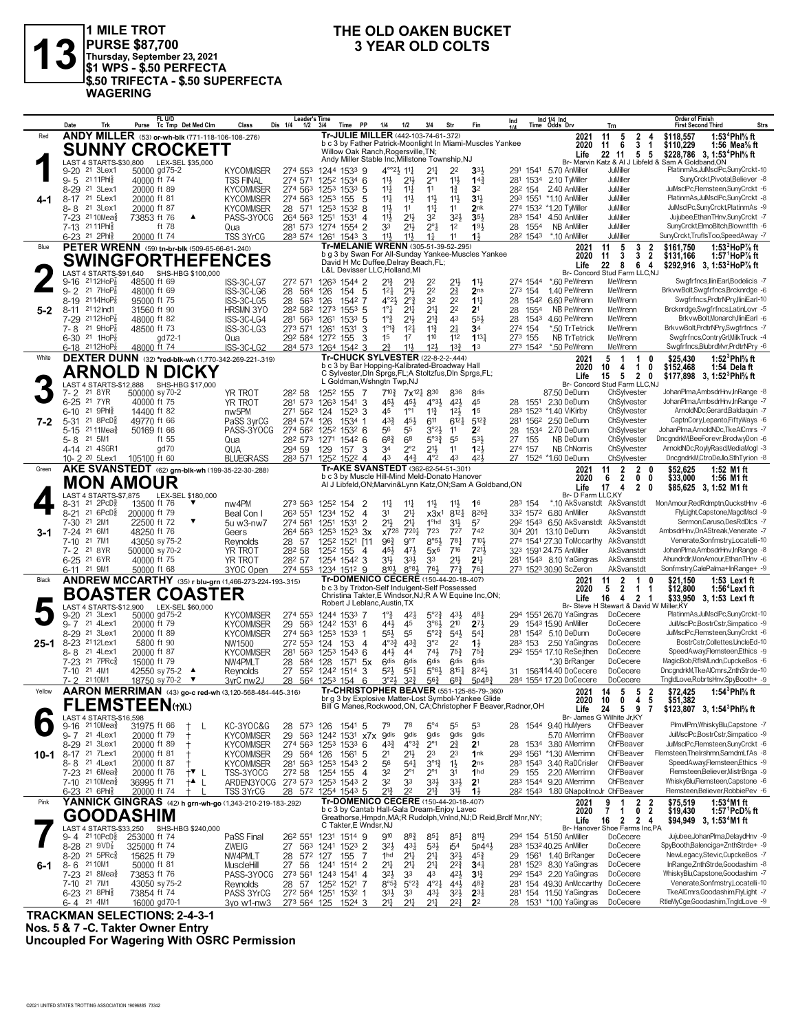# 13

**1 MILE TROT**
**PURSE $87,700**
**Thursday, September 23, 2021**
**$1 WPS - $.50 PERFECTA**
**$.50 TRIFECTA - $.50 SUPERFECTA WAGERING**

## THE OLD OAKEN BUCKET
### 3 YEAR OLD COLTS

---

**Red — 1 (4-1)**

**ANDY MILLER** (53) or-wh-blk (771-118-106-108-.276)

**SUNNY CROCKETT**

Tr-JULIE MILLER (442-103-74-61-.372)
b c 3 by Father Patrick-Moonlight In Miami-Muscles Yankee
Willow Oak Ranch,Rogersville,TN;
Andy Miller Stable Inc,Millstone Township,NJ

LAST 4 STARTS-$30,800 LEX-SEL $35,000

2021: 11 5 2 4 $118,557 1:53⁴Phl⅝ ft
2020: 11 6 3 1 $110,229 1:56 Mea⅝ ft
Life: 22 11 5 5 $228,786 3, 1:53⁴Phl⅝ ft
Br- Marvin Katz & Al J Libfeld & Sam A Goldband,ON

| Date | Trk | Purse | Cond | Class | 1/4 | 1/2 | 3/4 | Time | PP | 1/4 | 1/2 | 3/4 | Str | Fin | Ind 1/4 | Ind Time | Odds | Drv | Trn | Order of Finish |
|---|---|---|---|---|---|---|---|---|---|---|---|---|---|---|---|---|---|---|---|---|
| 9-20 21 | 3Lex1 | 50000 | gd75-2 | KYCOMMSER | 27⁴ | 55³ | 124⁴ | 153³ 9 | | 4°°2½ | 1½ | 2½ | 2² | 3¾ | 29¹ | 154¹ | 5.70 | AnMiller | JuMiller | PlatinmAs,JulMsclPc,SunyCrckt-10 |
| 9-5 21 | 11Phl⅝ | 40000 | ft 74 | TSS FINAL | 27⁴ | 57¹ | 125² | 153⁴ 6 | | 1½ | 2½ | 2°¹ | 1½ | 1⁴¾ | 28¹ | 153⁴ | 2.10 | TyMiller | JuMiller | SunyCrckt,PivotalBeliever -8 |
| 8-29 21 | 3Lex1 | 20000 | ft 89 | KYCOMMSER | 27⁴ | 56³ | 125³ | 153³ 5 | | 1½ | 1½ | 1¹ | 1¾ | 3² | 28² | 154 | 2.40 | AnMiller | JuMiller | JulMsclPc,Flemsteen,SunyCrckt -6 |
| 8-17 21 | 5Lex1 | 20000 | ft 81 | KYCOMMSER | 27⁴ | 56³ | 125³ | 155 5 | | 1½ | 1½ | 1½ | 1½ | 3½ | 29³ | 155¹ | *1.10 | AnMiller | JuMiller | PlatinmAs,JulMsclPc,SunyCrckt -8 |
| 8-8 21 | 3Lex1 | 20000 | ft 87 | KYCOMMSER | 28 | 57¹ | 125³ | 153² 8 | | 1½ | 1¹ | 1½ | 1¹ | 2nk | 27⁴ | 153² | *1.20 | TyMiller | JuMiller | JulMsclPc,SunyCrckt,PlatinmAs -9 |
| 7-23 21 | 10Mea⅝ | 73853 | ft 76 ▲ | PASS-3YOCG | 26⁴ | 56³ | 125¹ | 153¹ 4 | | 1½ | 2½ | 3² | 3²½ | 3⁵½ | 28³ | 154¹ | 4.50 | AnMiller | JuMiller | Jujubee,EthanTHnv,SunyCrckt -7 |
| 7-13 21 | 11Phl⅝ | | ft 78 | Qua | 28¹ | 57³ | 127⁴ | 155⁴ 2 | | 3³ | 2½ | 2°½ | 1² | 1⁹½ | 28 | 155⁴ | NB | AnMiller | JuMiller | SunyCrckt,ElmoBltch,Blowntfth -6 |
| 6-23 21 | 2Phl⅝ | 20000 | ft 74 | TSS 3YrCG | 28³ | 57⁴ | 126¹ | 154³ 3 | | 1½ | 1½ | 1½ | 1¹ | 1½ | 28² | 154³ | *.10 | AnMiller | JuMiller | SunyCrckt,TruflsToo,SpeedAway -7 |

---

**Blue — 2 (5-2)**

**PETER WRENN** (59) tn-br-blk (509-65-66-61-.240)

**SWINGFORTHEFENCES**

Tr-MELANIE WRENN (305-51-39-52-.295)
b g 3 by Swan For All-Sunday Yankee-Muscles Yankee
David H Mc Duffee,Delray Beach,FL;
L&L Devisser LLC,Holland,MI

LAST 4 STARTS-$91,640 SHS-HBG $100,000

2021: 11 5 3 2 $161,750 1:53²HoP⅞ ft
2020: 11 3 3 2 $131,166 1:57¹HoP⅞ ft
Life: 22 8 6 4 $292,916 3, 1:53²HoP⅞ ft
Br- Concord Stud Farm LLC,NJ

| Date | Trk | Purse | Cond | Class | 1/4 | 1/2 | 3/4 | Time | PP | 1/4 | 1/2 | 3/4 | Str | Fin | Ind 1/4 | Ind Time | Odds | Drv | Trn | Order of Finish |
|---|---|---|---|---|---|---|---|---|---|---|---|---|---|---|---|---|---|---|---|---|
| 9-16 21 | 12HoP⅞ | 48500 | ft 69 | ISS-3C-LG7 | 27² | 57¹ | 126³ | 154⁴ 2 | | 2¹¾ | 2¹¾ | 2² | 2½ | 1½ | 27⁴ | 154⁴ | *.60 | PeWrenn | MeWrenn | Swgfrfncs,IliniEarl,Bodelicis -7 |
| 9-2 21 | 7HoP⅞ | 48000 | ft 69 | ISS-3C-LG6 | 28 | 56⁴ | 126 | 154 5 | | 1²¼ | 2½ | 2² | 2¾ | 2ns | 27³ | 154 | 1.40 | PeWrenn | MeWrenn | BrkvwBolt,Swgfrfncs,Brcknrdge -6 |
| 8-19 21 | 14HoP⅞ | 95000 | ft 75 | ISS-3C-LG5 | 28 | 56³ | 126 | 154² 7 | | 4°²½ | 2°¾ | 3² | 2² | 1¹¾ | 28 | 154² | 6.60 | PeWrenn | MeWrenn | Swgfrfncs,PrdtrNPry,IliniEarl-10 |
| 8-11 21 | 12Ind1 | 31560 | ft 90 | HRSMN 3YO | 28² | 58² | 127³ | 155³ 5 | | 1°¹ | 2½ | 2½ | 2² | 2¹ | 28 | 155⁴ | NB | PeWrenn | MeWrenn | Brcknrdge,Swgfrfncs,LatinLovr -5 |
| 7-29 21 | 12HoP⅞ | 48000 | ft 82 | ISS-3C-LG4 | 28¹ | 56³ | 126¹ | 153³ 5 | | 1°¾ | 2½ | 2¹¾ | 4³ | 5⁵½ | 28 | 154³ | 4.60 | PeWrenn | MeWrenn | BrkvwBolt,Monarch,IliniEarl -6 |
| 7-8 21 | 9HoP⅞ | 48500 | ft 73 | ISS-3C-LG3 | 27³ | 57¹ | 126¹ | 153¹ 3 | | 1°¹¾ | 1²½ | 1¹¾ | 2¾ | 3⁴ | 27⁴ | 154 | *.50 | TrTetrick | MeWrenn | BrkvwBolt,PrdtrNPry,Swgfrfncs -7 |
| 6-30 21 | 1HoP⅞ | | gd72-1 | Qua | 29² | 58⁴ | 127² | 155 3 | | 1⁵ | 1⁷ | 1¹⁰ | 1¹² | 1¹³¾ | 27³ | 155 | NB | TrTetrick | MeWrenn | Swgfrfncs,ContryGrl,MilkTruck -4 |
| 6-18 21 | 12HoP⅞ | 48000 | ft 74 | ISS-3C-LG2 | 28⁴ | 57³ | 126⁴ | 154² 3 | | 2¾ | 1½ | 1²½ | 1³¾ | 1³ | 27³ | 154² | *.50 | PeWrenn | MeWrenn | Swgfrfncs,BlubrdMvr,PrdtrNPry -6 |

---

**White — 3 (7-2)**

**DEXTER DUNN** (32) *red-blk-wh (1,770-342-269-221-.319)

**ARNOLD N DICKY**

Tr-CHUCK SYLVESTER (22-8-2-2-.444)
b c 3 by Bar Hopping-Kalibrated-Broadway Hall
C Sylvester,Dln Sprgs,FL;A Stoltzfus,Dln Sprgs,FL;
L Goldman,Wshngtn Twp,NJ

LAST 4 STARTS-$12,888 SHS-HBG $17,000

2021: 5 1 1 0 $25,430 1:52³Phl⅝ ft
2020: 10 4 1 0 $152,468 1:54 Dela ft
Life: 15 5 2 0 $177,898 3, 1:52³Phl⅝ ft
Br- Concord Stud Farm LLC,NJ

| Date | Trk | Purse | Cond | Class | 1/4 | 1/2 | 3/4 | Time | PP | 1/4 | 1/2 | 3/4 | Str | Fin | Ind 1/4 | Ind Time | Odds | Drv | Trn | Order of Finish |
|---|---|---|---|---|---|---|---|---|---|---|---|---|---|---|---|---|---|---|---|---|
| 7-2 21 | 8YR | 500000 | sy70-2 | YR TROT | 28² | 58 | 125² | 155 7 | | 7¹⁰¾ | 7x1²¾ | 8³⁰ | 8³⁶ | 8dis | | | 87.50 | DeDunn | ChSylvester | JohanPlma,AmbsdrHnv,InRange -8 |
| 6-25 21 | 7YR | 40000 | ft 75 | YR TROT | 28¹ | 57³ | 126³ | 154¹ 3 | | 4⁵½ | 4⁵½ | 4°³½ | 4²½ | 4⁵ | 28 | 155¹ | 2.30 | DeDunn | ChSylvester | JohanPlma,AmbsdrHnv,InRange -7 |
| 6-10 21 | 9Phl⅝ | 14400 | ft 82 | nw5PM | 27¹ | 56² | 124 | 152³ 3 | | 4⁵ | 1°¹ | 1¹¾ | 1²½ | 1⁵ | 28³ | 152³ | *1.40 | ViKirby | ChSylvester | ArnoldNDc,Gerard,Baldaquin -7 |
| 5-31 21 | 8PcD⅝ | 49770 | ft 66 | PaSS 3yrCG | 28⁴ | 57⁴ | 126 | 153⁴ 1 | | 4³¾ | 4⁵½ | 6¹¹ | 6¹²½ | 5¹²¾ | 28¹ | 156² | 2.50 | DeDunn | ChSylvester | CaptnCory,Lepanto,FiftyWays -6 |
| 5-15 21 | 11Mea⅝ | 50169 | ft 66 | PASS-3YOCG | 27⁴ | 56² | 125² | 153² 6 | | 5⁶ | 5⁵ | 3°²½ | 1¹ | 2² | 28 | 153⁴ | 2.70 | DeDunn | ChSylvester | JohanPlma,ArnoldNDc,TkeAlCmrs -7 |
| 5-8 21 | 5M1 | | ft 55 | Qua | 28² | 57³ | 127¹ | 154² 6 | | 6⁸¾ | 6⁸ | 5°³¾ | 5⁵ | 5³½ | 27 | 155 | NB | DeDunn | ChSylvester | DncgndrkM,BeeForevr,BrodwyDon -6 |
| 4-14 21 | 4SGR1 | | gd70 | QUA | 29⁴ | 59 | 129 | 157 3 | | 3⁴ | 2°² | 2½ | 1¹ | 1²½ | 27⁴ | 157 | NB | ChNorris | ChSylvester | ArnoldNDc,RoylyRasd,MediaMogl -3 |
| 10-2 20 | 5Lex1 | 105100 | ft 60 | BLUEGRASS | 28³ | 57¹ | 125² | 152² 4 | | 4³ | 4⁴¾ | 4°² | 4³ | 4²½ | 27 | 152⁴ | *1.60 | DeDunn | ChSylvester | DncgndrkM,CtroDeJo,SthTyrion -8 |

---

**Green — 4 (3-1)**

**AKE SVANSTEDT** (62) grn-blk-wh (199-35-22-30-.288)

**MON AMOUR**

Tr-AKE SVANSTEDT (362-62-54-51-.301)
b c 3 by Muscle Hill-Mind Meld-Donato Hanover
Al J Libfeld,ON;Marvin&Lynn Katz,ON;Sam A Goldband,ON

LAST 4 STARTS-$7,875 LEX-SEL $180,000

2021: 11 2 2 0 $52,625 1:52 M1 ft
2020: 6 2 0 0 $33,000 1:56 M1 ft
Life: 17 4 2 0 $85,625 3, 1:52 M1 ft
Br- D Farm LLC,KY

| Date | Trk | Purse | Cond | Class | 1/4 | 1/2 | 3/4 | Time | PP | 1/4 | 1/2 | 3/4 | Str | Fin | Ind 1/4 | Ind Time | Odds | Drv | Trn | Order of Finish |
|---|---|---|---|---|---|---|---|---|---|---|---|---|---|---|---|---|---|---|---|---|
| 8-31 21 | 2PcD⅝ | 13500 | ft 76 ▼ | nw4PM | 27³ | 56³ | 125² | 154 2 | | 1¹¾ | 1¹¾ | 1½ | 1½ | 1⁶ | 28³ | 154 | *.10 | AkSvanstdt | AkSvanstdt | MonAmour,RedRdmptn,QuckstHnv -6 |
| 8-21 21 | 6PcD⅝ | 200000 | ft 79 | Beal Con I | 26³ | 55¹ | 123⁴ | 152 4 | | 3¹ | 2½ | x3x¹ | 8¹²½ | 8²⁶¾ | 33² | 157² | 6.80 | AnMiller | AkSvanstdt | FlyLight,Capstone,MagclMscl -9 |
| 7-30 21 | 2M1 | 22500 | ft 72 ▼ | 5u w3-nw7 | 27⁴ | 56¹ | 125¹ | 153¹ 2 | | 2½ | 2½ | 1°hd | 3½ | 5⁷ | 29² | 154³ | 6.50 | AkSvanstdt | AkSvanstdt | Sermon,Caruso,DesRdDcs -7 |
| 7-24 21 | 6M1 | 48250 | ft 76 | Geers | 26⁴ | 56³ | 125³ | 152³ 3x | | x7²⁸ | 7²⁰½ | 7²³ | 7²⁷ | 7⁴² | 30⁴ | 201 | 13.10 | DeDunn | AkSvanstdt | AmbsdrHnv,OnAStreak,Venerate -7 |
| 7-10 21 | 7M1 | 43050 | sy75-2 | Reynolds | 28 | 57 | 125² | 152¹ [11 | | 9⁶¾ | 9°⁷ | 8°⁵¾ | 7⁸¼ | 7¹⁰½ | 27⁴ | 154¹ | 27.30 | ToMccarthy | AkSvanstdt | Venerate,Sonfmstry,Locatelli-10 |
| 7-2 21 | 8YR | 500000 | sy70-2 | YR TROT | 28² | 58 | 125² | 155 4 | | 4⁵½ | 4⁷½ | 5x⁶ | 7¹⁶ | 7²¹½ | 32³ | 159¹ | 24.75 | AnMiller | AkSvanstdt | JohanPlma,AmbsdrHnv,InRange -8 |
| 6-25 21 | 6YR | 40000 | ft 75 | YR TROT | 28² | 57 | 125⁴ | 154² 3 | | 3½ | 3³½ | 3³ | 2½ | 2¹¼ | 28¹ | 154³ | 8.10 | YaGingras | AkSvanstdt | Ahundrdlr,MonAmour,EthanTHnv -6 |
| 6-11 21 | 9M1 | 50000 | ft 68 | 3YOC Open | 27⁴ | 55³ | 123⁴ | 151² 9 | | 8¹⁰½ | 8°⁸½ | 7⁶½ | 7⁷¾ | 7⁶¼ | 27³ | 152³ | 0.90 | ScZeron | AkSvanstdt | Sonfmstry,CalePalma+InRange+ -9 |

---

**Black — 5 (25-1)**

**ANDREW MCCARTHY** (35) r blu-grn (1,466-273-224-193-.315)

**BOASTER COASTER**

Tr-DOMENICO CECERE (150-44-20-18-.407)
b c 3 by Trixton-Self Indulgent-Self Possessed
Christina Takter,E Windsor,NJ;R A W Equine Inc,ON;
Robert J Leblanc,Austin,TX

LAST 4 STARTS-$12,900 LEX-SEL $60,000

2021: 11 2 1 0 $21,150 1:53 Lex1 ft
2020: 5 2 1 1 $12,800 1:56⁴Lex1 ft
Life: 16 4 2 1 $33,950 3, 1:53 Lex1 ft
Br- Steve H Stewart & David W Miller,KY

| Date | Trk | Purse | Cond | Class | 1/4 | 1/2 | 3/4 | Time | PP | 1/4 | 1/2 | 3/4 | Str | Fin | Ind 1/4 | Ind Time | Odds | Drv | Trn | Order of Finish |
|---|---|---|---|---|---|---|---|---|---|---|---|---|---|---|---|---|---|---|---|---|
| 9-20 21 | 3Lex1 | 50000 | gd75-2 | KYCOMMSER | 27⁴ | 55³ | 124⁴ | 153³ 7 | | 1°¾ | 4²½ | 5°²¾ | 4³¾ | 4⁸½ | 29⁴ | 155¹ | 26.70 | YaGingras | DoCecere | PlatinmAs,JulMsclPc,SunyCrckt-10 |
| 9-7 21 | 4Lex1 | 20000 | ft 79 | KYCOMMSER | 29 | 56³ | 124² | 153¹ 6 | | 4⁴½ | 4⁵ | 3°⁶½ | 2¹⁰ | 2⁷½ | 29 | 154³ | 15.90 | AnMiller | DoCecere | JulMsclPc,BostrCstr,Simpatico -9 |
| 8-29 21 | 3Lex1 | 20000 | ft 89 | KYCOMMSER | 27⁴ | 56³ | 125³ | 153³ 1 | | 5⁵½ | 5⁵ | 5°²¾ | 5⁴½ | 5⁴¼ | 28¹ | 154² | 5.10 | DeDunn | DoCecere | JulMsclPc,Flemsteen,SunyCrckt -6 |
| 8-23 21 | 12Lex1 | 5800 | ft 90 | NW1500 | 27² | 55³ | 124 | 153 4 | | 4°³¾ | 4³¾ | 3°² | 2² | 1½ | 28³ | 153 | 2.50 | YaGingras | DoCecere | BostrCstr,Collettes,UncleEd-10 |
| 8-8 21 | 4Lex1 | 20000 | ft 87 | KYCOMMSER | 28¹ | 56³ | 125³ | 154³ 6 | | 4⁴¾ | 4⁴ | 7⁴½ | 7⁵¾ | 7⁵¾ | 29² | 155⁴ | 17.70 | ReSejthen | DoCecere | SpeedAway,Flemsteen,Ethics -9 |
| 7-23 21 | 7PRc⅝ | 15000 | ft 79 | NW4PMLT | 28 | 58⁴ | 128 | 157¹ 5x | | 6dis | 6dis | 6dis | 6dis | 6dis | | | *.30 | BrRanger | DoCecere | MagicBob,RflsMLndn,CupckeBos -6 |
| 7-10 21 | 4M1 | 42550 | sy75-2 ▲ | Reynolds | 27 | 55² | 124² | 151⁴ 3 | | 5²½ | 5⁵½ | 5°⁶½ | 8¹⁵½ | 8²⁴½ | 31 | 156³ | 114.40 | DoCecere | DoCecere | DncgndrkM,TkeAlCmrs,ZnthStrde-10 |
| 7-2 21 | 10M1 | 18750 | sy70-2 ▼ | 3yrC nw2J | 28 | 56⁴ | 125³ | 154 6 | | 3°²½ | 3²¾ | 5⁶¾ | 6⁸¾ | 5p4⁸¾ | 28⁴ | 155⁴ | 17.20 | DoCecere | DoCecere | TngldLove,RobrtsHnv,SpyBooth+ -9 |

---

**Yellow — 6 (10-1)**

**AARON MERRIMAN** (43) go-c red-wh (3,120-568-484-445-.316)

**FLEMSTEEN(t)(L)**

Tr-CHRISTOPHER BEAVER (551-125-85-79-.360)
br g 3 by Explosive Matter-Lost Symbol-Yankee Glide
Bill G Manes,Rockwood,ON, CA;Christopher F Beaver,Radnor,OH

LAST 4 STARTS-$16,598

2021: 14 5 5 2 $72,425 1:54³Phl⅝ ft
2020: 10 0 4 5 $51,382
Life: 24 5 9 7 $123,807 3, 1:54³Phl⅝ ft
Br- James G Wilhite Jr,KY

| Date | Trk | Purse | Cond | Class | 1/4 | 1/2 | 3/4 | Time | PP | 1/4 | 1/2 | 3/4 | Str | Fin | Ind 1/4 | Ind Time | Odds | Drv | Trn | Order of Finish |
|---|---|---|---|---|---|---|---|---|---|---|---|---|---|---|---|---|---|---|---|---|
| 9-16 21 | 10Mea⅝ | 31975 | ft 66 † L | KC-3YOC&G | 28 | 57³ | 126 | 154¹ 5 | | 7⁹ | 7⁸ | 5°⁴ | 5⁵ | 5³ | 28 | 154⁴ | 9.40 | HuMyers | ChFBeaver | PlmvlPrn,WhiskyBlu,Capstone -7 |
| 9-7 21 | 4Lex1 | 20000 | ft 79 † | KYCOMMSER | 29 | 56³ | 124² | 153¹ x7x | | 9dis | 9dis | 9dis | 9dis | 9dis | | | 5.70 | AMerrimn | ChFBeaver | JulMsclPc,BostrCstr,Simpatico -9 |
| 8-29 21 | 3Lex1 | 20000 | ft 89 † | KYCOMMSER | 27⁴ | 56³ | 125³ | 153³ 6 | | 4³¾ | 4°³¾ | 2°¹ | 2¾ | 2¹ | 28 | 153⁴ | 3.80 | AMerrimn | ChFBeaver | JulMsclPc,Flemsteen,SunyCrckt -6 |
| 8-17 21 | 7Lex1 | 20000 | ft 81 † | KYCOMMSER | 29 | 56⁴ | 126 | 156¹ 5 | | 2¹ | 2½ | 2³ | 2³ | 1nk | 29³ | 156¹ | *1.30 | AMerrimn | ChFBeaver | Flemsteen,Thelrshmn,SamdmLfAs -8 |
| 8-8 21 | 4Lex1 | 20000 | ft 87 † | KYCOMMSER | 28¹ | 56³ | 125³ | 154³ 2 | | 5⁶ | 5⁴¾ | 3°¹¾ | 1½ | 2ns | 28³ | 154³ | 3.40 | RaDCrisler | ChFBeaver | SpeedAway,Flemsteen,Ethics -9 |
| 7-23 21 | 6Mea⅝ | 20000 | ft 76 †▼ L | TSS-3YOCG | 27² | 58 | 125⁴ | 155 4 | | 3² | 2°¹ | 2°¹ | 3¹ | 1hd | 29 | 155 | 2.20 | AMerrimn | ChFBeaver | Flemsteen,Believer,MistrBnga -9 |
| 7-10 21 | 10Mea⅝ | 36995 | ft 71 †▲ L | ARDEN3YOCG | 27³ | 57³ | 125³ | 154³ 2 | | 3² | 3³ | 3³½ | 3³½ | 2¹ | 28³ | 154⁴ | 9.20 | AMerrimn | ChFBeaver | WhiskyBlu,Flemsteen,Capstone -6 |
| 6-23 21 | 6Phl⅝ | 20000 | ft 74 † L | TSS 3YrCG | 28 | 57² | 125⁴ | 154³ 5 | | 2¹¾ | 2² | 2¹¾ | 3½ | 1½ | 28² | 154³ | 1.80 | GNapolitnoJr | ChFBeaver | Flemsteen,Believer,RobbiePev -6 |

---

**Pink — 7 (6-1)**

**YANNICK GINGRAS** (42) h grn-wh-go (1,343-210-219-183-.292)

**GOODASHIM**

Tr-DOMENICO CECERE (150-44-20-18-.407)
b c 3 by Cantab Hall-Gala Dream-Enjoy Lavec
Greathorse,Hmpdn,MA;R Rudolph,Vnlnd,NJ;D Reid,Brclf Mnr,NY;
C Takter,E Wndsr,NJ

LAST 4 STARTS-$33,250 SHS-HBG $240,000

2021: 9 1 2 2 $75,519 1:53⁴M1 ft
2020: 7 1 0 2 $19,430 1:57¹PcD⅝ ft
Life: 16 2 2 4 $94,949 3, 1:53⁴M1 ft
Br- Hanover Shoe Farms Inc,PA

| Date | Trk | Purse | Cond | Class | 1/4 | 1/2 | 3/4 | Time | PP | 1/4 | 1/2 | 3/4 | Str | Fin | Ind 1/4 | Ind Time | Odds | Drv | Trn | Order of Finish |
|---|---|---|---|---|---|---|---|---|---|---|---|---|---|---|---|---|---|---|---|---|
| 9-4 21 | 10PcD⅝ | 253000 | ft 74 | PaSS Final | 26² | 55¹ | 123¹ | 151⁴ 9 | | 9¹⁰ | 8⁸¾ | 8⁵¼ | 8⁵¼ | 8¹¹½ | 29⁴ | 154 | 51.50 | AnMiller | DoCecere | Jujubee,JohanPlma,DelaydHnv -9 |
| 8-28 21 | 9VD⅞ | 325000 | ft 74 | ZWEIG | 27 | 56³ | 124¹ | 152³ 2 | | 3²½ | 4³¾ | 5³½ | i5⁴ | 5p4⁴½ | 28³ | 153² | 40.25 | AnMiller | DoCecere | SpyBooth,Balencia+ZnthStrde+ -9 |
| 8-20 21 | 5PRc⅝ | 15625 | ft 79 | NW4PMLT | 28 | 57² | 127 | 155 7 | | 1hd | 2½ | 2½ | 3²½ | 4⁵¾ | 29 | 156¹ | 1.40 | BrRanger | DoCecere | NewLegacy,Stevic,CupckeBos -7 |
| 8-6 21 | 10M1 | 50000 | ft 81 | MuscleHill | 27 | 56 | 124¹ | 151⁴ 2 | | 2½ | 2½ | 2½ | 2²¾ | 3⁴½ | 28¹ | 152³ | 8.30 | YaGingras | DoCecere | InRange,ZnthStrde,Goodashim -8 |
| 7-23 21 | 8Mea⅝ | 73853 | ft 76 | PASS-3YOCG | 27³ | 56¹ | 124³ | 154¹ 4 | | 3²½ | 3³ | 4³ | 4²½ | 3¹¾ | 29² | 154³ | 2.20 | YaGingras | DoCecere | WhiskyBlu,Capstone,Goodashim -7 |
| 7-10 21 | 7M1 | 43050 | sy75-2 | Reynolds | 28 | 57 | 125² | 152¹ 7 | | 8°⁵¾ | 5°²¾ | 4°²½ | 4⁴¼ | 4⁸¾ | 28¹ | 154 | 49.30 | AnMccarthy | DoCecere | Venerate,Sonfmstry,Locatelli-10 |
| 6-23 21 | 8Phl⅝ | 73854 | ft 74 | PASS 3YrCG | 27² | 56⁴ | 125¹ | 153² 1 | | 3³½ | 3³ | 4³¼ | 3²½ | 2³¼ | 28¹ | 154 | 11.50 | YaGingras | DoCecere | TkeAlCmrs,Goodashim,FlyLight -7 |
| 6-4 21 | 4M1 | 16000 | gd70-1 | 3yo w1-nw3 | 27³ | 56⁴ | 125 | 152⁴ 3 | | 2¹½ | 2¹½ | 2¹½ | 2²¼ | 2² | 28 | 153¹ | *1.00 | YaGingras | DoCecere | RtleMyCge,Goodashim,TngldLove -9 |

---

**TRACKMAN SELECTIONS: 2-4-3-1**

**Nos. 5 & 7 -C. Takter Owner Entry**

**Uncoupled For Wagering With OSRC Permission**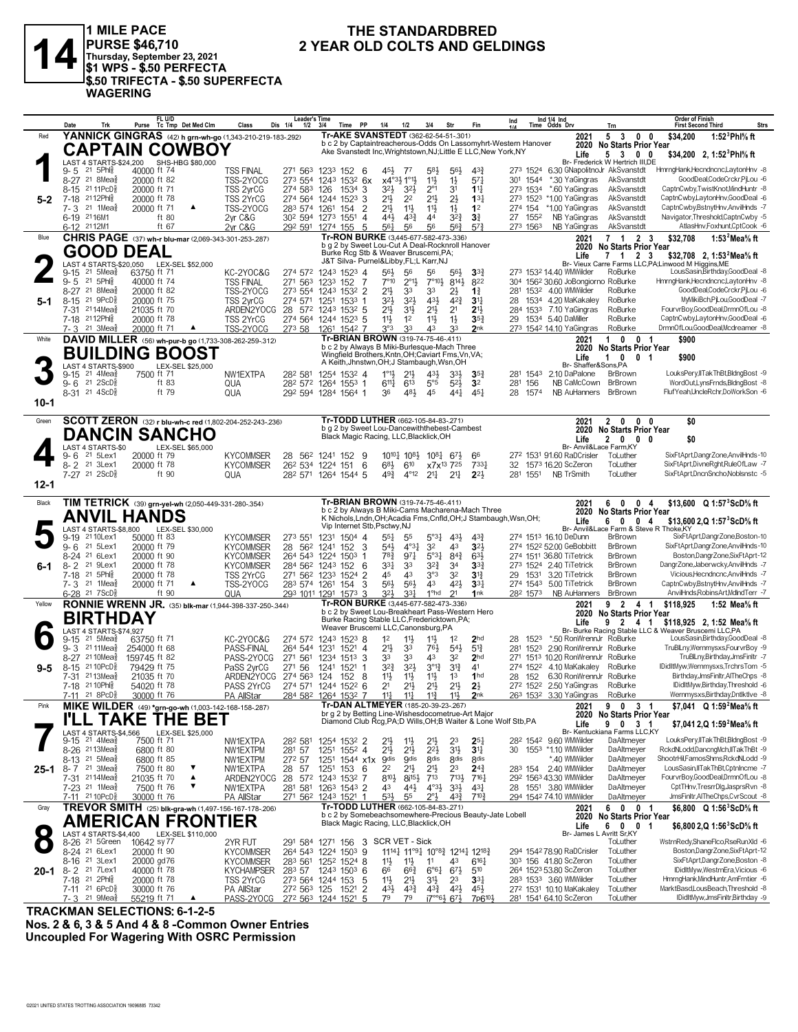# 14

**1 MILE PACE**
**PURSE $46,710**
**Thursday, September 23, 2021**
**$1 WPS - $.50 PERFECTA**
**$.50 TRIFECTA - $.50 SUPERFECTA WAGERING**

## THE STANDARDBRED
## 2 YEAR OLD COLTS AND GELDINGS

---

### 1 — Red — 5-2
**YANNICK GINGRAS** (42) h grn-wh-go (1,343-210-219-183-.292)
**CAPTAIN COWBOY**
Tr-AKE SVANSTEDT (362-62-54-51-.301)
b c 2 by Captaintreacherous-Odds On Lassomyhrt-Western Hanover
Ake Svanstedt Inc,Wrightstown,NJ;Little E LLC,New York,NY
LAST 4 STARTS-$24,200 SHS-HBG $80,000
Br- Frederick W Hertrich III,DE
2021: 5 3 0 0 $34,200 1:52³Phl⅝ ft
2020 No Starts Prior Year
Life: 5 3 0 0 $34,200 2, 1:52³Phl⅝ ft

| Date | Trk | Purse | Class | Leader's Time | PP | 1/4 | 1/2 | 3/4 | Str | Fin | Ind Time | Odds Drv | Trn | Order of Finish |
|---|---|---|---|---|---|---|---|---|---|---|---|---|---|---|
| 9- 5 21 5Phl⅝ | 40000 ft 74 | TSS FINAL | 27¹ 56³ 123³ 152 | 6 | 4⁵½ | 7⁷ | 5⁸½ | 5⁶½ | 4³¾ | 27³ 152⁴ | 6.30 GNapolitnoJr | AkSvanstdt | HmrngHank,Hecndncnc,LaytonHnv -8 |
| 8-27 21 8Mea⅝ | 20000 ft 82 | TSS-2YOCG | 27³ 55⁴ 124³ 153² | 6x | x4°³½ | 1°1½ | 1⅓ | 1½ | 5⁷¼ | 30¹ 154⁴ | *.30 YaGingras | AkSvanstdt | GoodDeal,CodeCrckr,PjLou -6 |
| 8-15 21 11PcD⅝ | 20000 ft 71 | TSS 2yrCG | 27⁴ 58³ 126 153⁴ | 3 | 3²½ | 3²½ | 2°¹ | 3¹ | 1¹¼ | 27³ 153⁴ | *.60 YaGingras | AkSvanstdt | CaptnCwby,TwistKnot,MindHuntr -8 |
| 7-18 21 12Phl⅝ | 20000 ft 78 | TSS 2YrCG | 27⁴ 56⁴ 124⁴ 152³ | 3 | 2¹½ | 2² | 2¹½ | 2½ | 1³¼ | 27³ 152³ | *1.00 YaGingras | AkSvanstdt | CaptnCwby,LaytonHnv,GoodDeal -6 |
| 7- 3 21 1Mea⅝ | 20000 ft 71 ▲ | TSS-2YOCG | 28³ 57⁴ 126¹ 154 | 2 | 2¹½ | 1¹½ | 1¹½ | 1½ | 1² | 27⁴ 154 | *1.00 YaGingras | AkSvanstdt | CaptnCwby,BstnytHnv,AnvilHnds -7 |
| 6-19 21 16M1 | ft 80 | 2yr C&G | 30² 59⁴ 127³ 155¹ | 4 | 4⁴½ | 4³¾ | 4⁴ | 3²¾ | 3¾ | 27 155² | NB YaGingras | AkSvanstdt | Navigator,Threshold,CaptnCwby -5 |
| 6-12 21 12M1 | ft 67 | 2yr C&G | 29² 59¹ 127⁴ 155 | 5 | 5⁶½ | 5⁶ | 5⁶ | 5⁶¾ | 5⁷¾ | 27³ 156³ | NB YaGingras | AkSvanstdt | AtlasHnv,Foxhunt,CptCook -6 |

### 2 — Blue — 5-1
**CHRIS PAGE** (37) wh-r blu-mar (2,069-343-301-253-.287)
**GOOD DEAL**
Tr-RON BURKE (3,445-677-582-473-.336)
b g 2 by Sweet Lou-Cut A Deal-Rocknroll Hanover
Burke Rcg Stb & Weaver Bruscemi,PA;
J&T Silva- Purnel&Libby,FL;L Karr,NJ
LAST 4 STARTS-$20,050 LEX-SEL $52,000
Br- Vieux Carre Farms LLC,PA;Linwood M Higgins,ME
2021: 7 1 2 3 $32,708 1:53²Mea⅝ ft
2020 No Starts Prior Year
Life: 7 1 2 3 $32,708 2, 1:53²Mea⅝ ft

| Date | Trk | Purse | Class | Leader's Time | PP | 1/4 | 1/2 | 3/4 | Str | Fin | Ind Time | Odds Drv | Trn | Order of Finish |
|---|---|---|---|---|---|---|---|---|---|---|---|---|---|---|
| 9-15 21 5Mea⅝ | 63750 ft 71 | KC-2YOC&G | 27⁴ 57² 124³ 152³ | 4 | 5⁶½ | 5⁶ | 5⁶ | 5⁶½ | 3³¾ | 27³ 153² | 14.40 WMWilder | RoBurke | LousSasin,Birthday,GoodDeal -8 |
| 9- 5 21 5Phl⅝ | 40000 ft 74 | TSS FINAL | 27¹ 56³ 123³ 152 | 7 | 7°¹⁰ | 2°¹½ | 7°¹⁰½ | 8¹⁴½ | 8²² | 30⁴ 156² | 30.60 JoBongiorno | RoBurke | HmrngHank,Hecndncnc,LaytonHnv -8 |
| 8-27 21 8Mea⅝ | 20000 ft 82 | TSS-2YOCG | 27³ 55⁴ 124³ 153² | 2 | 2¹½ | 3³ | 3³ | 2½ | 1¾ | 28¹ 153² | 4.00 WMWilder | RoBurke | GoodDeal,CodeCrckr,PjLou -6 |
| 8-15 21 9PcD⅝ | 20000 ft 75 | TSS 2yrCG | 27⁴ 57¹ 125¹ 153³ | 1 | 3²½ | 3²½ | 4³½ | 4²¾ | 3¹¾ | 28 153⁴ | 4.20 MaKakaley | RoBurke | MyMkiBch,PjLou,GoodDeal -7 |
| 7-31 21 14Mea⅝ | 21035 ft 70 | ARDEN2YOCG | 28 57² 124³ 153² | 5 | 2¹½ | 3¹½ | 2¹½ | 2¹ | 2¹½ | 28⁴ 153³ | 7.10 YaGingras | RoBurke | FourvrBoy,GoodDeal,DrmnOfLou -8 |
| 7-18 21 12Phl⅝ | 20000 ft 78 | TSS 2YrCG | 27⁴ 56⁴ 124⁴ 152³ | 5 | 1¹½ | 1² | 1¹½ | 1½ | 3⁵¾ | 29 153⁴ | 5.40 DaMiller | RoBurke | CaptnCwby,LaytonHnv,GoodDeal -6 |
| 7- 3 21 3Mea⅝ | 20000 ft 71 ▲ | TSS-2YOCG | 27³ 58 126¹ 154² | 7 | 3°³ | 3³ | 4³ | 3³ | 2nk | 27³ 154² | 14.10 YaGingras | RoBurke | DrmnOfLou,GoodDeal,Mcdreamer -8 |

### 3 — White — 10-1
**DAVID MILLER** (56) wh-pur-b go (1,733-308-262-259-.312)
**BUILDING BOOST**
Tr-BRIAN BROWN (319-74-75-46-.411)
b c 2 by Always B Miki-Burlesque-Mach Three
Wingfield Brothers,Kntn,OH;Caviart Fms,Vn,VA;
A Keith,Jhnstwn,OH;J Stambaugh,Wsn,OH
LAST 4 STARTS-$900 LEX-SEL $25,000
Br- Shaffer&Sons,PA
2021: 1 0 0 1 $900
2020 No Starts Prior Year
Life: 1 0 0 1 $900

| Date | Trk | Purse | Class | Leader's Time | PP | 1/4 | 1/2 | 3/4 | Str | Fin | Ind Time | Odds Drv | Trn | Order of Finish |
|---|---|---|---|---|---|---|---|---|---|---|---|---|---|---|
| 9-15 21 4Mea⅝ | 7500 ft 71 | NW1EXTPA | 28² 58¹ 125⁴ 153² | 4 | 1°¹½ | 2¹½ | 4³½ | 3³½ | 3⁵¾ | 28¹ 154³ | 2.10 DaPalone | BrBrown | LouksPery,IlTakThBt,BldngBost -9 |
| 9- 6 21 2ScD⅝ | ft 83 | QUA | 28² 57² 126⁴ 155³ | 1 | 6¹¹½ | 6¹³ | 5°⁵ | 5²½ | 3² | 28¹ 156 | NB CaMcCown | BrBrown | WordOut,LynsFrnds,BldngBost -8 |
| 8-31 21 4ScD⅝ | ft 79 | QUA | 29² 59⁴ 128⁴ 156⁴ | 1 | 3⁶ | 4⁸½ | 4⁵ | 4⁴¼ | 4⁵½ | 28 157⁴ | NB AuHanners | BrBrown | FlufYeah,UncleRchr,DoWorkSon -6 |

### 4 — Green — 12-1
**SCOTT ZERON** (32) r blu-wh-c red (1,802-204-252-243-.236)
**DANCIN SANCHO**
Tr-TODD LUTHER (662-105-84-83-.271)
b g 2 by Sweet Lou-Dancewiththebest-Cambest
Black Magic Racing, LLC,Blacklick,OH
LAST 4 STARTS-$0 LEX-SEL $65,000
Br- Anvil&Lace Farm,KY
2021: 2 0 0 0 $0
2020 No Starts Prior Year
Life: 2 0 0 0 $0

| Date | Trk | Purse | Class | Leader's Time | PP | 1/4 | 1/2 | 3/4 | Str | Fin | Ind Time | Odds Drv | Trn | Order of Finish |
|---|---|---|---|---|---|---|---|---|---|---|---|---|---|---|
| 9- 6 21 5Lex1 | 20000 ft 79 | KYCOMMSER | 28 56² 124¹ 152 | 9 | 10¹⁰¼ | 10⁸½ | 10⁸¼ | 6⁷½ | 6⁶ | 27² 153¹ | 91.60 RaDCrisler | ToLuther | SixFtAprt,DangrZone,AnvilHnds -10 |
| 8- 2 21 3Lex1 | 20000 ft 78 | KYCOMMSER | 26² 53⁴ 122⁴ 151 | 6 | 6⁸½ | 6¹⁰ | x7x¹³ | 7²⁵ | 7³³¼ | 32 157³ | 16.20 ScZeron | ToLuther | SixFtAprt,DivneRght,RuleOfLaw -7 |
| 7-27 21 2ScD⅝ | ft 90 | QUA | 28² 57¹ 126⁴ 154⁴ | 5 | 4⁹¾ | 4°¹² | 2¹¾ | 2¹¼ | 2²½ | 28¹ 155¹ | NB TrSmith | ToLuther | SixFtAprt,DncnSncho,Noblsnstc -5 |

### 5 — Black — 6-1
**TIM TETRICK** (39) grn-yel-wh (2,050-449-331-280-.354)
**ANVIL HANDS**
Tr-BRIAN BROWN (319-74-75-46-.411)
b c 2 by Always B Miki-Cams Macharena-Mach Three
K Nichols,Lndn,OH;Acadia Fms,Cnfld,OH;J Stambaugh,Wsn,OH;
Vip Internet Stb,Psctwy,NJ
LAST 4 STARTS-$8,800 LEX-SEL $30,000
Br- Anvil&Lace Farm & Steve R Thoke,KY
2021: 6 0 0 4 $13,600 Q 1:57³ScD⅝ ft
2020 No Starts Prior Year
Life: 6 0 0 4 $13,600 2,Q 1:57³ScD⅝ ft

| Date | Trk | Purse | Class | Leader's Time | PP | 1/4 | 1/2 | 3/4 | Str | Fin | Ind Time | Odds Drv | Trn | Order of Finish |
|---|---|---|---|---|---|---|---|---|---|---|---|---|---|---|
| 9-19 21 10Lex1 | 50000 ft 83 | KYCOMMSER | 27³ 55¹ 123¹ 150⁴ | 4 | 5⁵½ | 5⁵ | 5°³¼ | 4³½ | 4³¾ | 27⁴ 151³ | 16.10 DeDunn | BrBrown | SixFtAprt,DangrZone,Boston -10 |
| 9- 6 21 5Lex1 | 20000 ft 79 | KYCOMMSER | 28 56² 124¹ 152 | 3 | 5⁴½ | 4°³¼ | 3² | 4³ | 3²½ | 27⁴ 152² | 52.00 GeBobbitt | BrBrown | SixFtAprt,DangrZone,AnvilHnds -10 |
| 8-24 21 6Lex1 | 20000 ft 90 | KYCOMMSER | 26⁴ 54³ 122⁴ 150³ | 1 | 7⁸¾ | 9⁷½ | 5°³¼ | 8⁴¾ | 6³½ | 27⁴ 151¹ | 36.80 TiTetrick | BrBrown | Boston,DangrZone,SixFtAprt -12 |
| 8- 2 21 9Lex1 | 20000 ft 78 | KYCOMMSER | 28⁴ 56² 124³ 152 | 6 | 3³½ | 3³ | 3²¾ | 3⁴ | 3³¾ | 27³ 152⁴ | 2.40 TiTetrick | BrBrown | DangrZone,Jaberwcky,AnvilHnds -7 |
| 7-18 21 5Phl⅝ | 20000 ft 78 | TSS 2YrCG | 27¹ 56² 123³ 152⁴ | 2 | 4⁵ | 4³ | 3°³ | 3² | 3¹¾ | 29 153¹ | 3.20 TiTetrick | BrBrown | Vicious,Hecndncnc,AnvilHnds -7 |
| 7- 3 21 1Mea⅝ | 20000 ft 71 ▲ | TSS-2YOCG | 28³ 57⁴ 126¹ 154 | 3 | 5⁶½ | 5⁶½ | 4³ | 4²½ | 3³¼ | 27⁴ 154³ | 5.00 TiTetrick | BrBrown | CaptnCwby,BstnytHnv,AnvilHnds -7 |
| 6-28 21 7ScD⅝ | ft 90 | QUA | 29³ 101¹ 129¹ 157³ | 3 | 3²½ | 3³½ | 1°hd | 2¹ | 1nk | 28² 157³ | NB AuHanners | BrBrown | AnvilHnds,RobinsArt,MdlndTerr -7 |

### 6 — Yellow — 9-5
**RONNIE WRENN JR.** (35) blk-mar (1,944-398-337-250-.344)
**BIRTHDAY**
Tr-RON BURKE (3,445-677-582-473-.336)
b c 2 by Sweet Lou-Breakheart Pass-Western Hero
Burke Racing Stable LLC,Fredericktown,PA;
Weaver Bruscemi LLC,Canonsburg,PA
LAST 4 STARTS-$74,927
Br- Burke Racing Stable LLC & Weaver Bruscemi LLC,PA
2021: 9 2 4 1 $118,925 1:52 Mea⅝ ft
2020 No Starts Prior Year
Life: 9 2 4 1 $118,925 2, 1:52 Mea⅝ ft

| Date | Trk | Purse | Class | Leader's Time | PP | 1/4 | 1/2 | 3/4 | Str | Fin | Ind Time | Odds Drv | Trn | Order of Finish |
|---|---|---|---|---|---|---|---|---|---|---|---|---|---|---|
| 9-15 21 5Mea⅝ | 63750 ft 71 | KC-2YOC&G | 27⁴ 57² 124³ 152³ | 8 | 1² | 1¹½ | 1¹½ | 1² | 2hd | 28 152³ | *.50 RonWrennJr | RoBurke | LousSasin,Birthday,GoodDeal -8 |
| 9- 3 21 11Mea⅝ | 254000 ft 68 | PASS-FINAL | 26⁴ 54⁴ 123¹ 152¹ | 4 | 2¹½ | 3³ | 7⁶½ | 5⁴½ | 5¹¾ | 28¹ 152³ | 2.90 RonWrennJr | RoBurke | TruBlLny,Wernmysxs,FourvrBoy -9 |
| 8-27 21 10Mea⅝ | 159745 ft 82 | PASS-2YOCG | 27¹ 56¹ 123⁴ 151³ | 3 | 3³ | 3³ | 4³ | 3² | 2hd | 27¹ 151³ | 10.20 RonWrennJr | RoBurke | TruBlLny,Birthday,JmsFinltr -7 |
| 8-15 21 10PcD⅝ | 79429 ft 75 | PaSS 2yrCG | 27¹ 56 124¹ 152¹ | 1 | 3²¾ | 3²½ | 3°¹¾ | 3¹¾ | 4¹ | 27⁴ 152² | 4.10 MaKakaley | RoBurke | IDidltMyw,Wernmysxs,TrchrsTom -5 |
| 7-31 21 13Mea⅝ | 21035 ft 70 | ARDEN2YOCG | 27⁴ 56³ 124 152 | 8 | 1¹½ | 1¹½ | 1¹½ | 1³ | 1hd | 28 152 | 6.30 RonWrennJr | RoBurke | Birthday,JmsFinltr,AlTheChps -8 |
| 7-18 21 10Phl⅝ | 54020 ft 78 | PASS 2YrCG | 27⁴ 57¹ 124⁴ 152² | 6 | 2¹ | 2¹½ | 2¹½ | 2¹½ | 2½ | 27² 152² | 2.50 YaGingras | RoBurke | IDidltMyw,Birthday,Threshold -6 |
| 7-11 21 8PcD⅝ | 30000 ft 76 | PA AllStar | 28⁴ 58² 126⁴ 153² | 7 | 1¹¼ | 1¹¼ | 1¹¾ | 1¹½ | 2nk | 26³ 153² | 3.30 YaGingras | RoBurke | Wernmysxs,Birthday,Dntlktlve -8 |

### 7 — Pink — 25-1
**MIKE WILDER** (49) *grn-go-wh (1,003-142-168-158-.287)
**I'LL TAKE THE BET**
Tr-DAN ALTMEYER (185-20-39-23-.267)
br g 2 by Betting Line-Wishesdocometrue-Art Major
Diamond Club Rcg,PA;D Wills,OH;B Waiter & Lone Wolf Stb,PA
LAST 4 STARTS-$4,566 LEX-SEL $25,000
Br- Kentuckiana Farms LLC,KY
2021: 9 0 3 1 $7,041 Q 1:59²Mea⅝ ft
2020 No Starts Prior Year
Life: 9 0 3 1 $7,041 2,Q 1:59²Mea⅝ ft

| Date | Trk | Purse | Class | Leader's Time | PP | 1/4 | 1/2 | 3/4 | Str | Fin | Ind Time | Odds Drv | Trn | Order of Finish |
|---|---|---|---|---|---|---|---|---|---|---|---|---|---|---|
| 9-15 21 4Mea⅝ | 7500 ft 71 | NW1EXTPA | 28² 58¹ 125⁴ 153² | 2 | 2¹½ | 1¹½ | 2¹½ | 2³ | 2⁵¼ | 28² 154² | 9.60 WMWilder | DaAltmeyer | LouksPery,IlTakThBt,BldngBost -9 |
| 8-26 21 13Mea⅝ | 6800 ft 80 | NW1EXTPM | 28¹ 57 125¹ 155² | 4 | 2¹½ | 2¹½ | 2²½ | 3¹½ | 3¹¼ | 30 155³ | *1.10 WMWilder | DaAltmeyer | RckdNLodd,DancngMch,IlTakThBt -9 |
| 8-13 21 5Mea⅝ | 6800 ft 85 | NW1EXTPM | 27² 57 125¹ 154⁴ | x1x | 9dis | 9dis | 8dis | 8dis | 8dis | | *.40 WMWilder | DaAltmeyer | ShootrHil,FamosShms,RckdNLodd -9 |
| 8- 7 21 3Mea⅝ | 7500 ft 80 ▼ | NW1EXTPA | 28 57 125¹ 153 | 6 | 2² | 2¹½ | 2¹½ | 2³ | 2⁴¾ | 28³ 154 | 2.40 WMWilder | DaAltmeyer | LousSasin,IlTakThBt,Cptnlncme -7 |
| 7-31 21 14Mea⅝ | 21035 ft 70 ▲ | ARDEN2YOCG | 28 57² 124³ 153² | 7 | 8¹⁰½ | 8¹⁶½ | 7¹³ | 7¹³½ | 7¹⁶¼ | 29² 156³ | 43.30 WMWilder | DaAltmeyer | FourvrBoy,GoodDeal,DrmnOfLou -8 |
| 7-23 21 1Mea⅝ | 7500 ft 76 ▼ | NW1EXTPA | 28¹ 58¹ 126³ 154³ | 2 | 4³ | 4⁴½ | 4°³½ | 3³½ | 4³¼ | 28 155¹ | 3.80 WMWilder | DaAltmeyer | CptTHnv,TresrrDlg,JasprsRvn -8 |
| 7-11 21 10PcD⅝ | 30000 ft 76 | PA AllStar | 27¹ 56² 124³ 152¹ | 1 | 5³½ | 5⁵ | 2°½ | 4³¾ | 7¹⁰¾ | 29⁴ 154² | 74.10 WMWilder | DaAltmeyer | JmsFinltr,AlTheChps,CvrScout -8 |

### 8 — Gray — 20-1
**TREVOR SMITH** (25) blk-gra-wh (1,497-156-167-178-.206)
**AMERICAN FRONTIER**
Tr-TODD LUTHER (662-105-84-83-.271)
b c 2 by Somebeachsomewhere-Precious Beauty-Jate Lobell
Black Magic Racing, LLC,Blacklick,OH
LAST 4 STARTS-$4,400 LEX-SEL $110,000
Br- James L Avritt Sr,KY
2021: 6 0 0 1 $6,800 Q 1:56³ScD⅝ ft
2020 No Starts Prior Year
Life: 6 0 0 1 $6,800 2,Q 1:56³ScD⅝ ft

| Date | Trk | Purse | Class | Leader's Time | PP | 1/4 | 1/2 | 3/4 | Str | Fin | Ind Time | Odds Drv | Trn | Order of Finish |
|---|---|---|---|---|---|---|---|---|---|---|---|---|---|---|
| 8-26 21 5Green | 10642 sy 77 | 2YR FUT | 29¹ 58⁴ 127¹ 156 | 3 | SCR VET - Sick | | | | | | | ToLuther | WstrnRedy,ShaneFlco,RseRunXld -6 |
| 8-24 21 6Lex1 | 20000 ft 90 | KYCOMMSER | 26⁴ 54³ 122⁴ 150³ | 9 | 11¹⁴¼ | 11°⁹¼ | 10°⁸¾ | 12¹⁴¼ | 12¹⁸¾ | 29⁴ 154² | 78.90 RaDCrisler | ToLuther | Boston,DangrZone,SixFtAprt -12 |
| 8-16 21 3Lex1 | 20000 gd 76 | KYCOMMSER | 28³ 56¹ 125² 152⁴ | 8 | 1¹½ | 1¹½ | 1¹ | 4³ | 6¹⁶¼ | 30³ 156 | 41.80 ScZeron | ToLuther | SixFtAprt,DangrZone,Boston -8 |
| 8- 2 21 7Lex1 | 40000 ft 78 | KYCHAMPSER | 28³ 57 124³ 150³ | 6 | 6⁶ | 6⁶¾ | 6°⁶¼ | 6⁷½ | 5¹⁰ | 26⁴ 152³ | 53.80 ScZeron | ToLuther | IDidltMyw,WestrnEra,Vicious -6 |
| 7-18 21 2Phl⅝ | 20000 ft 78 | TSS 2YrCG | 27³ 56⁴ 124⁴ 153 | 5 | 1¹½ | 2¹½ | 3¹½ | 2³ | 3³¼ | 28³ 153³ | 3.60 WMWilder | ToLuther | HmrngHank,MindHuntr,AmFrntier -6 |
| 7-11 21 6PcD⅝ | 30000 ft 76 | PA AllStar | 27² 56³ 125 152¹ | 2 | 4³½ | 4³½ | 4³¾ | 4²½ | 4⁵½ | 27² 153¹ | 10.10 MaKakaley | ToLuther | MarktBasd,LousBeach,Threshold -8 |
| 7- 3 21 9Mea⅝ | 55219 ft 71 ▲ | PASS-2YOCG | 27² 56³ 124⁴ 152¹ | 5 | 7⁹ | 7⁹ | i7°°⁶½ | 6⁷½ | 7p6¹⁰½ | 28¹ 154¹ | 64.10 ScZeron | ToLuther | IDidltMyw,JmsFinltr,Birthday -9 |

**TRACKMAN SELECTIONS: 6-1-2-5**

**Nos. 2 & 6, 3 & 5 And 4 & 8 -Common Owner Entries**
**Uncoupled For Wagering With OSRC Permission**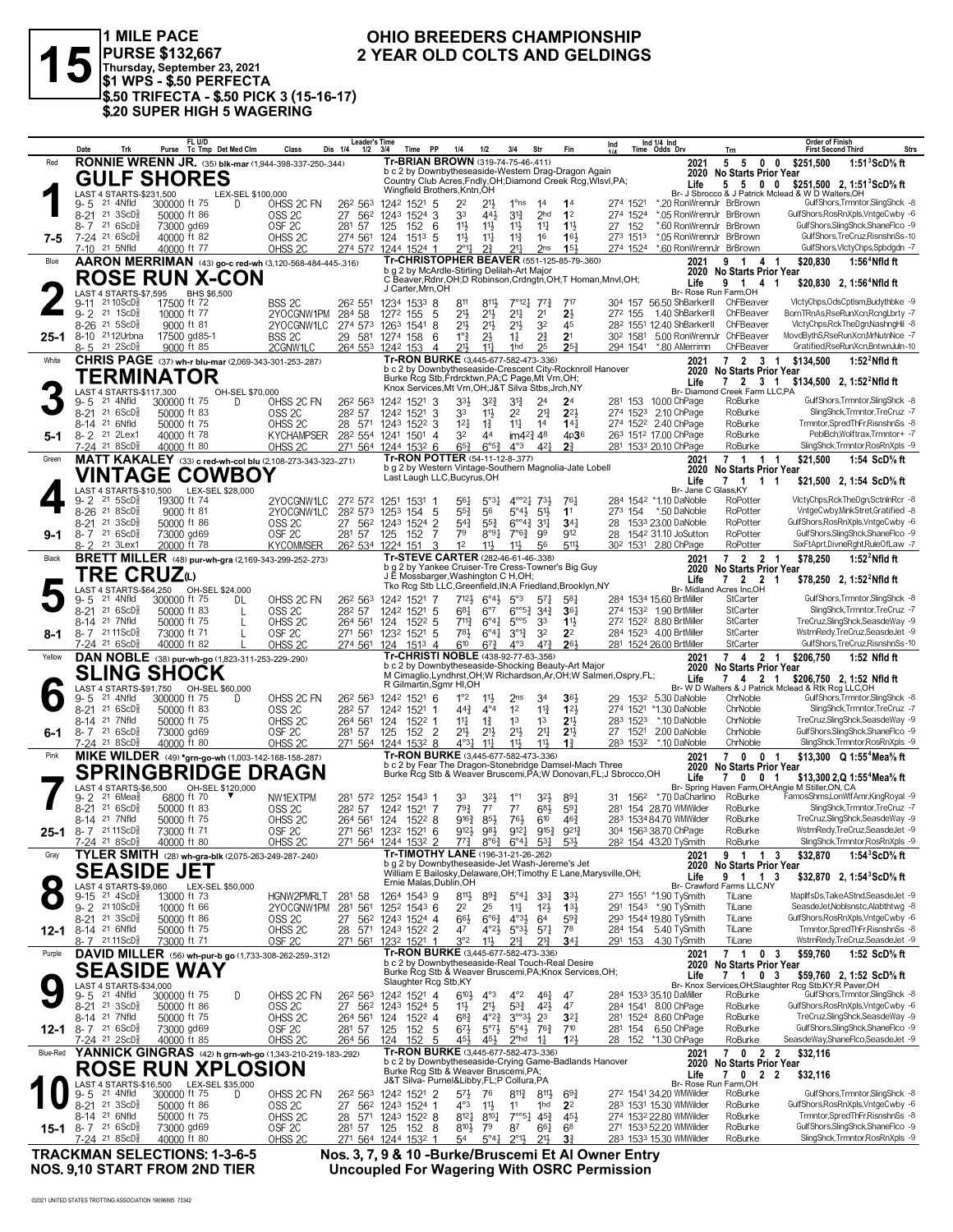# 15

**1 MILE PACE**
**PURSE $132,667**
**Thursday, September 23, 2021**
**$1 WPS - $.50 PERFECTA**
**$.50 TRIFECTA - $.50 PICK 3 (15-16-17)**
**$.20 SUPER HIGH 5 WAGERING**

## OHIO BREEDERS CHAMPIONSHIP
## 2 YEAR OLD COLTS AND GELDINGS

---

### 1 — Red — 7-5
**RONNIE WRENN JR.** (35) blk-mar (1,944-398-337-250-.344)
**GULF SHORES**
Tr-BRIAN BROWN (319-74-75-46-.411)
b c 2 by Downbytheseaside-Western Drag-Dragon Again
Country Club Acres,Fndly,OH;Diamond Creek Rcg,Wlsvl,PA; Wingfield Brothers,Kntn,OH
LAST 4 STARTS-$231,500 — LEX-SEL $100,000
2021: 5 5 0 0 $251,500 1:51³ScD⅝ ft
2020 No Starts Prior Year
Life: 5 5 0 0 $251,500 2, 1:51³ScD⅝ ft
Br- J Sbrocco & J Patrick Mclead & W D Walters,OH

| Date | Trk | Purse | Cond | Class | 1/4 | 1/2 | 3/4 | Time | PP | 1/4 | 1/2 | 3/4 | Str | Fin | Ind | Odds | Drv | Trn | Order of Finish |
|---|---|---|---|---|---|---|---|---|---|---|---|---|---|---|---|---|---|---|---|
| 9-5 21 | 4Nfld | 300000 | ft 75 D | OHSS 2C FN | 26² | 56³ | 124² | 1521 | 5 | 2² | 2½ | 1°ns | 14 | 14 | 274 1521 | *.20 | RonWrennJr | BrBrown | GulfShors,Trmntor,SlingShck -8 |
| 8-21 21 | 6ScD⅝ | 50000 | ft 86 | OSS 2C | 27 | 56² | 124³ | 1524 | 3 | 3³ | 4⁴½ | 3¹¾ | 2hd | 1² | 274 1524 | *.05 | RonWrennJr | BrBrown | GulfShors,RosRnXpls,VntgeCwby -6 |
| 8-7 21 | 6ScD⅝ | 73000 | gd69 | OSF 2C | 28¹ | 57 | 125 | 152 | 6 | 1½ | 1½ | 1½ | 1½ | 1½ | 27 152 | *.60 | RonWrennJr | BrBrown | GulfShors,SlingShck,ShaneFlco -9 |
| 7-24 21 | 6ScD⅝ | 40000 | ft 82 | OHSS 2C | 27⁴ | 56¹ | 124 | 1513 | 5 | 1½ | 1½ | 1³¾ | 16 | 16½ | 27³ 1513 | *.05 | RonWrennJr | BrBrown | GulfShors,TreCruz,RisnshnSs -10 |
| 7-10 21 | 5Nfld | 40000 | ft 77 | OHSS 2C | 27⁴ | 57² | 124⁴ | 1524 | 1 | 2°1½ | 2½ | 2¹½ | 2ns | 15½ | 27⁴ 1524 | *.60 | RonWrennJr | BrBrown | GulfShors,VlctyChps,Spbdgdn -7 |

### 2 — Blue — 25-1
**AARON MERRIMAN** (43) go-c red-wh (3,120-568-484-445-.316)
**ROSE RUN X-CON**
Tr-CHRISTOPHER BEAVER (551-125-85-79-.360)
b g 2 by McArdle-Stirling Delilah-Art Major
C Beaver,Rdnr,OH;D Robinson,Crdngtn,OH;T Homan,Mnvl,OH; J Carter,Mrn,OH
LAST 4 STARTS-$7,595 — BHS $6,500
2021: 9 1 4 1 $20,830 1:56⁴Nfld ft
2020 No Starts Prior Year
Life: 9 1 4 1 $20,830 2, 1:56⁴Nfld ft
Br- Rose Run Farm,OH

| Date | Trk | Purse | Cond | Class | 1/4 | 1/2 | 3/4 | Time | PP | 1/4 | 1/2 | 3/4 | Str | Fin | Ind | Odds | Drv | Trn | Order of Finish |
|---|---|---|---|---|---|---|---|---|---|---|---|---|---|---|---|---|---|---|---|
| 9-11 21 | 10ScD⅝ | 17500 | ft 72 | BSS 2C | 26² | 55¹ | 123⁴ | 1533 | 8 | 8¹¹ | 8¹¹½ | 7°¹²½ | 7⁷¾ | 7¹⁷ | 30⁴ 157 | 56.50 | ShBarkerII | ChFBeaver | VlctyChps,OdsCptlsm,Budythbke -9 |
| 9-2 21 | 1ScD⅝ | 10000 | ft 77 | 2YOCGNW1PM | 28⁴ | 58 | 127² | 155 | 5 | 2½ | 2½ | 2¹½ | 2¹ | 2½ | 27² 155 | 1.40 | ShBarkerII | ChFBeaver | BornTRnAs,RseRunXcn,RcngLbrty -7 |
| 8-26 21 | 5ScD⅝ | 9000 | ft 81 | 2YOCGNW1LC | 27⁴ | 57³ | 126³ | 1541 | 8 | 2½ | 2½ | 2¹½ | 3² | 4⁵ | 28² 1551 | 12.40 | ShBarkerII | ChFBeaver | VlctyChps,RckTheDgn,NashngHl -8 |
| 8-10 21 | 12Urbna | 17500 | gd85-1 | BSS 2C | 29 | 58¹ | 127⁴ | 158 | 6 | 1°¾ | 2½ | 1½ | 2¾ | 2¹ | 30² 1581 | 5.00 | RonWrennJr | ChFBeaver | MovdBythS,RseRunXcn,MrNutnNce -7 |
| 8-5 21 | 2ScD⅝ | 9000 | ft 85 | 2CGNW1LC | 26⁴ | 55³ | 124² | 153 | 4 | 2¹½ | 1¹½ | 1hd | 2⁵ | 2⁵¾ | 29⁴ 1541 | *.80 | AMerrimn | ChFBeaver | Gratified,RseRunXcn,BntwnJuln -10 |

### 3 — White — 5-1
**CHRIS PAGE** (37) wh-r blu-mar (2,069-343-301-255-.287)
**TERMINATOR**
Tr-RON BURKE (3,445-677-582-473-.336)
b c 2 by Downbytheseaside-Crescent City-Rocknroll Hanover
Burke Rcg Stb,Frdrcktwn,PA;C Page,Mt Vrn,OH; Knox Services,Mt Vrn,OH;J&T Silva Stbs,Jrch,NY
LAST 4 STARTS-$117,300 — OH-SEL $70,000
2021: 7 2 3 1 $134,500 1:52²Nfld ft
2020 No Starts Prior Year
Life: 7 2 3 1 $134,500 2, 1:52²Nfld ft
Br- Diamond Creek Farm LLC,PA

| Date | Trk | Purse | Cond | Class | 1/4 | 1/2 | 3/4 | Time | PP | 1/4 | 1/2 | 3/4 | Str | Fin | Ind | Odds | Drv | Trn | Order of Finish |
|---|---|---|---|---|---|---|---|---|---|---|---|---|---|---|---|---|---|---|---|
| 9-5 21 | 4Nfld | 300000 | ft 75 D | OHSS 2C FN | 26² | 56³ | 124² | 1521 | 3 | 3³½ | 3²¾ | 3¹¾ | 2⁴ | 2⁴ | 28¹ 153 | 10.00 | ChPage | RoBurke | GulfShors,Trmntor,SlingShck -8 |
| 8-21 21 | 6ScD⅝ | 50000 | ft 83 | OSS 2C | 28² | 57 | 124² | 1521 | 3 | 3³ | 1½ | 2² | 2¹¾ | 2²½ | 27⁴ 1523 | 2.10 | ChPage | RoBurke | SlingShck,Trmntor,TreCruz -7 |
| 8-14 21 | 6Nfld | 50000 | ft 75 | OHSS 2C | 28 | 57¹ | 124³ | 1522 | 3 | 1²½ | 1¾ | 1¹½ | 14 | 1⁴¼ | 27⁴ 1522 | 2.40 | ChPage | RoBurke | Trmntor,SpredThFr,RisnshnSs -8 |
| 8-2 21 | 2Lex1 | 40000 | ft 78 | KYCHAMPSER | 28² | 55⁴ | 124¹ | 1501 | 4 | 3² | 4⁴ | im4²¾ | 4⁸ | 4p3⁶ | 26³ 1512 | 17.00 | ChPage | RoBurke | PeblBch,Wolftrax,Trmntor+ -7 |
| 7-24 21 | 8ScD⅝ | 40000 | ft 80 | OHSS 2C | 27¹ | 56⁴ | 124⁴ | 1532 | 6 | 6⁵¾ | 6°⁵¾ | 4°³ | 4²½ | 2¾ | 28¹ 1533 | 20.10 | ChPage | RoBurke | SlingShck,Trmntor,RosRnXpls -9 |

### 4 — Green — 9-1
**MATT KAKALEY** (33) c red-wh-col blu (2,108-273-343-323-.271)
**VINTAGE COWBOY**
Tr-RON POTTER (54-11-12-8-.377)
b g 2 by Western Vintage-Southern Magnolia-Jate Lobell
Last Laugh LLC,Bucyrus,OH
LAST 4 STARTS-$10,500 — LEX-SEL $28,000
2021: 7 1 1 1 $21,500 1:54 ScD⅝ ft
2020 No Starts Prior Year
Life: 7 1 1 1 $21,500 2, 1:54 ScD⅝ ft
Br- Jane C Glass,KY

| Date | Trk | Purse | Cond | Class | 1/4 | 1/2 | 3/4 | Time | PP | 1/4 | 1/2 | 3/4 | Str | Fin | Ind | Odds | Drv | Trn | Order of Finish |
|---|---|---|---|---|---|---|---|---|---|---|---|---|---|---|---|---|---|---|---|
| 9-2 21 | 5ScD⅝ | 19300 | ft 74 | 2YOCGNW1LC | 27² | 57² | 125¹ | 1531 | 1 | 5⁶½ | 5°³¼ | 4°°²½ | 7³½ | 7⁶¼ | 28⁴ 1542 | *1.10 | DaNoble | RoPotter | VlctyChps,RckTheDgn,SctnlnRcr -8 |
| 8-26 21 | 8ScD⅝ | 9000 | ft 81 | 2YOCGNW1LC | 28² | 57³ | 125³ | 154 | 5 | 5⁵¾ | 5⁶ | 5°⁴½ | 5¹½ | 1¹ | 27³ 154 | *.50 | DaNoble | RoPotter | VntgeCwby,MinkStret,Gratified -8 |
| 8-21 21 | 3ScD⅝ | 50000 | ft 86 | OSS 2C | 27 | 56² | 124³ | 1524 | 2 | 5⁴¾ | 5⁵¾ | 6°°⁴¾ | 3¹½ | 3⁴¼ | 28 1533 | 23.00 | DaNoble | RoPotter | GulfShors,RosRnXpls,VntgeCwby -6 |
| 8-7 21 | 6ScD⅝ | 73000 | gd69 | OSF 2C | 28¹ | 57 | 125 | 152 | 9 | 7⁹ | 8°⁹¾ | 7°⁶¾ | 9⁹ | 9¹² | 28 1542 | 31.10 | JoSutton | RoPotter | GulfShors,SlingShck,ShaneFlco -9 |
| 8-2 21 | 3Lex1 | 20000 | ft 78 | KYCOMMSER | 26² | 53⁴ | 122⁴ | 151 | 3 | 1² | 1¹½ | 1¹½ | 5⁶ | 5¹¹½ | 30² 1531 | 2.80 | ChPage | RoPotter | SixFtAprt,DivneRght,RuleOfLaw -7 |

### 5 — Black — 8-1
**BRETT MILLER** (48) pur-wh-gra (2,169-343-299-252-.273)
**TRE CRUZ(L)**
Tr-STEVE CARTER (282-46-61-46-.338)
b g 2 by Yankee Cruiser-Tre Cress-Towner's Big Guy
J E Mossbarger,Washington C H,OH; Tko Rcg Stb LLC,Greenfield,IN;A Friedland,Brooklyn,NY
LAST 4 STARTS-$64,250 — OH-SEL $24,000
2021: 7 2 2 1 $78,250 1:52²Nfld ft
2020 No Starts Prior Year
Life: 7 2 2 1 $78,250 2, 1:52²Nfld ft
Br- Midland Acres Inc,OH

| Date | Trk | Purse | Cond | Class | 1/4 | 1/2 | 3/4 | Time | PP | 1/4 | 1/2 | 3/4 | Str | Fin | Ind | Odds | Drv | Trn | Order of Finish |
|---|---|---|---|---|---|---|---|---|---|---|---|---|---|---|---|---|---|---|---|
| 9-5 21 | 4Nfld | 300000 | ft 75 DL | OHSS 2C FN | 26² | 56³ | 124² | 1521 | 7 | 7¹²½ | 6°⁴½ | 5°³ | 5⁷½ | 5⁸¼ | 28⁴ 1534 | 15.60 | BrtMiller | StCarter | GulfShors,Trmntor,SlingShck -8 |
| 8-21 21 | 6ScD⅝ | 50000 | ft 83 L | OSS 2C | 28² | 57 | 124² | 1521 | 5 | 6⁸¼ | 6°⁷ | 6°°⁵¾ | 3⁴¾ | 3⁶¼ | 27⁴ 1532 | 1.90 | BrtMiller | StCarter | SlingShck,Trmntor,TreCruz -7 |
| 8-14 21 | 7Nfld | 50000 | ft 75 L | OHSS 2C | 26⁴ | 56¹ | 124 | 1522 | 5 | 7¹¹¾ | 6°⁴¼ | 5°°⁵ | 3³ | 1½ | 27² 1522 | 8.80 | BrtMiller | StCarter | TreCruz,SlingShck,SeasdeWay -9 |
| 8-7 21 | 11ScD⅝ | 73000 | ft 71 L | OSF 2C | 27¹ | 56¹ | 123² | 1521 | 5 | 7⁸¼ | 6°⁴¼ | 3°¹¾ | 3² | 2² | 28⁴ 1523 | 4.00 | BrtMiller | StCarter | WstrnRedy,TreCruz,SeasdeJet -9 |
| 7-24 21 | 6ScD⅝ | 40000 | ft 82 L | OHSS 2C | 27⁴ | 56¹ | 124 | 1513 | 4 | 6¹⁰ | 6⁷¾ | 4°⁵ | 4⁷¾ | 2⁶½ | 28¹ 1524 | 26.00 | BrtMiller | StCarter | GulfShors,TreCruz,RisnshnSs -10 |

### 6 — Yellow — 6-1
**DAN NOBLE** (38) pur-wh-go (1,823-311-253-229-.290)
**SLING SHOCK**
Tr-CHRISTI NOBLE (438-92-77-63-.356)
b c 2 by Downbytheseaside-Shocking Beauty-Art Major
M Cimaglio,Lyndhrst,OH;W Richardson,Ar,OH;W Salmeri,Ospry,FL; R Gilmartin,Sgmr Hl,OH
LAST 4 STARTS-$91,750 — OH-SEL $60,000
2021: 7 4 2 1 $206,750 1:52 Nfld ft
2020 No Starts Prior Year
Life: 7 4 2 1 $206,750 2, 1:52 Nfld ft
Br- W D Walters & J Patrick Mclead & Rtk Rcg LLC,OH

| Date | Trk | Purse | Cond | Class | 1/4 | 1/2 | 3/4 | Time | PP | 1/4 | 1/2 | 3/4 | Str | Fin | Ind | Odds | Drv | Trn | Order of Finish |
|---|---|---|---|---|---|---|---|---|---|---|---|---|---|---|---|---|---|---|---|
| 9-5 21 | 4Nfld | 300000 | ft 75 D | OHSS 2C FN | 26² | 56³ | 124² | 1521 | 6 | 1°² | 1½ | 1½ | 2ns | 3⁴ | 29 1532 | 5.30 | DaNoble | ChrNoble | GulfShors,Trmntor,SlingShck -8 |
| 8-21 21 | 6ScD⅝ | 50000 | ft 83 | OSS 2C | 28² | 57 | 124² | 1521 | 1 | 4⁴¾ | 4°⁴ | 1² | 1¹¾ | 1²½ | 27⁴ 1521 | *1.30 | DaNoble | ChrNoble | SlingShck,Trmntor,TreCruz -7 |
| 8-14 21 | 7Nfld | 50000 | ft 75 | OHSS 2C | 26⁴ | 56¹ | 124 | 1522 | 1 | 1¹½ | 1¾ | 1³ | 1³ | 2½ | 28³ 1523 | *.10 | DaNoble | ChrNoble | TreCruz,SlingShck,SeasdeWay -9 |
| 8-7 21 | 6ScD⅝ | 73000 | gd69 | OSF 2C | 28¹ | 57 | 125 | 152 | 2 | 2½ | 2½ | 2½ | 2¹½ | 2½ | 27 1521 | 2.00 | DaNoble | ChrNoble | GulfShors,SlingShck,ShaneFlco -9 |
| 7-24 21 | 8ScD⅝ | 40000 | ft 80 | OHSS 2C | 27¹ | 56⁴ | 124⁴ | 1532 | 8 | 4°³½ | 1½ | 1½ | 1½ | 1¾ | 28³ 1532 | *.10 | DaNoble | ChrNoble | SlingShck,Trmntor,RosRnXpls -9 |

### 7 — Pink — 25-1
**MIKE WILDER** (49) *grn-go-wh (1,003-142-168-158-.287)
**SPRINGBRIDGE DRAGN**
Tr-RON BURKE (3,445-677-582-473-.336)
b c 2 by Fear The Dragon-Stonebridge Damsel-Mach Three
Burke Rcg Stb & Weaver Bruscemi,PA;W Donovan,FL;J Sbrocco,OH
LAST 4 STARTS-$6,500 — OH-SEL $120,000
2021: 7 0 0 1 $13,300 Q 1:55⁴Mea⅝ ft
2020 No Starts Prior Year
Life: 7 0 0 1 $13,300 2,Q 1:55⁴Mea⅝ ft
Br- Spring Haven Farm,OH;Angie M Stiller,ON, CA

| Date | Trk | Purse | Cond | Class | 1/4 | 1/2 | 3/4 | Time | PP | 1/4 | 1/2 | 3/4 | Str | Fin | Ind | Odds | Drv | Trn | Order of Finish |
|---|---|---|---|---|---|---|---|---|---|---|---|---|---|---|---|---|---|---|---|
| 9-2 21 | 6Mea⅝ | 6800 | ft 70 ▼ | NW1EXTPM | 28¹ | 57² | 125² | 1543 | 1 | 3³ | 3²½ | 1°¹ | 3²½ | 8⁹¼ | 31 1562 | *.70 | DaCharlino | RoBurke | FamosShms,LonWlfAmr,KingRoyal -9 |
| 8-21 21 | 6ScD⅝ | 50000 | ft 83 | OSS 2C | 28² | 57 | 124² | 1521 | 7 | 7⁹¾ | 7⁷ | 7⁷ | 6⁸½ | 5⁹½ | 28¹ 154 | 28.70 | WMWilder | RoBurke | SlingShck,Trmntor,TreCruz -7 |
| 8-14 21 | 7Nfld | 50000 | ft 75 | OHSS 2C | 26⁴ | 56¹ | 124 | 1522 | 8 | 9¹⁶¾ | 8⁵½ | 7⁶½ | 6¹⁰ | 4⁶¾ | 28³ 1534 | 84.70 | WMWilder | RoBurke | TreCruz,SlingShck,SeasdeWay -9 |
| 8-7 21 | 11ScD⅝ | 73000 | ft 71 | OSF 2C | 27¹ | 56¹ | 123² | 1521 | 6 | 9¹²½ | 9⁸½ | 9¹²½ | 9¹⁵¾ | 9²¹¾ | 30⁴ 1563 | 38.70 | ChPage | RoBurke | WstrnRedy,TreCruz,SeasdeJet -9 |
| 7-24 21 | 8ScD⅝ | 40000 | ft 80 | OHSS 2C | 27¹ | 56⁴ | 124⁴ | 1532 | 2 | 7⁷¾ | 8°⁶¾ | 6°⁴½ | 5³¼ | 5³½ | 28² 154 | 43.20 | TySmith | RoBurke | SlingShck,Trmntor,RosRnXpls -9 |

### 8 — Gray — 12-1
**TYLER SMITH** (28) wh-gra-blk (2,075-263-249-287-.240)
**SEASIDE JET**
Tr-TIMOTHY LANE (196-31-21-26-.262)
b g 2 by Downbytheseaside-Jet Wash-Jereme's Jet
William E Bailosky,Delaware,OH;Timothy E Lane,Marysville,OH; Ernie Malas,Dublin,OH
LAST 4 STARTS-$9,060 — LEX-SEL $50,000
2021: 9 1 1 3 $32,870 1:54³ScD⅝ ft
2020 No Starts Prior Year
Life: 9 1 1 3 $32,870 2, 1:54³ScD⅝ ft
Br- Crawford Farms LLC,NY

| Date | Trk | Purse | Cond | Class | 1/4 | 1/2 | 3/4 | Time | PP | 1/4 | 1/2 | 3/4 | Str | Fin | Ind | Odds | Drv | Trn | Order of Finish |
|---|---|---|---|---|---|---|---|---|---|---|---|---|---|---|---|---|---|---|---|
| 9-15 21 | 4ScD⅝ | 13000 | ft 73 | HGNW2PMRLT | 28¹ | 58 | 126⁴ | 1543 | 9 | 8¹¹½ | 8⁹¾ | 5°⁴¼ | 3³¾ | 3³½ | 27³ 1551 | *1.90 | TySmith | TiLane | MaplfsDs,TakeAStnd,SeasdeJet -9 |
| 9-2 21 | 10ScD⅝ | 10000 | ft 66 | 2YOCGNW1PM | 28¹ | 56¹ | 125² | 1543 | 6 | 2² | 2⁵ | 1¹¾ | 1²½ | 1³½ | 29¹ 1543 | *.90 | TySmith | TiLane | SeasdeJet,Noblsnstc,Alabthtwg -8 |
| 8-21 21 | 3ScD⅝ | 50000 | ft 86 | OSS 2C | 27 | 56² | 124³ | 1524 | 4 | 6⁶½ | 6°⁶¾ | 4°³½ | 6⁴ | 5⁹¾ | 29³ 1544 | 19.80 | TySmith | TiLane | GulfShors,RosRnXpls,VntgeCwby -6 |
| 8-14 21 | 6Nfld | 50000 | ft 75 | OHSS 2C | 28 | 57¹ | 124³ | 1522 | 2 | 4⁷ | 4°²½ | 5°³½ | 5⁷½ | 7⁸ | 28⁴ 154 | 5.40 | TySmith | TiLane | Trmntor,SpredThFr,RisnshnSs -8 |
| 8-7 21 | 11ScD⅝ | 73000 | ft 71 | OSF 2C | 27¹ | 56¹ | 123² | 1521 | 2 | 3°² | 1½ | 2¹¾ | 2¹¾ | 3⁴¼ | 29¹ 153 | 4.30 | TySmith | TiLane | WstrnRedy,TreCruz,SeasdeJet -9 |

### 9 — Purple — 12-1
**DAVID MILLER** (56) wh-pur-b go (1,733-308-262-259-.312)
**SEASIDE WAY**
Tr-RON BURKE (3,445-677-582-473-.336)
b c 2 by Downbytheseaside-Real Touch-Real Desire
Burke Rcg Stb & Weaver Bruscemi,PA;Knox Services,OH; Slaughter Rcg Stb,KY
LAST 4 STARTS-$34,000
2021: 7 1 0 3 $59,760 1:52 ScD⅝ ft
2020 No Starts Prior Year
Life: 7 1 0 3 $59,760 2, 1:52 ScD⅝ ft
Br- Knox Services,OH;Slaughter Rcg Stb,KY;R Paver,OH

| Date | Trk | Purse | Cond | Class | 1/4 | 1/2 | 3/4 | Time | PP | 1/4 | 1/2 | 3/4 | Str | Fin | Ind | Odds | Drv | Trn | Order of Finish |
|---|---|---|---|---|---|---|---|---|---|---|---|---|---|---|---|---|---|---|---|
| 9-5 21 | 4Nfld | 300000 | ft 75 D | OHSS 2C FN | 26² | 56³ | 124² | 1521 | 4 | 6¹⁰½ | 4°³ | 4°² | 4⁶½ | 4⁷ | 28⁴ 1533 | 35.10 | DaMiller | RoBurke | GulfShors,Trmntor,SlingShck -8 |
| 8-21 21 | 3ScD⅝ | 50000 | ft 86 | OSS 2C | 27 | 56² | 124³ | 1524 | 5 | 1½ | 2½ | 5³¾ | 4²½ | 4⁷ | 28⁴ 1541 | 8.00 | ChPage | RoBurke | GulfShors,RosRnXpls,VntgeCwby -6 |
| 8-14 21 | 7Nfld | 50000 | ft 75 | OHSS 2C | 26⁴ | 56¹ | 124 | 1522 | 4 | 6⁸¾ | 4°²¾ | 3°°1½ | 2³ | 3²½ | 28¹ 1524 | 8.60 | ChPage | RoBurke | TreCruz,SlingShck,SeasdeWay -9 |
| 8-7 21 | 6ScD⅝ | 73000 | gd69 | OSF 2C | 28¹ | 57 | 125 | 152 | 5 | 6⁷½ | 5°⁷½ | 5°⁴¼ | 7⁶¾ | 7¹⁰ | 28¹ 154 | 6.50 | ChPage | RoBurke | GulfShors,SlingShck,ShaneFlco -9 |
| 7-24 21 | 2ScD⅝ | 40000 | ft 85 | OHSS 2C | 26⁴ | 56 | 124 | 152 | 5 | 4⁵½ | 4⁵½ | 2°hd | 1½ | 1²½ | 28 152 | *1.30 | ChPage | RoBurke | SeasdeWay,ShaneFlco,SeasdeJet -9 |

### 10 — Blue-Red — 15-1
**YANNICK GINGRAS** (42) h grn-wh-go (1,343-210-219-183-.292)
**ROSE RUN XPLOSION**
Tr-RON BURKE (3,445-677-582-473-.336)
b c 2 by Downbytheseaside-Crying Game-Badlands Hanover
Burke Rcg Stb & Weaver Bruscemi,PA; J&T Silva- Purnel&Libby,FL;P Collura,PA
LAST 4 STARTS-$16,500 — LEX-SEL $35,000
2021: 7 0 2 2 $32,116
2020 No Starts Prior Year
Life: 7 0 2 2 $32,116
Br- Rose Run Farm,OH

| Date | Trk | Purse | Cond | Class | 1/4 | 1/2 | 3/4 | Time | PP | 1/4 | 1/2 | 3/4 | Str | Fin | Ind | Odds | Drv | Trn | Order of Finish |
|---|---|---|---|---|---|---|---|---|---|---|---|---|---|---|---|---|---|---|---|
| 9-5 21 | 4Nfld | 300000 | ft 75 D | OHSS 2C FN | 26² | 56³ | 124² | 1521 | 2 | 5⁷½ | 7⁶ | 8¹¹¾ | 8¹¹½ | 6⁹¾ | 27² 1541 | 34.20 | WMWilder | RoBurke | GulfShors,Trmntor,SlingShck -8 |
| 8-21 21 | 3ScD⅝ | 50000 | ft 86 | OSS 2C | 27 | 56² | 124³ | 1524 | 1 | 4°³ | 1¹½ | 1¹ | 1hd | 2² | 28³ 1531 | 15.30 | WMWilder | RoBurke | GulfShors,RosRnXpls,VntgeCwby -6 |
| 8-14 21 | 6Nfld | 50000 | ft 75 | OHSS 2C | 28 | 57¹ | 124³ | 1522 | 8 | 8¹²½ | 8¹⁰½ | 7°°⁵½ | 4⁵½ | 4⁵½ | 27⁴ 1532 | 22.80 | WMWilder | RoBurke | Trmntor,SpredThFr,RisnshnSs -8 |
| 8-7 21 | 6ScD⅝ | 73000 | gd69 | OSF 2C | 28¹ | 57 | 125 | 152 | 8 | 8¹⁰½ | 7⁹ | 8⁷ | 6⁶½ | 6⁸ | 27¹ 1533 | 52.20 | WMWilder | RoBurke | GulfShors,SlingShck,ShaneFlco -9 |
| 7-24 21 | 8ScD⅝ | 40000 | ft 80 | OHSS 2C | 27¹ | 56⁴ | 124⁴ | 1532 | 1 | 5⁴ | 5°⁴½ | 2°¹½ | 2¹½ | 3¾ | 28³ 1533 | 15.30 | WMWilder | RoBurke | SlingShck,Trmntor,RosRnXpls -9 |

---

**TRACKMAN SELECTIONS: 1-3-6-5**
**NOS. 9,10 START FROM 2ND TIER**

**Nos. 3, 7, 9 & 10 -Burke/Bruscemi Et Al Owner Entry**
**Uncoupled For Wagering With OSRC Permission**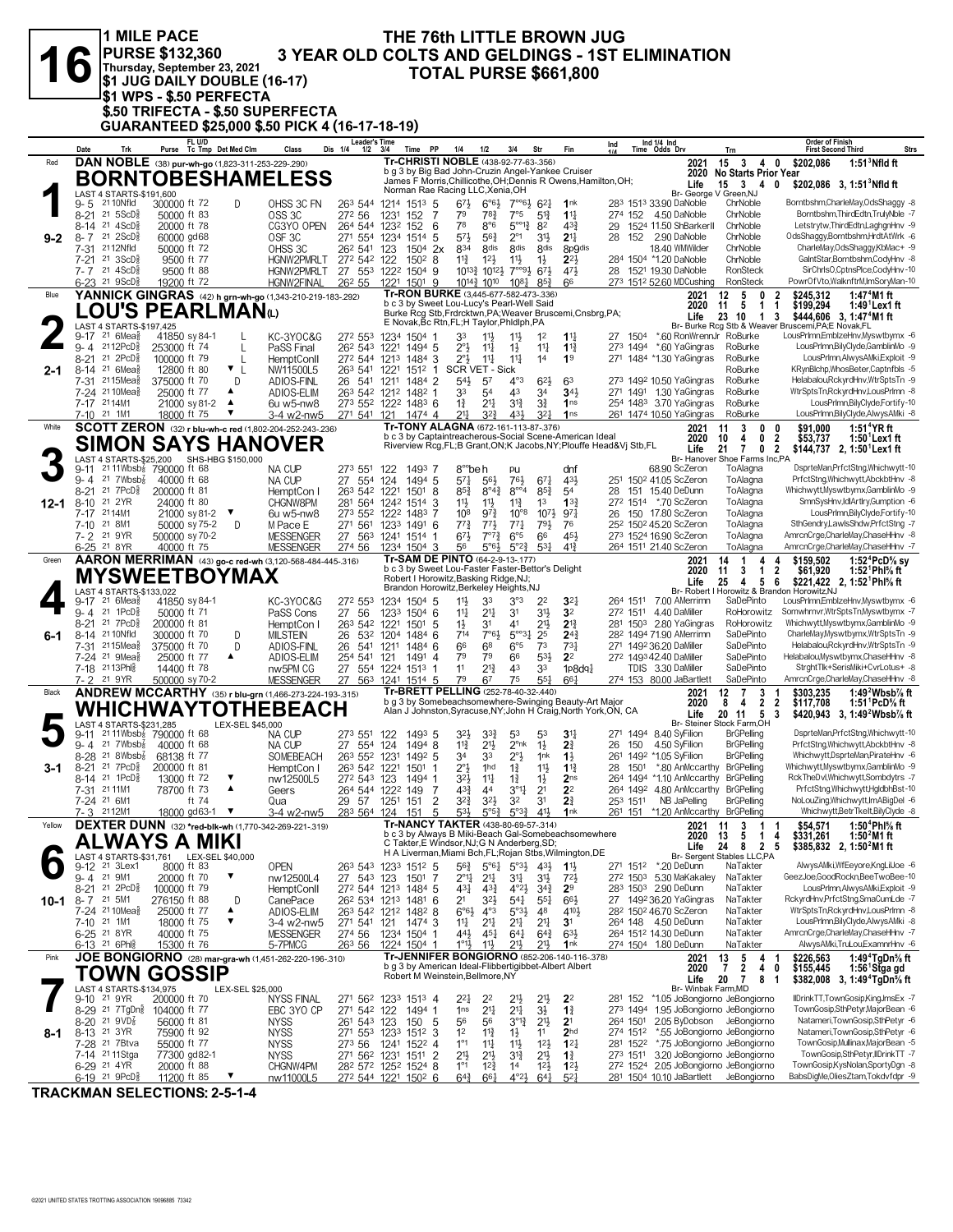# 16

**1 MILE PACE — PURSE $132,360 — Thursday, September 23, 2021**
**$1 JUG DAILY DOUBLE (16-17)**
**$1 WPS - $.50 PERFECTA**
**$.50 TRIFECTA - $.50 SUPERFECTA**
**GUARANTEED $25,000 $.50 PICK 4 (16-17-18-19)**

## THE 76th LITTLE BROWN JUG
## 3 YEAR OLD COLTS AND GELDINGS - 1ST ELIMINATION
## TOTAL PURSE $661,800

---

### 1 — Red — BORNTOBESHAMELESS (9-2)
**DAN NOBLE** (38) pur-wh-go (1,823-311-253-229-.290)
Tr-CHRISTI NOBLE (438-92-77-63-.356)
b g 3 by Big Bad John-Cruzin Angel-Yankee Cruiser
James F Morris,Chillicothe,OH;Dennis R Owens,Hamilton,OH;
Norman Rae Racing LLC,Xenia,OH
LAST 4 STARTS-$191,600
2021: 15 3 4 0 $202,086 1:51³Nfld ft
2020: No Starts Prior Year
Life: 15 3 4 0 $202,086 3, 1:51³Nfld ft
Br- George V Green,NJ

| Date | Trk | Purse | Class | Finish | Odds | Driver | Trainer | Order of Finish |
|---|---|---|---|---|---|---|---|---|
| 9-5 21 10Nfld | ft 72 | 300000 | OHSS 3C FN | 1nk | 33.90 | DaNoble | ChrNoble | Borntbshm,CharleMay,OdsShaggy -8 |
| 8-21 21 5ScD⅝ | ft 83 | 50000 | OSS 3C | 1½ | 4.50 | DaNoble | ChrNoble | Borntbshm,ThirdEdtn,TrulyNble -7 |
| 8-14 21 4ScD⅝ | ft 78 | 20000 | CG3YO OPEN | 4¾ | 11.50 | ShBarkerII | ChrNoble | Letstrytw,ThirdEdtn,LaghgnHnv -9 |
| 8-7 21 2ScD⅝ | gd68 | 60000 | OSF 3C | 2½ | 2.90 | DaNoble | ChrNoble | OdsShaggy,Borntbshm,HrdtAtWrk -6 |
| 7-31 21 12Nfld | ft 72 | 50000 | OHSS 3C | 8p9dis | 18.40 | WMWilder | ChrNoble | CharleMay,OdsShaggy,KbMac+ -9 |
| 7-21 21 3ScD⅝ | ft 77 | 9500 | HGNW2PMRLT | 2½ | *1.20 | DaNoble | ChrNoble | GalntStar,Borntbshm,CodyHnv -8 |
| 7-7 21 4ScD⅝ | ft 88 | 9500 | HGNW2PMRLT | 4½ | 19.30 | DaNoble | RonSteck | SirChrlsO,CptnsPlce,CodyHnv -10 |
| 6-23 21 9ScD⅝ | ft 72 | 19200 | HGNW2FINAL | 6⁶ | 52.60 | MDCushing | RonSteck | PowrOfVto,WalknftrM,ImSoryMan-10 |

### 2 — Blue — LOU'S PEARLMAN(L) (2-1)
**YANNICK GINGRAS** (42) h grn-wh-go (1,343-210-219-183-.292)
Tr-RON BURKE (3,445-677-582-473-.336)
b c 3 by Sweet Lou-Lucy's Pearl-Well Said
Burke Rcg Stb,Frdrcktwn,PA;Weaver Bruscemi,Cnsbrg,PA;
E Novak,Bc Rtn,FL;H Taylor,Phldlph,PA
LAST 4 STARTS-$197,425
2021: 12 5 0 2 $245,312 1:47⁴M1 ft
2020: 11 5 1 1 $199,294 1:49¹Lex1 ft
Life: 23 10 1 3 $444,606 3, 1:47⁴M1 ft
Br- Burke Rcg Stb & Weaver Bruscemi,PA;E Novak,FL

| Date | Trk | Purse | Class | Finish | Odds | Driver | Trainer | Order of Finish |
|---|---|---|---|---|---|---|---|---|
| 9-17 21 6Mea⅝ | sy 84-1 | 41850 | KC-3YOC&G | 1½ | *.60 | RonWrennJr | RoBurke | LousPrlmn,EmblzeHnv,Myswtbymx -6 |
| 9-4 21 12PcD⅝ | ft 74 | 253000 | PaSS Final | 1¾ | *.60 | YaGingras | RoBurke | LousPrlmn,BilyClyde,GamblinMo -9 |
| 8-21 21 2PcD⅝ | ft 79 | 100000 | HemptConII | 1⁹ | *1.30 | YaGingras | RoBurke | LousPrlmn,AlwysAMki,Exploit -9 |
| 8-14 21 6Mea⅝ | ft 80 | 12800 | NW11500L5 | SCR VET - Sick | | | RoBurke | KRynBlchp,WhosBeter,Captnfbls -5 |
| 7-31 21 15Mea⅝ | ft 70 | 375000 | ADIOS-FINL | 6³ | 10.50 | YaGingras | RoBurke | Helabaluo,RckyrdHnv,WtrSptsTn -9 |
| 7-24 21 10Mea⅝ | ft 77 | 25000 | ADIOS-ELIM | 3⁴½ | 1.30 | YaGingras | RoBurke | WtrSptsTn,RckyrdHnv,LousPrlmn -8 |
| 7-17 21 14M1 | sy 81-2 | 21000 | 6u w5-nw8 | 1ns | 3.70 | YaGingras | RoBurke | LousPrlmn,BilyClyde,Fortify-10 |
| 7-10 21 1M1 | ft 75 | 18000 | 3-4 w2-nw5 | 1ns | 10.50 | YaGingras | RoBurke | LousPrlmn,BilyClyde,AlwysAMki -8 |

### 3 — White — SIMON SAYS HANOVER (12-1)
**SCOTT ZERON** (32) r blu-wh-c red (1,802-204-252-243-.236)
Tr-TONY ALAGNA (672-161-113-87-.376)
b c 3 by Captaintreacherous-Social Scene-American Ideal
Riverview Rcg,FL;B Grant,ON;K Jacobs,NY;Plouffe Head&Vj Stb,FL
LAST 4 STARTS-$25,200 — SHS-HBG $150,000
2021: 11 3 0 0 $91,000 1:51⁴YR ft
2020: 10 4 0 2 $53,737 1:50¹Lex1 ft
Life: 21 7 0 2 $144,737 2, 1:50¹Lex1 ft
Br- Hanover Shoe Farms Inc,PA

| Date | Trk | Purse | Class | Finish | Odds | Driver | Trainer | Order of Finish |
|---|---|---|---|---|---|---|---|---|
| 9-11 21 11Wbsb⅞ | ft 68 | 790000 | NA CUP | dnf | 68.90 | ScZeron | ToAlagna | DsprteMan,PrfctStng,Whichwytt-10 |
| 9-4 21 7Wbsb⅞ | ft 68 | 40000 | NA CUP | 4³½ | 41.05 | ScZeron | ToAlagna | PrfctStng,Whichwytt,AbckbtHnv -8 |
| 8-21 21 7PcD⅝ | ft 81 | 200000 | HemptCon I | 5⁴ | 15.40 | DeDunn | ToAlagna | Whichwytt,Myswtbymx,GamblinMo -9 |
| 8-10 21 2YR | ft 80 | 24000 | CHGNW8PM | 1³¾ | *.70 | ScZeron | ToAlagna | SmnSysHnv,IdlArtlry,Gumption -6 |
| 7-17 21 14M1 | sy 81-2 | 21000 | 6u w5-nw8 | 9⁷¼ | 17.80 | ScZeron | ToAlagna | LousPrlmn,BilyClyde,Fortify-10 |
| 7-10 21 8M1 | sy 75-2 | 50000 | M Pace E | 7⁶ | 15.25 | ScZeron | ToAlagna | SthGendry,LawlsShdw,PrfctStng -7 |
| 7-2 21 9YR | sy 70-2 | 500000 | MESSENGER | 4⁵½ | 16.90 | ScZeron | ToAlagna | AmrcnCrge,CharleMay,ChaseHHnv -8 |
| 6-25 21 8YR | ft 75 | 40000 | MESSENGER | 4¹¾ | 21.40 | ScZeron | ToAlagna | AmrcnCrge,CharleMay,ChaseHHnv -7 |

### 4 — Green — MYSWEETBOYMAX (6-1)
**AARON MERRIMAN** (43) go-c red-wh (3,120-568-484-445-.316)
Tr-SAM DE PINTO (64-2-9-13-.177)
b c 3 by Sweet Lou-Faster Faster-Bettor's Delight
Robert I Horowitz,Basking Ridge,NJ;
Brandon Horowitz,Berkeley Heights,NJ
LAST 4 STARTS-$133,022
2021: 14 1 4 4 $159,502 1:52⁴PcD⅝ sy
2020: 11 3 1 2 $61,920 1:52¹Phl⅝ ft
Life: 25 4 5 6 $221,422 2, 1:52¹Phl⅝ ft
Br- Robert I Horowitz & Brandon Horowitz,NJ

| Date | Trk | Purse | Class | Finish | Odds | Driver | Trainer | Order of Finish |
|---|---|---|---|---|---|---|---|---|
| 9-17 21 6Mea⅝ | sy 84-1 | 41850 | KC-3YOC&G | 3²¼ | 7.00 | AMerrimn | SaDePinto | LousPrlmn,EmblzeHnv,Myswtbymx -6 |
| 9-4 21 1PcD⅝ | ft 71 | 50000 | PaSS Cons | 3² | 4.40 | DaMiller | RoHorowitz | Somwhrnvr,WtrSptsTn,Myswtbymx -7 |
| 8-21 21 7PcD⅝ | ft 81 | 200000 | HemptCon I | 2¹¾ | 2.80 | YaGingras | RoHorowitz | Whichwytt,Myswtbymx,GamblinMo -9 |
| 8-14 21 10Nfld | ft 70 | 300000 | MILSTEIN | 2⁴¾ | 71.90 | AMerrimn | SaDePinto | CharleMay,Myswtbymx,WtrSptsTn -9 |
| 7-31 21 15Mea⅝ | ft 70 | 375000 | ADIOS-FINL | 7³¼ | 36.20 | DaMiller | SaDePinto | Helabaluo,RckyrdHnv,WtrSptsTn -9 |
| 7-24 21 9Mea⅝ | ft 77 | 25000 | ADIOS-ELIM | 2² | 42.40 | DaMiller | SaDePinto | Helabaluo,Myswtbymx,ChaseHHnv -8 |
| 7-18 21 13Phl⅝ | ft 78 | 14400 | nw5PM CG | 1p8dq¼ | 3.30 | DaMiller | SaDePinto | StrghtTlk+SerisMiki+CvrLotus+ -8 |
| 7-2 21 9YR | sy 70-2 | 500000 | MESSENGER | 6⁶¼ | 80.00 | JaBartlett | SaDePinto | AmrcnCrge,CharleMay,ChaseHHnv -8 |

### 5 — Black — WHICHWAYTOTHEBEACH (3-1)
**ANDREW MCCARTHY** (35) r blu-grn (1,466-273-224-193-.315)
Tr-BRETT PELLING (252-78-40-32-.440)
b g 3 by Somebeachsomewhere-Swinging Beauty-Art Major
Alan J Johnson,Syracuse,NY;John H Craig,North York,ON, CA
LAST 4 STARTS-$231,285 — LEX-SEL $45,000
2021: 12 7 3 1 $303,235 1:49²Wbsb⅞ ft
2020: 8 4 2 2 $117,708 1:51¹PcD⅝ ft
Life: 20 11 5 3 $420,943 3, 1:49²Wbsb⅞ ft
Br- Steiner Stock Farm,OH

| Date | Trk | Purse | Class | Finish | Odds | Driver | Trainer | Order of Finish |
|---|---|---|---|---|---|---|---|---|
| 9-11 21 11Wbsb⅞ | ft 68 | 790000 | NA CUP | 3¹½ | 8.40 | SyFilion | BrGPelling | DsprteMan,PrfctStng,Whichwytt-10 |
| 9-4 21 7Wbsb⅞ | ft 68 | 40000 | NA CUP | 2¾ | 4.50 | SyFilion | BrGPelling | PrfctStng,Whichwytt,AbckbtHnv -8 |
| 8-28 21 8Wbsb⅞ | ft 77 | 68138 | SOMEBEACH | 1½ | *1.05 | SyFilion | BrGPelling | Whichwytt,DsprteMan,PirateHnv -6 |
| 8-21 21 7PcD⅝ | ft 81 | 200000 | HemptCon I | 1¹¾ | *.80 | AnMccarthy | BrGPelling | Whichwytt,Myswtbymx,GamblinMo -9 |
| 8-14 21 1PcD⅝ | ft 72 | 13000 | nw12500L5 | 2ns | *1.10 | AnMccarthy | BrGPelling | RckTheDvl,Whichwytt,Sombdytrs -7 |
| 7-31 21 11M1 | ft 73 | 78700 | Geers | 2² | 4.80 | AnMccarthy | BrGPelling | PrfctStng,Whichwytt,HgldbhBst-10 |
| 7-24 21 6M1 | ft 74 | | Qua | 2¾ | NB | JaPelling | BrGPelling | NoLouZing,Whichwytt,ImABigDel -6 |
| 7-3 21 12M1 | ft 75 | 18000 | 3-4 w2-nw5 | 1nk | *1.20 | AnMccarthy | BrGPelling | Whichwytt,BetrTkelt,BilyClyde -8 |

### 6 — Yellow — ALWAYS A MIKI (10-1)
**DEXTER DUNN** (32) *red-blk-wh (1,770-342-269-221-.319)
Tr-NANCY TAKTER (438-80-69-57-.314)
b c 3 by Always B Miki-Beach Gal-Somebeachsomewhere
C Takter,E Windsor,NJ;G N Anderberg,SD;
H A Liverman,Miami Bch,FL;Rojan Stbs,Wilmington,DE
LAST 4 STARTS-$31,761 — LEX-SEL $40,000
2021: 11 3 1 1 $54,571 1:50⁴Phl⅝ ft
2020: 13 5 1 4 $331,261 1:50²M1 ft
Life: 24 8 2 5 $385,832 2, 1:50²M1 ft
Br- Sergent Stables LLC,PA

| Date | Trk | Purse | Class | Finish | Odds | Driver | Trainer | Order of Finish |
|---|---|---|---|---|---|---|---|---|
| 9-12 21 3Lex1 | ft 83 | 8000 | OPEN | 1½ | *.20 | DeDunn | NaTakter | AlwysAMki,WfEeyore,KngLilJoe -6 |
| 9-4 21 9M1 | ft 70 | 20000 | nw12500L4 | 7²½ | 5.30 | MaKakaley | NaTakter | GeezJoe,GoodRockn,BeeTwoBee-10 |
| 8-21 21 2PcD⅝ | ft 79 | 100000 | HemptConII | 2⁹ | 2.90 | DeDunn | NaTakter | LousPrlmn,AlwysAMki,Exploit -9 |
| 8-7 21 5M1 | ft 88 | 276150 | CanePace | 6⁶½ | 36.20 | YaGingras | NaTakter | RckyrdHnv,PrfctStng,SmaCumLde -7 |
| 7-24 21 10Mea⅝ | ft 77 | 25000 | ADIOS-ELIM | 4¹⁰½ | 60.70 | ScZeron | NaTakter | WtrSptsTn,RckyrdHnv,LousPrlmn -8 |
| 7-10 21 1M1 | ft 75 | 18000 | 3-4 w2-nw5 | 3¹ | 4.50 | DeDunn | NaTakter | LousPrlmn,BilyClyde,AlwysAMki -8 |
| 6-25 21 8YR | ft 75 | 40000 | MESSENGER | 6³½ | 14.30 | DeDunn | NaTakter | AmrcnCrge,CharleMay,ChaseHHnv -7 |
| 6-13 21 6Phl⅝ | ft 76 | 15300 | 5-7PMCG | 1nk | 1.80 | DeDunn | NaTakter | AlwysAMki,TruLou,ExamnrHnv -6 |

### 7 — Pink — TOWN GOSSIP (8-1)
**JOE BONGIORNO** (28) mar-gra-wh (1,451-262-220-196-.310)
Tr-JENNIFER BONGIORNO (852-206-140-116-.378)
b g 3 by American Ideal-Flibbertigibbet-Albert Albert
Robert M Weinstein,Bellmore,NY
LAST 4 STARTS-$134,975 — LEX-SEL $25,000
2021: 13 5 4 1 $226,563 1:49⁴TgDn⅝ ft
2020: 7 2 4 0 $155,445 1:56¹Stga gd
Life: 20 7 8 1 $382,008 3, 1:49⁴TgDn⅝ ft
Br- Winbak Farm,MD

| Date | Trk | Purse | Class | Finish | Odds | Driver | Trainer | Order of Finish |
|---|---|---|---|---|---|---|---|---|
| 9-10 21 9YR | ft 70 | 200000 | NYSS FINAL | 2² | *1.05 | JoBongiorno | JeBongiorno | IlDrinkTT,TownGosip,KingJmsEx -7 |
| 8-29 21 7TgDn⅝ | ft 77 | 104000 | EBC 3YO CP | 1¾ | 1.95 | JoBongiorno | JeBongiorno | TownGosip,SthPetyr,MajorBean -6 |
| 8-20 21 9VD⅞ | ft 81 | 56000 | NYSS | 2¹ | 2.05 | ByDobson | JeBongiorno | Natameri,TownGosip,SthPetyr -6 |
| 8-13 21 3YR | ft 92 | 75900 | NYSS | 2hd | *.55 | JoBongiorno | JeBongiorno | Natameri,TownGosip,SthPetyr -6 |
| 7-28 21 7Btva | ft 77 | 55000 | NYSS | 1²¼ | *.75 | JoBongiorno | JeBongiorno | TownGosip,Mullinax,MajorBean -5 |
| 7-14 21 11Stga | gd82-1 | 77300 | NYSS | 1¾ | 3.20 | JoBongiorno | JeBongiorno | TownGosip,SthPetyr,IlDrinkTT -7 |
| 6-29 21 4YR | ft 88 | 20000 | CHGNW4PM | 1²½ | 2.05 | JoBongiorno | JeBongiorno | TownGosip,KysNolan,SportyDgn -8 |
| 6-19 21 9PcD⅝ | ft 85 | 11200 | nw11000L5 | 5²¼ | 10.10 | JaBartlett | JeBongiorno | BabsDigMe,OliesZtam,Tokdvfdpr -9 |

**TRACKMAN SELECTIONS: 2-5-1-4**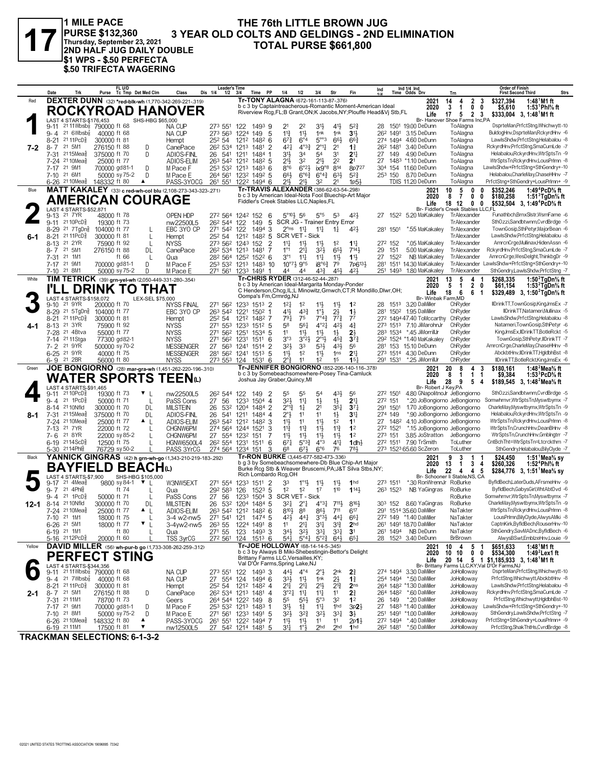# 17

**1 MILE PACE**
**PURSE $132,360**
**Thursday, September 23, 2021**
**2ND HALF JUG DAILY DOUBLE**
**$1 WPS - $.50 PERFECTA**
**$.50 TRIFECTA WAGERING**

## THE 76th LITTLE BROWN JUG
## 3 YEAR OLD COLTS AND GELDINGS - 2ND ELIMINATION
## TOTAL PURSE $661,800

---

### 1 — Red — 7-2
**DEXTER DUNN** (32) *red-blk-wh (1,770-342-269-221-.319)

**ROCKYROAD HANOVER**

Tr-TONY ALAGNA (672-161-113-87-.376)
b c 3 by Captaintreacherous-Romantic Moment-American Ideal
Riverview Rcg,FL;B Grant,ON;K Jacobs,NY;Plouffe Head&Vj Stb,FL
Br- Hanover Shoe Farms Inc,PA

| Year | Starts | 1st | 2nd | 3rd | Earnings | Record |
|---|---|---|---|---|---|---|
| 2021 | 14 | 4 | 2 | 3 | $327,394 | 1:48[1]M1 ft |
| 2020 | 3 | 1 | 0 | 0 | $5,610 | 1:53[1]Phl⅝ ft |
| Life | 17 | 5 | 2 | 3 | $333,004 | 3, 1:48[1]M1 ft |

LAST 4 STARTS-$176,453 SHS-HBG $65,000

| Date | Trk | Purse | Cond | Class | 1/4 | 1/2 | 3/4 | Time | PP | 1/4 | 1/2 | 3/4 | Str | Fin | Ind 1/4 | Ind Time | Odds | Drv | Trn | Order of Finish |
|---|---|---|---|---|---|---|---|---|---|---|---|---|---|---|---|---|---|---|---|---|
| 9-11 | 21 11Wbsb⅞ | 790000 ft 68 | | NA CUP | 27³ | 55¹ | 122 | 149³ | 9 | 2¹ | 2² | 3½ | 4½ | 5²¾ | 28 | 150¹ | 19.00 | DeDunn | ToAlagna | DsprteMan,PrfctStng,Whichwytt-10 |
| 9- 4 | 21 6Wbsb⅞ | 40000 ft 68 | | NA CUP | 27³ | 56³ | 122⁴ | 149 | 5 | 1½ | 1½ | 1nk | 1nk | 3½ | 26² | 149¹ | 3.15 | DeDunn | ToAlagna | BuldogHnv,DsprteMan,RckyrdHnv -6 |
| 8-21 | 21 11PcD⅝ | 300000 ft 81 | | Hempt | 25² | 54 | 121² | 148² | 6 | 6⁷¾ | 6°⁴ | 5°°³ | 6⁶½ | 6⁶¾ | 27⁴ | 149⁴ | 4.60 | DeDunn | ToAlagna | LawlsShdw,PrfctStng,Helabalou -8 |
| 8- 7 | 21 5M1 | 276150 ft 88 | D | CanePace | 26² | 53⁴ | 121³ | 148¹ | 2 | 4²½ | 4°³¾ | 2°¹¼ | 2¹ | 1¾ | 26² | 148¹ | 3.40 | DeDunn | ToAlagna | RckyrdHnv,PrfctStng,SmaCumLde -7 |
| 7-31 | 21 15Mea⅝ | 375000 ft 70 | D | ADIOS-FINL | 26 | 54¹ | 121¹ | 148⁴ | 1 | 3½ | 3⁴ | 5⁴ | 3¹ | 2½ | 27 | 149 | 4.90 | DeDunn | ToAlagna | Helabalou,RckyrdHnv,WtrSptsTn -9 |
| 7-24 | 21 10Mea⅝ | 25000 ft 77 | | ADIOS-ELIM | 26³ | 54² | 121² | 148² | 5 | 2½ | 3² | 2½ | 2² | 2¹ | 27 | 148³ | *1.10 | DeDunn | ToAlagna | WtrSptsTn,RckyrdHnv,LousPrlmn -8 |
| 7-17 | 21 9M1 | 700000 gd81-1 | D | M Pace F | 25³ | 53² | 121³ | 148³ | 6 | 8°⁶ | 6°²½ | ix9°⁸ | 8¹⁴ | 8p7²⁷ | 30⁴ | 154 | 11.60 | DeDunn | ToAlagna | LawlsShdw+PrfctStng+SthGendry+-10 |
| 7-10 | 21 6M1 | 50000 sy75-2 | D | M Pace E | 26⁴ | 56¹ | 123² | 149² | 5 | 6⁶½ | 6°⁶¾ | 6°⁴¾ | 6³½ | 5²¾ | 25³ | 150 | 8.70 | DeDunn | ToAlagna | Helabalou,CharleMay,ChaseHHnv -7 |
| 6-26 | 21 10Mea⅝ | 148332 ft 80 | ▲ | PASS-3YOCG | 26¹ | 55¹ | 122² | 149⁴ | 6 | 2½ | 2½ | 3² | 2¹ | 1p5½ | | TDIS | 11.20 | DeDunn | ToAlagna | PrfctStng+SthGendry+LousPrlmn+ -9 |

---

### 2 — Blue — 6-1
**MATT KAKALEY** (33) c red-wh-col blu (2,108-273-343-323-.271)

**AMERICAN COURAGE**

Tr-TRAVIS ALEXANDER (386-62-63-54-.298)
b c 3 by American Ideal-Nota Fool Bluechip-Art Major
Fiddler's Creek Stables LLC,Naples,FL
Br- Fiddler's Creek Stables LLC,FL

| Year | Starts | 1st | 2nd | 3rd | Earnings | Record |
|---|---|---|---|---|---|---|
| 2021 | 10 | 5 | 0 | 0 | $352,246 | 1:49[4]PcD⅝ ft |
| 2020 | 8 | 7 | 0 | 0 | $180,258 | 1:51[3]TgDn⅝ ft |
| Life | 18 | 12 | 0 | 0 | $532,504 | 3, 1:49[4]PcD⅝ ft |

LAST 4 STARTS-$52,871

| Date | Trk | Purse | Cond | Class | 1/4 | 1/2 | 3/4 | Time | PP | 1/4 | 1/2 | 3/4 | Str | Fin | Ind 1/4 | Ind Time | Odds | Drv | Trn | Order of Finish |
|---|---|---|---|---|---|---|---|---|---|---|---|---|---|---|---|---|---|---|---|---|
| 9-13 | 21 7YR | 48000 ft 78 | | OPEN HDP | 27² | 56⁴ | 124² | 152 | 6 | 5°¹⁰½ | 5⁶ | 5°⁵ | 5³ | 4²½ | 27 | 152² | 5.20 | MaKakaley | TrAlexander | Funathbch,BrnxSlstr,WsmFame -6 |
| 9-11 | 21 10PcD⅝ | 19300 ft 73 | | nw22500L5 | 26² | 54⁴ | 122 | 149 | 5 | SCR JG - Trainer Entry Error | | | | | | | | | TrAlexander | SthOzzi,Sandbtwnm,CvrdBrdge -5 |
| 8-29 | 21 7TgDn⅝ | 104000 ft 77 | L | EBC 3YO CP | 27¹ | 54² | 122 | 149⁴ | 3 | 2°ns | 1½ | 1½ | 1¾ | 4²½ | 28¹ | 150¹ | *.55 | MaKakaley | TrAlexander | TownGosip,SthPetyr,MajorBean -6 |
| 8-21 | 21 11PcD⅝ | 300000 ft 81 | L | Hempt | 25² | 54 | 121² | 148² | 5 | SCR VET - Sick | | | | | | | | | TrAlexander | LawlsShdw,PrfctStng,Helabalou -8 |
| 8-13 | 21 2YR | 75900 ft 92 | L | NYSS | 27³ | 56² | 124³ | 152 | 2 | 1½ | 1½ | 1½ | 1² | 1½ | 27² | 152 | *.05 | MaKakaley | TrAlexander | AmrcnCrge,Mullinax,HidenAssn -6 |
| 8- 7 | 21 5M1 | 276150 ft 88 | DL | CanePace | 26² | 53⁴ | 121³ | 148¹ | 7 | 1°¹ | 2½ | 3²½ | 6⁵½ | 7¹⁴½ | 29 | 151 | 5.00 | MaKakaley | TrAlexander | RckyrdHnv,PrfctStng,SmaCumLde -7 |
| 7-31 | 21 1M1 | ft 66 | L | Qua | 28² | 56⁴ | 125² | 152² | 6 | 3°¹ | 1½ | 1½ | 1½ | 1½ | 27 | 152² | NB | MaKakaley | TrAlexander | AmrcnCrge,WesDelght,ThinkbgDr -9 |
| 7-17 | 21 9M1 | 700000 gd81-1 | D | M Pace F | 25³ | 53² | 121³ | 148³ | 10 | 10°⁷½ | 9°⁵ | i8°⁶¾ | 7⁹ | 7p6¹³½ | 28¹ | 151¹ | 14.30 | MaKakaley | TrAlexander | LawlsShdw+PrfctStng+SthGendry+-10 |
| 7-10 | 21 8M1 | 50000 sy75-2 | D | M Pace E | 27¹ | 56¹ | 123³ | 149¹ | 1 | 4⁴ | 4⁴ | 4³¾ | 4⁵½ | 4²½ | 25¹ | 149³ | 1.80 | MaKakaley | TrAlexander | SthGendry,LawlsShdw,PrfctStng -7 |

---

### 3 — White — 4-1
**TIM TETRICK** (39) grn-yel-wh (2,050-449-331-280-.354)

**I'LL DRINK TO THAT**

Tr-CHRIS RYDER (312-46-52-44-.287)
b c 3 by American Ideal-Margarita Monday-Ponder
C Henderson,Chcg,IL;L Minowitz,Grnwch,CT;R Mondillo,Dlwr,OH;
Oompa's Fm,Crmrdg,NJ
Br- Winbak Farm,MD

| Year | Starts | 1st | 2nd | 3rd | Earnings | Record |
|---|---|---|---|---|---|---|
| 2021 | 13 | 5 | 4 | 1 | $268,335 | 1:50[2]TgDn⅝ ft |
| 2020 | 5 | 1 | 2 | 0 | $61,154 | 1:53[2]TgDn⅝ ft |
| Life | 18 | 6 | 6 | 1 | $329,489 | 3, 1:50[2]TgDn⅝ ft |

LAST 4 STARTS-$158,072 LEX-SEL $75,000

| Date | Trk | Purse | Cond | Class | 1/4 | 1/2 | 3/4 | Time | PP | 1/4 | 1/2 | 3/4 | Str | Fin | Ind 1/4 | Ind Time | Odds | Drv | Trn | Order of Finish |
|---|---|---|---|---|---|---|---|---|---|---|---|---|---|---|---|---|---|---|---|---|
| 9-10 | 21 9YR | 200000 ft 70 | | NYSS FINAL | 27¹ | 56² | 123³ | 151³ | 2 | 1²½ | 1² | 1½ | 1½ | 1² | 28 | 151³ | 3.20 | DaMiller | ChRyder | IlDrinkTT,TownGosip,KingJmsEx -7 |
| 8-29 | 21 5TgDn⅝ | 104000 ft 77 | | EBC 3YO CP | 26³ | 54² | 122¹ | 150² | 1 | 4¹½ | 4³¾ | 1°½ | 2½ | 1½ | 28¹ | 150² | 1.95 | DaMiller | ChRyder | IlDrinkTT,Natameri,Mullinax -5 |
| 8-21 | 21 11PcD⅝ | 300000 ft 81 | | Hempt | 25² | 54 | 121² | 148² | 7 | 7⁹½ | 7⁵ | 7°⁴¾ | 7⁷¾ | 7⁷ | 27² | 149⁴ | 47.40 | ToMccarthy | ChRyder | LawlsShdw,PrfctStng,Helabalou -8 |
| 8-13 | 21 3YR | 75900 ft 92 | | NYSS | 27¹ | 55³ | 123³ | 151² | 5 | 5⁸ | 5⁶½ | 4°²½ | 4²½ | 4¾ | 27³ | 151³ | 7.10 | JiMarohnJr | ChRyder | Natameri,TownGosip,SthPetyr -6 |
| 7-28 | 21 4Btva | 55000 ft 77 | | NYSS | 27¹ | 56² | 125¹ | 153⁴ | 5 | 1¹ | 1½ | 1½ | 1½ | 2½ | 28³ | 153⁴ | *.45 | JiMorrillJr | ChRyder | KingJmsEx,IlDrinkTT,BotleRckt -5 |
| 7-14 | 21 11Stga | 77300 gd82-1 | | NYSS | 27¹ | 56² | 123¹ | 151¹ | 6 | 3°³ | 3°²½ | 2°¹½ | 4⁵¾ | 3⁷¾ | 29² | 152⁴ | *1.40 | MaKakaley | ChRyder | TownGosip,SthPetyr,IlDrinkTT -7 |
| 7- 2 | 21 9YR | 500000 sy70-2 | | MESSENGER | 27 | 56³ | 124¹ | 151⁴ | 2 | 3²½ | 3³ | 5³½ | 4³½ | 5⁶ | 28¹ | 153 | 15.10 | DeDunn | ChRyder | AmrcnCrge,CharleMay,ChaseHHnv -8 |
| 6-25 | 21 9YR | 40000 ft 75 | | MESSENGER | 28¹ | 56² | 124¹ | 151³ | 5 | 1½ | 1² | 1½ | 1ns | 2½ | 27³ | 151⁴ | 4.30 | DeDunn | ChRyder | AbckbtHnv,IlDrinkTT,HgldbhBst -8 |
| 6- 9 | 21 2BR | 56000 ft 80 | | NYSS | 27³ | 55³ | 124 | 153¹ | 6 | 2°¾ | 1¹ | 1² | 1⁵ | 1⁵½ | 29¹ | 153¹ | *.25 | JiMorrillJr | ChRyder | IlDrinkTT,BotleRckt,KingJmsEx -6 |

---

### 4 — Green — 8-1
**JOE BONGIORNO** (28) mar-gra-wh (1,451-262-220-196-.310)

**WATER SPORTS TEEN(L)**

Tr-JENNIFER BONGIORNO (852-206-140-116-.378)
b c 3 by Somebeachsomewhere-Posey Tina-Camluck
Joshua Jay Graber,Quincy,MI
Br- Robert J Key,PA

| Year | Starts | 1st | 2nd | 3rd | Earnings | Record |
|---|---|---|---|---|---|---|
| 2021 | 20 | 8 | 4 | 3 | $180,161 | 1:48[2]Mea⅝ ft |
| 2020 | 8 | 1 | 1 | 1 | $9,384 | 1:53[3]PcD⅝ ft |
| Life | 28 | 9 | 5 | 4 | $189,545 | 3, 1:48[2]Mea⅝ ft |

LAST 4 STARTS-$91,465

| Date | Trk | Purse | Cond | Class | 1/4 | 1/2 | 3/4 | Time | PP | 1/4 | 1/2 | 3/4 | Str | Fin | Ind 1/4 | Ind Time | Odds | Drv | Trn | Order of Finish |
|---|---|---|---|---|---|---|---|---|---|---|---|---|---|---|---|---|---|---|---|---|
| 9-11 | 21 10PcD⅝ | 19300 ft 73 | ▼ L | nw22500L5 | 26² | 54⁴ | 122 | 149 | 2 | 5⁵ | 5⁵ | 5⁴ | 4³½ | 5⁶ | 27² | 150¹ | 4.80 | GNapolitnoJr | JeBongiorno | SthOzzi,Sandbtwnm,CvrdBrdge -5 |
| 9- 4 | 21 1PcD⅝ | 50000 ft 71 | L | PaSS Cons | 27 | 56 | 123³ | 150⁴ | 4 | 3²½ | 1½ | 1½ | 1½ | 2½ | 27² | 151 | *.20 | JoBongiorno | JeBongiorno | Somwhrnvr,WtrSptsTn,Myswtbymx -7 |
| 8-14 | 21 10Nfld | 300000 ft 70 | DL | MILSTEIN | 26 | 53² | 120⁴ | 148⁴ | 2 | 2°¹½ | 1¾ | 2¹ | 3⁵½ | 3⁷½ | 29¹ | 150¹ | 1.70 | JoBongiorno | JeBongiorno | CharleMay,Myswtbymx,WtrSptsTn -9 |
| 7-31 | 21 15Mea⅝ | 375000 ft 70 | DL | ADIOS-FINL | 26 | 54¹ | 121¹ | 148⁴ | 5 | 2°½ | 1¹ | 1¹ | 1½ | 3¼ | 27⁴ | 149 | *.90 | JoBongiorno | JeBongiorno | Helabalou,RckyrdHnv,WtrSptsTn -9 |
| 7-24 | 21 10Mea⅝ | 25000 ft 77 | ▲ L | ADIOS-ELIM | 26³ | 54² | 121² | 148² | 3 | 1½ | 1¹ | 1½ | 1² | 1¹ | 27 | 148² | 4.10 | JoBongiorno | JeBongiorno | WtrSptsTn,RckyrdHnv,LousPrlmn -8 |
| 7-13 | 21 7YR | 22000 ft 72 | L | CHGNW6PM | 27⁴ | 56⁴ | 124⁴ | 152¹ | 3 | 1½ | 1½ | 1½ | 1½ | 1² | 27² | 152¹ | *.15 | JoBongiorno | JeBongiorno | WtrSptsTn,CrunchHnv,DeanBHnv -8 |
| 7- 6 | 21 8YR | 22000 sy85-2 | L | CHGNW6PM | 27 | 55⁴ | 123² | 151 | 7 | 1½ | 1½ | 1½ | 1½ | 1² | 27³ | 151 | 3.85 | JoStratton | JeBongiorno | WtrSptsTn,CrunchHnv,Gmblngtrr -7 |
| 6-19 | 21 14ScD⅝ | 12500 ft 75 | L | HGNW6500L4 | 26² | 55⁴ | 123¹ | 151¹ | 6 | 6⁷½ | 5°³¾ | 4°³ | 4¹½ | 1dh½ | 27² | 151¹ | 7.90 | TrSmith | ToLuther | CntBchTht=WtrSptsTn=Ltcrckthm -7 |
| 5-30 | 21 14Phl⅝ | 76729 sy50-2 | L | PASS 3YrCG | 27⁴ | 56⁴ | 123⁴ | 151 | 3 | 6⁸ | 6⁷½ | 6°⁶ | 7⁶ | 7⁸½ | 27³ | 152³ | 65.60 | ScZeron | ToLuther | SthGendry,Helabalou,BilyClyde -7 |

---

### 5 — Black — 12-1
**YANNICK GINGRAS** (42) h grn-wh-go (1,343-210-219-183-.292)

**BAYFIELD BEACH(L)**

Tr-RON BURKE (3,445-677-582-473-.336)
b g 3 by Somebeachsomewhere-Db Blue Chip-Art Major
Burke Rcg Stb & Weaver Bruscemi,PA;J&T Silva Stbs,NY;
Rich Lombardo Rcg,OH
Br- Schooner II Stable,NS, CA

| Year | Starts | 1st | 2nd | 3rd | Earnings | Record |
|---|---|---|---|---|---|---|
| 2021 | 9 | 3 | 1 | 1 | $24,450 | 1:51[1]Mea⅝ sy |
| 2020 | 13 | 1 | 3 | 4 | $260,326 | 1:52[4]Phl⅝ ft |
| Life | 22 | 4 | 4 | 5 | $284,776 | 3, 1:51[1]Mea⅝ sy |

LAST 4 STARTS-$7,900 SHS-HBG $105,000

| Date | Trk | Purse | Cond | Class | 1/4 | 1/2 | 3/4 | Time | PP | 1/4 | 1/2 | 3/4 | Str | Fin | Ind 1/4 | Ind Time | Odds | Drv | Trn | Order of Finish |
|---|---|---|---|---|---|---|---|---|---|---|---|---|---|---|---|---|---|---|---|---|
| 9-17 | 21 4Mea⅝ | 9800 sy84-1 | ▼ L | W3NW5EXT | 27¹ | 55⁴ | 123³ | 151¹ | 2 | 3³ | 1°½ | 1½ | 1½ | 1hd | 27³ | 151¹ | *.30 | RonWrennJr | RoBurke | ByfldBech,LaterDuds,AFrsmeHnv -9 |
| 9- 7 | 21 4Phl⅝ | ft 74 | L | Qua | 29² | 58³ | 126 | 152³ | 5 | 1² | 1² | 1⁷ | 1¹⁰ | 1¹⁴½ | 26³ | 152³ | NB | YaGingras | RoBurke | ByfldBech,GabysGirl,WhtAbtDvd -6 |
| 9- 4 | 21 1PcD⅝ | 50000 ft 71 | L | PaSS Cons | 27 | 56 | 123³ | 150⁴ | 3 | SCR VET - Sick | | | | | | | | | RoBurke | Somwhrnvr,WtrSptsTn,Myswtbymx -7 |
| 8-14 | 21 10Nfld | 300000 ft 70 | DL | MILSTEIN | 26 | 53² | 120⁴ | 148⁴ | 5 | 3²½ | 2°¹ | 4°³½ | 7¹¹½ | 8¹⁶½ | 30³ | 152 | 8.60 | YaGingras | RoBurke | CharleMay,Myswtbymx,WtrSptsTn -9 |
| 7-24 | 21 10Mea⅝ | 25000 ft 77 | ▲ L | ADIOS-ELIM | 26³ | 54² | 121² | 148² | 6 | 8¹⁰½ | 8⁸ | 8⁶½ | 7¹¹ | 6¹⁷ | 29¹ | 151⁴ | 35.60 | DaMiller | NaTakter | WtrSptsTn,RckyrdHnv,LousPrlmn -8 |
| 7-10 | 21 1M1 | 18000 ft 75 | L | 3-4 w2-nw5 | 27¹ | 54¹ | 121 | 147⁴ | 5 | 4²½ | 4⁴½ | 3°³½ | 4⁴½ | 6⁶½ | 27² | 149 | *1.40 | DaMiller | NaTakter | LousPrlmn,BilyClyde,AlwysAMki -8 |
| 6-26 | 21 5M1 | 18000 ft 77 | ▼ L | 3-4yw2-nw5 | 26³ | 55 | 122⁴ | 149¹ | 8 | 1¹ | 2½ | 3½ | 3½ | 2hd | 26¹ | 149¹ | 18.70 | DaMiller | NaTakter | CaptnKirk,ByfldBech,RouserHnv -10 |
| 6-19 | 21 1M1 | ft 80 | L | Qua | 27¹ | 55 | 123 | 149³ | 3 | 3⁴½ | 3²½ | 3³½ | 3³½ | 3¹ | 26¹ | 149⁴ | NB | DeDunn | NaTakter | SthGendry,SavMADnc,ByfldBech -6 |
| 5-16 | 21 12PcD⅝ | 20000 ft 60 | L | TSS 3yrCG | 27² | 56¹ | 124 | 151³ | 6 | 5⁴½ | 5°⁴½ | 5°²¾ | 6⁴½ | 6⁵½ | 28 | 152³ | 3.40 | DeDunn | BrBrown | AlwysBSwt,EmblzeHnv,Louie -9 |

---

### 6 — Yellow — 2-1
**DAVID MILLER** (56) wh-pur-b go (1,733-308-262-259-.312)

**PERFECT STING**

Tr-JOE HOLLOWAY (68-14-14-5-.345)
b c 3 by Always B Miki-Shebestingin-Bettor's Delight
Brittany Farms LLC,Versailles,KY;
Val D'Or Farms,Spring Lake,NJ
Br- Brittany Farms LLC,KY;Val D'Or Farms,NJ

| Year | Starts | 1st | 2nd | 3rd | Earnings | Record |
|---|---|---|---|---|---|---|
| 2021 | 10 | 4 | 5 | 1 | $651,633 | 1:48[1]M1 ft |
| 2020 | 10 | 10 | 0 | 0 | $534,300 | 1:49[2]Lex1 ft |
| Life | 20 | 14 | 5 | 1 | $1,185,933 | 3, 1:48[1]M1 ft |

LAST 4 STARTS-$344,356

| Date | Trk | Purse | Cond | Class | 1/4 | 1/2 | 3/4 | Time | PP | 1/4 | 1/2 | 3/4 | Str | Fin | Ind 1/4 | Ind Time | Odds | Drv | Trn | Order of Finish |
|---|---|---|---|---|---|---|---|---|---|---|---|---|---|---|---|---|---|---|---|---|
| 9-11 | 21 11Wbsb⅞ | 790000 ft 68 | | NA CUP | 27³ | 55¹ | 122 | 149³ | 2 | 4⁴¾ | 4°⁴ | 2°½ | 2nk | 2¾ | 27⁴ | 149⁴ | 3.30 | DaMiller | JoHolloway | DsprteMan,PrfctStng,Whichwytt-10 |
| 9- 4 | 21 7Wbsb⅞ | 40000 ft 68 | | NA CUP | 27 | 55⁴ | 124 | 149⁴ | 6 | 3³½ | 1½ | 1nk | 2½ | 1¾ | 25⁴ | 149⁴ | *.50 | DaMiller | JoHolloway | PrfctStng,Whichwytt,AbckbtHnv -8 |
| 8-21 | 21 11PcD⅝ | 300000 ft 81 | | Hempt | 25² | 54 | 121² | 148² | 4 | 2¹¾ | 2½ | 2½ | 2¹¾ | 2ns | 26⁴ | 148² | *1.30 | DaMiller | JoHolloway | LawlsShdw,PrfctStng,Helabalou -8 |
| 8- 7 | 21 5M1 | 276150 ft 88 | D | CanePace | 26² | 53⁴ | 121³ | 148¹ | 4 | 3°²½ | 1½ | 1½ | 1¹ | 2¾ | 26⁴ | 148² | *.60 | DaMiller | JoHolloway | RckyrdHnv,PrfctStng,SmaCumLde -7 |
| 7-31 | 21 11M1 | 78700 ft 73 | | Geers | 26⁴ | 54⁴ | 122² | 149 | 8 | 5⁵ | 5⁵½ | 5°³ | 3² | 1² | 26 | 149 | *.20 | DaMiller | JoHolloway | PrfctStng,Whichwytt,HgldbhBst-10 |
| 7-17 | 21 9M1 | 700000 gd81-1 | D | M Pace F | 25³ | 53² | 121³ | 148³ | 1 | 3½ | 1¾ | 1½ | 1hd | 3p2½ | 27 | 148³ | *1.40 | DaMiller | JoHolloway | LawlsShdw+PrfctStng+SthGendry+-10 |
| 7-10 | 21 8M1 | 50000 sy75-2 | D | M Pace E | 27¹ | 56¹ | 123³ | 149¹ | 5 | 3²½ | 3²½ | 3²½ | 3³½ | 3¾ | 25¹ | 149¹ | *1.00 | DaMiller | JoHolloway | SthGendry,LawlsShdw,PrfctStng -7 |
| 6-26 | 21 10Mea⅝ | 148332 ft 80 | ▲ | PASS-3YOCG | 26¹ | 55¹ | 122² | 149⁴ | 7 | 1½ | 1½ | 1¹ | 1¹ | 2p1½ | 27² | 149⁴ | *.40 | DaMiller | JoHolloway | PrfctStng+SthGendry+LousPrlmn+ -9 |
| 6-19 | 21 11M1 | 17500 ft 81 | ▼ | nw12500L5 | 27 | 54² | 121⁴ | 148¹ | 5 | 3¹½ | 1°½ | 2hd | 2hd | 1hd | 26² | 148¹ | *.50 | DaMiller | JoHolloway | PrfctStng,ShakThtHs,CvrdBrdge -8 |

---

**TRACKMAN SELECTIONS: 6-1-3-2**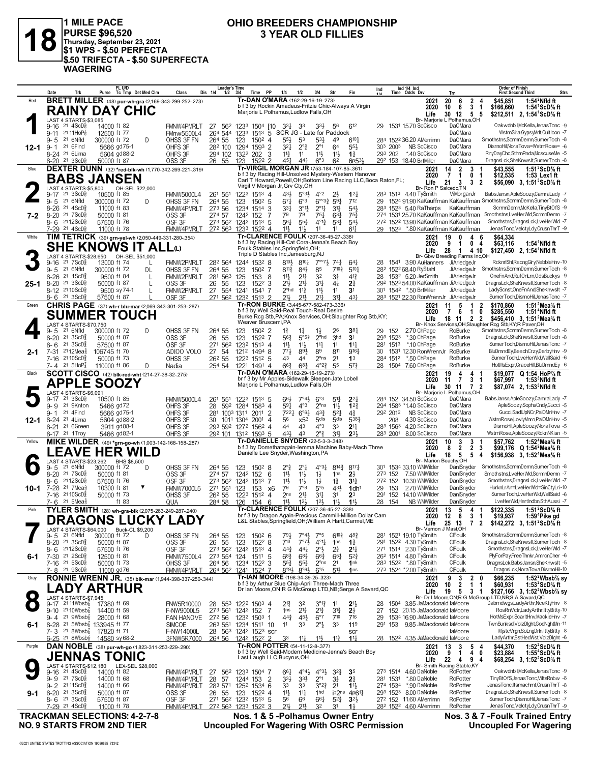# 18

**1 MILE PACE**
**PURSE $96,520**
**Thursday, September 23, 2021**
**$1 WPS - $.50 PERFECTA**
**$.50 TRIFECTA - $.50 SUPERFECTA WAGERING**

## OHIO BREEDERS CHAMPIONSHIP
## 3 YEAR OLD FILLIES

---

### 1 — Red — 12-1
**BRETT MILLER** (48) pur-wh-go-gra (2,169-343-299-252-.273)

**RAINY DAY CHIC**
Tr-DAN O'MARA (162-29-16-19-.273)
b f 3 by Rockin Amadeus-Fritzie Chic-Always A Virgin
Marjorie L Polhamus, Ludlow Falls, OH
Br- Marjorie L Polhamus, OH
LAST 4 STARTS-$3,085

| Year | Starts | 1st | 2nd | 3rd | Earnings | Record |
|---|---|---|---|---|---|---|
| 2021 | 20 | 6 | 2 | 4 | $45,851 | 1:54²Nfld ft |
| 2020 | 10 | 6 | 3 | 1 | $166,660 | 1:54¹ScD⅝ ft |
| Life | 30 | 12 | 5 | 5 | $212,511 | 2, 1:54¹ScD⅝ ft |

| Date | Trk | Purse | Cond | Class | Fractions | Time | PP | Calls | Fin | Time | Odds Drv | Trn | Order of Finish |
|---|---|---|---|---|---|---|---|---|---|---|---|---|---|
| 9-16 21 | 4ScD⅝ | 14000 | ft 82 | FMNW4PMRLT | 27 56² 123³ 150⁴ | [10 | | 3³¼ 3³ 3³½ 5⁶ | 6¹² | 29 153¹ | 15.70 ScCisco | DaOMara | OakwdnbllMcKella,JenasTonc -9 |
| 9-11 21 | 11HoP⅞ | 12500 | ft 77 | FMnw5500L4 | 26⁴ 54⁴ 123³ 151³ | 5 | | SCR JG - Late for Paddock | | | | DaOMara | WstrnSira,GypsyMrlt,CultIcon -7 |
| 9-5 21 | 6Nfld | 300000 | ft 72 D | OHSS 3F FN | 26⁴ 55 123 150² | 4 | | 5⁵½ 5³ 5³½ 4⁹ | 6¹⁰¾ | 28⁴ 152² | 36.20 AMerrimn | DaOMara | Smothstns,ScrmnDemn,SumerToch -8 |
| 9-1 21 | 6Find | 5666 | gd75-1 | OHFS 3F | 28² 100 129⁴ 159³ | 2 | | 3²½ 2°¾ 2°¹ 6⁴ | 5⁵½ | 30³ 200³ | NB ScCisco | DaOMara | DismoHil,NoraTova=WstrnRose= -6 |
| 8-24 21 | 6Lima | 5604 | gd88-2 | OHFS 3F | 29⁴ 102 132² 202 | 3 | | 1¹½ 1¹ 1¹½ 1¹½ | 1¾ | 29³ 202 | *.40 ScCisco | DaOMara | RnyDayChc,SthrnPnda,McscuseMe -5 |
| 8-20 21 | 3ScD⅝ | 50000 | ft 87 | OSS 3F | 26 55 123 152² | 2 | | 4⁵¼ 4⁴¼ 6°³ 6² | 6p5³½ | 29² 153 | 18.40 BrtMiller | DaOMara | DragnsLck,SheKnwsIt,SumerToch -8 |

---

### 2 — Blue — 7-2
**DEXTER DUNN** (32) *red-blk-wh (1,770-342-269-221-.319)

**BABS JANSEN**
Tr-VIRGIL MORGAN JR (753-184-107-85-.361)
b f 3 by Racing Hill-Unsolved Mystery-Western Hanover
Carl T Howard, Powell, OH; Bottom Line Racing LLC, Boca Raton, FL; Virgil V Morgan Jr, Grv Cty, OH
Br- Ron P Salcedo, TN
LAST 4 STARTS-$5,800 OH-SEL $22,000

| Year | Starts | 1st | 2nd | 3rd | Earnings | Record |
|---|---|---|---|---|---|---|
| 2021 | 14 | 2 | 3 | 1 | $43,555 | 1:51³ScD⅝ ft |
| 2020 | 7 | 1 | 0 | 1 | $12,535 | 1:53 Lex1 ft |
| Life | 21 | 3 | 3 | 2 | $56,090 | 3, 1:51³ScD⅝ ft |

| Date | Trk | Purse | Cond | Class | Fractions | Time | PP | Calls | Fin | Time | Odds Drv | Trn | Order of Finish |
|---|---|---|---|---|---|---|---|---|---|---|---|---|---|
| 9-17 21 | 3ScD⅝ | 10500 | ft 85 | FMNW5000L4 | 26¹ 55¹ 122³ 151³ | 4 | | 4³½ 5°³½ 4°² 2½ | 1²¼ | 28³ 151³ | 4.40 TySmith | ViMorganJr | BabsJansn,ApleSoozy,CamraLady -7 |
| 9-5 21 | 6Nfld | 300000 | ft 72 D | OHSS 3F FN | 26⁴ 55 123 150² | 5 | | 6⁷¼ 6°³ 6°°³¾ 5⁹½ | 7¹² | 29 152⁴ | 91.90 KaKauffman | KaKauffman | Smothstns,ScrmnDemn,SumerToch -8 |
| 8-26 21 | 4ScD⅝ | 11000 | ft 83 | FMNW4PMRLT | 27³ 56 123⁴ 151⁴ | 3 | | 3³¾ 3°¹½ 2°¹¼ 3¹½ | 5⁴½ | 28³ 152³ | 5.40 RaTharps | KaKauffman | ScrmnDemn,McKella,TinyBtOfS -9 |
| 8-20 21 | 7ScD⅝ | 50000 | ft 81 | OSS 3F | 27⁴ 57 124² 152 | 7 | | 7⁹ 7⁹ 7⁵¼ 6³½ | 7⁵¾ | 27⁴ 153¹ | 25.70 KaKauffman | KaKauffman | Smothstns,LveHerWld,ScrmnDemn -7 |
| 8-6 21 | 12ScD⅝ | 57500 | ft 76 | OSF 3F | 27³ 56² 124³ 151³ | 5 | | 5⁶¼ 5⁵¾ 4°¹¾ 5³¼ | 5⁴½ | 27² 152² | 13.90 KaKauffman | KaKauffman | Smothstns,DragnsLck,LveHerWld -7 |
| 7-29 21 | 4ScD⅝ | 11000 | ft 78 | FMNW4PMRLT | 27² 56³ 123³ 152² | 4 | | 1¹½ 1¹½ 1¹ 1¹ | 6¹¾ | 29 152³ | *.80 KaKauffman | KaKauffman | JenasTonc,VelctyLdy,CrusnThrT -9 |

---

### 3 — White — 25-1
**TIM TETRICK** (39) grn-yel-wh (2,050-449-331-280-.354)

**SHE KNOWS IT ALL(L)**
Tr-CLARENCE FOULK (207-36-45-27-.338)
b f 3 by Racing Hill-Cat Cora-Jenna's Beach Boy
Foulk Stables Inc, Springfield, OH; Triple D Stables Inc, Jamesburg, NJ
Br- Gbw Breeding Farms Inc, OH
LAST 4 STARTS-$28,650 OH-SEL $51,000

| Year | Starts | 1st | 2nd | 3rd | Earnings | Record |
|---|---|---|---|---|---|---|
| 2021 | 19 | 0 | 4 | 6 | $64,334 | |
| 2020 | 9 | 1 | 0 | 4 | $63,116 | 1:54¹Nfld ft |
| Life | 28 | 1 | 4 | 10 | $127,450 | 2, 1:54¹Nfld ft |

| Date | Trk | Purse | Cond | Class | Fractions | Time | PP | Calls | Fin | Time | Odds Drv | Trn | Order of Finish |
|---|---|---|---|---|---|---|---|---|---|---|---|---|---|
| 9-16 21 | 9ScD⅝ | 13000 | ft 74 L | FMNW2PMRLT | 28² 56⁴ 124⁴ 153² | 8 | | 8¹⁰½ 8¹⁰¼ 7°°⁷½ 7⁴¼ | 6⁴¼ | 28 154¹ | 3.90 AuHanners | JiArledgeJr | RcknrlShl,RacngGlry,NebbleHnv -10 |
| 9-5 21 | 6Nfld | 300000 | ft 72 DL | OHSS 3F FN | 26⁴ 55 123 150² | 7 | | 8¹¹¾ 8⁴¾ 8⁵ 7¹⁰¾ | 5¹⁰¼ | 28⁴ 152² | 68.40 RyStahl | JiArledgeJr | Smothstns,ScrmnDemn,SumerToch -8 |
| 8-26 21 | 1ScD⅝ | 9500 | ft 84 L | FMNW2PMRLT | 28¹ 56³ 125 153 | 8 | | 1¹½ 2¹½ 3² 3½ | 4¹¾ | 28 153² | 5.20 JerSmith | JiArledgeJr | OneFnAnd,RufOnLrn,OdsBuckys -9 |
| 8-20 21 | 3ScD⅝ | 50000 | ft 87 L | OSS 3F | 26 55 123 152² | 3 | | 2¹½ 2¹½ 3¹¾ 4½ | 2¾ | 29² 152³ | 54.00 KaKauffman | JiArledgeJr | DragnsLck,SheKnwsIt,SumerToch -8 |
| 8-12 21 | 10ScD⅝ | 9500 | sy 74-1 L | FMNW2PMRLT | 27 55⁴ 124¹ 154¹ | 7 | | 2°hd 1¹¾ 1¹½ 1¹ | 3¹ | 30¹ 154² | *.50 BrtMiller | JiArledgeJr | LadyScnst,OneFnAnd,SheKnwsIt -7 |
| 8-6 21 | 3ScD⅝ | 57500 | ft 87 L | OSF 3F | 27¹ 56² 123² 151³ | 2 | | 2¹½ 2¹½ 2¹½ 3¹½ | 4³½ | 28³ 152¹ | 22.30 RonWrennJr | JiArledgeJr | SumerToch,DismoHil,JenasTonc -7 |

---

### 4 — Green — 2-1
**CHRIS PAGE** (37) wh-r blu-mar (2,069-343-301-253-.287)

**SUMMER TOUCH**
Tr-RON BURKE (3,445-677-582-473-.336)
b f 3 by Well Said-Real Touch-Real Desire
Burke Rcg Stb, PA; Knox Services, OH; Slaughter Rcg Stb, KY; Weaver Bruscemi, PA
Br- Knox Services, OH; Slaughter Rcg Stb, KY; R Paver, OH
LAST 4 STARTS-$70,750

| Year | Starts | 1st | 2nd | 3rd | Earnings | Record |
|---|---|---|---|---|---|---|
| 2021 | 11 | 5 | 1 | 2 | $170,860 | 1:51²Mea⅝ ft |
| 2020 | 7 | 6 | 1 | 0 | $285,550 | 1:54¹Nfld ft |
| Life | 18 | 11 | 2 | 2 | $456,410 | 3, 1:51²Mea⅝ ft |

| Date | Trk | Purse | Cond | Class | Fractions | Time | PP | Calls | Fin | Time | Odds Drv | Trn | Order of Finish |
|---|---|---|---|---|---|---|---|---|---|---|---|---|---|
| 9-5 21 | 6Nfld | 300000 | ft 72 D | OHSS 3F FN | 26⁴ 55 123 150² | 2 | | 1¾ 1½ 1½ 2⁶ | 3⁸¼ | 29 152 | 2.70 ChPage | RoBurke | Smothstns,ScrmnDemn,SumerToch -8 |
| 8-20 21 | 3ScD⅝ | 50000 | ft 87 | OSS 3F | 26 55 123 152² | 7 | | 5⁶¾ 5°⁵¾ 2°hd 3hd | 3¹ | 29³ 152³ | *.30 ChPage | RoBurke | DragnsLck,SheKnwsIt,SumerToch -8 |
| 8-6 21 | 3ScD⅝ | 57500 | ft 87 | OSF 3F | 27¹ 56² 123² 151³ | 4 | | 1¹½ 1¹½ 1¹½ 1¹ | 1¹½ | 28¹ 151³ | *.10 ChPage | RoBurke | SumerToch,DismoHil,JenasTonc -7 |
| 7-31 21 | 12Mea⅝ | 106745 | ft 70 | ADIOO VOLO | 27 54 121² 149⁴ | 8 | | 7⁷½ 8⁹½ 8⁹ 8¹¹ | 9¹⁶¾ | 30 153¹ | 12.30 RonWrennJr | RoBurke | BluDmndEy,BeachCrzy,DarbyHnv -9 |
| 7-16 21 | 10ScD⅝ | 50000 | ft 73 | OHSS 3F | 26² 55 122³ 151² | 4 | | 4³ 4⁴ 2°ns 2¹ | 1³ | 28⁴ 151² | *.50 ChPage | RoBurke | SumerToch,LveHerWld,WallSaid -6 |
| 7-4 21 | 5HoP⅞ | 110000 | ft 86 D | Nadia | 25⁴ 54 122¹ 149¹ | 4 | | 6⁶¾ 6⁸½ 4°²¾ 5⁵ | 5⁷¾ | 28 150⁴ | 7.60 ChPage | RoBurke | HotMsExpr,GraceHill,BluDmndEy -6 |

---

### 5 — Black — 12-1
**SCOTT CISCO** (42) blk-red-wht (214-27-38-32-.275)

**APPLE SOOZY**
Tr-DAN O'MARA (162-29-16-19-.273)
br f 3 by Mr Apples-Sidewalk Sleeper-Jate Lobell
Marjorie L Polhamus, Ludlow Falls, OH
Br- Marjorie L Polhamus, OH
LAST 4 STARTS-$6,091

| Year | Starts | 1st | 2nd | 3rd | Earnings | Record |
|---|---|---|---|---|---|---|
| 2021 | 19 | 4 | 4 | 1 | $19,077 | Q 1:54 HoP⅞ ft |
| 2020 | 11 | 7 | 3 | 1 | $67,997 | 1:53³Nfld ft |
| Life | 30 | 11 | 7 | 2 | $87,074 | 2, 1:53³Nfld ft |

| Date | Trk | Purse | Cond | Class | Fractions | Time | PP | Calls | Fin | Time | Odds Drv | Trn | Order of Finish |
|---|---|---|---|---|---|---|---|---|---|---|---|---|---|
| 9-17 21 | 3ScD⅝ | 10500 | ft 85 | FMNW5000L4 | 26¹ 55¹ 122³ 151³ | 5 | | 6⁶½ 7°⁴¼ 6°³ 5¹½ | 2²¼ | 28⁴ 152 | 34.50 ScCisco | DaOMara | BabsJansn,ApleSoozy,CamraLady -7 |
| 9-9 21 | 9Knton | 5466 | gd72 | OHFS 3F | 28 59² 128⁴ 158³ | 4 | | 5⁹½ 4°³ 2°ns 1¹½ | 1²¾ | 29⁴ 158³ | *1.40 ScCisco | DaOMara | ApleSoozy,SophsCndy,Gucci -5 |
| 9-1 21 | 4Find | 5666 | gd75-1 | OHFS 3F | 28¹ 100³ 131¹ 201¹ | 2 | | 7²²¼ 6°⁶¼ 4³¾ 5²½ | 4¾ | 29² 201² | NB ScCisco | DaOMara | Gucci,SadlUpNCr,PalOMnHnv -7 |
| 8-24 21 | 4Lima | 5604 | gd88-2 | OHFS 3F | 30 101 130⁴ 200¹ | 4 | | 5⁶ x5³ 5dis 5dis | 5³⁸¾ | 208 | 4.30 ScCisco | DaOMara | WstrnRose,LovlyMnro,PalOMnHnv -5 |
| 8-21 21 | 6Green | 3911 | gd88-1 | OHFS 3F | 29³ 59² 127² 156² | 4 | | 4⁴ 4³ 4°³ 3³ | 2¹½ | 28³ 156³ | 4.20 ScCisco | DaOMara | DismoHil,ApleSoozy,NoraTova -5 |
| 8-17 21 | 1Troy | 5466 | gd82-1 | OHFS 3F | 29² 101 131² 159³ | 5 | | 4³½ 4³ 2°¾ 3¹½ | 2³½ | 28³ 200¹ | 8.00 ScCisco | DaOMara | WstrnRose,ApleSoozy,RcknNKisn -5 |

---

### 6 — Yellow — 10-1
**MIKE WILDER** (49) *grn-go-wh (1,003-142-168-158-.287)

**LEAVE HER WILD**
Tr-DANIELLE SNYDER (22-5-3-3-.348)
b f 3 by Domethatagain-Iemma Machine Baby-Mach Three
Danielle Lee Snyder, Washington, PA
Br- Marion Beachy, OH
LAST 4 STARTS-$23,262 BHS $8,500

| Year | Starts | 1st | 2nd | 3rd | Earnings | Record |
|---|---|---|---|---|---|---|
| 2021 | 10 | 3 | 3 | 1 | $57,762 | 1:52⁴Mea⅝ ft |
| 2020 | 8 | 2 | 2 | 3 | $99,176 | Q 1:54²Mea⅝ ft |
| Life | 18 | 5 | 5 | 4 | $156,938 | 3, 1:52⁴Mea⅝ ft |

| Date | Trk | Purse | Cond | Class | Fractions | Time | PP | Calls | Fin | Time | Odds Drv | Trn | Order of Finish |
|---|---|---|---|---|---|---|---|---|---|---|---|---|---|
| 9-5 21 | 6Nfld | 300000 | ft 72 D | OHSS 3F FN | 26⁴ 55 123 150² | 8 | | 2°¾ 2°¹ 4°³½ 8¹⁴¾ | 8¹⁷½ | 30¹ 153⁴ | 33.10 MWilder | DanlSnyder | Smothstns,ScrmnDemn,SumerToch -8 |
| 8-20 21 | 7ScD⅝ | 50000 | ft 81 | OSS 3F | 27⁴ 57 124² 152 | 6 | | 1¹½ 1¹½ 1½ 1ns | 2½ | 27³ 152 | 7.50 MWilder | DanlSnyder | Smothstns,LveHerWld,ScrmnDemn -7 |
| 8-6 21 | 12ScD⅝ | 57500 | ft 76 | OSF 3F | 27³ 56² 124³ 151³ | 7 | | 1¹½ 1¹½ 1½ 1¾ | 3¹¾ | 27² 152 | 10.30 MWilder | DanlSnyder | Smothstns,DragnsLck,LveHerWld -7 |
| 7-28 21 | 7Mea⅝ | 10300 | ft 81 ▼ | FMNW7000L5 | 27¹ 55¹ 123 153 | x6 | | 7⁹ 7°⁸ 5°⁵ 4³½ | 1dh¹ | 29 153 | 2.70 MWilder | DanlSnyder | HurknLrAn=LveHerWld=SinCtyLri -10 |
| 7-16 21 | 10ScD⅝ | 50000 | ft 73 | OHSS 3F | 26² 55 122³ 151² | 4 | | 2ns 2¹½ 3¹¾ 3¹ | 2³ | 29 151⁴ | 14.10 MWilder | DanlSnyder | SumerToch,LveHerWld,WallSaid -6 |
| 7-6 21 | 5Mea⅝ | | ft 83 | QUA | 28⁴ 58 126 154 | 6 | | 1¹½ 1²½ 1²½ 1¹½ | 1¹½ | 28 154 | NB MWilder | DanlSnyder | LveHerWld,HertIndbn,SthAussi -7 |

---

### 7 — Pink — 6-1
**TYLER SMITH** (28) wh-gra-blk (2,075-263-249-287-.240)

**DRAGONS LUCKY LADY**
Tr-CLARENCE FOULK (207-36-45-27-.338)
br f 3 by Dragon Again-Precious Cammill-Million Dollar Cam
L&L Stables, Springfield, OH; William A Hartt, Carmel, ME
Br- Vernon J Mast, OH
LAST 4 STARTS-$64,000 Buck-OL $9,200

| Year | Starts | 1st | 2nd | 3rd | Earnings | Record |
|---|---|---|---|---|---|---|
| 2021 | 13 | 5 | 4 | 1 | $122,335 | 1:51²ScD⅝ ft |
| 2020 | 12 | 8 | 3 | 1 | $19,937 | 1:59⁴Pike gd |
| Life | 25 | 13 | 7 | 2 | $142,272 | 3, 1:51²ScD⅝ ft |

| Date | Trk | Purse | Cond | Class | Fractions | Time | PP | Calls | Fin | Time | Odds Drv | Trn | Order of Finish |
|---|---|---|---|---|---|---|---|---|---|---|---|---|---|
| 9-5 21 | 6Nfld | 300000 | ft 72 D | OHSS 3F FN | 26⁴ 55 123 150² | 6 | | 7⁹½ 7°⁴¼ 7°⁵ 6¹⁰¾ | 4⁸¾ | 28¹ 152¹ | 19.10 TySmith | ClFoulk | Smothstns,ScrmnDemn,SumerToch -8 |
| 8-20 21 | 3ScD⅝ | 50000 | ft 87 | OSS 3F | 26 55 123 152² | 8 | | 7¹⁰ 7°⁷½ 4°¹¼ 1ns | 1¾ | 29¹ 152² | 4.30 TySmith | ClFoulk | DragnsLck,SheKnwsIt,SumerToch -8 |
| 8-6 21 | 12ScD⅝ | 57500 | ft 76 | OSF 3F | 27³ 56² 124³ 151³ | 4 | | 4⁴¾ 4⁴¼ 2°½ 2¾ | 2¹¾ | 27¹ 151⁴ | 2.30 TySmith | ClFoulk | Smothstns,DragnsLck,LveHerWld -7 |
| 7-30 21 | 2ScD⅝ | 12500 | ft 81 | FMNW7500L4 | 27³ 55⁴ 124 151¹ | 5 | | 6⁸¾ 6⁸½ 6⁶¾ 6⁵½ | 5²¾ | 26² 151⁴ | 4.80 TySmith | ClFoulk | PlyForPay,FreeThnkr,AmrcnCher -6 |
| 7-16 21 | 5ScD⅝ | 50000 | ft 73 | OHSS 3F | 26⁴ 56 123⁴ 152² | 3 | | 5⁵¾ 5⁵¾ 2°ns 2¹ | 1nk | 28³ 152² | *.80 TySmith | ClFoulk | DragnsLck,BabsJansn,SheKnwsIt -5 |
| 7-8 21 | 9ScD⅝ | 11000 | gd76 | FMNW4PMRLT | 26⁴ 56² 124¹ 152⁴ | 7 | | 8°⁹½ 8°⁶½ 6°⁵ 5¹½ | 1ns | 27³ 152⁴ | *2.00 TySmith | ClFoulk | DragnsLck,NoraTova,DismoHil-10 |

---

### 8 — Gray — 6-1
**RONNIE WRENN JR.** (35) blk-mar (1,944-398-337-250-.344)

**LADY ARTHUR**
Tr-IAN MOORE (198-34-39-25-.323)
b f 3 by Arthur Blue Chip-April Three-Mach Three
Dr Ian Moore, ON; R G McGroup LTD, NB; Serge A Savard, QC
Br- Dr I Moore, ON; R G McGroup LTD, NB; S A Savard, QC
LAST 4 STARTS-$7,945

| Year | Starts | 1st | 2nd | 3rd | Earnings | Record |
|---|---|---|---|---|---|---|
| 2021 | 9 | 3 | 2 | 0 | $66,235 | 1:52²Wbsb⅞ sy |
| 2020 | 10 | 2 | 1 | 1 | $60,931 | 1:53²ScD⅝ ft |
| Life | 19 | 5 | 3 | 1 | $127,166 | 3, 1:52²Wbsb⅞ sy |

| Date | Trk | Purse | Cond | Class | Fractions | Time | PP | Calls | Fin | Time | Odds Drv | Trn | Order of Finish |
|---|---|---|---|---|---|---|---|---|---|---|---|---|---|
| 9-17 21 | 11Wbsb⅞ | 17380 | ft 69 | FNW5R10000 | 28 55³ 122² 150³ | 4 | | 2¹¾ 3² 3°¹¾ 1¹ | 2¹½ | 28 150⁴ | 3.85 JaMacdonald | IaMoore | Dabrndwys,LadyArthr,NceKtyHnv -8 |
| 9-10 21 | 10Wbsb⅞ | 14400 | ft 59 | F-NW9000L5 | 27³ 56¹ 124³ 152 | 7 | | 1ns 2¹¾ 2¹¾ 3¹¾ | 2½ | 27 152 | 20.15 JaMacdonald | IaMoore | RosRnVctr,LadyArthr,IttyBitty-10 |
| 9-4 21 | 9Wbsb⅞ | 28000 | ft 68 | FAN HANOVE | 27² 56 123² 150³ | 1 | | 4⁴¾ 4⁵½ 6°⁷ 7¹⁰ | 7¹⁶ | 29 153⁴ | 16.90 JaMacdonald | IaMoore | HotMsExpr,ScarltHnv,MackieHnv -7 |
| 8-28 21 | 5Wbsb⅞ | 133945 | ft 77 | SIMCOE | 26³ 55¹ 123⁴ 151¹ | 10 | | 1¹ 3³ 2°½ 3³ | 11⁹ | 29¹ 153 | 9.85 JaMacdonald | IaMoore | TwnSunksd,VolzDlght,GodNghtMn-11 |
| 7-3 21 | 8Wbsb⅞ | 17820 | ft 71 | F-NW14000L | 28 56³ 124² 152³ | scr | | | scr | | | IaMoore | MjstcVrgn,SoLngDrln,IttyBitty -8 |
| 6-25 21 | 8Wbsb⅞ | 14580 | sy 68-2 | 3FNW5R7000 | 26⁴ 56 124² 152² | 2 | | 3³ 1¹½ 1¹½ 1¹¾ | 1¹¼ | 28 152² | 4.35 JaMacdonald | IaMoore | LadyArthr,BstHedWst,VolzDlght -6 |

---

### 9 — Purple — 9-1
**DAN NOBLE** (38) pur-wh-go (1,823-311-253-229-.290)

**JENNAS TONIC**
Tr-RON POTTER (54-11-12-8-.377)
b f 3 by Well Said-Read Modern Medicine-Jenna's Beach Boy
Last Laugh LLC, Bucyrus, OH
Br- Smith Racing Stable, KY
LAST 4 STARTS-$12,180 LEX-SEL $28,000

| Year | Starts | 1st | 2nd | 3rd | Earnings | Record |
|---|---|---|---|---|---|---|
| 2021 | 13 | 3 | 5 | 4 | $44,370 | 1:52²ScD⅝ ft |
| 2020 | 9 | 1 | 4 | 0 | $23,884 | 1:55⁴ScD⅝ ft |
| Life | 22 | 4 | 9 | 4 | $68,254 | 3, 1:52²ScD⅝ ft |

| Date | Trk | Purse | Cond | Class | Fractions | Time | PP | Calls | Fin | Time | Odds Drv | Trn | Order of Finish |
|---|---|---|---|---|---|---|---|---|---|---|---|---|---|
| 9-16 21 | 4ScD⅝ | 14000 | ft 82 | FMNW4PMRLT | 27 56² 123³ 150⁴ | 7 | | 6⁶¼ 4°⁴½ 4°³½ 3²¾ | 3⁵ | 27³ 151⁴ | 4.60 DaNoble | RoPotter | OakwdnbllMcKella,JenasTonc -9 |
| 9-9 21 | 7ScD⅝ | 14000 | ft 68 | FMNW4PMRLT | 28 57 124⁴ 153 | 2 | | 3³½ 3³½ 2°¹ 3¾ | 2¾ | 28¹ 153¹ | *.80 DaNoble | RoPotter | TinyBtOfS,JenasTonc,VltsRnbw -8 |
| 9-2 21 | 11ScD⅝ | 14000 | ft 66 | FMNW4PMRLT | 28³ 57¹ 125² 153⁴ | 6 | | 3³ 3³ 3°²¾ 2¹ | 1¹½ | 27⁴ 153⁴ | *.90 DaNoble | RoPotter | JenasTonc,Itsmachmt,CrusnThrT -8 |
| 8-20 21 | 3ScD⅝ | 50000 | ft 87 | OSS 3F | 26 55 123 152² | 4 | | 1¹½ 1¹½ 1hd ip2ns | 4p6¹¾ | 29³ 152³ | 8.00 DaNoble | RoPotter | DragnsLck,SheKnwsIt,SumerToch -8 |
| 8-6 21 | 3ScD⅝ | 57500 | ft 87 | OSF 3F | 27¹ 56² 123² 151³ | 5 | | 5⁶ 6⁶ 6⁶¾ 5²¾ | 3²½ | 27² 152 | 11.60 AMerrimn | RoPotter | SumerToch,DismoHil,JenasTonc -7 |
| 7-29 21 | 4ScD⅝ | 11000 | ft 78 | FMNW4PMRLT | 27² 56³ 123³ 152² | 3 | | 2¹½ 2¹½ 3² 3¹ | 1¾ | 28² 152² | 4.60 AMerrimn | RoPotter | JenasTonc,VelctyLdy,CrusnThrT -9 |

---

**TRACKMAN SELECTIONS: 4-2-7-8**
**NO. 9 STARTS FROM 2ND TIER**

**Nos. 1 & 5 -Polhamus Owner Entry**
**Uncoupled For Wagering With OSRC Permission**

**Nos. 3 & 7 -Foulk Trained Entry**
**Uncoupled For Wagering**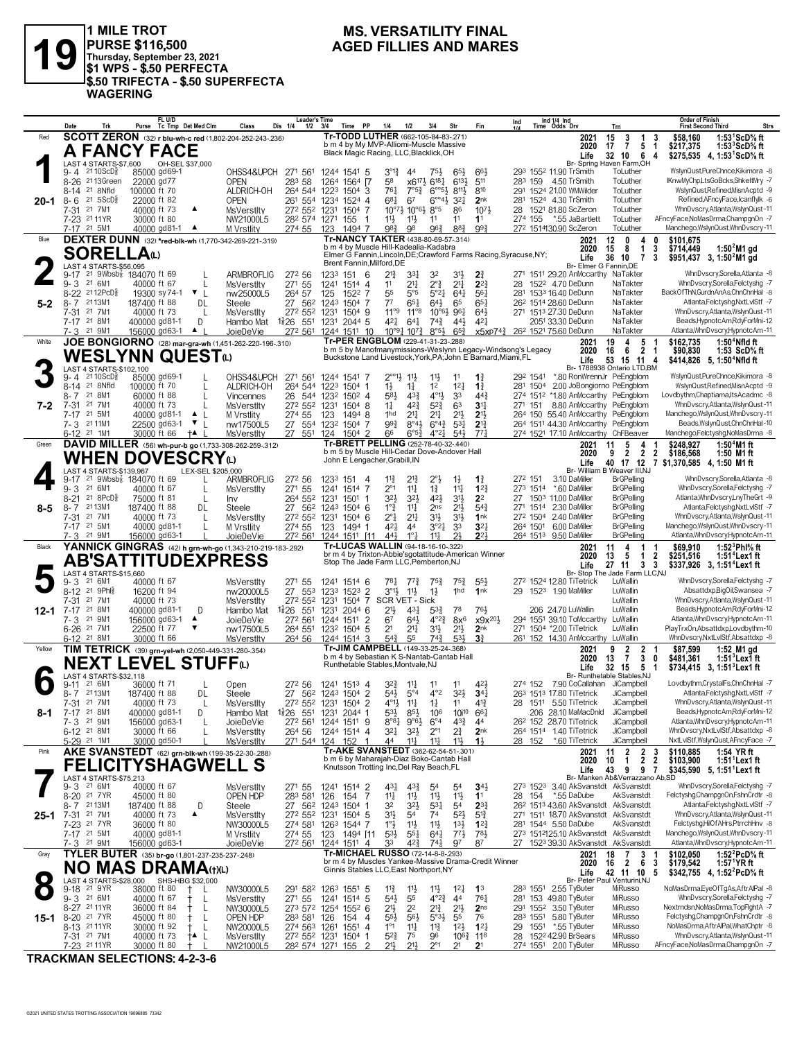# 19

**1 MILE TROT**
**PURSE $116,500**
**Thursday, September 23, 2021**
**$1 WPS - $.50 PERFECTA**
**$.50 TRIFECTA - $.50 SUPERFECTA WAGERING**

## MS. VERSATILITY FINAL
## AGED FILLIES AND MARES

---

### 1 — Red — 20-1
**SCOTT ZERON** (32) r blu-wh-c red (1,802-204-252-243-.236)
**A FANCY FACE**
Tr-TODD LUTHER (662-105-84-83-.271)
b m 4 by MVP-Alliomi-Muscle Massive
Black Magic Racing, LLC, Blacklick, OH
Br- Spring Haven Farm, OH

| | Starts | Win | 2nd | 3rd | Earnings | Record |
|---|---|---|---|---|---|---|
| 2021 | 15 | 3 | 1 | 3 | $58,160 | 1:53¹ScD⅝ ft |
| 2020 | 17 | 7 | 5 | 1 | $217,375 | 1:53³ScD⅝ ft |
| Life | 32 | 10 | 6 | 4 | $275,535 | 4, 1:53¹ScD⅝ ft |

LAST 4 STARTS-$7,600 OH-SEL $37,000

| Date | Trk | Purse | Cond | Class | Times | PP | 1/4 | 1/2 | 3/4 | Str | Fin | Time/Odds/Drv | Trn | Order of Finish |
|---|---|---|---|---|---|---|---|---|---|---|---|---|---|---|
| 9-4 21 | 10ScD⅝ | 85000 | gd69-1 | OHSS4&UPCH | 27¹ 56¹ 124⁴ 154¹ | 5 | 3°¹½ | 4⁴ | 7⁵½ | 6⁵½ | 6⁶½ | 29³ 155² 11.90 TrSmith | ToLuther | WslynQust,PureChnce,Kikimora -8 |
| 8-26 21 | 13Green | 22000 | gd77 | OPEN | 28³ 58 126⁴ 156⁴ | [7 | 5⁸ | x6¹⁷½ | 6¹⁸½ | 6¹³½ | 5¹¹ | 28³ 159 4.50 TrSmith | ToLuther | IKnwMyChp,LtsGoBcks,ShkeItMry -7 |
| 8-14 21 | 8Nfld | 100000 | ft 70 | ALDRICH-OH | 26⁴ 54⁴ 122³ 150⁴ | 3 | 7⁶½ | 7°⁵¾ | 6°°⁵½ | 8¹¹½ | 8¹⁰ | 29¹ 152⁴ 21.00 WMWilder | ToLuther | WslynQust,Refined,MisnAcptd -9 |
| 8-6 21 | 5ScD⅝ | 22000 | ft 82 | OPEN | 26¹ 55⁴ 123⁴ 152⁴ | 4 | 6⁸½ | 6⁷ | 6°°⁴½ | 3²¼ | 2ⁿᵏ | 28¹ 152⁴ 4.30 TrSmith | ToLuther | Refined,AFncyFace,Icanflylk -6 |
| 7-31 21 | 7M1 | 40000 | ft 73 ▲ | MsVerstlty | 27² 55² 123¹ 150⁴ | 7 | 10°⁷½ | 10°⁶½ | 8°⁵ | 8⁶ | 10⁷½ | 28 152¹ 81.80 ScZeron | ToLuther | WhnDvscry,Atlanta,WslynQust -11 |
| 7-23 21 | 11YR | 30000 | ft 80 | NW21000L5 | 28² 57⁴ 127¹ 155 | 1 | 1¹½ | 1¹½ | 1¹ | 1¹ | 1¹ | 27⁴ 155 *.55 JaBartlett | ToLuther | AFncyFace,NoMasDrma,ChampgnOn -7 |
| 7-17 21 | 5M1 | 40000 | gd81-1 ▲ | M Vrstlity | 27⁴ 55 123 149⁴ | 7 | 9⁸¾ | 9⁸ | 9⁶¾ | 8⁸¾ | 9⁹¾ | 27² 151⁴130.90 ScZeron | ToLuther | Manchego,WslynQust,WhnDvscry -11 |

---

### 2 — Blue — 5-2
**DEXTER DUNN** (32) *red-blk-wh (1,770-342-269-221-.319)
**SORELLA(L)**
Tr-NANCY TAKTER (438-80-69-57-.314)
b m 4 by Muscle Hill-Kadealia-Kadabra
Elmer G Fannin, Lincoln, DE; Crawford Farms Racing, Syracuse, NY; Brent Fannin, Milford, DE
Br- Elmer G Fannin, DE

| | Starts | Win | 2nd | 3rd | Earnings | Record |
|---|---|---|---|---|---|---|
| 2021 | 12 | 0 | 4 | 0 | $101,675 | |
| 2020 | 15 | 8 | 1 | 3 | $714,449 | 1:50²M1 gd |
| Life | 36 | 10 | 7 | 3 | $951,437 | 3, 1:50²M1 gd |

LAST 4 STARTS-$56,095

| Date | Trk | Purse | Cond | Class | Times | PP | 1/4 | 1/2 | 3/4 | Str | Fin | Time/Odds/Drv | Trn | Order of Finish |
|---|---|---|---|---|---|---|---|---|---|---|---|---|---|---|
| 9-17 21 | 9Wbsb⅞ | 184070 | ft 69 L | ARMBROFLIG | 27² 56 123³ 151 | 6 | 2¹¾ | 3³¼ | 3² | 3¹½ | 2¾ | 27¹ 151¹ 29.20 AnMccarthy | NaTakter | WhnDvscry,Sorella,Atlanta -8 |
| 9-3 21 | 6M1 | 40000 | ft 67 L | MsVerstlty | 27¹ 55 124¹ 151⁴ | 4 | 1¹ | 2¹½ | 2°¾ | 2¹½ | 2²¾ | 28 152² 4.70 DeDunn | NaTakter | WhnDvscry,Sorella,Felctyshg -7 |
| 8-22 21 | 12PcD⅝ | 19300 | sy 74-1 ▼ L | nw25000L5 | 26⁴ 57 125 152² | 5 | 5⁵ | 5°⁵ | 5°²¼ | 6⁴¼ | 5⁶¼ | 28¹ 153³ 16.40 DeDunn | NaTakter | BackOfThN,GurdnAnAs,ChnChnHal -8 |
| 8-7 21 | 13M1 | 187400 | ft 88 DL | Steele | 27 56² 124³ 150⁴ | 7 | 7⁷ | 6⁵¼ | 6⁴½ | 6⁵ | 6⁵¼ | 26² 151⁴ 28.60 DeDunn | NaTakter | Atlanta,Felctyshg,NxtLvlStf -7 |
| 7-31 21 | 7M1 | 40000 | ft 73 L | MsVerstlty | 27² 55² 123¹ 150⁴ | 9 | 11°⁹ | 11°⁸ | 10°⁶½ | 9⁶¼ | 6⁴½ | 27¹ 151³ 27.30 DeDunn | NaTakter | WhnDvscry,Atlanta,WslynQust -11 |
| 7-17 21 | 8M1 | 400000 | gd81-1 D | Hambo Mat | 1⅜26 55¹ 123¹ 204⁴ | 5 | 4²¼ | 6⁴¼ | 7⁴¾ | 4⁴¼ | 4²¼ | 205¹ 33.30 DeDunn | NaTakter | Beads,HypnotcAm,RdyForMni-12 |
| 7-3 21 | 9M1 | 156000 | gd63-1 ▲ L | JoieDeVie | 27² 56¹ 124⁴ 151¹ | 10 | 10°⁹¾ | 10⁷¾ | 8°⁵¼ | 6⁵¾ | x5xp7⁴¾ | 26² 152¹ 75.60 DeDunn | NaTakter | Atlanta,WhnDvscry,HypnotcAm-11 |

---

### 3 — White — 7-2
**JOE BONGIORNO** (28) mar-gra-wh (1,451-262-220-196-.310)
**WESLYN QUEST(L)**
Tr-PER ENGBLOM (229-41-31-23-.288)
b m 5 by Manofmanymissions-Weslynn Legacy-Windsong's Legacy
Buckstone Land Livestock, York, PA; John E Barnard, Miami, FL
Br- 1788938 Ontario LTD, BM

| | Starts | Win | 2nd | 3rd | Earnings | Record |
|---|---|---|---|---|---|---|
| 2021 | 19 | 4 | 5 | 1 | $162,735 | 1:50⁴Nfld ft |
| 2020 | 16 | 6 | 2 | 1 | $90,830 | 1:53 ScD⅝ ft |
| Life | 53 | 15 | 11 | 4 | $414,826 | 5, 1:50⁴Nfld ft |

LAST 4 STARTS-$102,100

| Date | Trk | Purse | Cond | Class | Times | PP | 1/4 | 1/2 | 3/4 | Str | Fin | Time/Odds/Drv | Trn | Order of Finish |
|---|---|---|---|---|---|---|---|---|---|---|---|---|---|---|
| 9-4 21 | 10ScD⅝ | 85000 | gd69-1 L | OHSS4&UPCH | 27¹ 56¹ 124⁴ 154¹ | 7 | 2°°¹½ | 1¹½ | 1¹½ | 1¹ | 1¾ | 29² 154¹ *.80 RonWrennJr PeEngblom | | WslynQust,PureChnce,Kikimora -8 |
| 8-14 21 | 8Nfld | 100000 | ft 70 L | ALDRICH-OH | 26⁴ 54⁴ 122³ 150⁴ | 1 | 1½ | 1¾ | 1² | 1²½ | 1¾ | 28¹ 150⁴ 2.00 JoBongiorno PeEngblom | | WslynQust,Refined,MisnAcptd -9 |
| 8-7 21 | 8M1 | 60000 | ft 88 L | Vincennes | 26 54⁴ 123² 150² | 4 | 5⁸½ | 4³¾ | 4°¹½ | 3³ | 4⁴¾ | 27⁴ 151² *1.80 AnMccarthy PeEngblom | | Lovdbythm,Chaptiama,ItsAcadmc -8 |
| 7-31 21 | 7M1 | 40000 | ft 73 L | MsVerstlty | 27² 55² 123¹ 150⁴ | 8 | 1½ | 4²¾ | 5²¾ | 6³ | 3¹½ | 27¹ 151 8.80 AnMccarthy PeEngblom | | WhnDvscry,Atlanta,WslynQust-11 |
| 7-17 21 | 5M1 | 40000 | gd81-1 ▲ L | M Vrstlity | 27⁴ 55 123 149⁴ | 1 | 1ʰᵈ | 2¹½ | 2¹½ | 2¹½ | 2¹½ | 26⁴ 150 55.40 AnMccarthy PeEngblom | | Manchego,WslynQust,WhnDvscry-11 |
| 7-3 21 | 11M1 | 22500 | gd63-1 ▼ L | nw17500L5 | 27 55⁴ 123² 150⁴ | 7 | 9⁹¾ | 8°⁴½ | 6°⁴¾ | 5³½ | 2¹¾ | 26⁴ 151¹ 44.30 AnMccarthy PeEngblom | | Beads,WslynQust,ChnChnHal-10 |
| 6-12 21 | 1M1 | 30000 | ft 66 †▲ L | MsVerstlty | 27 55¹ 124 150⁴ | 2 | 6⁶ | 6°⁵¾ | 4°²¼ | 5⁴¾ | 7⁷¼ | 27⁴ 152¹ 17.10 AnMccarthy ChFBeaver | | Manchego,Felctyshg,NoMasDrma -8 |

---

### 4 — Green — 8-5
**DAVID MILLER** (56) wh-pur-b go (1,733-308-262-259-.312)
**WHEN DOVESCRY(L)**
Tr-BRETT PELLING (252-78-40-32-.440)
b m 5 by Muscle Hill-Cedar Dove-Andover Hall
John E Lengacher, Grabill, IN
Br- William B Weaver III, NJ

| | Starts | Win | 2nd | 3rd | Earnings | Record |
|---|---|---|---|---|---|---|
| 2021 | 11 | 5 | 4 | 1 | $248,927 | 1:50⁴M1 ft |
| 2020 | 9 | 2 | 2 | 2 | $186,568 | 1:50 M1 ft |
| Life | 40 | 17 | 12 | 7 | $1,370,585 | 4, 1:50 M1 ft |

LAST 4 STARTS-$139,967 LEX-SEL $205,000

| Date | Trk | Purse | Cond | Class | Times | PP | 1/4 | 1/2 | 3/4 | Str | Fin | Time/Odds/Drv | Trn | Order of Finish |
|---|---|---|---|---|---|---|---|---|---|---|---|---|---|---|
| 9-17 21 | 9Wbsb⅞ | 184070 | ft 69 L | ARMBROFLIG | 27² 56 123³ 151 | 4 | 1¹¾ | 2¹¾ | 2°½ | 1½ | 1¾ | 27² 151 3.10 DaMiller | BrGPelling | WhnDvscry,Sorella,Atlanta -8 |
| 9-3 21 | 6M1 | 40000 | ft 67 L | MsVerstlty | 27¹ 55 124¹ 151⁴ | 7 | 2°¹ | 1¹½ | 1¾ | 1¹½ | 1²¾ | 27³ 151⁴ *.60 DaMiller | BrGPelling | WhnDvscry,Sorella,Felctyshg -7 |
| 8-21 21 | 8PcD⅝ | 75000 | ft 81 L | Inv | 26⁴ 55² 123¹ 150¹ | 1 | 3²½ | 3²½ | 4²½ | 3¹½ | 2² | 27 150³ 11.00 DaMiller | BrGPelling | Atlanta,WhnDvscry,LnyTheGrt -9 |
| 8-7 21 | 13M1 | 187400 | ft 88 DL | Steele | 27 56² 124³ 150⁴ | 6 | 1°¾ | 1¹½ | 2ⁿˢ | 2¹½ | 5⁴¾ | 27¹ 151⁴ 2.30 DaMiller | BrGPelling | Atlanta,Felctyshg,NxtLvlStf -7 |
| 7-31 21 | 7M1 | 40000 | ft 73 L | MsVerstlty | 27² 55² 123¹ 150⁴ | 6 | 2°¾ | 2¹½ | 3¹½ | 3¹½ | 1ⁿᵏ | 27² 150⁴ 2.40 DaMiller | BrGPelling | WhnDvscry,Atlanta,WslynQust-11 |
| 7-17 21 | 5M1 | 40000 | gd81-1 L | M Vrstlity | 27⁴ 55 123 149⁴ | 1 | 4²¼ | 4⁴ | 3°²¼ | 3³ | 3²¼ | 26⁴ 150¹ 6.00 DaMiller | BrGPelling | Manchego,WslynQust,WhnDvscry-11 |
| 7-3 21 | 9M1 | 156000 | gd63-1 L | JoieDeVie | 27² 56¹ 124⁴ 151¹ | [11 | 4⁴½ | 1°½ | 1¹½ | 2½ | 2²½ | 26⁴ 151³ 9.50 DaMiller | BrGPelling | Atlanta,WhnDvscry,HypnotcAm-11 |

---

### 5 — Black — 12-1
**YANNICK GINGRAS** (42) h grn-wh-go (1,343-210-219-183-.292)
**AB'SATTITUDEXPRESS**
Tr-LUCAS WALLIN (94-18-16-10-.322)
br m 4 by Trixton-Abbie'sgotattitude-American Winner
Stop The Jade Farm LLC, Pemberton, NJ
Br- Stop The Jade Farm LLC, NJ

| | Starts | Win | 2nd | 3rd | Earnings | Record |
|---|---|---|---|---|---|---|
| 2021 | 11 | 4 | 1 | 1 | $69,910 | 1:52³Phl⅝ ft |
| 2020 | 13 | 5 | 1 | 2 | $251,516 | 1:51⁴Lex1 ft |
| Life | 27 | 11 | 3 | 3 | $337,926 | 3, 1:51⁴Lex1 ft |

LAST 4 STARTS-$15,660

| Date | Trk | Purse | Cond | Class | Times | PP | 1/4 | 1/2 | 3/4 | Str | Fin | Time/Odds/Drv | Trn | Order of Finish |
|---|---|---|---|---|---|---|---|---|---|---|---|---|---|---|
| 9-3 21 | 6M1 | 40000 | ft 67 | MsVerstlty | 27¹ 55 124¹ 151⁴ | 6 | 7⁸½ | 7⁷¾ | 7⁵¾ | 7⁵¾ | 5⁵½ | 27² 152⁴ 12.80 TiTetrick | LuWallin | WhnDvscry,Sorella,Felctyshg -7 |
| 8-12 21 | 9Phl⅝ | 16200 | ft 94 | nw20000L5 | 27 55³ 123³ 152³ | 2 | 3°¹½ | 1½ | 1½ | 1ʰᵈ | 1ⁿᵏ | 29 152³ 1.90 MaMiller | LuWallin | Absattdxp,BigOil,Swansea -7 |
| 7-31 21 | 7M1 | 40000 | ft 73 | MsVerstlty | 27² 55² 123¹ 150⁴ | 7 | SCR VET - Sick | | | | | | LuWallin | WhnDvscry,Atlanta,WslynQust-11 |
| 7-17 21 | 8M1 | 400000 | gd81-1 D | Hambo Mat | 1⅜26 55¹ 123¹ 204⁴ | 6 | 2¹½ | 4³½ | 5³¾ | 7⁸ | 7⁶½ | 206 24.70 LuWallin | LuWallin | Beads,HypnotcAm,RdyForMni-12 |
| 7-3 21 | 9M1 | 156000 | gd63-1 ▲ | JoieDeVie | 27² 56¹ 124⁴ 151¹ | 2 | 6⁷ | 6⁴½ | 4°²¾ | 8x⁶ | x9x²⁰½ | 29⁴ 155¹ 39.10 ToMccarthy | LuWallin | Atlanta,WhnDvscry,HypnotcAm-11 |
| 6-26 21 | 7M1 | 22500 | ft 77 ▼ | nw17500L5 | 26⁴ 55¹ 123² 150⁴ | 5 | 2¹ | 2¹½ | 3¹½ | 2¹½ | 2ⁿᵏ | 27¹ 150⁴ *2.00 TiTetrick | LuWallin | PlayTrxOn,Absattdxp,Lovdbythm-10 |
| 6-12 21 | 8M1 | 30000 | ft 66 | MsVerstlty | 26⁴ 56 124⁴ 151⁴ | 3 | 5⁴¾ | 5⁵ | 7⁴¾ | 5³½ | 3¾ | 26¹ 152 14.30 AnMccarthy | LuWallin | WhnDvscry,NxtLvlStf,Absattdxp -8 |

---

### 6 — Yellow — 8-1
**TIM TETRICK** (39) grn-yel-wh (2,050-449-331-280-.354)
**NEXT LEVEL STUFF(L)**
Tr-JIM CAMPBELL (149-33-25-24-.368)
b m 4 by Sebastian K S-Nantab-Cantab Hall
Runthetable Stables, Montvale, NJ
Br- Runthetable Stables, NJ

| | Starts | Win | 2nd | 3rd | Earnings | Record |
|---|---|---|---|---|---|---|
| 2021 | 9 | 2 | 2 | 1 | $87,599 | 1:52 M1 gd |
| 2020 | 13 | 7 | 3 | 0 | $481,361 | 1:51³Lex1 ft |
| Life | 32 | 15 | 5 | 1 | $734,415 | 3, 1:51³Lex1 ft |

LAST 4 STARTS-$32,118

| Date | Trk | Purse | Cond | Class | Times | PP | 1/4 | 1/2 | 3/4 | Str | Fin | Time/Odds/Drv | Trn | Order of Finish |
|---|---|---|---|---|---|---|---|---|---|---|---|---|---|---|
| 9-11 21 | 6M1 | 36000 | ft 71 L | Open | 27² 56 124¹ 151³ | 4 | 3²¾ | 1¹½ | 1¹ | 1¹ | 4²½ | 27⁴ 152 7.90 CoCallahan | JiCampbell | Lovdbythm,CrystalFs,ChnChnHal -7 |
| 8-7 21 | 13M1 | 187400 | ft 88 DL | Steele | 27 56² 124³ 150⁴ | 2 | 5⁴½ | 5°⁴ | 4°² | 3²½ | 3⁴¼ | 26³ 151³ 17.80 JiCampbell | JiCampbell | Atlanta,Felctyshg,NxtLvlStf -7 |
| 7-31 21 | 7M1 | 40000 | ft 73 L | MsVerstlty | 27² 55² 123¹ 150⁴ | 2 | 4°¹½ | 1¹½ | 1½ | 1¹ | 4¹¾ | 28 151¹ 5.50 TiTetrick | JiCampbell | WhnDvscry,Atlanta,WslynQust-11 |
| 7-17 21 | 8M1 | 400000 | gd81-1 D | Hambo Mat | 1⅜26 55¹ 123¹ 204⁴ | 1 | 5³½ | 8⁵½ | 10⁶ | 10ⁱ¹⁰ | 6⁶¼ | 206 28.10 MaMacDnld | JiCampbell | Beads,HypnotcAm,RdyForMni-12 |
| 7-3 21 | 9M1 | 156000 | gd63-1 L | JoieDeVie | 27² 56¹ 124⁴ 151¹ | 9 | 8°⁸½ | 9°⁶½ | 6°⁴ | 4³½ | 4⁴ | 26² 152 28.70 TiTetrick | JiCampbell | Atlanta,WhnDvscry,HypnotcAm-11 |
| 6-12 21 | 8M1 | 30000 | ft 66 L | MsVerstlty | 26⁴ 56 124⁴ 151⁴ | 4 | 3²½ | 3²½ | 2°¹ | 2¾ | 2ⁿᵏ | 26⁴ 151⁴ 1.40 TiTetrick | JiCampbell | WhnDvscry,NxtLvlStf,Absattdxp -8 |
| 5-29 21 | 1M1 | 30000 | gd50-1 L | MsVerstlty | 27¹ 54⁴ 124 152 | 1 | 4⁴ | 1¹½ | 1¹½ | 1¹½ | 1½ | 28 152 *.60 TiTetrick | JiCampbell | NxtLvlStf,WslynQust,AFncyFace -7 |

---

### 7 — Pink — 25-1
**AKE SVANSTEDT** (62) grn-blk-wh (199-35-22-30-.288)
**FELICITYSHAGWELL S**
Tr-AKE SVANSTEDT (362-62-54-51-.301)
b m 6 by Maharajah-Diaz Boko-Cantab Hall
Knutsson Trotting Inc, Del Ray Beach, FL
Br- Manken Ab&Verrazzano Ab, SD

| | Starts | Win | 2nd | 3rd | Earnings | Record |
|---|---|---|---|---|---|---|
| 2021 | 11 | 2 | 2 | 3 | $110,885 | 1:54 YR ft |
| 2020 | 10 | 1 | 2 | 2 | $103,900 | 1:51¹Lex1 ft |
| Life | 43 | 9 | 9 | 7 | $345,590 | 5, 1:51¹Lex1 ft |

LAST 4 STARTS-$75,213

| Date | Trk | Purse | Cond | Class | Times | PP | 1/4 | 1/2 | 3/4 | Str | Fin | Time/Odds/Drv | Trn | Order of Finish |
|---|---|---|---|---|---|---|---|---|---|---|---|---|---|---|
| 9-3 21 | 6M1 | 40000 | ft 67 | MsVerstlty | 27¹ 55 124¹ 151⁴ | 2 | 4³½ | 4³¾ | 5⁴ | 5⁴ | 3⁴½ | 27³ 152³ 3.40 AkSvanstdt | AkSvanstdt | WhnDvscry,Sorella,Felctyshg -7 |
| 8-20 21 | 7YR | 45000 | ft 80 | OPEN HDP | 28³ 58¹ 126 154 | 7 | 1¹½ | 1¹½ | 1¹½ | 1¹½ | 1¹ | 28 154 *.55 DaDube | AkSvanstdt | Felctyshg,ChampgnOn,FshnCrdtr -8 |
| 8-7 21 | 13M1 | 187400 | ft 88 D | Steele | 27 56² 124³ 150⁴ | 1 | 3² | 3²½ | 5³¼ | 5⁴ | 2³¾ | 26² 151³ 43.60 AkSvanstdt | AkSvanstdt | Atlanta,Felctyshg,NxtLvlStf -7 |
| 7-31 21 | 7M1 | 40000 | ft 73 ▲ | MsVerstlty | 27² 55² 123¹ 150⁴ | 5 | 3¹½ | 5⁴ | 7⁴ | 5²½ | 5¹¾ | 27¹ 151 18.70 AkSvanstdt | AkSvanstdt | WhnDvscry,Atlanta,WslynQust-11 |
| 7-23 21 | 7YR | 36000 | ft 80 | NW30000L5 | 27⁴ 58¹ 126³ 154⁴ | 7 | 1°½ | 1½ | 1½ | 1³½ | 1²¾ | 28¹ 154⁴ 5.50 DaDube | AkSvanstdt | Felctyshg,HillOfAHrs,PtrrchHnv -8 |
| 7-17 21 | 5M1 | 40000 | gd81-1 | M Vrstlity | 27⁴ 55 123 149⁴ | [11 | 5³½ | 5⁵½ | 6⁴½ | 7⁷½ | 7⁸½ | 27³ 151²125.10 AkSvanstdt | AkSvanstdt | Manchego,WslynQust,WhnDvscry-11 |
| 7-3 21 | 9M1 | 156000 | gd63-1 | JoieDeVie | 27² 56¹ 124⁴ 151¹ | 4 | 3³ | 4²¾ | 7⁴¾ | 9⁷ | 8⁷ | 27 152³ 39.30 AkSvanstdt | AkSvanstdt | Atlanta,WhnDvscry,HypnotcAm-11 |

---

### 8 — Gray — 15-1
**TYLER BUTER** (35) br-go (1,801-237-235-237-.248)
**NO MAS DRAMA(†)(L)**
Tr-MICHAEL RUSSO (72-14-8-8-.293)
br m 4 by Muscles Yankee-Massive Drama-Credit Winner
Ginnis Stables LLC, East Northport, NY
Br- Peter Paul Venturini, NJ

| | Starts | Win | 2nd | 3rd | Earnings | Record |
|---|---|---|---|---|---|---|
| 2021 | 18 | 7 | 3 | 1 | $102,050 | 1:52²PcD⅝ ft |
| 2020 | 16 | 2 | 6 | 3 | $179,542 | 1:57¹YR ft |
| Life | 42 | 11 | 10 | 5 | $342,755 | 4, 1:52²PcD⅝ ft |

LAST 4 STARTS-$28,000 SHS-HBG $32,000

| Date | Trk | Purse | Cond | Class | Times | PP | 1/4 | 1/2 | 3/4 | Str | Fin | Time/Odds/Drv | Trn | Order of Finish |
|---|---|---|---|---|---|---|---|---|---|---|---|---|---|---|
| 9-18 21 | 9YR | 38000 | ft 80 † L | NW30000L5 | 29¹ 58² 126³ 155¹ | 5 | 1¹¾ | 1¹½ | 1¹½ | 1²½ | 1³ | 28³ 155¹ 2.55 TyButer | MiRusso | NoMasDrma,EyeOfTgAs,AftrAlPal -8 |
| 9-3 21 | 6M1 | 40000 | ft 67 † L | MsVerstlty | 27¹ 55 124¹ 151⁴ | 3 | 5⁴½ | 5⁵ | 4°²¾ | 4⁴ | 7⁶¼ | 28¹ 153 49.80 TyButer | MiRusso | WhnDvscry,Sorella,Felctyshg -7 |
| 8-27 21 | 11YR | 36000 | ft 84 † L | NW30000L5 | 27³ 57² 125⁴ 155² | 6 | 2¹½ | 2² | 2¹¾ | 2¹½ | 2ⁿˢ | 29¹ 155² 3.50 TyButer | MiRusso | Nextrndsn,NoMasDrma,TopFlghtA -7 |
| 8-20 21 | 7YR | 45000 | ft 80 † L | OPEN HDP | 28³ 58¹ 126 154 | 4 | 5⁵½ | 5⁶½ | 5°³½ | 5⁵ | 7⁶ | 28³ 155¹ 5.80 TyButer | MiRusso | Felctyshg,ChampgnOn,FshnCrdtr -8 |
| 8-13 21 | 11YR | 30000 | ft 92 † L | NW20000L5 | 27⁴ 56³ 126¹ 155¹ | 4 | 1°¹ | 1¹½ | 1¹¾ | 1²½ | 1²¼ | 29 155¹ *.55 TyButer | MiRusso | NoMasDrma,AftrAlPal,WhatChptr -8 |
| 7-31 21 | 7M1 | 40000 | ft 73 †▲ L | MsVerstlty | 27² 55² 123¹ 150⁴ | 1 | 5²¾ | 7⁵ | 9⁶ | 10⁶¾ | 11⁸ | 28 152⁴42.90 BrSears | MiRusso | WhnDvscry,Atlanta,WslynQust-11 |
| 7-23 21 | 11YR | 30000 | ft 80 † L | NW21000L5 | 28² 57⁴ 127¹ 155 | 2 | 2¹½ | 2¹½ | 2°¹ | 2¹ | 2¹ | 27⁴ 155¹ 2.00 TyButer | MiRusso | AFncyFace,NoMasDrma,ChampgnOn -7 |

---

**TRACKMAN SELECTIONS: 4-2-3-6**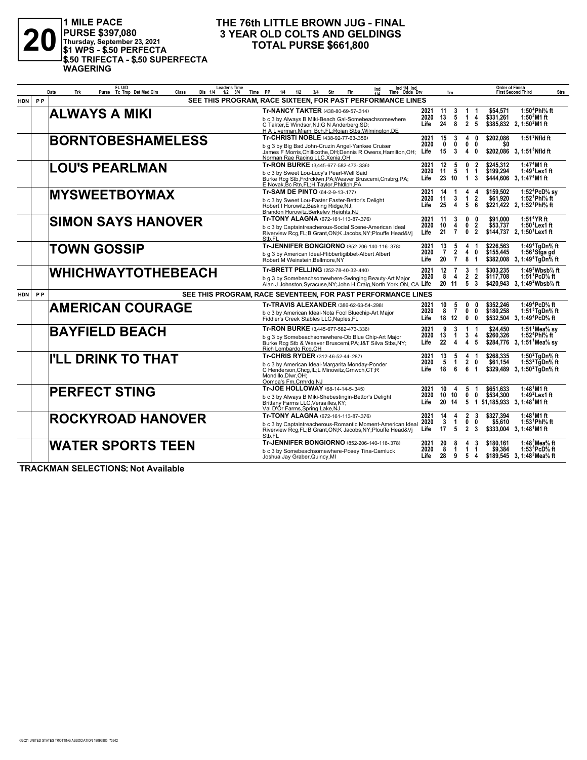# 20

**1 MILE PACE**
**PURSE $397,080**
**Thursday, September 23, 2021**
**$1 WPS - $.50 PERFECTA**
**$.50 TRIFECTA - $.50 SUPERFECTA**
**WAGERING**

## THE 76th LITTLE BROWN JUG - FINAL
## 3 YEAR OLD COLTS AND GELDINGS
## TOTAL PURSE $661,800

**SEE THIS PROGRAM, RACE SIXTEEN, FOR PAST PERFORMANCE LINES**

| HDN | PP | Horse | Trainer / Breeding / Owner | Year | Starts | 1st | 2nd | 3rd | Earnings | Best Time |
|---|---|---|---|---|---|---|---|---|---|---|
| | | **ALWAYS A MIKI** | Tr-NANCY TAKTER (438-80-69-57-.314) b c 3 by Always B Miki-Beach Gal-Somebeachsomewhere C Takter,E Windsor,NJ;G N Anderberg,SD; H A Liverman,Miami Bch,FL;Rojan Stbs,Wilmington,DE | 2021 | 11 | 3 | 1 | 1 | $54,571 | 1:50⁴Phl⅝ ft |
| | | | | 2020 | 13 | 5 | 1 | 4 | $331,261 | 1:50²M1 ft |
| | | | | Life | 24 | 8 | 2 | 5 | $385,832 | 2, 1:50²M1 ft |
| | | **BORNTOBESHAMELESS** | Tr-CHRISTI NOBLE (438-92-77-63-.356) b g 3 by Big Bad John-Cruzin Angel-Yankee Cruiser James F Morris,Chillicothe,OH;Dennis R Owens,Hamilton,OH; Norman Rae Racing LLC,Xenia,OH | 2021 | 15 | 3 | 4 | 0 | $202,086 | 1:51³Nfld ft |
| | | | | 2020 | 0 | 0 | 0 | 0 | $0 | |
| | | | | Life | 15 | 3 | 4 | 0 | $202,086 | 3, 1:51³Nfld ft |
| | | **LOU'S PEARLMAN** | Tr-RON BURKE (3,445-677-582-473-.336) b c 3 by Sweet Lou-Lucy's Pearl-Well Said Burke Rcg Stb,Frdrcktwn,PA;Weaver Bruscemi,Cnsbrg,PA; E Novak,Bc Rtn,FL;H Taylor,Phldlph,PA | 2021 | 12 | 5 | 0 | 2 | $245,312 | 1:47⁴M1 ft |
| | | | | 2020 | 11 | 5 | 1 | 1 | $199,294 | 1:49¹Lex1 ft |
| | | | | Life | 23 | 10 | 1 | 3 | $444,606 | 3, 1:47⁴M1 ft |
| | | **MYSWEETBOYMAX** | Tr-SAM DE PINTO (64-2-9-13-.177) b c 3 by Sweet Lou-Faster Faster-Bettor's Delight Robert I Horowitz,Basking Ridge,NJ; Brandon Horowitz,Berkeley Heights,NJ | 2021 | 14 | 1 | 4 | 4 | $159,502 | 1:52⁴PcD⅝ sy |
| | | | | 2020 | 11 | 3 | 1 | 2 | $61,920 | 1:52¹Phl⅝ ft |
| | | | | Life | 25 | 4 | 5 | 6 | $221,422 | 2, 1:52¹Phl⅝ ft |
| | | **SIMON SAYS HANOVER** | Tr-TONY ALAGNA (672-161-113-87-.376) b c 3 by Captaintreacherous-Social Scene-American Ideal Riverview Rcg,FL;B Grant,ON;K Jacobs,NY;Plouffe Head&Vj Stb,FL | 2021 | 11 | 3 | 0 | 0 | $91,000 | 1:51⁴YR ft |
| | | | | 2020 | 10 | 4 | 0 | 2 | $53,737 | 1:50¹Lex1 ft |
| | | | | Life | 21 | 7 | 0 | 2 | $144,737 | 2, 1:50¹Lex1 ft |
| | | **TOWN GOSSIP** | Tr-JENNIFER BONGIORNO (852-206-140-116-.378) b g 3 by American Ideal-Flibbertigibbet-Albert Albert Robert M Weinstein,Bellmore,NY | 2021 | 13 | 5 | 4 | 1 | $226,563 | 1:49⁴TgDn⅝ ft |
| | | | | 2020 | 7 | 2 | 4 | 0 | $155,445 | 1:56¹Stga gd |
| | | | | Life | 20 | 7 | 8 | 1 | $382,008 | 3, 1:49⁴TgDn⅝ ft |
| | | **WHICHWAYTOTHEBEACH** | Tr-BRETT PELLING (252-78-40-32-.440) b g 3 by Somebeachsomewhere-Swinging Beauty-Art Major Alan J Johnston,Syracuse,NY;John H Craig,North York,ON, CA | 2021 | 12 | 7 | 3 | 1 | $303,235 | 1:49²Wbsb⅞ ft |
| | | | | 2020 | 8 | 4 | 2 | 2 | $117,708 | 1:51¹PcD⅝ ft |
| | | | | Life | 20 | 11 | 5 | 3 | $420,943 | 3, 1:49²Wbsb⅞ ft |

**SEE THIS PROGRAM, RACE SEVENTEEN, FOR PAST PERFORMANCE LINES**

| HDN | PP | Horse | Trainer / Breeding / Owner | Year | Starts | 1st | 2nd | 3rd | Earnings | Best Time |
|---|---|---|---|---|---|---|---|---|---|---|
| | | **AMERICAN COURAGE** | Tr-TRAVIS ALEXANDER (386-62-63-54-.298) b c 3 by American Ideal-Nota Fool Bluechip-Art Major Fiddler's Creek Stables LLC,Naples,FL | 2021 | 10 | 5 | 0 | 0 | $352,246 | 1:49⁴PcD⅝ ft |
| | | | | 2020 | 8 | 7 | 0 | 0 | $180,258 | 1:51³TgDn⅝ ft |
| | | | | Life | 18 | 12 | 0 | 0 | $532,504 | 3, 1:49⁴PcD⅝ ft |
| | | **BAYFIELD BEACH** | Tr-RON BURKE (3,445-677-582-473-.336) b g 3 by Somebeachsomewhere-Db Blue Chip-Art Major Burke Rcg Stb & Weaver Bruscemi,PA;J&T Silva Stbs,NY; Rich Lombardo Rcg,OH | 2021 | 9 | 3 | 1 | 1 | $24,450 | 1:51¹Mea⅝ sy |
| | | | | 2020 | 13 | 1 | 3 | 4 | $260,326 | 1:52⁴Phl⅝ ft |
| | | | | Life | 22 | 4 | 4 | 5 | $284,776 | 3, 1:51¹Mea⅝ sy |
| | | **I'LL DRINK TO THAT** | Tr-CHRIS RYDER (312-46-52-44-.287) b c 3 by American Ideal-Margarita Monday-Ponder C Henderson,Chcg,IL;L Minowitz,Grnwch,CT;R Mondillo,Dlwr,OH; Oompa's Fm,Crmrdg,NJ | 2021 | 13 | 5 | 4 | 1 | $268,335 | 1:50²TgDn⅝ ft |
| | | | | 2020 | 5 | 1 | 2 | 0 | $61,154 | 1:53²TgDn⅝ ft |
| | | | | Life | 18 | 6 | 6 | 1 | $329,489 | 3, 1:50²TgDn⅝ ft |
| | | **PERFECT STING** | Tr-JOE HOLLOWAY (68-14-14-5-.345) b c 3 by Always B Miki-Shebestingin-Bettor's Delight Brittany Farms LLC,Versailles,KY; Val D'Or Farms,Spring Lake,NJ | 2021 | 10 | 4 | 5 | 1 | $651,633 | 1:48¹M1 ft |
| | | | | 2020 | 10 | 10 | 0 | 0 | $534,300 | 1:49²Lex1 ft |
| | | | | Life | 20 | 14 | 5 | 1 | $1,185,933 | 3, 1:48¹M1 ft |
| | | **ROCKYROAD HANOVER** | Tr-TONY ALAGNA (672-161-113-87-.376) b c 3 by Captaintreacherous-Romantic Moment-American Ideal Riverview Rcg,FL;B Grant,ON;K Jacobs,NY;Plouffe Head&Vj Stb,FL | 2021 | 14 | 4 | 2 | 3 | $327,394 | 1:48¹M1 ft |
| | | | | 2020 | 3 | 1 | 0 | 0 | $5,610 | 1:53¹Phl⅝ ft |
| | | | | Life | 17 | 5 | 2 | 3 | $333,004 | 3, 1:48¹M1 ft |
| | | **WATER SPORTS TEEN** | Tr-JENNIFER BONGIORNO (852-206-140-116-.378) b c 3 by Somebeachsomewhere-Posey Tina-Camluck Joshua Jay Graber,Quincy,MI | 2021 | 20 | 8 | 4 | 3 | $180,161 | 1:48²Mea⅝ ft |
| | | | | 2020 | 8 | 1 | 1 | 1 | $9,384 | 1:53³PcD⅝ ft |
| | | | | Life | 28 | 9 | 5 | 4 | $189,545 | 3, 1:48²Mea⅝ ft |

**TRACKMAN SELECTIONS: Not Available**